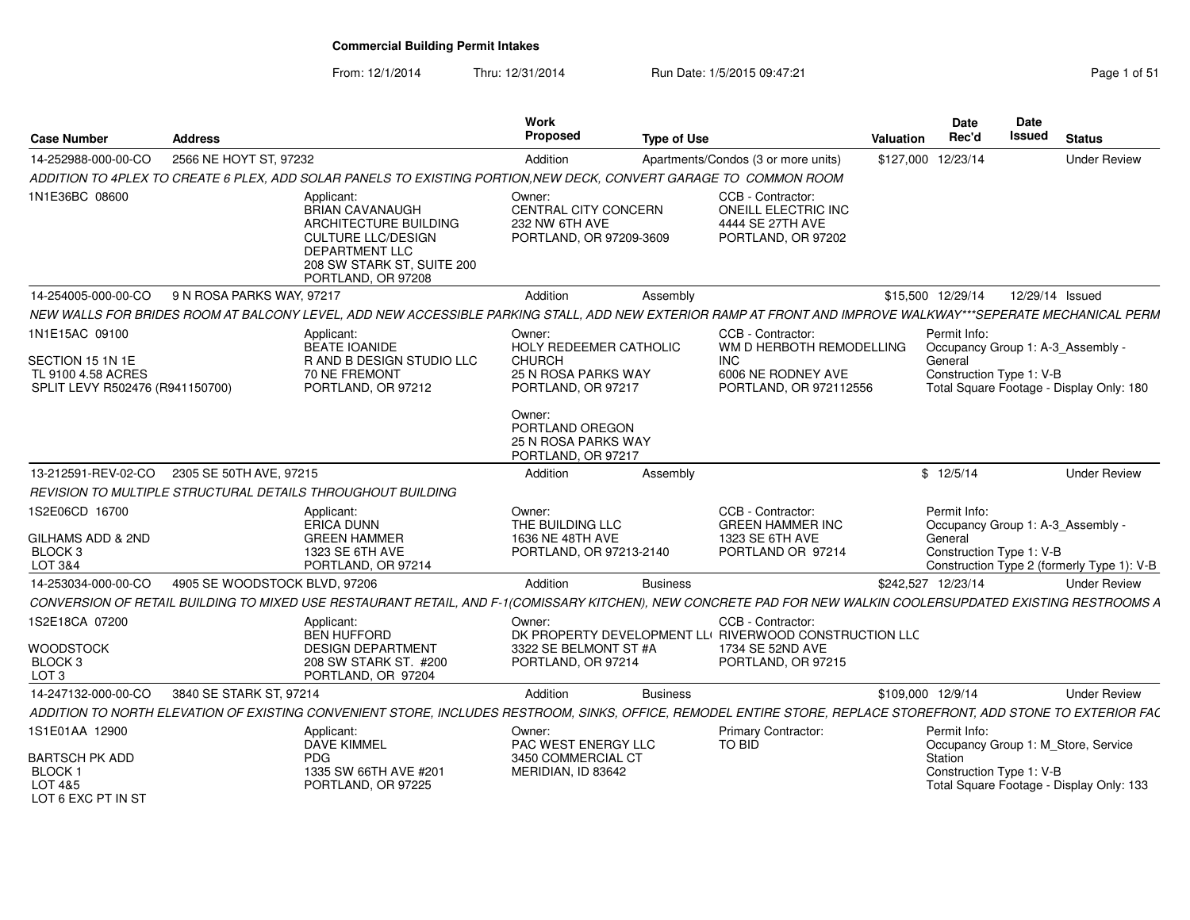# Commercial Building Permit Intakes

From: 12/1/2014 Thru: 12/31/2014 Run Date: 1/5/2015 09:47:21

| Case Number | Address | Work Proposed | Type of Use | Valuation | Date Rec'd | Date Issued | Status |
|---|---|---|---|---|---|---|---|
| 14-252988-000-00-CO | 2566 NE HOYT ST, 97232 | Addition | Apartments/Condos (3 or more units) | $127,000 | 12/23/14 | | Under Review |
| 14-254005-000-00-CO | 9 N ROSA PARKS WAY, 97217 | Addition | Assembly | $15,500 | 12/29/14 | 12/29/14 | Issued |
| 13-212591-REV-02-CO | 2305 SE 50TH AVE, 97215 | Addition | Assembly | $ | 12/5/14 | | Under Review |
| 14-253034-000-00-CO | 4905 SE WOODSTOCK BLVD, 97206 | Addition | Business | $242,527 | 12/23/14 | | Under Review |
| 14-247132-000-00-CO | 3840 SE STARK ST, 97214 | Addition | Business | $109,000 | 12/9/14 | | Under Review |

## 14-252988-000-00-CO — 2566 NE HOYT ST, 97232

*ADDITION TO 4PLEX TO CREATE 6 PLEX, ADD SOLAR PANELS TO EXISTING PORTION,NEW DECK, CONVERT GARAGE TO COMMON ROOM*

1N1E36BC 08600

Applicant:
BRIAN CAVANAUGH
ARCHITECTURE BUILDING CULTURE LLC/DESIGN DEPARTMENT LLC
208 SW STARK ST, SUITE 200
PORTLAND, OR 97208

Owner:
CENTRAL CITY CONCERN
232 NW 6TH AVE
PORTLAND, OR 97209-3609

CCB - Contractor:
ONEILL ELECTRIC INC
4444 SE 27TH AVE
PORTLAND, OR 97202

## 14-254005-000-00-CO — 9 N ROSA PARKS WAY, 97217

*NEW WALLS FOR BRIDES ROOM AT BALCONY LEVEL, ADD NEW ACCESSIBLE PARKING STALL, ADD NEW EXTERIOR RAMP AT FRONT AND IMPROVE WALKWAY***SEPERATE MECHANICAL PERM*

1N1E15AC 09100
SECTION 15 1N 1E
TL 9100 4.58 ACRES
SPLIT LEVY R502476 (R941150700)

Applicant:
BEATE IOANIDE
R AND B DESIGN STUDIO LLC
70 NE FREMONT
PORTLAND, OR 97212

Owner:
HOLY REDEEMER CATHOLIC CHURCH
25 N ROSA PARKS WAY
PORTLAND, OR 97217

Owner:
PORTLAND OREGON
25 N ROSA PARKS WAY
PORTLAND, OR 97217

CCB - Contractor:
WM D HERBOTH REMODELLING INC
6006 NE RODNEY AVE
PORTLAND, OR 972112556

Permit Info:
Occupancy Group 1: A-3_Assembly - General
Construction Type 1: V-B
Total Square Footage - Display Only: 180

## 13-212591-REV-02-CO — 2305 SE 50TH AVE, 97215

*REVISION TO MULTIPLE STRUCTURAL DETAILS THROUGHOUT BUILDING*

1S2E06CD 16700
GILHAMS ADD & 2ND
BLOCK 3
LOT 3&4

Applicant:
ERICA DUNN
GREEN HAMMER
1323 SE 6TH AVE
PORTLAND, OR 97214

Owner:
THE BUILDING LLC
1636 NE 48TH AVE
PORTLAND, OR 97213-2140

CCB - Contractor:
GREEN HAMMER INC
1323 SE 6TH AVE
PORTLAND OR 97214

Permit Info:
Occupancy Group 1: A-3_Assembly - General
Construction Type 1: V-B
Construction Type 2 (formerly Type 1): V-B

## 14-253034-000-00-CO — 4905 SE WOODSTOCK BLVD, 97206

*CONVERSION OF RETAIL BUILDING TO MIXED USE RESTAURANT RETAIL, AND F-1(COMISSARY KITCHEN), NEW CONCRETE PAD FOR NEW WALKIN COOLERSUPDATED EXISTING RESTROOMS A*

1S2E18CA 07200
WOODSTOCK
BLOCK 3
LOT 3

Applicant:
BEN HUFFORD
DESIGN DEPARTMENT
208 SW STARK ST. #200
PORTLAND, OR 97204

Owner:
DK PROPERTY DEVELOPMENT LL
3322 SE BELMONT ST #A
PORTLAND, OR 97214

CCB - Contractor:
RIVERWOOD CONSTRUCTION LLC
1734 SE 52ND AVE
PORTLAND, OR 97215

## 14-247132-000-00-CO — 3840 SE STARK ST, 97214

*ADDITION TO NORTH ELEVATION OF EXISTING CONVENIENT STORE, INCLUDES RESTROOM, SINKS, OFFICE, REMODEL ENTIRE STORE, REPLACE STOREFRONT, ADD STONE TO EXTERIOR FAC*

1S1E01AA 12900
BARTSCH PK ADD
BLOCK 1
LOT 4&5
LOT 6 EXC PT IN ST

Applicant:
DAVE KIMMEL
PDG
1335 SW 66TH AVE #201
PORTLAND, OR 97225

Owner:
PAC WEST ENERGY LLC
3450 COMMERCIAL CT
MERIDIAN, ID 83642

Primary Contractor:
TO BID

Permit Info:
Occupancy Group 1: M_Store, Service Station
Construction Type 1: V-B
Total Square Footage - Display Only: 133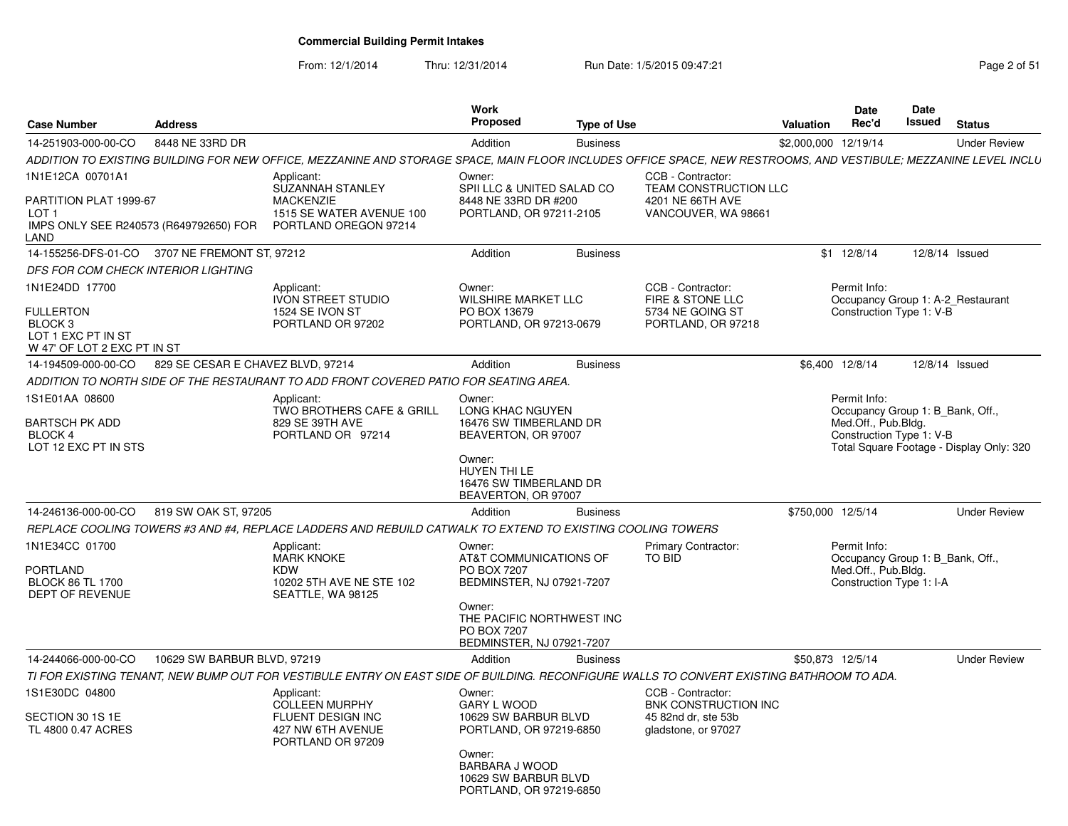# Commercial Building Permit Intakes

From: 12/1/2014 Thru: 12/31/2014 Run Date: 1/5/2015 09:47:21

| Case Number | Address | Work Proposed | Type of Use | Valuation | Date Rec'd | Date Issued | Status |
|---|---|---|---|---|---|---|---|
| 14-251903-000-00-CO | 8448 NE 33RD DR | Addition | Business | $2,000,000 | 12/19/14 | | Under Review |

ADDITION TO EXISTING BUILDING FOR NEW OFFICE, MEZZANINE AND STORAGE SPACE, MAIN FLOOR INCLUDES OFFICE SPACE, NEW RESTROOMS, AND VESTIBULE; MEZZANINE LEVEL INCLU

1N1E12CA 00701A1

PARTITION PLAT 1999-67
LOT 1
IMPS ONLY SEE R240573 (R649792650) FOR LAND

Applicant:
SUZANNAH STANLEY MACKENZIE
1515 SE WATER AVENUE 100
PORTLAND OREGON 97214

Owner:
SPII LLC & UNITED SALAD CO
8448 NE 33RD DR #200
PORTLAND, OR 97211-2105

CCB - Contractor:
TEAM CONSTRUCTION LLC
4201 NE 66TH AVE
VANCOUVER, WA 98661

| Case Number | Address | Work Proposed | Type of Use | Valuation | Date Rec'd | Date Issued | Status |
|---|---|---|---|---|---|---|---|
| 14-155256-DFS-01-CO | 3707 NE FREMONT ST, 97212 | Addition | Business | $1 | 12/8/14 | 12/8/14 | Issued |

DFS FOR COM CHECK INTERIOR LIGHTING

1N1E24DD 17700

FULLERTON
BLOCK 3
LOT 1 EXC PT IN ST
W 47' OF LOT 2 EXC PT IN ST

Applicant:
IVON STREET STUDIO
1524 SE IVON ST
PORTLAND OR 97202

Owner:
WILSHIRE MARKET LLC
PO BOX 13679
PORTLAND, OR 97213-0679

CCB - Contractor:
FIRE & STONE LLC
5734 NE GOING ST
PORTLAND, OR 97218

Permit Info:
Occupancy Group 1: A-2_Restaurant
Construction Type 1: V-B

| Case Number | Address | Work Proposed | Type of Use | Valuation | Date Rec'd | Date Issued | Status |
|---|---|---|---|---|---|---|---|
| 14-194509-000-00-CO | 829 SE CESAR E CHAVEZ BLVD, 97214 | Addition | Business | $6,400 | 12/8/14 | 12/8/14 | Issued |

ADDITION TO NORTH SIDE OF THE RESTAURANT TO ADD FRONT COVERED PATIO FOR SEATING AREA.

1S1E01AA 08600

BARTSCH PK ADD
BLOCK 4
LOT 12 EXC PT IN STS

Applicant:
TWO BROTHERS CAFE & GRILL
829 SE 39TH AVE
PORTLAND OR 97214

Owner:
LONG KHAC NGUYEN
16476 SW TIMBERLAND DR
BEAVERTON, OR 97007

Owner:
HUYEN THI LE
16476 SW TIMBERLAND DR
BEAVERTON, OR 97007

Permit Info:
Occupancy Group 1: B_Bank, Off., Med.Off., Pub.Bldg.
Construction Type 1: V-B
Total Square Footage - Display Only: 320

| Case Number | Address | Work Proposed | Type of Use | Valuation | Date Rec'd | Date Issued | Status |
|---|---|---|---|---|---|---|---|
| 14-246136-000-00-CO | 819 SW OAK ST, 97205 | Addition | Business | $750,000 | 12/5/14 | | Under Review |

REPLACE COOLING TOWERS #3 AND #4, REPLACE LADDERS AND REBUILD CATWALK TO EXTEND TO EXISTING COOLING TOWERS

1N1E34CC 01700

PORTLAND
BLOCK 86 TL 1700
DEPT OF REVENUE

Applicant:
MARK KNOKE
KDW
10202 5TH AVE NE STE 102
SEATTLE, WA 98125

Owner:
AT&T COMMUNICATIONS OF
PO BOX 7207
BEDMINSTER, NJ 07921-7207

Owner:
THE PACIFIC NORTHWEST INC
PO BOX 7207
BEDMINSTER, NJ 07921-7207

Primary Contractor:
TO BID

Permit Info:
Occupancy Group 1: B_Bank, Off., Med.Off., Pub.Bldg.
Construction Type 1: I-A

| Case Number | Address | Work Proposed | Type of Use | Valuation | Date Rec'd | Date Issued | Status |
|---|---|---|---|---|---|---|---|
| 14-244066-000-00-CO | 10629 SW BARBUR BLVD, 97219 | Addition | Business | $50,873 | 12/5/14 | | Under Review |

TI FOR EXISTING TENANT, NEW BUMP OUT FOR VESTIBULE ENTRY ON EAST SIDE OF BUILDING. RECONFIGURE WALLS TO CONVERT EXISTING BATHROOM TO ADA.

1S1E30DC 04800

SECTION 30 1S 1E
TL 4800 0.47 ACRES

Applicant:
COLLEEN MURPHY
FLUENT DESIGN INC
427 NW 6TH AVENUE
PORTLAND OR 97209

Owner:
GARY L WOOD
10629 SW BARBUR BLVD
PORTLAND, OR 97219-6850

Owner:
BARBARA J WOOD
10629 SW BARBUR BLVD
PORTLAND, OR 97219-6850

CCB - Contractor:
BNK CONSTRUCTION INC
45 82nd dr, ste 53b
gladstone, or 97027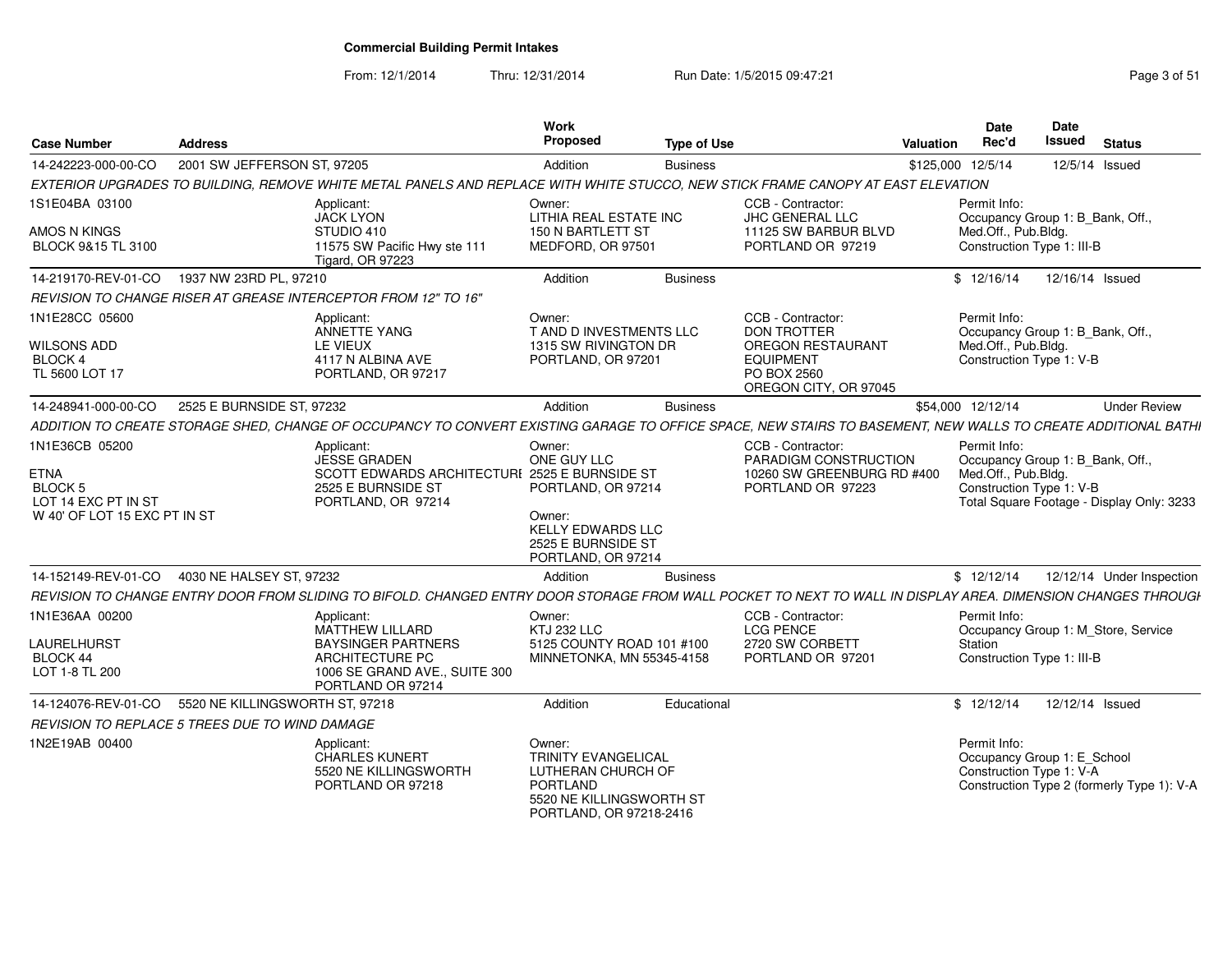# Commercial Building Permit Intakes

From: 12/1/2014 Thru: 12/31/2014 Run Date: 1/5/2015 09:47:21

| Case Number | Address | Work Proposed | Type of Use | Valuation | Date Rec'd | Date Issued | Status |
|---|---|---|---|---|---|---|---|
| 14-242223-000-00-CO | 2001 SW JEFFERSON ST, 97205 | Addition | Business | $125,000 | 12/5/14 | 12/5/14 | Issued |

*EXTERIOR UPGRADES TO BUILDING, REMOVE WHITE METAL PANELS AND REPLACE WITH WHITE STUCCO, NEW STICK FRAME CANOPY AT EAST ELEVATION*

1S1E04BA 03100
AMOS N KINGS
BLOCK 9&15 TL 3100

Applicant: JACK LYON, STUDIO 410, 11575 SW Pacific Hwy ste 111, Tigard, OR 97223

Owner: LITHIA REAL ESTATE INC, 150 N BARTLETT ST, MEDFORD, OR 97501

CCB - Contractor: JHC GENERAL LLC, 11125 SW BARBUR BLVD, PORTLAND OR 97219

Permit Info: Occupancy Group 1: B_Bank, Off., Med.Off., Pub.Bldg. Construction Type 1: III-B

| Case Number | Address | Work Proposed | Type of Use | Valuation | Date Rec'd | Date Issued | Status |
|---|---|---|---|---|---|---|---|
| 14-219170-REV-01-CO | 1937 NW 23RD PL, 97210 | Addition | Business | $ | 12/16/14 | 12/16/14 | Issued |

*REVISION TO CHANGE RISER AT GREASE INTERCEPTOR FROM 12" TO 16"*

1N1E28CC 05600
WILSONS ADD
BLOCK 4
TL 5600 LOT 17

Applicant: ANNETTE YANG, LE VIEUX, 4117 N ALBINA AVE, PORTLAND, OR 97217

Owner: T AND D INVESTMENTS LLC, 1315 SW RIVINGTON DR, PORTLAND, OR 97201

CCB - Contractor: DON TROTTER, OREGON RESTAURANT EQUIPMENT, PO BOX 2560, OREGON CITY, OR 97045

Permit Info: Occupancy Group 1: B_Bank, Off., Med.Off., Pub.Bldg. Construction Type 1: V-B

| Case Number | Address | Work Proposed | Type of Use | Valuation | Date Rec'd | Date Issued | Status |
|---|---|---|---|---|---|---|---|
| 14-248941-000-00-CO | 2525 E BURNSIDE ST, 97232 | Addition | Business | $54,000 | 12/12/14 | | Under Review |

*ADDITION TO CREATE STORAGE SHED, CHANGE OF OCCUPANCY TO CONVERT EXISTING GARAGE TO OFFICE SPACE, NEW STAIRS TO BASEMENT, NEW WALLS TO CREATE ADDITIONAL BATHI*

1N1E36CB 05200
ETNA
BLOCK 5
LOT 14 EXC PT IN ST
W 40' OF LOT 15 EXC PT IN ST

Applicant: JESSE GRADEN, SCOTT EDWARDS ARCHITECTURE, 2525 E BURNSIDE ST, PORTLAND, OR 97214

Owner: ONE GUY LLC, 2525 E BURNSIDE ST, PORTLAND, OR 97214

Owner: KELLY EDWARDS LLC, 2525 E BURNSIDE ST, PORTLAND, OR 97214

CCB - Contractor: PARADIGM CONSTRUCTION, 10260 SW GREENBURG RD #400, PORTLAND OR 97223

Permit Info: Occupancy Group 1: B_Bank, Off., Med.Off., Pub.Bldg. Construction Type 1: V-B. Total Square Footage - Display Only: 3233

| Case Number | Address | Work Proposed | Type of Use | Valuation | Date Rec'd | Date Issued | Status |
|---|---|---|---|---|---|---|---|
| 14-152149-REV-01-CO | 4030 NE HALSEY ST, 97232 | Addition | Business | $ | 12/12/14 | 12/12/14 | Under Inspection |

*REVISION TO CHANGE ENTRY DOOR FROM SLIDING TO BIFOLD. CHANGED ENTRY DOOR STORAGE FROM WALL POCKET TO NEXT TO WALL IN DISPLAY AREA. DIMENSION CHANGES THROUGI*

1N1E36AA 00200
LAURELHURST
BLOCK 44
LOT 1-8 TL 200

Applicant: MATTHEW LILLARD, BAYSINGER PARTNERS ARCHITECTURE PC, 1006 SE GRAND AVE., SUITE 300, PORTLAND OR 97214

Owner: KTJ 232 LLC, 5125 COUNTY ROAD 101 #100, MINNETONKA, MN 55345-4158

CCB - Contractor: LCG PENCE, 2720 SW CORBETT, PORTLAND OR 97201

Permit Info: Occupancy Group 1: M_Store, Service Station. Construction Type 1: III-B

| Case Number | Address | Work Proposed | Type of Use | Valuation | Date Rec'd | Date Issued | Status |
|---|---|---|---|---|---|---|---|
| 14-124076-REV-01-CO | 5520 NE KILLINGSWORTH ST, 97218 | Addition | Educational | $ | 12/12/14 | 12/12/14 | Issued |

*REVISION TO REPLACE 5 TREES DUE TO WIND DAMAGE*

1N2E19AB 00400

Applicant: CHARLES KUNERT, 5520 NE KILLINGSWORTH, PORTLAND OR 97218

Owner: TRINITY EVANGELICAL LUTHERAN CHURCH OF PORTLAND, 5520 NE KILLINGSWORTH ST, PORTLAND, OR 97218-2416

Permit Info: Occupancy Group 1: E_School. Construction Type 1: V-A. Construction Type 2 (formerly Type 1): V-A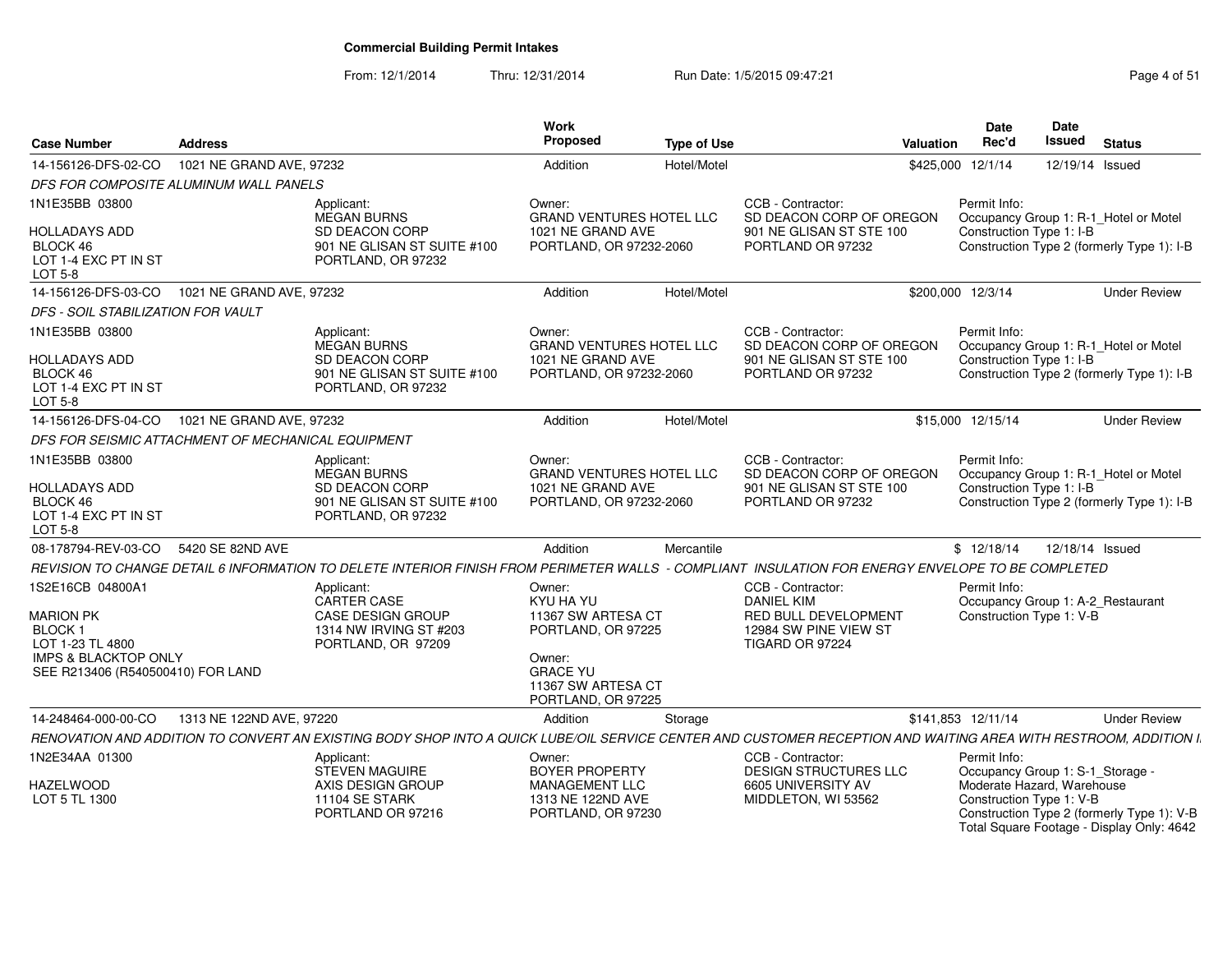## Commercial Building Permit Intakes

From: 12/1/2014 Thru: 12/31/2014 Run Date: 1/5/2015 09:47:21

| Case Number | Address | Work Proposed | Type of Use | Valuation | Date Rec'd | Date Issued | Status |
|---|---|---|---|---|---|---|---|
| 14-156126-DFS-02-CO | 1021 NE GRAND AVE, 97232 | Addition | Hotel/Motel | $425,000 | 12/1/14 | 12/19/14 | Issued |

*DFS FOR COMPOSITE ALUMINUM WALL PANELS*

1N1E35BB 03800
HOLLADAYS ADD
BLOCK 46
LOT 1-4 EXC PT IN ST
LOT 5-8

Applicant: MEGAN BURNS, SD DEACON CORP, 901 NE GLISAN ST SUITE #100, PORTLAND, OR 97232

Owner: GRAND VENTURES HOTEL LLC, 1021 NE GRAND AVE, PORTLAND, OR 97232-2060

CCB - Contractor: SD DEACON CORP OF OREGON, 901 NE GLISAN ST STE 100, PORTLAND OR 97232

Permit Info: Occupancy Group 1: R-1_Hotel or Motel; Construction Type 1: I-B; Construction Type 2 (formerly Type 1): I-B

| Case Number | Address | Work Proposed | Type of Use | Valuation | Date Rec'd | Date Issued | Status |
|---|---|---|---|---|---|---|---|
| 14-156126-DFS-03-CO | 1021 NE GRAND AVE, 97232 | Addition | Hotel/Motel | $200,000 | 12/3/14 | | Under Review |

*DFS - SOIL STABILIZATION FOR VAULT*

1N1E35BB 03800
HOLLADAYS ADD
BLOCK 46
LOT 1-4 EXC PT IN ST
LOT 5-8

Applicant: MEGAN BURNS, SD DEACON CORP, 901 NE GLISAN ST SUITE #100, PORTLAND, OR 97232

Owner: GRAND VENTURES HOTEL LLC, 1021 NE GRAND AVE, PORTLAND, OR 97232-2060

CCB - Contractor: SD DEACON CORP OF OREGON, 901 NE GLISAN ST STE 100, PORTLAND OR 97232

Permit Info: Occupancy Group 1: R-1_Hotel or Motel; Construction Type 1: I-B; Construction Type 2 (formerly Type 1): I-B

| Case Number | Address | Work Proposed | Type of Use | Valuation | Date Rec'd | Date Issued | Status |
|---|---|---|---|---|---|---|---|
| 14-156126-DFS-04-CO | 1021 NE GRAND AVE, 97232 | Addition | Hotel/Motel | $15,000 | 12/15/14 | | Under Review |

*DFS FOR SEISMIC ATTACHMENT OF MECHANICAL EQUIPMENT*

1N1E35BB 03800
HOLLADAYS ADD
BLOCK 46
LOT 1-4 EXC PT IN ST
LOT 5-8

Applicant: MEGAN BURNS, SD DEACON CORP, 901 NE GLISAN ST SUITE #100, PORTLAND, OR 97232

Owner: GRAND VENTURES HOTEL LLC, 1021 NE GRAND AVE, PORTLAND, OR 97232-2060

CCB - Contractor: SD DEACON CORP OF OREGON, 901 NE GLISAN ST STE 100, PORTLAND OR 97232

Permit Info: Occupancy Group 1: R-1_Hotel or Motel; Construction Type 1: I-B; Construction Type 2 (formerly Type 1): I-B

| Case Number | Address | Work Proposed | Type of Use | Valuation | Date Rec'd | Date Issued | Status |
|---|---|---|---|---|---|---|---|
| 08-178794-REV-03-CO | 5420 SE 82ND AVE | Addition | Mercantile | $ | 12/18/14 | 12/18/14 | Issued |

*REVISION TO CHANGE DETAIL 6 INFORMATION TO DELETE INTERIOR FINISH FROM PERIMETER WALLS - COMPLIANT INSULATION FOR ENERGY ENVELOPE TO BE COMPLETED*

1S2E16CB 04800A1
MARION PK
BLOCK 1
LOT 1-23 TL 4800
IMPS & BLACKTOP ONLY
SEE R213406 (R540500410) FOR LAND

Applicant: CARTER CASE, CASE DESIGN GROUP, 1314 NW IRVING ST #203, PORTLAND, OR 97209

Owner: KYU HA YU, 11367 SW ARTESA CT, PORTLAND, OR 97225

Owner: GRACE YU, 11367 SW ARTESA CT, PORTLAND, OR 97225

CCB - Contractor: DANIEL KIM, RED BULL DEVELOPMENT, 12984 SW PINE VIEW ST, TIGARD OR 97224

Permit Info: Occupancy Group 1: A-2_Restaurant; Construction Type 1: V-B

| Case Number | Address | Work Proposed | Type of Use | Valuation | Date Rec'd | Date Issued | Status |
|---|---|---|---|---|---|---|---|
| 14-248464-000-00-CO | 1313 NE 122ND AVE, 97220 | Addition | Storage | $141,853 | 12/11/14 | | Under Review |

*RENOVATION AND ADDITION TO CONVERT AN EXISTING BODY SHOP INTO A QUICK LUBE/OIL SERVICE CENTER AND CUSTOMER RECEPTION AND WAITING AREA WITH RESTROOM, ADDITION I*

1N2E34AA 01300
HAZELWOOD
LOT 5 TL 1300

Applicant: STEVEN MAGUIRE, AXIS DESIGN GROUP, 11104 SE STARK, PORTLAND OR 97216

Owner: BOYER PROPERTY MANAGEMENT LLC, 1313 NE 122ND AVE, PORTLAND, OR 97230

CCB - Contractor: DESIGN STRUCTURES LLC, 6605 UNIVERSITY AV, MIDDLETON, WI 53562

Permit Info: Occupancy Group 1: S-1_Storage - Moderate Hazard, Warehouse; Construction Type 1: V-B; Construction Type 2 (formerly Type 1): V-B; Total Square Footage - Display Only: 4642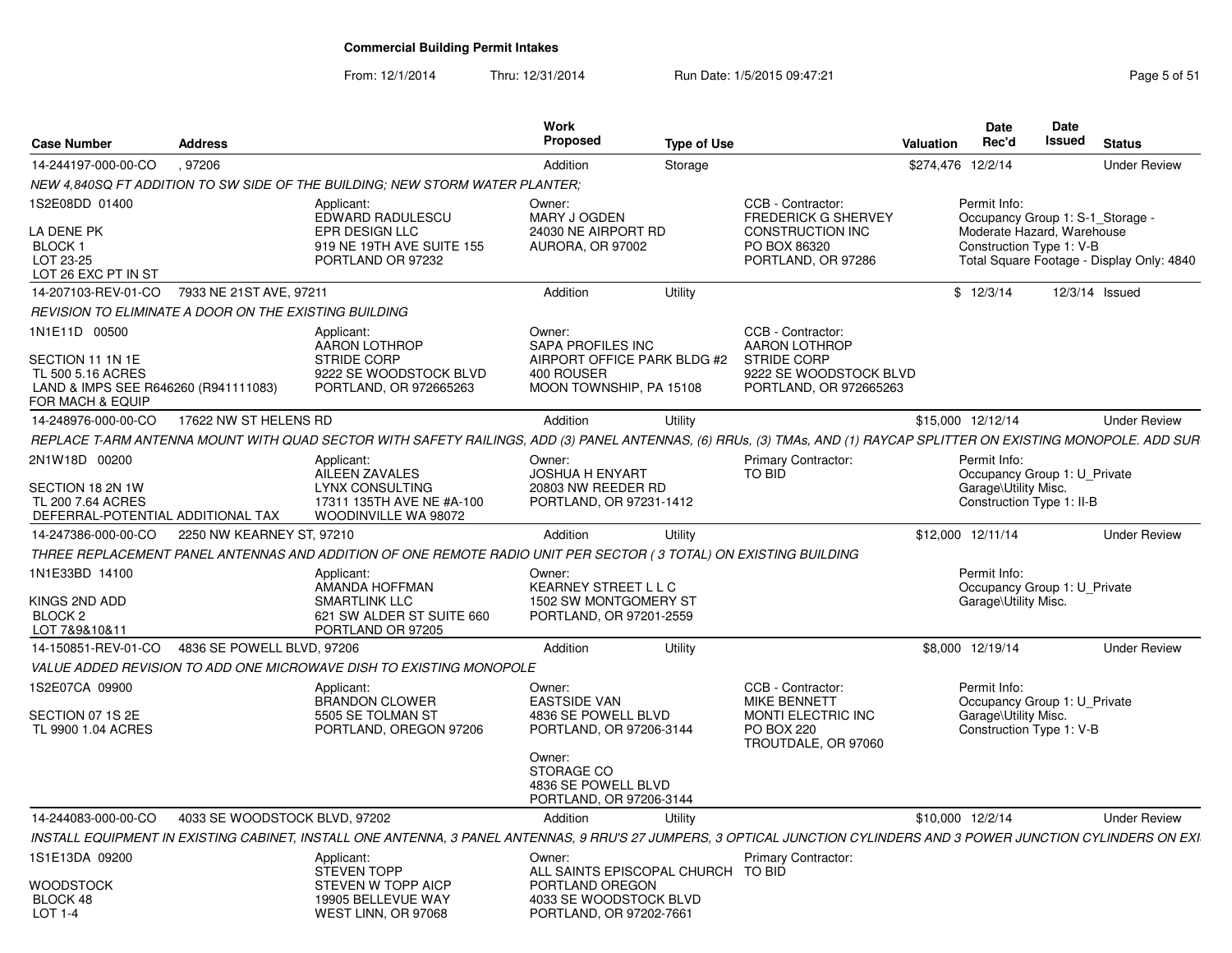# Commercial Building Permit Intakes

From: 12/1/2014 Thru: 12/31/2014 Run Date: 1/5/2015 09:47:21

| Case Number | Address | Work Proposed | Type of Use | Valuation | Date Rec'd | Date Issued | Status |
|---|---|---|---|---|---|---|---|
| 14-244197-000-00-CO | , 97206 | Addition | Storage | $274,476 | 12/2/14 | | Under Review |

*NEW 4,840SQ FT ADDITION TO SW SIDE OF THE BUILDING; NEW STORM WATER PLANTER;*

1S2E08DD 01400
LA DENE PK
BLOCK 1
LOT 23-25
LOT 26 EXC PT IN ST

Applicant: EDWARD RADULESCU, EPR DESIGN LLC, 919 NE 19TH AVE SUITE 155, PORTLAND OR 97232

Owner: MARY J OGDEN, 24030 NE AIRPORT RD, AURORA, OR 97002

CCB - Contractor: FREDERICK G SHERVEY, CONSTRUCTION INC, PO BOX 86320, PORTLAND, OR 97286

Permit Info: Occupancy Group 1: S-1_Storage - Moderate Hazard, Warehouse; Construction Type 1: V-B; Total Square Footage - Display Only: 4840

---

| Case Number | Address | Work Proposed | Type of Use | Valuation | Date Rec'd | Date Issued | Status |
|---|---|---|---|---|---|---|---|
| 14-207103-REV-01-CO | 7933 NE 21ST AVE, 97211 | Addition | Utility | $ | 12/3/14 | 12/3/14 | Issued |

*REVISION TO ELIMINATE A DOOR ON THE EXISTING BUILDING*

1N1E11D 00500
SECTION 11 1N 1E
TL 500 5.16 ACRES
LAND & IMPS SEE R646260 (R941111083) FOR MACH & EQUIP

Applicant: AARON LOTHROP, STRIDE CORP, 9222 SE WOODSTOCK BLVD, PORTLAND, OR 972665263

Owner: SAPA PROFILES INC, AIRPORT OFFICE PARK BLDG #2, 400 ROUSER, MOON TOWNSHIP, PA 15108

CCB - Contractor: AARON LOTHROP, STRIDE CORP, 9222 SE WOODSTOCK BLVD, PORTLAND, OR 972665263

---

| Case Number | Address | Work Proposed | Type of Use | Valuation | Date Rec'd | Date Issued | Status |
|---|---|---|---|---|---|---|---|
| 14-248976-000-00-CO | 17622 NW ST HELENS RD | Addition | Utility | $15,000 | 12/12/14 | | Under Review |

*REPLACE T-ARM ANTENNA MOUNT WITH QUAD SECTOR WITH SAFETY RAILINGS, ADD (3) PANEL ANTENNAS, (6) RRUs, (3) TMAs, AND (1) RAYCAP SPLITTER ON EXISTING MONOPOLE. ADD SUR*

2N1W18D 00200
SECTION 18 2N 1W
TL 200 7.64 ACRES
DEFERRAL-POTENTIAL ADDITIONAL TAX

Applicant: AILEEN ZAVALES, LYNX CONSULTING, 17311 135TH AVE NE #A-100, WOODINVILLE WA 98072

Owner: JOSHUA H ENYART, 20803 NW REEDER RD, PORTLAND, OR 97231-1412

Primary Contractor: TO BID

Permit Info: Occupancy Group 1: U_Private Garage\Utility Misc.; Construction Type 1: II-B

---

| Case Number | Address | Work Proposed | Type of Use | Valuation | Date Rec'd | Date Issued | Status |
|---|---|---|---|---|---|---|---|
| 14-247386-000-00-CO | 2250 NW KEARNEY ST, 97210 | Addition | Utility | $12,000 | 12/11/14 | | Under Review |

*THREE REPLACEMENT PANEL ANTENNAS AND ADDITION OF ONE REMOTE RADIO UNIT PER SECTOR ( 3 TOTAL) ON EXISTING BUILDING*

1N1E33BD 14100
KINGS 2ND ADD
BLOCK 2
LOT 7&9&10&11

Applicant: AMANDA HOFFMAN, SMARTLINK LLC, 621 SW ALDER ST SUITE 660, PORTLAND OR 97205

Owner: KEARNEY STREET L L C, 1502 SW MONTGOMERY ST, PORTLAND, OR 97201-2559

Permit Info: Occupancy Group 1: U_Private Garage\Utility Misc.

---

| Case Number | Address | Work Proposed | Type of Use | Valuation | Date Rec'd | Date Issued | Status |
|---|---|---|---|---|---|---|---|
| 14-150851-REV-01-CO | 4836 SE POWELL BLVD, 97206 | Addition | Utility | $8,000 | 12/19/14 | | Under Review |

*VALUE ADDED REVISION TO ADD ONE MICROWAVE DISH TO EXISTING MONOPOLE*

1S2E07CA 09900
SECTION 07 1S 2E
TL 9900 1.04 ACRES

Applicant: BRANDON CLOWER, 5505 SE TOLMAN ST, PORTLAND, OREGON 97206

Owner: EASTSIDE VAN, 4836 SE POWELL BLVD, PORTLAND, OR 97206-3144

Owner: STORAGE CO, 4836 SE POWELL BLVD, PORTLAND, OR 97206-3144

CCB - Contractor: MIKE BENNETT, MONTI ELECTRIC INC, PO BOX 220, TROUTDALE, OR 97060

Permit Info: Occupancy Group 1: U_Private Garage\Utility Misc.; Construction Type 1: V-B

---

| Case Number | Address | Work Proposed | Type of Use | Valuation | Date Rec'd | Date Issued | Status |
|---|---|---|---|---|---|---|---|
| 14-244083-000-00-CO | 4033 SE WOODSTOCK BLVD, 97202 | Addition | Utility | $10,000 | 12/2/14 | | Under Review |

*INSTALL EQUIPMENT IN EXISTING CABINET, INSTALL ONE ANTENNA, 3 PANEL ANTENNAS, 9 RRU'S 27 JUMPERS, 3 OPTICAL JUNCTION CYLINDERS AND 3 POWER JUNCTION CYLINDERS ON EXI*

1S1E13DA 09200
WOODSTOCK
BLOCK 48
LOT 1-4

Applicant: STEVEN TOPP, STEVEN W TOPP AICP, 19905 BELLEVUE WAY, WEST LINN, OR 97068

Owner: ALL SAINTS EPISCOPAL CHURCH PORTLAND OREGON, 4033 SE WOODSTOCK BLVD, PORTLAND, OR 97202-7661

Primary Contractor: TO BID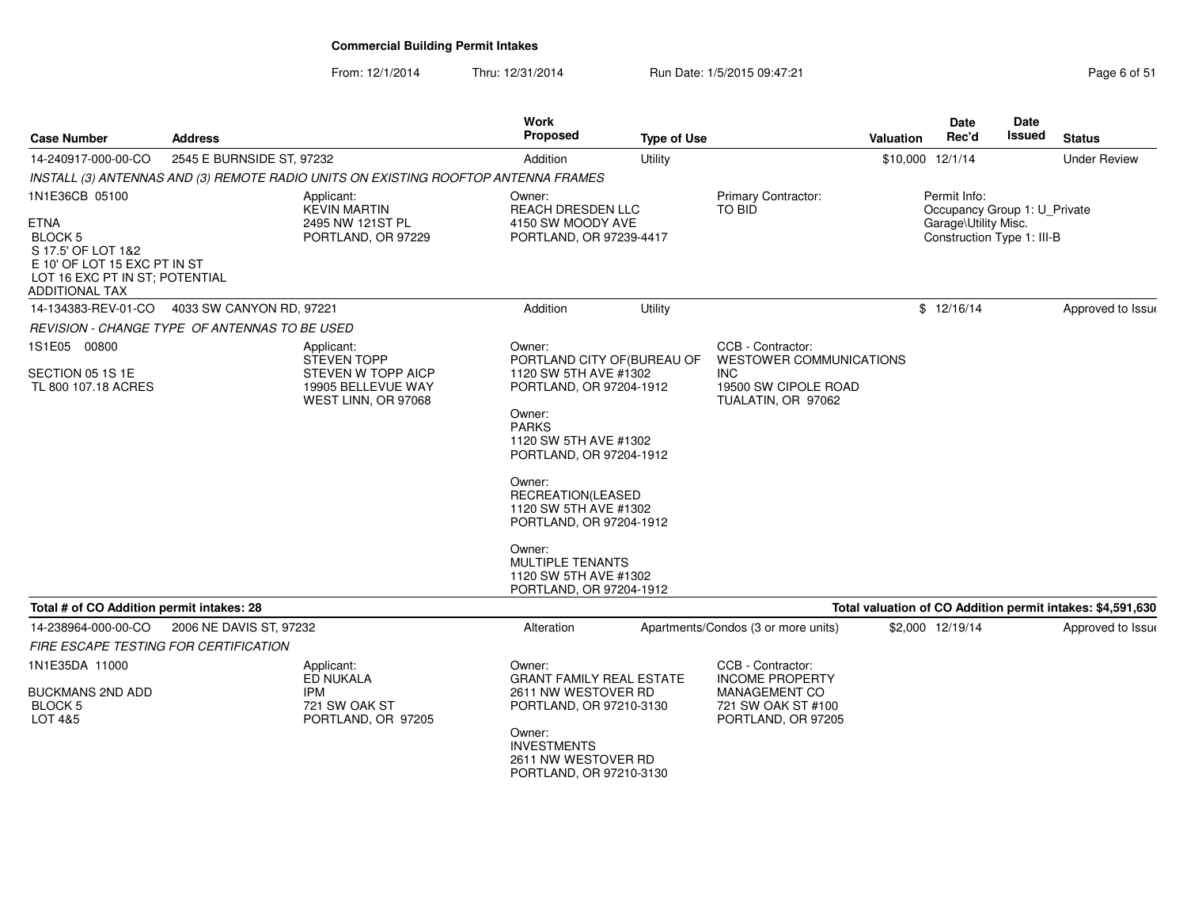# Commercial Building Permit Intakes

From: 12/1/2014 Thru: 12/31/2014 Run Date: 1/5/2015 09:47:21

| Case Number | Address | Work Proposed | Type of Use | Valuation | Date Rec'd | Date Issued | Status |
|---|---|---|---|---|---|---|---|
| 14-240917-000-00-CO | 2545 E BURNSIDE ST, 97232 | Addition | Utility | $10,000 | 12/1/14 | | Under Review |

*INSTALL (3) ANTENNAS AND (3) REMOTE RADIO UNITS ON EXISTING ROOFTOP ANTENNA FRAMES*

1N1E36CB 05100

ETNA
BLOCK 5
S 17.5' OF LOT 1&2
E 10' OF LOT 15 EXC PT IN ST
LOT 16 EXC PT IN ST; POTENTIAL ADDITIONAL TAX

Applicant:
KEVIN MARTIN
2495 NW 121ST PL
PORTLAND, OR 97229

Owner:
REACH DRESDEN LLC
4150 SW MOODY AVE
PORTLAND, OR 97239-4417

Primary Contractor:
TO BID

Permit Info:
Occupancy Group 1: U_Private Garage\Utility Misc.
Construction Type 1: III-B

| Case Number | Address | Work Proposed | Type of Use | Valuation | Date Rec'd | Date Issued | Status |
|---|---|---|---|---|---|---|---|
| 14-134383-REV-01-CO | 4033 SW CANYON RD, 97221 | Addition | Utility | $ | 12/16/14 | | Approved to Issue |

*REVISION - CHANGE TYPE OF ANTENNAS TO BE USED*

1S1E05 00800

SECTION 05 1S 1E
TL 800 107.18 ACRES

Applicant:
STEVEN TOPP
STEVEN W TOPP AICP
19905 BELLEVUE WAY
WEST LINN, OR 97068

Owner:
PORTLAND CITY OF(BUREAU OF
1120 SW 5TH AVE #1302
PORTLAND, OR 97204-1912

Owner:
PARKS
1120 SW 5TH AVE #1302
PORTLAND, OR 97204-1912

Owner:
RECREATION(LEASED
1120 SW 5TH AVE #1302
PORTLAND, OR 97204-1912

Owner:
MULTIPLE TENANTS
1120 SW 5TH AVE #1302
PORTLAND, OR 97204-1912

CCB - Contractor:
WESTOWER COMMUNICATIONS INC
19500 SW CIPOLE ROAD
TUALATIN, OR 97062

**Total # of CO Addition permit intakes: 28**

**Total valuation of CO Addition permit intakes: $4,591,630**

| Case Number | Address | Work Proposed | Type of Use | Valuation | Date Rec'd | Date Issued | Status |
|---|---|---|---|---|---|---|---|
| 14-238964-000-00-CO | 2006 NE DAVIS ST, 97232 | Alteration | Apartments/Condos (3 or more units) | $2,000 | 12/19/14 | | Approved to Issue |

*FIRE ESCAPE TESTING FOR CERTIFICATION*

1N1E35DA 11000

BUCKMANS 2ND ADD
BLOCK 5
LOT 4&5

Applicant:
ED NUKALA
IPM
721 SW OAK ST
PORTLAND, OR 97205

Owner:
GRANT FAMILY REAL ESTATE
2611 NW WESTOVER RD
PORTLAND, OR 97210-3130

Owner:
INVESTMENTS
2611 NW WESTOVER RD
PORTLAND, OR 97210-3130

CCB - Contractor:
INCOME PROPERTY MANAGEMENT CO
721 SW OAK ST #100
PORTLAND, OR 97205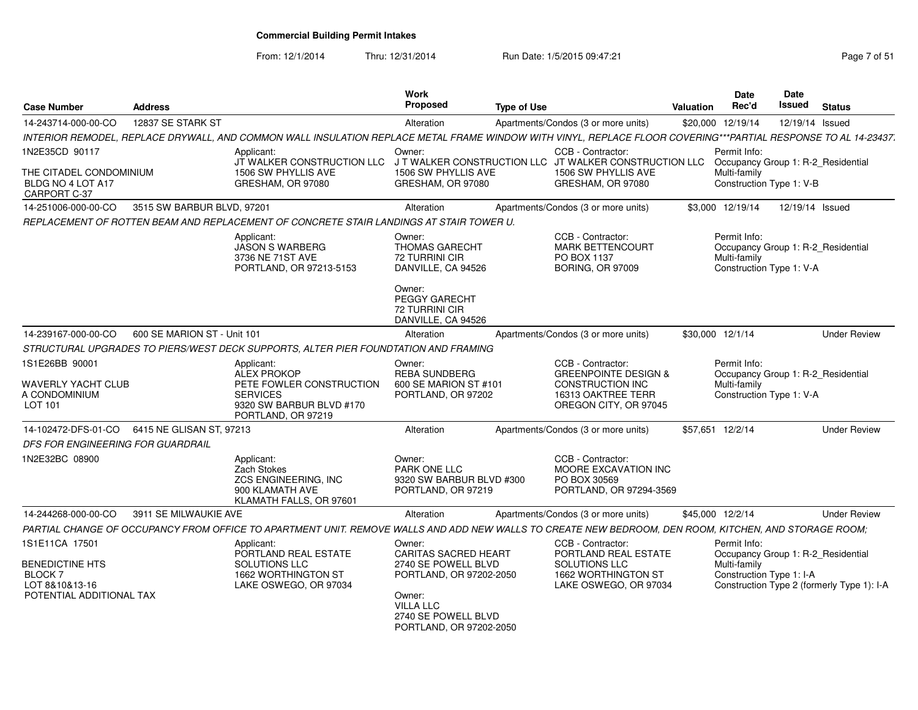# Commercial Building Permit Intakes

From: 12/1/2014 Thru: 12/31/2014 Run Date: 1/5/2015 09:47:21

| Case Number | Address | Work Proposed | Type of Use | Valuation | Date Rec'd | Date Issued | Status |
|---|---|---|---|---|---|---|---|
| 14-243714-000-00-CO | 12837 SE STARK ST | Alteration | Apartments/Condos (3 or more units) | $20,000 | 12/19/14 | 12/19/14 | Issued |

INTERIOR REMODEL, REPLACE DRYWALL, AND COMMON WALL INSULATION REPLACE METAL FRAME WINDOW WITH VINYL, REPLACE FLOOR COVERING***PARTIAL RESPONSE TO AL 14-23437

1N2E35CD 90117
THE CITADEL CONDOMINIUM
BLDG NO 4 LOT A17
CARPORT C-37

Applicant: JT WALKER CONSTRUCTION LLC, 1506 SW PHYLLIS AVE, GRESHAM, OR 97080

Owner: J T WALKER CONSTRUCTION LLC, 1506 SW PHYLLIS AVE, GRESHAM, OR 97080

CCB - Contractor: JT WALKER CONSTRUCTION LLC, 1506 SW PHYLLIS AVE, GRESHAM, OR 97080

Permit Info: Occupancy Group 1: R-2_Residential Multi-family; Construction Type 1: V-B

---

| Case Number | Address | Work Proposed | Type of Use | Valuation | Date Rec'd | Date Issued | Status |
|---|---|---|---|---|---|---|---|
| 14-251006-000-00-CO | 3515 SW BARBUR BLVD, 97201 | Alteration | Apartments/Condos (3 or more units) | $3,000 | 12/19/14 | 12/19/14 | Issued |

REPLACEMENT OF ROTTEN BEAM AND REPLACEMENT OF CONCRETE STAIR LANDINGS AT STAIR TOWER U.

Applicant: JASON S WARBERG, 3736 NE 71ST AVE, PORTLAND, OR 97213-5153

Owner: THOMAS GARECHT, 72 TURRINI CIR, DANVILLE, CA 94526

Owner: PEGGY GARECHT, 72 TURRINI CIR, DANVILLE, CA 94526

CCB - Contractor: MARK BETTENCOURT, PO BOX 1137, BORING, OR 97009

Permit Info: Occupancy Group 1: R-2_Residential Multi-family; Construction Type 1: V-A

---

| Case Number | Address | Work Proposed | Type of Use | Valuation | Date Rec'd | Date Issued | Status |
|---|---|---|---|---|---|---|---|
| 14-239167-000-00-CO | 600 SE MARION ST - Unit 101 | Alteration | Apartments/Condos (3 or more units) | $30,000 | 12/1/14 | | Under Review |

STRUCTURAL UPGRADES TO PIERS/WEST DECK SUPPORTS, ALTER PIER FOUNDTATION AND FRAMING

1S1E26BB 90001
WAVERLY YACHT CLUB
A CONDOMINIUM
LOT 101

Applicant: ALEX PROKOP, PETE FOWLER CONSTRUCTION SERVICES, 9320 SW BARBUR BLVD #170, PORTLAND, OR 97219

Owner: REBA SUNDBERG, 600 SE MARION ST #101, PORTLAND, OR 97202

CCB - Contractor: GREENPOINTE DESIGN & CONSTRUCTION INC, 16313 OAKTREE TERR, OREGON CITY, OR 97045

Permit Info: Occupancy Group 1: R-2_Residential Multi-family; Construction Type 1: V-A

---

| Case Number | Address | Work Proposed | Type of Use | Valuation | Date Rec'd | Date Issued | Status |
|---|---|---|---|---|---|---|---|
| 14-102472-DFS-01-CO | 6415 NE GLISAN ST, 97213 | Alteration | Apartments/Condos (3 or more units) | $57,651 | 12/2/14 | | Under Review |

DFS FOR ENGINEERING FOR GUARDRAIL

1N2E32BC 08900

Applicant: Zach Stokes, ZCS ENGINEERING, INC, 900 KLAMATH AVE, KLAMATH FALLS, OR 97601

Owner: PARK ONE LLC, 9320 SW BARBUR BLVD #300, PORTLAND, OR 97219

CCB - Contractor: MOORE EXCAVATION INC, PO BOX 30569, PORTLAND, OR 97294-3569

---

| Case Number | Address | Work Proposed | Type of Use | Valuation | Date Rec'd | Date Issued | Status |
|---|---|---|---|---|---|---|---|
| 14-244268-000-00-CO | 3911 SE MILWAUKIE AVE | Alteration | Apartments/Condos (3 or more units) | $45,000 | 12/2/14 | | Under Review |

PARTIAL CHANGE OF OCCUPANCY FROM OFFICE TO APARTMENT UNIT. REMOVE WALLS AND ADD NEW WALLS TO CREATE NEW BEDROOM, DEN ROOM, KITCHEN, AND STORAGE ROOM;

1S1E11CA 17501
BENEDICTINE HTS
BLOCK 7
LOT 8&10&13-16
POTENTIAL ADDITIONAL TAX

Applicant: PORTLAND REAL ESTATE SOLUTIONS LLC, 1662 WORTHINGTON ST, LAKE OSWEGO, OR 97034

Owner: CARITAS SACRED HEART, 2740 SE POWELL BLVD, PORTLAND, OR 97202-2050

Owner: VILLA LLC, 2740 SE POWELL BLVD, PORTLAND, OR 97202-2050

CCB - Contractor: PORTLAND REAL ESTATE SOLUTIONS LLC, 1662 WORTHINGTON ST, LAKE OSWEGO, OR 97034

Permit Info: Occupancy Group 1: R-2_Residential Multi-family; Construction Type 1: I-A; Construction Type 2 (formerly Type 1): I-A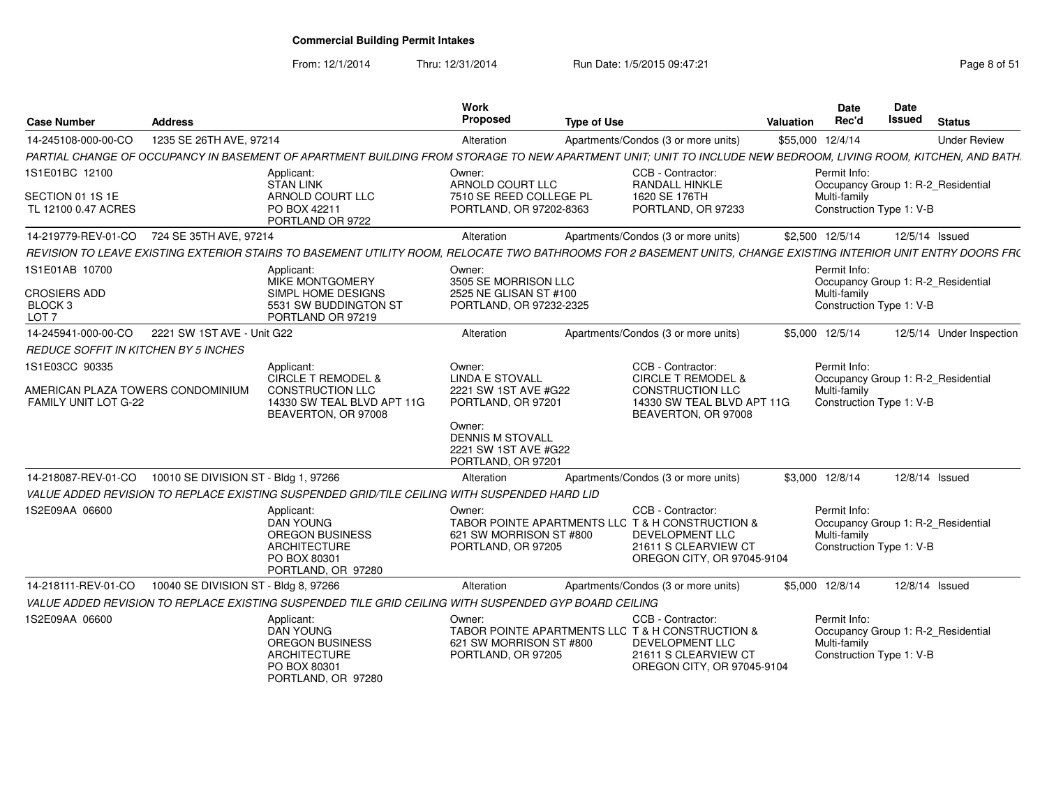**Commercial Building Permit Intakes**

From: 12/1/2014 Thru: 12/31/2014 Run Date: 1/5/2015 09:47:21

| Case Number | Address | Work Proposed | Type of Use | Valuation | Date Rec'd | Date Issued | Status |
|---|---|---|---|---|---|---|---|
| 14-245108-000-00-CO | 1235 SE 26TH AVE, 97214 | Alteration | Apartments/Condos (3 or more units) | $55,000 | 12/4/14 | | Under Review |

*PARTIAL CHANGE OF OCCUPANCY IN BASEMENT OF APARTMENT BUILDING FROM STORAGE TO NEW APARTMENT UNIT; UNIT TO INCLUDE NEW BEDROOM, LIVING ROOM, KITCHEN, AND BATH.*

1S1E01BC 12100
SECTION 01 1S 1E
TL 12100 0.47 ACRES

Applicant: STAN LINK, ARNOLD COURT LLC, PO BOX 42211, PORTLAND OR 9722

Owner: ARNOLD COURT LLC, 7510 SE REED COLLEGE PL, PORTLAND, OR 97202-8363

CCB - Contractor: RANDALL HINKLE, 1620 SE 176TH, PORTLAND, OR 97233

Permit Info: Occupancy Group 1: R-2_Residential Multi-family; Construction Type 1: V-B

| Case Number | Address | Work Proposed | Type of Use | Valuation | Date Rec'd | Date Issued | Status |
|---|---|---|---|---|---|---|---|
| 14-219779-REV-01-CO | 724 SE 35TH AVE, 97214 | Alteration | Apartments/Condos (3 or more units) | $2,500 | 12/5/14 | 12/5/14 | Issued |

*REVISION TO LEAVE EXISTING EXTERIOR STAIRS TO BASEMENT UTILITY ROOM, RELOCATE TWO BATHROOMS FOR 2 BASEMENT UNITS, CHANGE EXISTING INTERIOR UNIT ENTRY DOORS FRO*

1S1E01AB 10700
CROSIERS ADD
BLOCK 3
LOT 7

Applicant: MIKE MONTGOMERY, SIMPL HOME DESIGNS, 5531 SW BUDDINGTON ST, PORTLAND OR 97219

Owner: 3505 SE MORRISON LLC, 2525 NE GLISAN ST #100, PORTLAND, OR 97232-2325

Permit Info: Occupancy Group 1: R-2_Residential Multi-family; Construction Type 1: V-B

| Case Number | Address | Work Proposed | Type of Use | Valuation | Date Rec'd | Date Issued | Status |
|---|---|---|---|---|---|---|---|
| 14-245941-000-00-CO | 2221 SW 1ST AVE - Unit G22 | Alteration | Apartments/Condos (3 or more units) | $5,000 | 12/5/14 | 12/5/14 | Under Inspection |

*REDUCE SOFFIT IN KITCHEN BY 5 INCHES*

1S1E03CC 90335
AMERICAN PLAZA TOWERS CONDOMINIUM
FAMILY UNIT LOT G-22

Applicant: CIRCLE T REMODEL & CONSTRUCTION LLC, 14330 SW TEAL BLVD APT 11G, BEAVERTON, OR 97008

Owner: LINDA E STOVALL, 2221 SW 1ST AVE #G22, PORTLAND, OR 97201

Owner: DENNIS M STOVALL, 2221 SW 1ST AVE #G22, PORTLAND, OR 97201

CCB - Contractor: CIRCLE T REMODEL & CONSTRUCTION LLC, 14330 SW TEAL BLVD APT 11G, BEAVERTON, OR 97008

Permit Info: Occupancy Group 1: R-2_Residential Multi-family; Construction Type 1: V-B

| Case Number | Address | Work Proposed | Type of Use | Valuation | Date Rec'd | Date Issued | Status |
|---|---|---|---|---|---|---|---|
| 14-218087-REV-01-CO | 10010 SE DIVISION ST - Bldg 1, 97266 | Alteration | Apartments/Condos (3 or more units) | $3,000 | 12/8/14 | 12/8/14 | Issued |

*VALUE ADDED REVISION TO REPLACE EXISTING SUSPENDED GRID/TILE CEILING WITH SUSPENDED HARD LID*

1S2E09AA 06600

Applicant: DAN YOUNG, OREGON BUSINESS ARCHITECTURE, PO BOX 80301, PORTLAND, OR 97280

Owner: TABOR POINTE APARTMENTS LLC, 621 SW MORRISON ST #800, PORTLAND, OR 97205

CCB - Contractor: T & H CONSTRUCTION & DEVELOPMENT LLC, 21611 S CLEARVIEW CT, OREGON CITY, OR 97045-9104

Permit Info: Occupancy Group 1: R-2_Residential Multi-family; Construction Type 1: V-B

| Case Number | Address | Work Proposed | Type of Use | Valuation | Date Rec'd | Date Issued | Status |
|---|---|---|---|---|---|---|---|
| 14-218111-REV-01-CO | 10040 SE DIVISION ST - Bldg 8, 97266 | Alteration | Apartments/Condos (3 or more units) | $5,000 | 12/8/14 | 12/8/14 | Issued |

*VALUE ADDED REVISION TO REPLACE EXISTING SUSPENDED TILE GRID CEILING WITH SUSPENDED GYP BOARD CEILING*

1S2E09AA 06600

Applicant: DAN YOUNG, OREGON BUSINESS ARCHITECTURE, PO BOX 80301, PORTLAND, OR 97280

Owner: TABOR POINTE APARTMENTS LLC, 621 SW MORRISON ST #800, PORTLAND, OR 97205

CCB - Contractor: T & H CONSTRUCTION & DEVELOPMENT LLC, 21611 S CLEARVIEW CT, OREGON CITY, OR 97045-9104

Permit Info: Occupancy Group 1: R-2_Residential Multi-family; Construction Type 1: V-B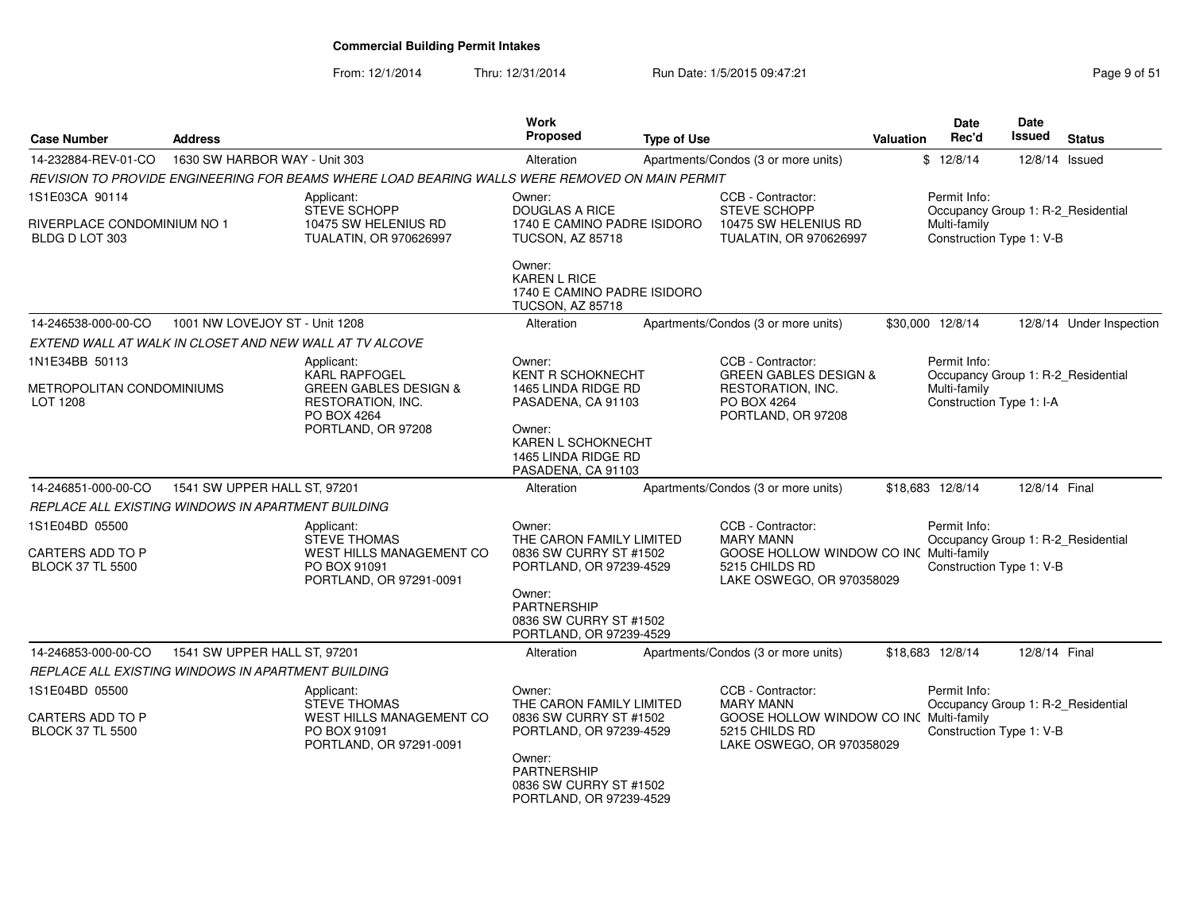## Commercial Building Permit Intakes

From: 12/1/2014 Thru: 12/31/2014 Run Date: 1/5/2015 09:47:21

| Case Number | Address | Work Proposed | Type of Use | Valuation | Date Rec'd | Date Issued | Status |
|---|---|---|---|---|---|---|---|
| 14-232884-REV-01-CO | 1630 SW HARBOR WAY - Unit 303 | Alteration | Apartments/Condos (3 or more units) | $ | 12/8/14 | 12/8/14 | Issued |

*REVISION TO PROVIDE ENGINEERING FOR BEAMS WHERE LOAD BEARING WALLS WERE REMOVED ON MAIN PERMIT*

1S1E03CA 90114

RIVERPLACE CONDOMINIUM NO 1
BLDG D LOT 303

Applicant:
STEVE SCHOPP
10475 SW HELENIUS RD
TUALATIN, OR 970626997

Owner:
DOUGLAS A RICE
1740 E CAMINO PADRE ISIDORO
TUCSON, AZ 85718

Owner:
KAREN L RICE
1740 E CAMINO PADRE ISIDORO
TUCSON, AZ 85718

CCB - Contractor:
STEVE SCHOPP
10475 SW HELENIUS RD
TUALATIN, OR 970626997

Permit Info:
Occupancy Group 1: R-2_Residential Multi-family
Construction Type 1: V-B

---

| Case Number | Address | Work Proposed | Type of Use | Valuation | Date Rec'd | Date Issued | Status |
|---|---|---|---|---|---|---|---|
| 14-246538-000-00-CO | 1001 NW LOVEJOY ST - Unit 1208 | Alteration | Apartments/Condos (3 or more units) | $30,000 | 12/8/14 | 12/8/14 | Under Inspection |

*EXTEND WALL AT WALK IN CLOSET AND NEW WALL AT TV ALCOVE*

1N1E34BB 50113

METROPOLITAN CONDOMINIUMS
LOT 1208

Applicant:
KARL RAPFOGEL
GREEN GABLES DESIGN & RESTORATION, INC.
PO BOX 4264
PORTLAND, OR 97208

Owner:
KENT R SCHOKNECHT
1465 LINDA RIDGE RD
PASADENA, CA 91103

Owner:
KAREN L SCHOKNECHT
1465 LINDA RIDGE RD
PASADENA, CA 91103

CCB - Contractor:
GREEN GABLES DESIGN & RESTORATION, INC.
PO BOX 4264
PORTLAND, OR 97208

Permit Info:
Occupancy Group 1: R-2_Residential Multi-family
Construction Type 1: I-A

---

| Case Number | Address | Work Proposed | Type of Use | Valuation | Date Rec'd | Date Issued | Status |
|---|---|---|---|---|---|---|---|
| 14-246851-000-00-CO | 1541 SW UPPER HALL ST, 97201 | Alteration | Apartments/Condos (3 or more units) | $18,683 | 12/8/14 | 12/8/14 | Final |

*REPLACE ALL EXISTING WINDOWS IN APARTMENT BUILDING*

1S1E04BD 05500

CARTERS ADD TO P
BLOCK 37 TL 5500

Applicant:
STEVE THOMAS
WEST HILLS MANAGEMENT CO
PO BOX 91091
PORTLAND, OR 97291-0091

Owner:
THE CARON FAMILY LIMITED
0836 SW CURRY ST #1502
PORTLAND, OR 97239-4529

Owner:
PARTNERSHIP
0836 SW CURRY ST #1502
PORTLAND, OR 97239-4529

CCB - Contractor:
MARY MANN
GOOSE HOLLOW WINDOW CO INC
5215 CHILDS RD
LAKE OSWEGO, OR 970358029

Permit Info:
Occupancy Group 1: R-2_Residential Multi-family
Construction Type 1: V-B

---

| Case Number | Address | Work Proposed | Type of Use | Valuation | Date Rec'd | Date Issued | Status |
|---|---|---|---|---|---|---|---|
| 14-246853-000-00-CO | 1541 SW UPPER HALL ST, 97201 | Alteration | Apartments/Condos (3 or more units) | $18,683 | 12/8/14 | 12/8/14 | Final |

*REPLACE ALL EXISTING WINDOWS IN APARTMENT BUILDING*

1S1E04BD 05500

CARTERS ADD TO P
BLOCK 37 TL 5500

Applicant:
STEVE THOMAS
WEST HILLS MANAGEMENT CO
PO BOX 91091
PORTLAND, OR 97291-0091

Owner:
THE CARON FAMILY LIMITED
0836 SW CURRY ST #1502
PORTLAND, OR 97239-4529

Owner:
PARTNERSHIP
0836 SW CURRY ST #1502
PORTLAND, OR 97239-4529

CCB - Contractor:
MARY MANN
GOOSE HOLLOW WINDOW CO INC
5215 CHILDS RD
LAKE OSWEGO, OR 970358029

Permit Info:
Occupancy Group 1: R-2_Residential Multi-family
Construction Type 1: V-B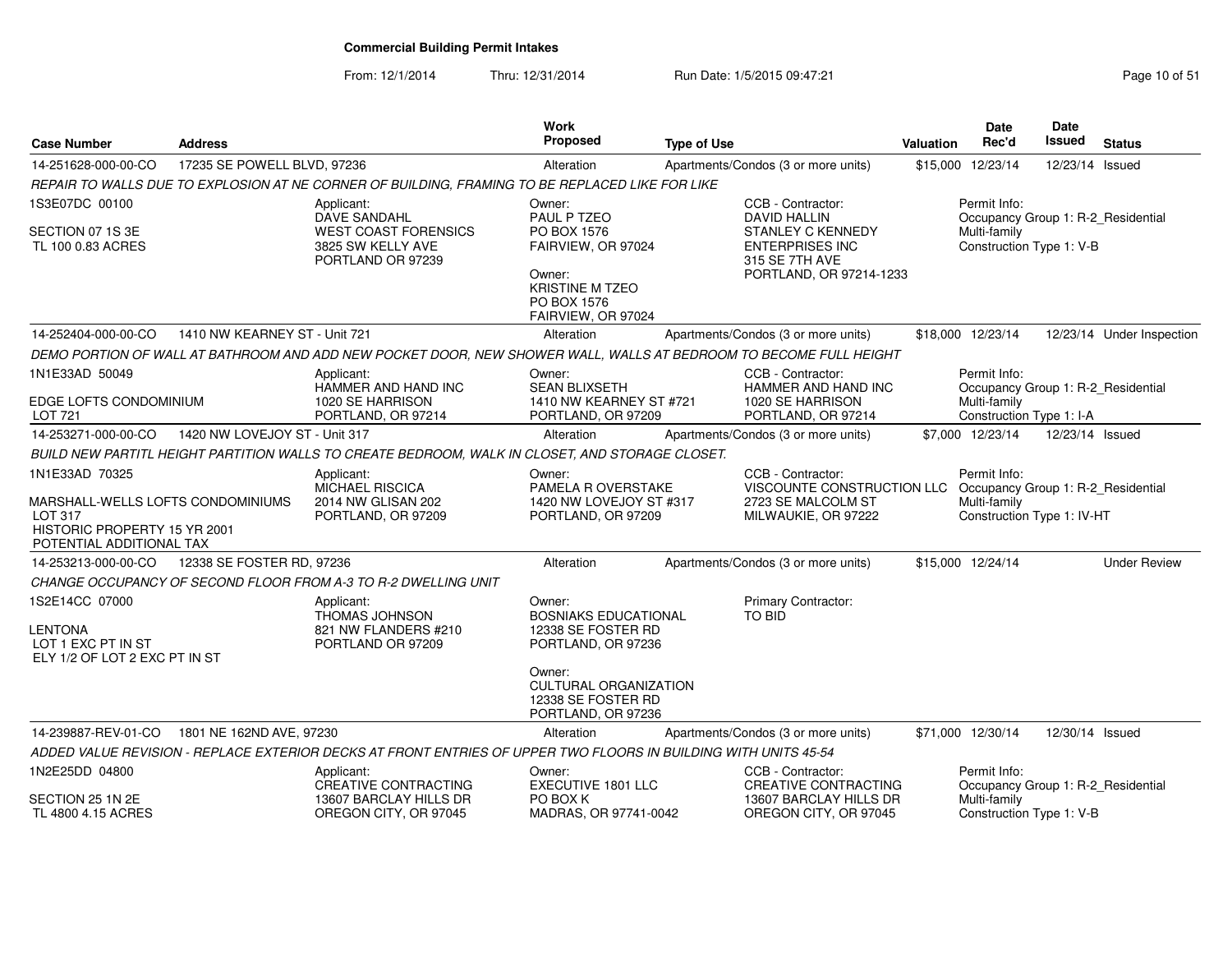**Commercial Building Permit Intakes**

From: 12/1/2014 Thru: 12/31/2014 Run Date: 1/5/2015 09:47:21

| Case Number | Address | Work Proposed | Type of Use | Valuation | Date Rec'd | Date Issued | Status |
|---|---|---|---|---|---|---|---|
| 14-251628-000-00-CO | 17235 SE POWELL BLVD, 97236 | Alteration | Apartments/Condos (3 or more units) | $15,000 | 12/23/14 | 12/23/14 | Issued |

*REPAIR TO WALLS DUE TO EXPLOSION AT NE CORNER OF BUILDING, FRAMING TO BE REPLACED LIKE FOR LIKE*

1S3E07DC 00100
SECTION 07 1S 3E
TL 100 0.83 ACRES

Applicant: DAVE SANDAHL, WEST COAST FORENSICS, 3825 SW KELLY AVE, PORTLAND OR 97239

Owner: PAUL P TZEO, PO BOX 1576, FAIRVIEW, OR 97024
Owner: KRISTINE M TZEO, PO BOX 1576, FAIRVIEW, OR 97024

CCB - Contractor: DAVID HALLIN, STANLEY C KENNEDY ENTERPRISES INC, 315 SE 7TH AVE, PORTLAND, OR 97214-1233

Permit Info: Occupancy Group 1: R-2_Residential Multi-family; Construction Type 1: V-B

| Case Number | Address | Work Proposed | Type of Use | Valuation | Date Rec'd | Date Issued | Status |
|---|---|---|---|---|---|---|---|
| 14-252404-000-00-CO | 1410 NW KEARNEY ST - Unit 721 | Alteration | Apartments/Condos (3 or more units) | $18,000 | 12/23/14 | 12/23/14 | Under Inspection |

*DEMO PORTION OF WALL AT BATHROOM AND ADD NEW POCKET DOOR, NEW SHOWER WALL, WALLS AT BEDROOM TO BECOME FULL HEIGHT*

1N1E33AD 50049
EDGE LOFTS CONDOMINIUM
LOT 721

Applicant: HAMMER AND HAND INC, 1020 SE HARRISON, PORTLAND, OR 97214

Owner: SEAN BLIXSETH, 1410 NW KEARNEY ST #721, PORTLAND, OR 97209

CCB - Contractor: HAMMER AND HAND INC, 1020 SE HARRISON, PORTLAND, OR 97214

Permit Info: Occupancy Group 1: R-2_Residential Multi-family; Construction Type 1: I-A

| Case Number | Address | Work Proposed | Type of Use | Valuation | Date Rec'd | Date Issued | Status |
|---|---|---|---|---|---|---|---|
| 14-253271-000-00-CO | 1420 NW LOVEJOY ST - Unit 317 | Alteration | Apartments/Condos (3 or more units) | $7,000 | 12/23/14 | 12/23/14 | Issued |

*BUILD NEW PARTITL HEIGHT PARTITION WALLS TO CREATE BEDROOM, WALK IN CLOSET, AND STORAGE CLOSET.*

1N1E33AD 70325
MARSHALL-WELLS LOFTS CONDOMINIUMS
LOT 317
HISTORIC PROPERTY 15 YR 2001
POTENTIAL ADDITIONAL TAX

Applicant: MICHAEL RISCICA, 2014 NW GLISAN 202, PORTLAND, OR 97209

Owner: PAMELA R OVERSTAKE, 1420 NW LOVEJOY ST #317, PORTLAND, OR 97209

CCB - Contractor: VISCOUNTE CONSTRUCTION LLC, 2723 SE MALCOLM ST, MILWAUKIE, OR 97222

Permit Info: Occupancy Group 1: R-2_Residential Multi-family; Construction Type 1: IV-HT

| Case Number | Address | Work Proposed | Type of Use | Valuation | Date Rec'd | Date Issued | Status |
|---|---|---|---|---|---|---|---|
| 14-253213-000-00-CO | 12338 SE FOSTER RD, 97236 | Alteration | Apartments/Condos (3 or more units) | $15,000 | 12/24/14 | | Under Review |

*CHANGE OCCUPANCY OF SECOND FLOOR FROM A-3 TO R-2 DWELLING UNIT*

1S2E14CC 07000
LENTONA
LOT 1 EXC PT IN ST
ELY 1/2 OF LOT 2 EXC PT IN ST

Applicant: THOMAS JOHNSON, 821 NW FLANDERS #210, PORTLAND OR 97209

Owner: BOSNIAKS EDUCATIONAL, 12338 SE FOSTER RD, PORTLAND, OR 97236
Owner: CULTURAL ORGANIZATION, 12338 SE FOSTER RD, PORTLAND, OR 97236

Primary Contractor: TO BID

| Case Number | Address | Work Proposed | Type of Use | Valuation | Date Rec'd | Date Issued | Status |
|---|---|---|---|---|---|---|---|
| 14-239887-REV-01-CO | 1801 NE 162ND AVE, 97230 | Alteration | Apartments/Condos (3 or more units) | $71,000 | 12/30/14 | 12/30/14 | Issued |

*ADDED VALUE REVISION - REPLACE EXTERIOR DECKS AT FRONT ENTRIES OF UPPER TWO FLOORS IN BUILDING WITH UNITS 45-54*

1N2E25DD 04800
SECTION 25 1N 2E
TL 4800 4.15 ACRES

Applicant: CREATIVE CONTRACTING, 13607 BARCLAY HILLS DR, OREGON CITY, OR 97045

Owner: EXECUTIVE 1801 LLC, PO BOX K, MADRAS, OR 97741-0042

CCB - Contractor: CREATIVE CONTRACTING, 13607 BARCLAY HILLS DR, OREGON CITY, OR 97045

Permit Info: Occupancy Group 1: R-2_Residential Multi-family; Construction Type 1: V-B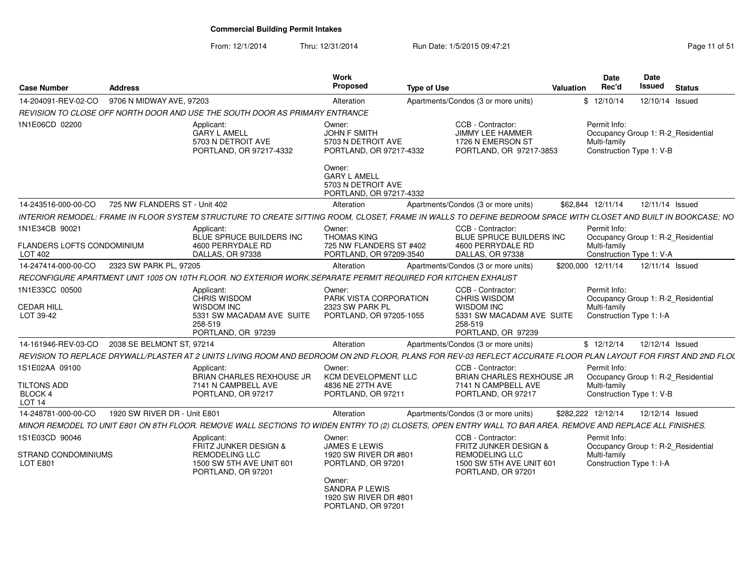# Commercial Building Permit Intakes

From: 12/1/2014 Thru: 12/31/2014 Run Date: 1/5/2015 09:47:21

| Case Number | Address | Work Proposed | Type of Use | Valuation | Date Rec'd | Date Issued | Status |
|---|---|---|---|---|---|---|---|
| 14-204091-REV-02-CO | 9706 N MIDWAY AVE, 97203 | Alteration | Apartments/Condos (3 or more units) | $ | 12/10/14 | 12/10/14 | Issued |

*REVISION TO CLOSE OFF NORTH DOOR AND USE THE SOUTH DOOR AS PRIMARY ENTRANCE*

1N1E06CD 02200

Applicant: GARY L AMELL, 5703 N DETROIT AVE, PORTLAND, OR 97217-4332

Owner: JOHN F SMITH, 5703 N DETROIT AVE, PORTLAND, OR 97217-4332

Owner: GARY L AMELL, 5703 N DETROIT AVE, PORTLAND, OR 97217-4332

CCB - Contractor: JIMMY LEE HAMMER, 1726 N EMERSON ST, PORTLAND, OR 97217-3853

Permit Info: Occupancy Group 1: R-2_Residential Multi-family; Construction Type 1: V-B

| Case Number | Address | Work Proposed | Type of Use | Valuation | Date Rec'd | Date Issued | Status |
|---|---|---|---|---|---|---|---|
| 14-243516-000-00-CO | 725 NW FLANDERS ST - Unit 402 | Alteration | Apartments/Condos (3 or more units) | $62,844 | 12/11/14 | 12/11/14 | Issued |

*INTERIOR REMODEL: FRAME IN FLOOR SYSTEM STRUCTURE TO CREATE SITTING ROOM, CLOSET, FRAME IN WALLS TO DEFINE BEDROOM SPACE WITH CLOSET AND BUILT IN BOOKCASE; NO*

1N1E34CB 90021

FLANDERS LOFTS CONDOMINIUM
LOT 402

Applicant: BLUE SPRUCE BUILDERS INC, 4600 PERRYDALE RD, DALLAS, OR 97338

Owner: THOMAS KING, 725 NW FLANDERS ST #402, PORTLAND, OR 97209-3540

CCB - Contractor: BLUE SPRUCE BUILDERS INC, 4600 PERRYDALE RD, DALLAS, OR 97338

Permit Info: Occupancy Group 1: R-2_Residential Multi-family; Construction Type 1: V-A

| Case Number | Address | Work Proposed | Type of Use | Valuation | Date Rec'd | Date Issued | Status |
|---|---|---|---|---|---|---|---|
| 14-247414-000-00-CO | 2323 SW PARK PL, 97205 | Alteration | Apartments/Condos (3 or more units) | $200,000 | 12/11/14 | 12/11/14 | Issued |

*RECONFIGURE APARTMENT UNIT 1005 ON 10TH FLOOR. NO EXTERIOR WORK.SEPARATE PERMIT REQUIRED FOR KITCHEN EXHAUST*

1N1E33CC 00500

CEDAR HILL
LOT 39-42

Applicant: CHRIS WISDOM, WISDOM INC, 5331 SW MACADAM AVE SUITE 258-519, PORTLAND, OR 97239

Owner: PARK VISTA CORPORATION, 2323 SW PARK PL, PORTLAND, OR 97205-1055

CCB - Contractor: CHRIS WISDOM, WISDOM INC, 5331 SW MACADAM AVE SUITE 258-519, PORTLAND, OR 97239

Permit Info: Occupancy Group 1: R-2_Residential Multi-family; Construction Type 1: I-A

| Case Number | Address | Work Proposed | Type of Use | Valuation | Date Rec'd | Date Issued | Status |
|---|---|---|---|---|---|---|---|
| 14-161946-REV-03-CO | 2038 SE BELMONT ST, 97214 | Alteration | Apartments/Condos (3 or more units) | $ | 12/12/14 | 12/12/14 | Issued |

*REVISION TO REPLACE DRYWALL/PLASTER AT 2 UNITS LIVING ROOM AND BEDROOM ON 2ND FLOOR, PLANS FOR REV-03 REFLECT ACCURATE FLOOR PLAN LAYOUT FOR FIRST AND 2ND FLO*

1S1E02AA 09100

TILTONS ADD
BLOCK 4
LOT 14

Applicant: BRIAN CHARLES REXHOUSE JR, 7141 N CAMPBELL AVE, PORTLAND, OR 97217

Owner: KCM DEVELOPMENT LLC, 4836 NE 27TH AVE, PORTLAND, OR 97211

CCB - Contractor: BRIAN CHARLES REXHOUSE JR, 7141 N CAMPBELL AVE, PORTLAND, OR 97217

Permit Info: Occupancy Group 1: R-2_Residential Multi-family; Construction Type 1: V-B

| Case Number | Address | Work Proposed | Type of Use | Valuation | Date Rec'd | Date Issued | Status |
|---|---|---|---|---|---|---|---|
| 14-248781-000-00-CO | 1920 SW RIVER DR - Unit E801 | Alteration | Apartments/Condos (3 or more units) | $282,222 | 12/12/14 | 12/12/14 | Issued |

*MINOR REMODEL TO UNIT E801 ON 8TH FLOOR. REMOVE WALL SECTIONS TO WIDEN ENTRY TO (2) CLOSETS, OPEN ENTRY WALL TO BAR AREA. REMOVE AND REPLACE ALL FINISHES.*

1S1E03CD 90046

STRAND CONDOMINIUMS
LOT E801

Applicant: FRITZ JUNKER DESIGN & REMODELING LLC, 1500 SW 5TH AVE UNIT 601, PORTLAND, OR 97201

Owner: JAMES E LEWIS, 1920 SW RIVER DR #801, PORTLAND, OR 97201

Owner: SANDRA P LEWIS, 1920 SW RIVER DR #801, PORTLAND, OR 97201

CCB - Contractor: FRITZ JUNKER DESIGN & REMODELING LLC, 1500 SW 5TH AVE UNIT 601, PORTLAND, OR 97201

Permit Info: Occupancy Group 1: R-2_Residential Multi-family; Construction Type 1: I-A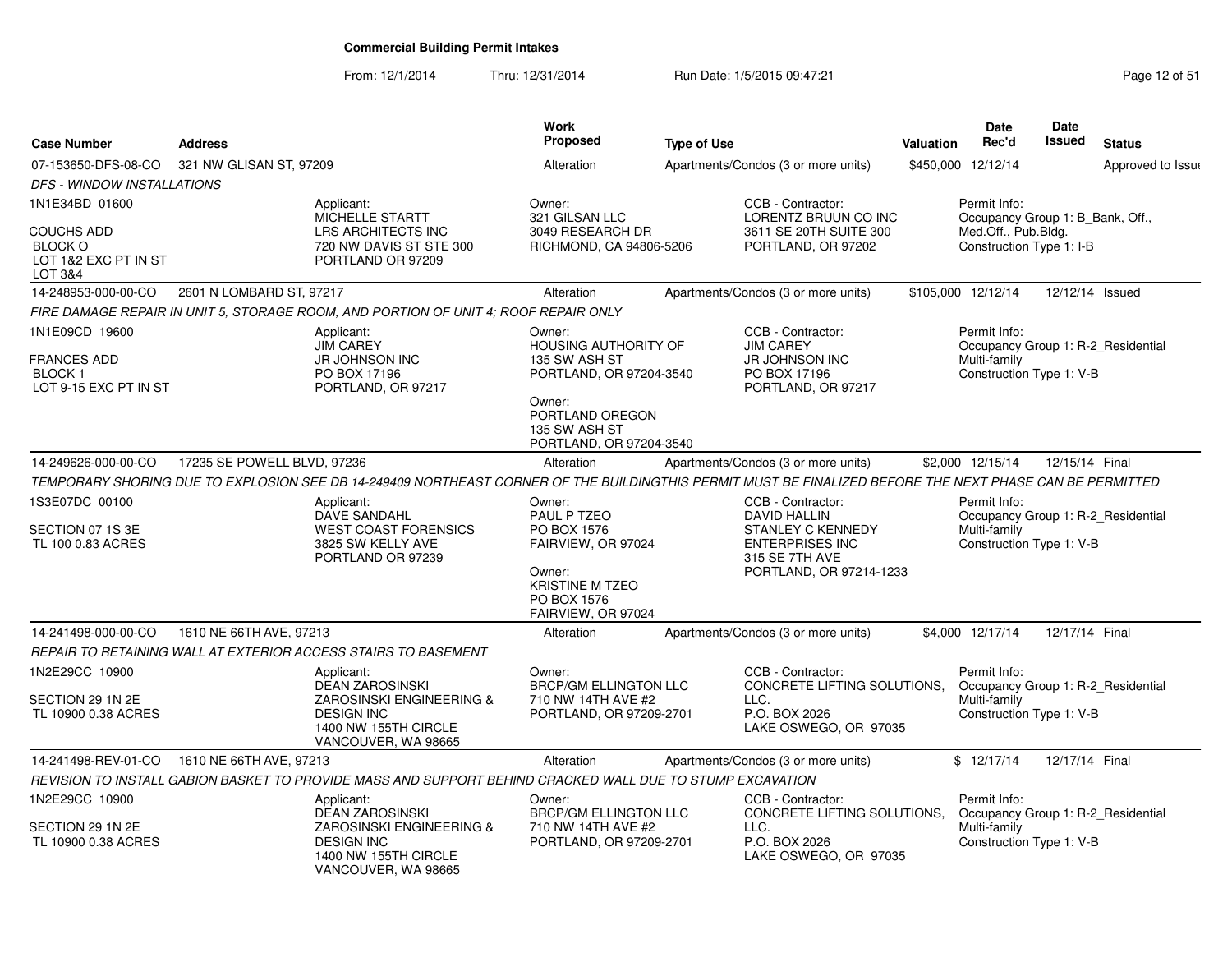# Commercial Building Permit Intakes

From: 12/1/2014 Thru: 12/31/2014 Run Date: 1/5/2015 09:47:21

| Case Number | Address | Work Proposed | Type of Use | Valuation | Date Rec'd | Date Issued | Status |
|---|---|---|---|---|---|---|---|
| 07-153650-DFS-08-CO | 321 NW GLISAN ST, 97209 | Alteration | Apartments/Condos (3 or more units) | $450,000 | 12/12/14 | | Approved to Issue |
| 14-248953-000-00-CO | 2601 N LOMBARD ST, 97217 | Alteration | Apartments/Condos (3 or more units) | $105,000 | 12/12/14 | 12/12/14 | Issued |
| 14-249626-000-00-CO | 17235 SE POWELL BLVD, 97236 | Alteration | Apartments/Condos (3 or more units) | $2,000 | 12/15/14 | 12/15/14 | Final |
| 14-241498-000-00-CO | 1610 NE 66TH AVE, 97213 | Alteration | Apartments/Condos (3 or more units) | $4,000 | 12/17/14 | 12/17/14 | Final |
| 14-241498-REV-01-CO | 1610 NE 66TH AVE, 97213 | Alteration | Apartments/Condos (3 or more units) | $ | 12/17/14 | 12/17/14 | Final |

**07-153650-DFS-08-CO** — 321 NW GLISAN ST, 97209

*DFS - WINDOW INSTALLATIONS*

1N1E34BD 01600

COUCHS ADD
BLOCK O
LOT 1&2 EXC PT IN ST
LOT 3&4

Applicant:
MICHELLE STARTT
LRS ARCHITECTS INC
720 NW DAVIS ST STE 300
PORTLAND OR 97209

Owner:
321 GILSAN LLC
3049 RESEARCH DR
RICHMOND, CA 94806-5206

CCB - Contractor:
LORENTZ BRUUN CO INC
3611 SE 20TH SUITE 300
PORTLAND, OR 97202

Permit Info:
Occupancy Group 1: B_Bank, Off., Med.Off., Pub.Bldg.
Construction Type 1: I-B

---

**14-248953-000-00-CO** — 2601 N LOMBARD ST, 97217

*FIRE DAMAGE REPAIR IN UNIT 5, STORAGE ROOM, AND PORTION OF UNIT 4; ROOF REPAIR ONLY*

1N1E09CD 19600

FRANCES ADD
BLOCK 1
LOT 9-15 EXC PT IN ST

Applicant:
JIM CAREY
JR JOHNSON INC
PO BOX 17196
PORTLAND, OR 97217

Owner:
HOUSING AUTHORITY OF
135 SW ASH ST
PORTLAND, OR 97204-3540

Owner:
PORTLAND OREGON
135 SW ASH ST
PORTLAND, OR 97204-3540

CCB - Contractor:
JIM CAREY
JR JOHNSON INC
PO BOX 17196
PORTLAND, OR 97217

Permit Info:
Occupancy Group 1: R-2_Residential Multi-family
Construction Type 1: V-B

---

**14-249626-000-00-CO** — 17235 SE POWELL BLVD, 97236

*TEMPORARY SHORING DUE TO EXPLOSION SEE DB 14-249409 NORTHEAST CORNER OF THE BUILDINGTHIS PERMIT MUST BE FINALIZED BEFORE THE NEXT PHASE CAN BE PERMITTED*

1S3E07DC 00100

SECTION 07 1S 3E
TL 100 0.83 ACRES

Applicant:
DAVE SANDAHL
WEST COAST FORENSICS
3825 SW KELLY AVE
PORTLAND OR 97239

Owner:
PAUL P TZEO
PO BOX 1576
FAIRVIEW, OR 97024

Owner:
KRISTINE M TZEO
PO BOX 1576
FAIRVIEW, OR 97024

CCB - Contractor:
DAVID HALLIN
STANLEY C KENNEDY ENTERPRISES INC
315 SE 7TH AVE
PORTLAND, OR 97214-1233

Permit Info:
Occupancy Group 1: R-2_Residential Multi-family
Construction Type 1: V-B

---

**14-241498-000-00-CO** — 1610 NE 66TH AVE, 97213

*REPAIR TO RETAINING WALL AT EXTERIOR ACCESS STAIRS TO BASEMENT*

1N2E29CC 10900

SECTION 29 1N 2E
TL 10900 0.38 ACRES

Applicant:
DEAN ZAROSINSKI
ZAROSINSKI ENGINEERING & DESIGN INC
1400 NW 155TH CIRCLE
VANCOUVER, WA 98665

Owner:
BRCP/GM ELLINGTON LLC
710 NW 14TH AVE #2
PORTLAND, OR 97209-2701

CCB - Contractor:
CONCRETE LIFTING SOLUTIONS, LLC.
P.O. BOX 2026
LAKE OSWEGO, OR 97035

Permit Info:
Occupancy Group 1: R-2_Residential Multi-family
Construction Type 1: V-B

---

**14-241498-REV-01-CO** — 1610 NE 66TH AVE, 97213

*REVISION TO INSTALL GABION BASKET TO PROVIDE MASS AND SUPPORT BEHIND CRACKED WALL DUE TO STUMP EXCAVATION*

1N2E29CC 10900

SECTION 29 1N 2E
TL 10900 0.38 ACRES

Applicant:
DEAN ZAROSINSKI
ZAROSINSKI ENGINEERING & DESIGN INC
1400 NW 155TH CIRCLE
VANCOUVER, WA 98665

Owner:
BRCP/GM ELLINGTON LLC
710 NW 14TH AVE #2
PORTLAND, OR 97209-2701

CCB - Contractor:
CONCRETE LIFTING SOLUTIONS, LLC.
P.O. BOX 2026
LAKE OSWEGO, OR 97035

Permit Info:
Occupancy Group 1: R-2_Residential Multi-family
Construction Type 1: V-B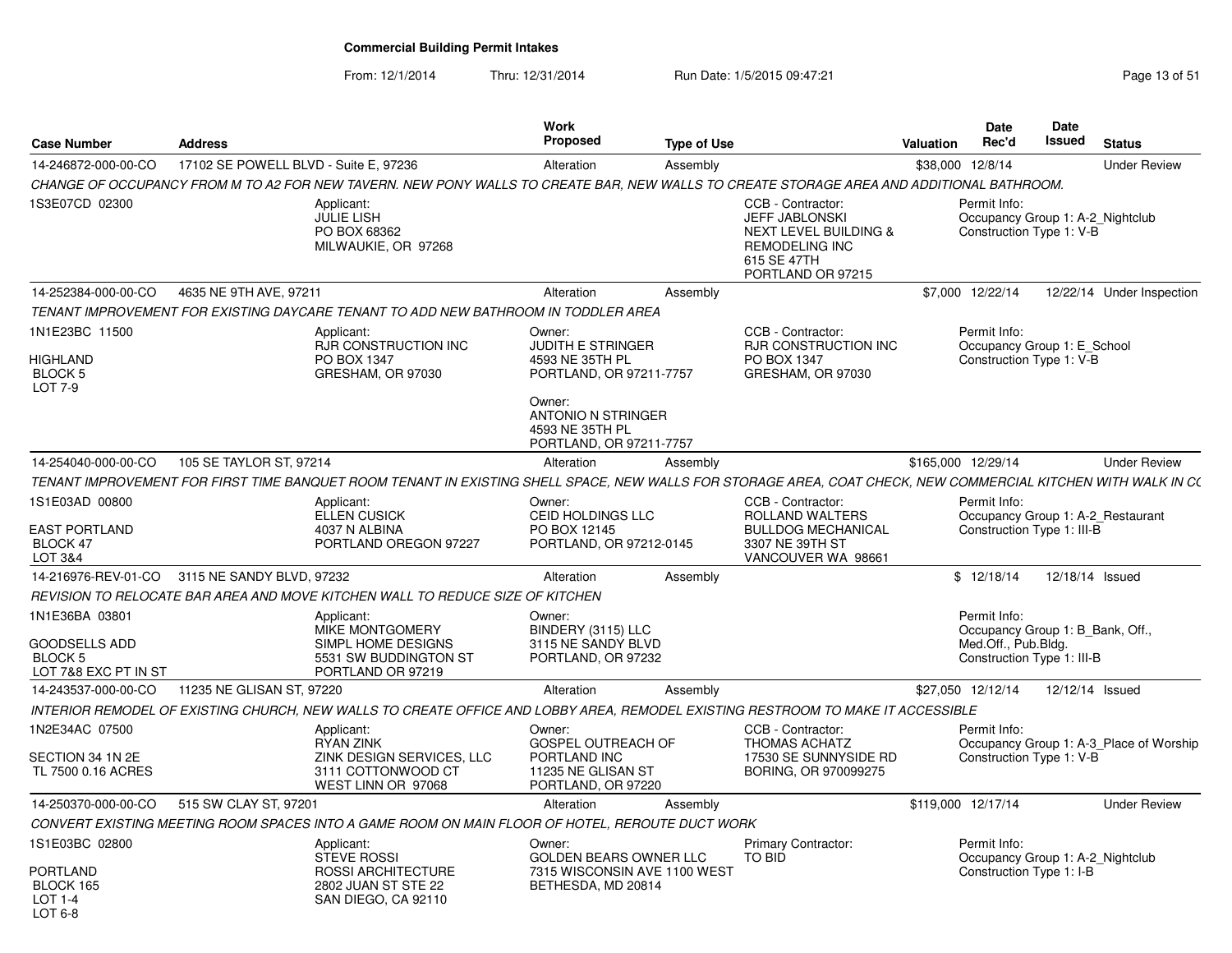# Commercial Building Permit Intakes

From: 12/1/2014 Thru: 12/31/2014 Run Date: 1/5/2015 09:47:21

| Case Number | Address | Work Proposed | Type of Use | Valuation | Date Rec'd | Date Issued | Status |
|---|---|---|---|---|---|---|---|
| 14-246872-000-00-CO | 17102 SE POWELL BLVD - Suite E, 97236 | Alteration | Assembly | $38,000 | 12/8/14 | | Under Review |

*CHANGE OF OCCUPANCY FROM M TO A2 FOR NEW TAVERN. NEW PONY WALLS TO CREATE BAR, NEW WALLS TO CREATE STORAGE AREA AND ADDITIONAL BATHROOM.*

1S3E07CD 02300

Applicant: JULIE LISH, PO BOX 68362, MILWAUKIE, OR 97268

CCB - Contractor: JEFF JABLONSKI, NEXT LEVEL BUILDING & REMODELING INC, 615 SE 47TH, PORTLAND OR 97215

Permit Info: Occupancy Group 1: A-2_Nightclub; Construction Type 1: V-B

---

| Case Number | Address | Work Proposed | Type of Use | Valuation | Date Rec'd | Date Issued | Status |
|---|---|---|---|---|---|---|---|
| 14-252384-000-00-CO | 4635 NE 9TH AVE, 97211 | Alteration | Assembly | $7,000 | 12/22/14 | 12/22/14 | Under Inspection |

*TENANT IMPROVEMENT FOR EXISTING DAYCARE TENANT TO ADD NEW BATHROOM IN TODDLER AREA*

1N1E23BC 11500
HIGHLAND
BLOCK 5
LOT 7-9

Applicant: RJR CONSTRUCTION INC, PO BOX 1347, GRESHAM, OR 97030

Owner: JUDITH E STRINGER, 4593 NE 35TH PL, PORTLAND, OR 97211-7757

Owner: ANTONIO N STRINGER, 4593 NE 35TH PL, PORTLAND, OR 97211-7757

CCB - Contractor: RJR CONSTRUCTION INC, PO BOX 1347, GRESHAM, OR 97030

Permit Info: Occupancy Group 1: E_School; Construction Type 1: V-B

---

| Case Number | Address | Work Proposed | Type of Use | Valuation | Date Rec'd | Date Issued | Status |
|---|---|---|---|---|---|---|---|
| 14-254040-000-00-CO | 105 SE TAYLOR ST, 97214 | Alteration | Assembly | $165,000 | 12/29/14 | | Under Review |

*TENANT IMPROVEMENT FOR FIRST TIME BANQUET ROOM TENANT IN EXISTING SHELL SPACE, NEW WALLS FOR STORAGE AREA, COAT CHECK, NEW COMMERCIAL KITCHEN WITH WALK IN CC*

1S1E03AD 00800
EAST PORTLAND
BLOCK 47
LOT 3&4

Applicant: ELLEN CUSICK, 4037 N ALBINA, PORTLAND OREGON 97227

Owner: CEID HOLDINGS LLC, PO BOX 12145, PORTLAND, OR 97212-0145

CCB - Contractor: ROLLAND WALTERS, BULLDOG MECHANICAL, 3307 NE 39TH ST, VANCOUVER WA 98661

Permit Info: Occupancy Group 1: A-2_Restaurant; Construction Type 1: III-B

---

| Case Number | Address | Work Proposed | Type of Use | Valuation | Date Rec'd | Date Issued | Status |
|---|---|---|---|---|---|---|---|
| 14-216976-REV-01-CO | 3115 NE SANDY BLVD, 97232 | Alteration | Assembly | $ | 12/18/14 | 12/18/14 | Issued |

*REVISION TO RELOCATE BAR AREA AND MOVE KITCHEN WALL TO REDUCE SIZE OF KITCHEN*

1N1E36BA 03801
GOODSELLS ADD
BLOCK 5
LOT 7&8 EXC PT IN ST

Applicant: MIKE MONTGOMERY, SIMPL HOME DESIGNS, 5531 SW BUDDINGTON ST, PORTLAND OR 97219

Owner: BINDERY (3115) LLC, 3115 NE SANDY BLVD, PORTLAND, OR 97232

Permit Info: Occupancy Group 1: B_Bank, Off., Med.Off., Pub.Bldg.; Construction Type 1: III-B

---

| Case Number | Address | Work Proposed | Type of Use | Valuation | Date Rec'd | Date Issued | Status |
|---|---|---|---|---|---|---|---|
| 14-243537-000-00-CO | 11235 NE GLISAN ST, 97220 | Alteration | Assembly | $27,050 | 12/12/14 | 12/12/14 | Issued |

*INTERIOR REMODEL OF EXISTING CHURCH, NEW WALLS TO CREATE OFFICE AND LOBBY AREA, REMODEL EXISTING RESTROOM TO MAKE IT ACCESSIBLE*

1N2E34AC 07500
SECTION 34 1N 2E
TL 7500 0.16 ACRES

Applicant: RYAN ZINK, ZINK DESIGN SERVICES, LLC, 3111 COTTONWOOD CT, WEST LINN OR 97068

Owner: GOSPEL OUTREACH OF PORTLAND INC, 11235 NE GLISAN ST, PORTLAND, OR 97220

CCB - Contractor: THOMAS ACHATZ, 17530 SE SUNNYSIDE RD, BORING, OR 970099275

Permit Info: Occupancy Group 1: A-3_Place of Worship; Construction Type 1: V-B

---

| Case Number | Address | Work Proposed | Type of Use | Valuation | Date Rec'd | Date Issued | Status |
|---|---|---|---|---|---|---|---|
| 14-250370-000-00-CO | 515 SW CLAY ST, 97201 | Alteration | Assembly | $119,000 | 12/17/14 | | Under Review |

*CONVERT EXISTING MEETING ROOM SPACES INTO A GAME ROOM ON MAIN FLOOR OF HOTEL, REROUTE DUCT WORK*

1S1E03BC 02800
PORTLAND
BLOCK 165
LOT 1-4
LOT 6-8

Applicant: STEVE ROSSI, ROSSI ARCHITECTURE, 2802 JUAN ST STE 22, SAN DIEGO, CA 92110

Owner: GOLDEN BEARS OWNER LLC, 7315 WISCONSIN AVE 1100 WEST, BETHESDA, MD 20814

Primary Contractor: TO BID

Permit Info: Occupancy Group 1: A-2_Nightclub; Construction Type 1: I-B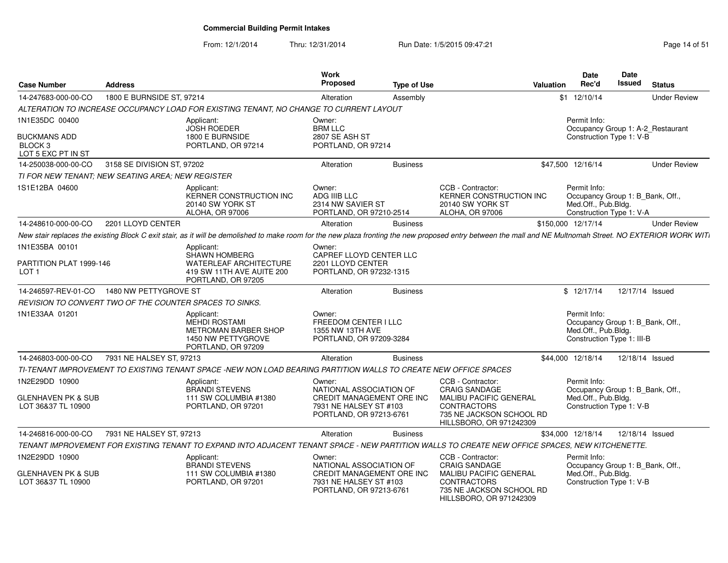# Commercial Building Permit Intakes

From: 12/1/2014 Thru: 12/31/2014 Run Date: 1/5/2015 09:47:21

| Case Number | Address | Work Proposed | Type of Use | Valuation | Date Rec'd | Date Issued | Status |
|---|---|---|---|---|---|---|---|
| 14-247683-000-00-CO | 1800 E BURNSIDE ST, 97214 | Alteration | Assembly | $1 | 12/10/14 | | Under Review |

ALTERATION TO INCREASE OCCUPANCY LOAD FOR EXISTING TENANT, NO CHANGE TO CURRENT LAYOUT

- 1N1E35DC 00400 / BUCKMANS ADD / BLOCK 3 / LOT 5 EXC PT IN ST
- Applicant: JOSH ROEDER, 1800 E BURNSIDE, PORTLAND, OR 97214
- Owner: BRM LLC, 2807 SE ASH ST, PORTLAND, OR 97214
- Permit Info: Occupancy Group 1: A-2_Restaurant; Construction Type 1: V-B

| Case Number | Address | Work Proposed | Type of Use | Valuation | Date Rec'd | Date Issued | Status |
|---|---|---|---|---|---|---|---|
| 14-250038-000-00-CO | 3158 SE DIVISION ST, 97202 | Alteration | Business | $47,500 | 12/16/14 | | Under Review |

TI FOR NEW TENANT; NEW SEATING AREA; NEW REGISTER

- 1S1E12BA 04600
- Applicant: KERNER CONSTRUCTION INC, 20140 SW YORK ST, ALOHA, OR 97006
- Owner: ADG IIIB LLC, 2314 NW SAVIER ST, PORTLAND, OR 97210-2514
- CCB - Contractor: KERNER CONSTRUCTION INC, 20140 SW YORK ST, ALOHA, OR 97006
- Permit Info: Occupancy Group 1: B_Bank, Off., Med.Off., Pub.Bldg.; Construction Type 1: V-A

| Case Number | Address | Work Proposed | Type of Use | Valuation | Date Rec'd | Date Issued | Status |
|---|---|---|---|---|---|---|---|
| 14-248610-000-00-CO | 2201 LLOYD CENTER | Alteration | Business | $150,000 | 12/17/14 | | Under Review |

New stair replaces the existing Block C exit stair, as it will be demolished to make room for the new plaza fronting the new proposed entry between the mall and NE Multnomah Street. NO EXTERIOR WORK WITI

- 1N1E35BA 00101 / PARTITION PLAT 1999-146 / LOT 1
- Applicant: SHAWN HOMBERG, WATERLEAF ARCHITECTURE, 419 SW 11TH AVE AUITE 200, PORTLAND, OR 97205
- Owner: CAPREF LLOYD CENTER LLC, 2201 LLOYD CENTER, PORTLAND, OR 97232-1315

| Case Number | Address | Work Proposed | Type of Use | Valuation | Date Rec'd | Date Issued | Status |
|---|---|---|---|---|---|---|---|
| 14-246597-REV-01-CO | 1480 NW PETTYGROVE ST | Alteration | Business | $ | 12/17/14 | 12/17/14 | Issued |

REVISION TO CONVERT TWO OF THE COUNTER SPACES TO SINKS.

- 1N1E33AA 01201
- Applicant: MEHDI ROSTAMI, METROMAN BARBER SHOP, 1450 NW PETTYGROVE, PORTLAND, OR 97209
- Owner: FREEDOM CENTER I LLC, 1355 NW 13TH AVE, PORTLAND, OR 97209-3284
- Permit Info: Occupancy Group 1: B_Bank, Off., Med.Off., Pub.Bldg.; Construction Type 1: III-B

| Case Number | Address | Work Proposed | Type of Use | Valuation | Date Rec'd | Date Issued | Status |
|---|---|---|---|---|---|---|---|
| 14-246803-000-00-CO | 7931 NE HALSEY ST, 97213 | Alteration | Business | $44,000 | 12/18/14 | 12/18/14 | Issued |

TI-TENANT IMPROVEMENT TO EXISTING TENANT SPACE -NEW NON LOAD BEARING PARTITION WALLS TO CREATE NEW OFFICE SPACES

- 1N2E29DD 10900 / GLENHAVEN PK & SUB / LOT 36&37 TL 10900
- Applicant: BRANDI STEVENS, 111 SW COLUMBIA #1380, PORTLAND, OR 97201
- Owner: NATIONAL ASSOCIATION OF CREDIT MANAGEMENT ORE INC, 7931 NE HALSEY ST #103, PORTLAND, OR 97213-6761
- CCB - Contractor: CRAIG SANDAGE, MALIBU PACIFIC GENERAL CONTRACTORS, 735 NE JACKSON SCHOOL RD, HILLSBORO, OR 971242309
- Permit Info: Occupancy Group 1: B_Bank, Off., Med.Off., Pub.Bldg.; Construction Type 1: V-B

| Case Number | Address | Work Proposed | Type of Use | Valuation | Date Rec'd | Date Issued | Status |
|---|---|---|---|---|---|---|---|
| 14-246816-000-00-CO | 7931 NE HALSEY ST, 97213 | Alteration | Business | $34,000 | 12/18/14 | 12/18/14 | Issued |

TENANT IMPROVEMENT FOR EXISTING TENANT TO EXPAND INTO ADJACENT TENANT SPACE - NEW PARTITION WALLS TO CREATE NEW OFFICE SPACES, NEW KITCHENETTE.

- 1N2E29DD 10900 / GLENHAVEN PK & SUB / LOT 36&37 TL 10900
- Applicant: BRANDI STEVENS, 111 SW COLUMBIA #1380, PORTLAND, OR 97201
- Owner: NATIONAL ASSOCIATION OF CREDIT MANAGEMENT ORE INC, 7931 NE HALSEY ST #103, PORTLAND, OR 97213-6761
- CCB - Contractor: CRAIG SANDAGE, MALIBU PACIFIC GENERAL CONTRACTORS, 735 NE JACKSON SCHOOL RD, HILLSBORO, OR 971242309
- Permit Info: Occupancy Group 1: B_Bank, Off., Med.Off., Pub.Bldg.; Construction Type 1: V-B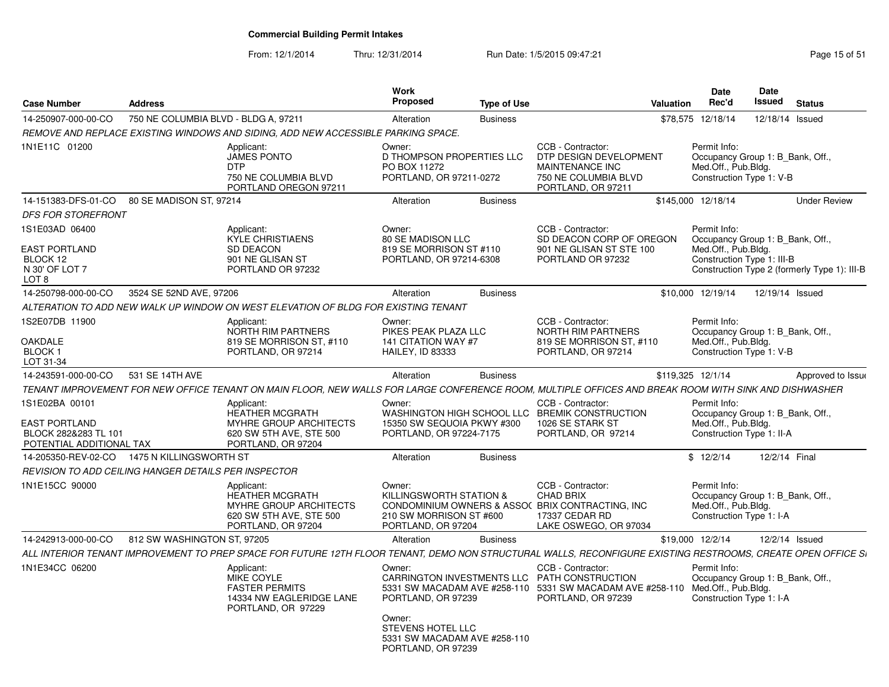# Commercial Building Permit Intakes

From: 12/1/2014 Thru: 12/31/2014 Run Date: 1/5/2015 09:47:21

| Case Number | Address | Work Proposed | Type of Use | Valuation | Date Rec'd | Date Issued | Status |
|---|---|---|---|---|---|---|---|
| 14-250907-000-00-CO | 750 NE COLUMBIA BLVD - BLDG A, 97211 | Alteration | Business | $78,575 | 12/18/14 | 12/18/14 | Issued |

*REMOVE AND REPLACE EXISTING WINDOWS AND SIDING, ADD NEW ACCESSIBLE PARKING SPACE.*

1N1E11C 01200

Applicant: JAMES PONTO, DTP, 750 NE COLUMBIA BLVD, PORTLAND OREGON 97211

Owner: D THOMPSON PROPERTIES LLC, PO BOX 11272, PORTLAND, OR 97211-0272

CCB - Contractor: DTP DESIGN DEVELOPMENT MAINTENANCE INC, 750 NE COLUMBIA BLVD, PORTLAND, OR 97211

Permit Info: Occupancy Group 1: B_Bank, Off., Med.Off., Pub.Bldg. Construction Type 1: V-B

---

| Case Number | Address | Work Proposed | Type of Use | Valuation | Date Rec'd | Date Issued | Status |
|---|---|---|---|---|---|---|---|
| 14-151383-DFS-01-CO | 80 SE MADISON ST, 97214 | Alteration | Business | $145,000 | 12/18/14 | | Under Review |

*DFS FOR STOREFRONT*

1S1E03AD 06400

EAST PORTLAND
BLOCK 12
N 30' OF LOT 7
LOT 8

Applicant: KYLE CHRISTIAENS, SD DEACON, 901 NE GLISAN ST, PORTLAND OR 97232

Owner: 80 SE MADISON LLC, 819 SE MORRISON ST #110, PORTLAND, OR 97214-6308

CCB - Contractor: SD DEACON CORP OF OREGON, 901 NE GLISAN ST STE 100, PORTLAND OR 97232

Permit Info: Occupancy Group 1: B_Bank, Off., Med.Off., Pub.Bldg. Construction Type 1: III-B Construction Type 2 (formerly Type 1): III-B

---

| Case Number | Address | Work Proposed | Type of Use | Valuation | Date Rec'd | Date Issued | Status |
|---|---|---|---|---|---|---|---|
| 14-250798-000-00-CO | 3524 SE 52ND AVE, 97206 | Alteration | Business | $10,000 | 12/19/14 | 12/19/14 | Issued |

*ALTERATION TO ADD NEW WALK UP WINDOW ON WEST ELEVATION OF BLDG FOR EXISTING TENANT*

1S2E07DB 11900

OAKDALE
BLOCK 1
LOT 31-34

Applicant: NORTH RIM PARTNERS, 819 SE MORRISON ST, #110, PORTLAND, OR 97214

Owner: PIKES PEAK PLAZA LLC, 141 CITATION WAY #7, HAILEY, ID 83333

CCB - Contractor: NORTH RIM PARTNERS, 819 SE MORRISON ST, #110, PORTLAND, OR 97214

Permit Info: Occupancy Group 1: B_Bank, Off., Med.Off., Pub.Bldg. Construction Type 1: V-B

---

| Case Number | Address | Work Proposed | Type of Use | Valuation | Date Rec'd | Date Issued | Status |
|---|---|---|---|---|---|---|---|
| 14-243591-000-00-CO | 531 SE 14TH AVE | Alteration | Business | $119,325 | 12/1/14 | | Approved to Issue |

*TENANT IMPROVEMENT FOR NEW OFFICE TENANT ON MAIN FLOOR, NEW WALLS FOR LARGE CONFERENCE ROOM, MULTIPLE OFFICES AND BREAK ROOM WITH SINK AND DISHWASHER*

1S1E02BA 00101

EAST PORTLAND
BLOCK 282&283 TL 101
POTENTIAL ADDITIONAL TAX

Applicant: HEATHER MCGRATH, MYHRE GROUP ARCHITECTS, 620 SW 5TH AVE, STE 500, PORTLAND, OR 97204

Owner: WASHINGTON HIGH SCHOOL LLC, 15350 SW SEQUOIA PKWY #300, PORTLAND, OR 97224-7175

CCB - Contractor: BREMIK CONSTRUCTION, 1026 SE STARK ST, PORTLAND, OR 97214

Permit Info: Occupancy Group 1: B_Bank, Off., Med.Off., Pub.Bldg. Construction Type 1: II-A

---

| Case Number | Address | Work Proposed | Type of Use | Valuation | Date Rec'd | Date Issued | Status |
|---|---|---|---|---|---|---|---|
| 14-205350-REV-02-CO | 1475 N KILLINGSWORTH ST | Alteration | Business | $ | 12/2/14 | 12/2/14 | Final |

*REVISION TO ADD CEILING HANGER DETAILS PER INSPECTOR*

1N1E15CC 90000

Applicant: HEATHER MCGRATH, MYHRE GROUP ARCHITECTS, 620 SW 5TH AVE, STE 500, PORTLAND, OR 97204

Owner: KILLINGSWORTH STATION & CONDOMINIUM OWNERS & ASSOC, 210 SW MORRISON ST #600, PORTLAND, OR 97204

CCB - Contractor: CHAD BRIX, BRIX CONTRACTING, INC, 17337 CEDAR RD, LAKE OSWEGO, OR 97034

Permit Info: Occupancy Group 1: B_Bank, Off., Med.Off., Pub.Bldg. Construction Type 1: I-A

---

| Case Number | Address | Work Proposed | Type of Use | Valuation | Date Rec'd | Date Issued | Status |
|---|---|---|---|---|---|---|---|
| 14-242913-000-00-CO | 812 SW WASHINGTON ST, 97205 | Alteration | Business | $19,000 | 12/2/14 | 12/2/14 | Issued |

*ALL INTERIOR TENANT IMPROVEMENT TO PREP SPACE FOR FUTURE 12TH FLOOR TENANT, DEMO NON STRUCTURAL WALLS, RECONFIGURE EXISTING RESTROOMS, CREATE OPEN OFFICE S*

1N1E34CC 06200

Applicant: MIKE COYLE, FASTER PERMITS, 14334 NW EAGLERIDGE LANE, PORTLAND, OR 97229

Owner: CARRINGTON INVESTMENTS LLC, 5331 SW MACADAM AVE #258-110, PORTLAND, OR 97239

Owner: STEVENS HOTEL LLC, 5331 SW MACADAM AVE #258-110, PORTLAND, OR 97239

CCB - Contractor: PATH CONSTRUCTION, 5331 SW MACADAM AVE #258-110, PORTLAND, OR 97239

Permit Info: Occupancy Group 1: B_Bank, Off., Med.Off., Pub.Bldg. Construction Type 1: I-A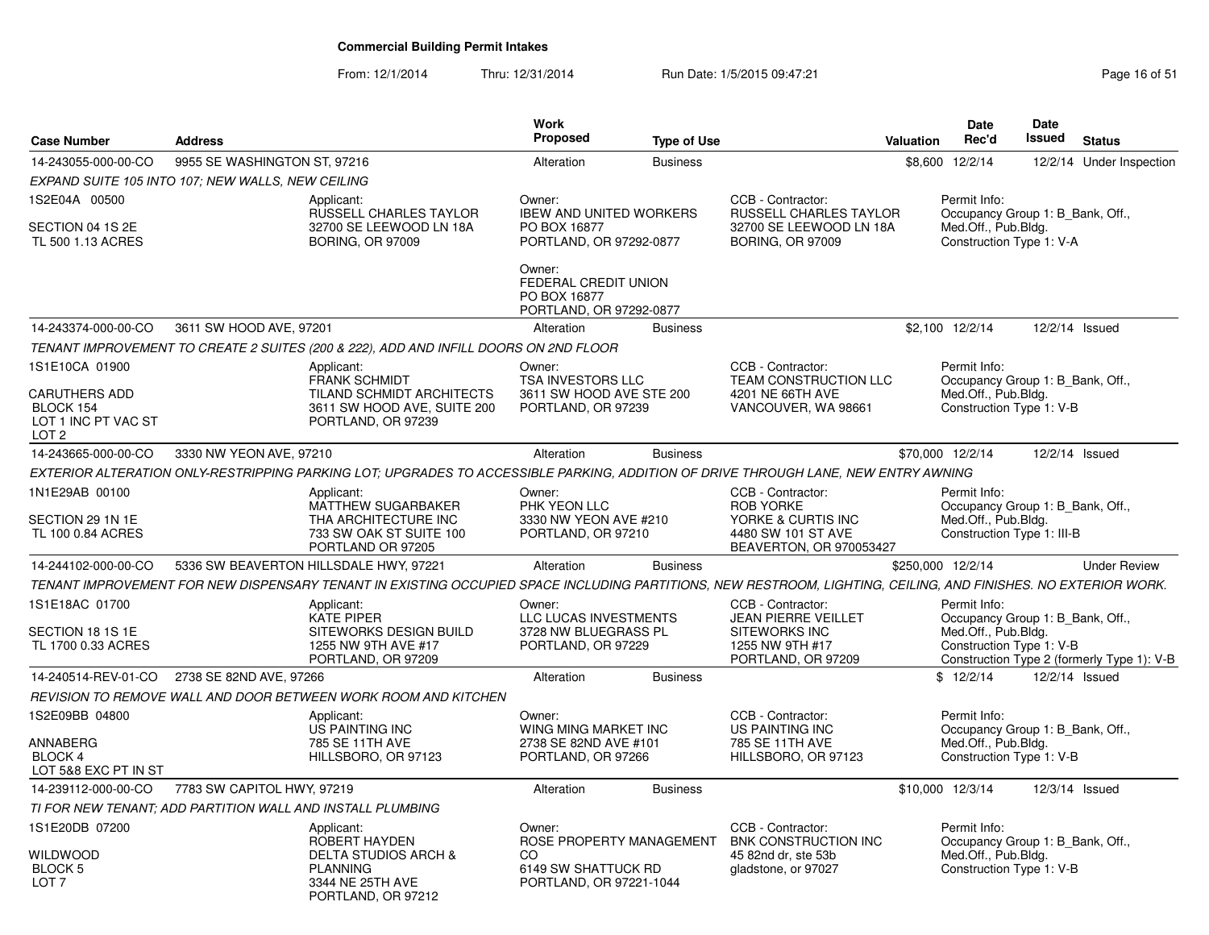# Commercial Building Permit Intakes

From: 12/1/2014 Thru: 12/31/2014 Run Date: 1/5/2015 09:47:21

| Case Number | Address | Work Proposed | Type of Use | Valuation | Date Rec'd | Date Issued | Status |
|---|---|---|---|---|---|---|---|
| 14-243055-000-00-CO | 9955 SE WASHINGTON ST, 97216 | Alteration | Business | $8,600 | 12/2/14 | 12/2/14 | Under Inspection |

*EXPAND SUITE 105 INTO 107; NEW WALLS, NEW CEILING*

- 1S2E04A 00500
- SECTION 04 1S 2E
- TL 500 1.13 ACRES

Applicant: RUSSELL CHARLES TAYLOR, 32700 SE LEEWOOD LN 18A, BORING, OR 97009

Owner: IBEW AND UNITED WORKERS, PO BOX 16877, PORTLAND, OR 97292-0877

Owner: FEDERAL CREDIT UNION, PO BOX 16877, PORTLAND, OR 97292-0877

CCB - Contractor: RUSSELL CHARLES TAYLOR, 32700 SE LEEWOOD LN 18A, BORING, OR 97009

Permit Info: Occupancy Group 1: B_Bank, Off., Med.Off., Pub.Bldg. Construction Type 1: V-A

| Case Number | Address | Work Proposed | Type of Use | Valuation | Date Rec'd | Date Issued | Status |
|---|---|---|---|---|---|---|---|
| 14-243374-000-00-CO | 3611 SW HOOD AVE, 97201 | Alteration | Business | $2,100 | 12/2/14 | 12/2/14 | Issued |

*TENANT IMPROVEMENT TO CREATE 2 SUITES (200 & 222), ADD AND INFILL DOORS ON 2ND FLOOR*

- 1S1E10CA 01900
- CARUTHERS ADD
- BLOCK 154
- LOT 1 INC PT VAC ST
- LOT 2

Applicant: FRANK SCHMIDT, TILAND SCHMIDT ARCHITECTS, 3611 SW HOOD AVE, SUITE 200, PORTLAND, OR 97239

Owner: TSA INVESTORS LLC, 3611 SW HOOD AVE STE 200, PORTLAND, OR 97239

CCB - Contractor: TEAM CONSTRUCTION LLC, 4201 NE 66TH AVE, VANCOUVER, WA 98661

Permit Info: Occupancy Group 1: B_Bank, Off., Med.Off., Pub.Bldg. Construction Type 1: V-B

| Case Number | Address | Work Proposed | Type of Use | Valuation | Date Rec'd | Date Issued | Status |
|---|---|---|---|---|---|---|---|
| 14-243665-000-00-CO | 3330 NW YEON AVE, 97210 | Alteration | Business | $70,000 | 12/2/14 | 12/2/14 | Issued |

*EXTERIOR ALTERATION ONLY-RESTRIPPING PARKING LOT; UPGRADES TO ACCESSIBLE PARKING, ADDITION OF DRIVE THROUGH LANE, NEW ENTRY AWNING*

- 1N1E29AB 00100
- SECTION 29 1N 1E
- TL 100 0.84 ACRES

Applicant: MATTHEW SUGARBAKER, THA ARCHITECTURE INC, 733 SW OAK ST SUITE 100, PORTLAND OR 97205

Owner: PHK YEON LLC, 3330 NW YEON AVE #210, PORTLAND, OR 97210

CCB - Contractor: ROB YORKE, YORKE & CURTIS INC, 4480 SW 101 ST AVE, BEAVERTON, OR 970053427

Permit Info: Occupancy Group 1: B_Bank, Off., Med.Off., Pub.Bldg. Construction Type 1: III-B

| Case Number | Address | Work Proposed | Type of Use | Valuation | Date Rec'd | Date Issued | Status |
|---|---|---|---|---|---|---|---|
| 14-244102-000-00-CO | 5336 SW BEAVERTON HILLSDALE HWY, 97221 | Alteration | Business | $250,000 | 12/2/14 | | Under Review |

*TENANT IMPROVEMENT FOR NEW DISPENSARY TENANT IN EXISTING OCCUPIED SPACE INCLUDING PARTITIONS, NEW RESTROOM, LIGHTING, CEILING, AND FINISHES. NO EXTERIOR WORK.*

- 1S1E18AC 01700
- SECTION 18 1S 1E
- TL 1700 0.33 ACRES

Applicant: KATE PIPER, SITEWORKS DESIGN BUILD, 1255 NW 9TH AVE #17, PORTLAND, OR 97209

Owner: LLC LUCAS INVESTMENTS, 3728 NW BLUEGRASS PL, PORTLAND, OR 97229

CCB - Contractor: JEAN PIERRE VEILLET, SITEWORKS INC, 1255 NW 9TH #17, PORTLAND, OR 97209

Permit Info: Occupancy Group 1: B_Bank, Off., Med.Off., Pub.Bldg. Construction Type 1: V-B, Construction Type 2 (formerly Type 1): V-B

| Case Number | Address | Work Proposed | Type of Use | Valuation | Date Rec'd | Date Issued | Status |
|---|---|---|---|---|---|---|---|
| 14-240514-REV-01-CO | 2738 SE 82ND AVE, 97266 | Alteration | Business | $ | 12/2/14 | 12/2/14 | Issued |

*REVISION TO REMOVE WALL AND DOOR BETWEEN WORK ROOM AND KITCHEN*

- 1S2E09BB 04800
- ANNABERG
- BLOCK 4
- LOT 5&8 EXC PT IN ST

Applicant: US PAINTING INC, 785 SE 11TH AVE, HILLSBORO, OR 97123

Owner: WING MING MARKET INC, 2738 SE 82ND AVE #101, PORTLAND, OR 97266

CCB - Contractor: US PAINTING INC, 785 SE 11TH AVE, HILLSBORO, OR 97123

Permit Info: Occupancy Group 1: B_Bank, Off., Med.Off., Pub.Bldg. Construction Type 1: V-B

| Case Number | Address | Work Proposed | Type of Use | Valuation | Date Rec'd | Date Issued | Status |
|---|---|---|---|---|---|---|---|
| 14-239112-000-00-CO | 7783 SW CAPITOL HWY, 97219 | Alteration | Business | $10,000 | 12/3/14 | 12/3/14 | Issued |

*TI FOR NEW TENANT; ADD PARTITION WALL AND INSTALL PLUMBING*

- 1S1E20DB 07200
- WILDWOOD
- BLOCK 5
- LOT 7

Applicant: ROBERT HAYDEN, DELTA STUDIOS ARCH & PLANNING, 3344 NE 25TH AVE, PORTLAND, OR 97212

Owner: ROSE PROPERTY MANAGEMENT CO, 6149 SW SHATTUCK RD, PORTLAND, OR 97221-1044

CCB - Contractor: BNK CONSTRUCTION INC, 45 82nd dr, ste 53b, gladstone, or 97027

Permit Info: Occupancy Group 1: B_Bank, Off., Med.Off., Pub.Bldg. Construction Type 1: V-B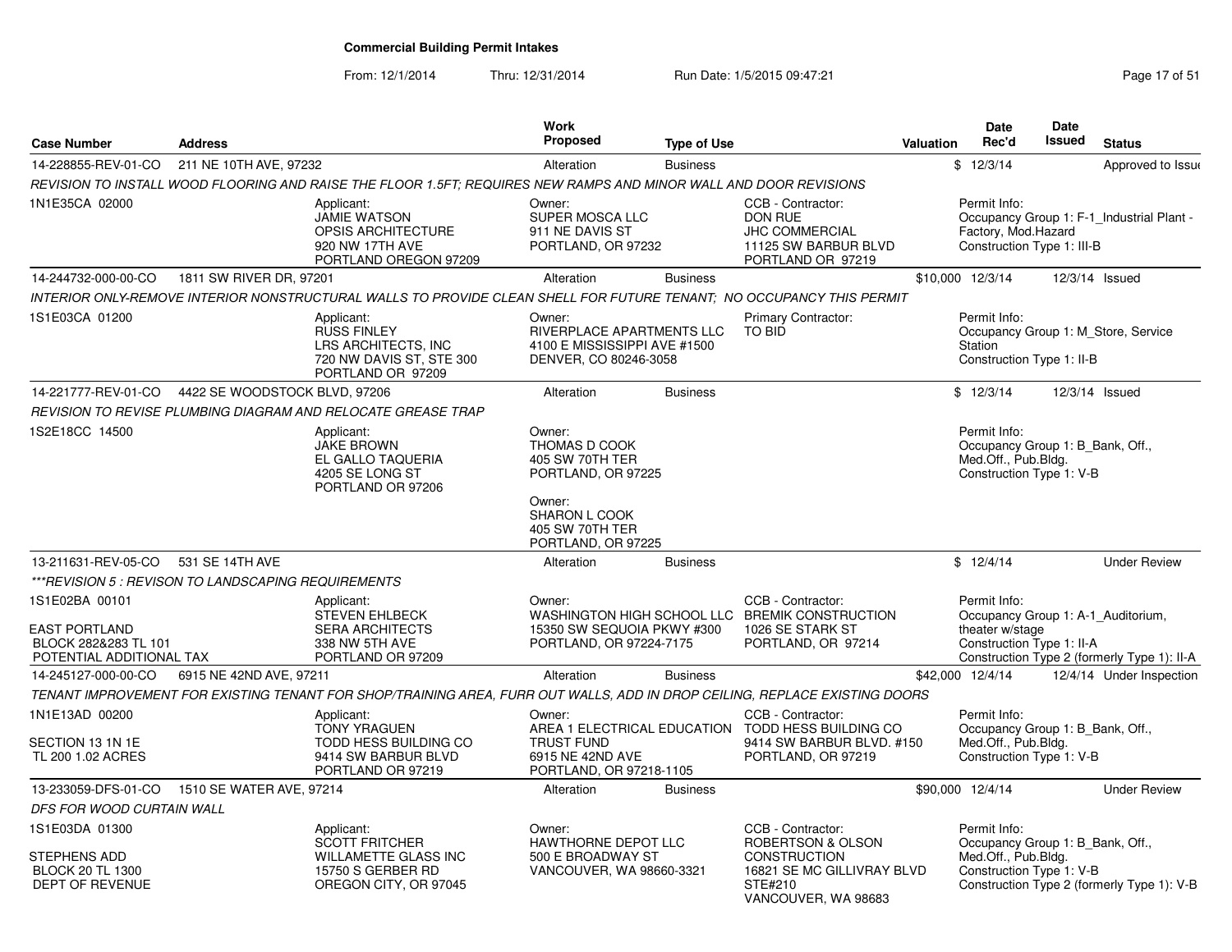# Commercial Building Permit Intakes

From: 12/1/2014 Thru: 12/31/2014 Run Date: 1/5/2015 09:47:21

| Case Number | Address | Work Proposed | Type of Use | Valuation | Date Rec'd | Date Issued | Status |
|---|---|---|---|---|---|---|---|
| 14-228855-REV-01-CO | 211 NE 10TH AVE, 97232 | Alteration | Business | $ | 12/3/14 | | Approved to Issue |

REVISION TO INSTALL WOOD FLOORING AND RAISE THE FLOOR 1.5FT; REQUIRES NEW RAMPS AND MINOR WALL AND DOOR REVISIONS

1N1E35CA 02000

Applicant: JAMIE WATSON, OPSIS ARCHITECTURE, 920 NW 17TH AVE, PORTLAND OREGON 97209

Owner: SUPER MOSCA LLC, 911 NE DAVIS ST, PORTLAND, OR 97232

CCB - Contractor: DON RUE, JHC COMMERCIAL, 11125 SW BARBUR BLVD, PORTLAND OR 97219

Permit Info: Occupancy Group 1: F-1_Industrial Plant - Factory, Mod.Hazard; Construction Type 1: III-B

| Case Number | Address | Work Proposed | Type of Use | Valuation | Date Rec'd | Date Issued | Status |
|---|---|---|---|---|---|---|---|
| 14-244732-000-00-CO | 1811 SW RIVER DR, 97201 | Alteration | Business | $10,000 | 12/3/14 | 12/3/14 | Issued |

INTERIOR ONLY-REMOVE INTERIOR NONSTRUCTURAL WALLS TO PROVIDE CLEAN SHELL FOR FUTURE TENANT; NO OCCUPANCY THIS PERMIT

1S1E03CA 01200

Applicant: RUSS FINLEY, LRS ARCHITECTS, INC, 720 NW DAVIS ST, STE 300, PORTLAND OR 97209

Owner: RIVERPLACE APARTMENTS LLC, 4100 E MISSISSIPPI AVE #1500, DENVER, CO 80246-3058

Primary Contractor: TO BID

Permit Info: Occupancy Group 1: M_Store, Service Station; Construction Type 1: II-B

| Case Number | Address | Work Proposed | Type of Use | Valuation | Date Rec'd | Date Issued | Status |
|---|---|---|---|---|---|---|---|
| 14-221777-REV-01-CO | 4422 SE WOODSTOCK BLVD, 97206 | Alteration | Business | $ | 12/3/14 | 12/3/14 | Issued |

REVISION TO REVISE PLUMBING DIAGRAM AND RELOCATE GREASE TRAP

1S2E18CC 14500

Applicant: JAKE BROWN, EL GALLO TAQUERIA, 4205 SE LONG ST, PORTLAND OR 97206

Owner: THOMAS D COOK, 405 SW 70TH TER, PORTLAND, OR 97225

Owner: SHARON L COOK, 405 SW 70TH TER, PORTLAND, OR 97225

Permit Info: Occupancy Group 1: B_Bank, Off., Med.Off., Pub.Bldg.; Construction Type 1: V-B

| Case Number | Address | Work Proposed | Type of Use | Valuation | Date Rec'd | Date Issued | Status |
|---|---|---|---|---|---|---|---|
| 13-211631-REV-05-CO | 531 SE 14TH AVE | Alteration | Business | $ | 12/4/14 | | Under Review |

***REVISION 5 : REVISON TO LANDSCAPING REQUIREMENTS

1S1E02BA 00101; EAST PORTLAND; BLOCK 282&283 TL 101; POTENTIAL ADDITIONAL TAX

Applicant: STEVEN EHLBECK, SERA ARCHITECTS, 338 NW 5TH AVE, PORTLAND OR 97209

Owner: WASHINGTON HIGH SCHOOL LLC, 15350 SW SEQUOIA PKWY #300, PORTLAND, OR 97224-7175

CCB - Contractor: BREMIK CONSTRUCTION, 1026 SE STARK ST, PORTLAND, OR 97214

Permit Info: Occupancy Group 1: A-1_Auditorium, theater w/stage; Construction Type 1: II-A; Construction Type 2 (formerly Type 1): II-A

| Case Number | Address | Work Proposed | Type of Use | Valuation | Date Rec'd | Date Issued | Status |
|---|---|---|---|---|---|---|---|
| 14-245127-000-00-CO | 6915 NE 42ND AVE, 97211 | Alteration | Business | $42,000 | 12/4/14 | 12/4/14 | Under Inspection |

TENANT IMPROVEMENT FOR EXISTING TENANT FOR SHOP/TRAINING AREA, FURR OUT WALLS, ADD IN DROP CEILING, REPLACE EXISTING DOORS

1N1E13AD 00200; SECTION 13 1N 1E; TL 200 1.02 ACRES

Applicant: TONY YRAGUEN, TODD HESS BUILDING CO, 9414 SW BARBUR BLVD, PORTLAND OR 97219

Owner: AREA 1 ELECTRICAL EDUCATION TRUST FUND, 6915 NE 42ND AVE, PORTLAND, OR 97218-1105

CCB - Contractor: TODD HESS BUILDING CO, 9414 SW BARBUR BLVD. #150, PORTLAND, OR 97219

Permit Info: Occupancy Group 1: B_Bank, Off., Med.Off., Pub.Bldg.; Construction Type 1: V-B

| Case Number | Address | Work Proposed | Type of Use | Valuation | Date Rec'd | Date Issued | Status |
|---|---|---|---|---|---|---|---|
| 13-233059-DFS-01-CO | 1510 SE WATER AVE, 97214 | Alteration | Business | $90,000 | 12/4/14 | | Under Review |

DFS FOR WOOD CURTAIN WALL

1S1E03DA 01300; STEPHENS ADD; BLOCK 20 TL 1300; DEPT OF REVENUE

Applicant: SCOTT FRITCHER, WILLAMETTE GLASS INC, 15750 S GERBER RD, OREGON CITY, OR 97045

Owner: HAWTHORNE DEPOT LLC, 500 E BROADWAY ST, VANCOUVER, WA 98660-3321

CCB - Contractor: ROBERTSON & OLSON CONSTRUCTION, 16821 SE MC GILLIVRAY BLVD STE#210, VANCOUVER, WA 98683

Permit Info: Occupancy Group 1: B_Bank, Off., Med.Off., Pub.Bldg.; Construction Type 1: V-B; Construction Type 2 (formerly Type 1): V-B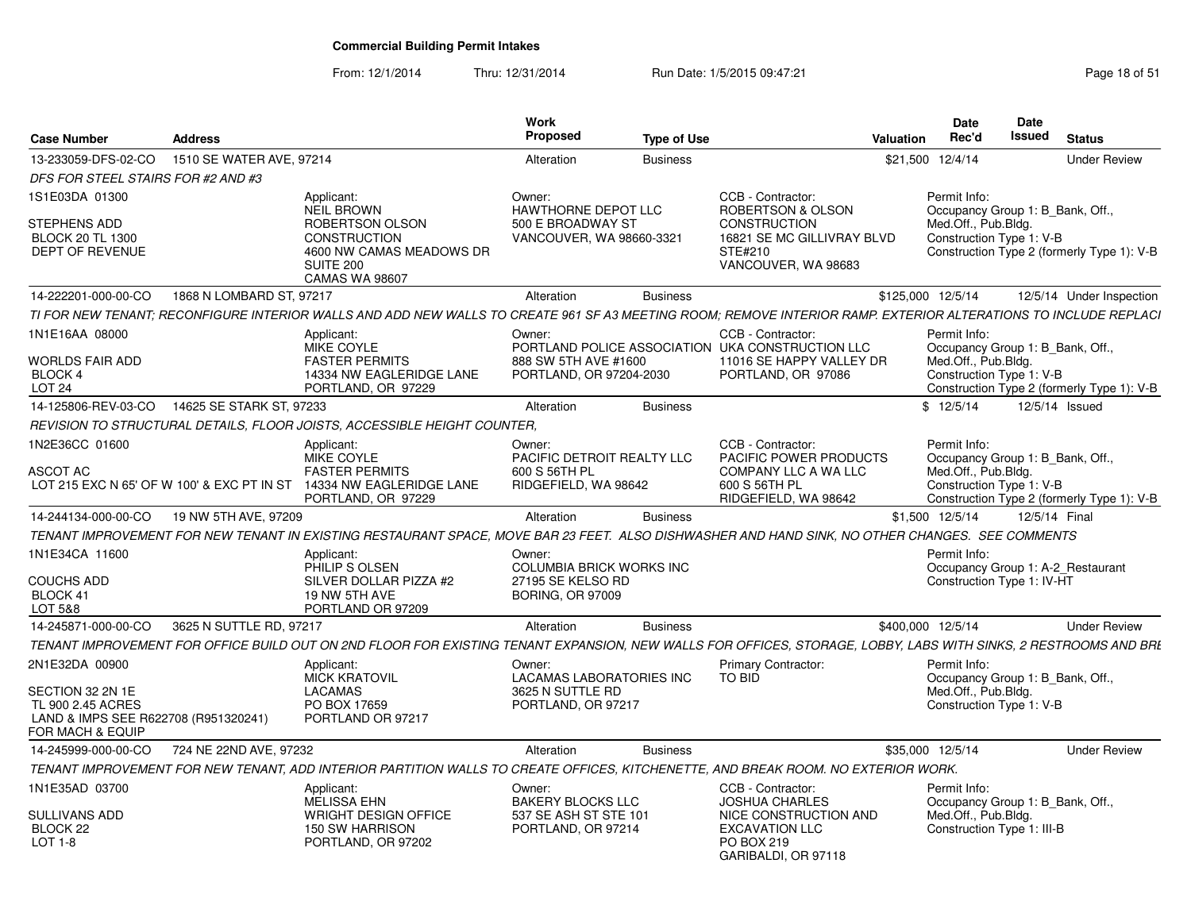# Commercial Building Permit Intakes

From: 12/1/2014 Thru: 12/31/2014 Run Date: 1/5/2015 09:47:21

| Case Number | Address | Work Proposed | Type of Use | Valuation | Date Rec'd | Date Issued | Status |
|---|---|---|---|---|---|---|---|
| 13-233059-DFS-02-CO | 1510 SE WATER AVE, 97214 | Alteration | Business | $21,500 | 12/4/14 | | Under Review |

DFS FOR STEEL STAIRS FOR #2 AND #3

1S1E03DA 01300
STEPHENS ADD
BLOCK 20 TL 1300
DEPT OF REVENUE

Applicant: NEIL BROWN, ROBERTSON OLSON CONSTRUCTION, 4600 NW CAMAS MEADOWS DR SUITE 200, CAMAS WA 98607

Owner: HAWTHORNE DEPOT LLC, 500 E BROADWAY ST, VANCOUVER, WA 98660-3321

CCB - Contractor: ROBERTSON & OLSON CONSTRUCTION, 16821 SE MC GILLIVRAY BLVD STE#210, VANCOUVER, WA 98683

Permit Info: Occupancy Group 1: B_Bank, Off., Med.Off., Pub.Bldg. Construction Type 1: V-B. Construction Type 2 (formerly Type 1): V-B

| Case Number | Address | Work Proposed | Type of Use | Valuation | Date Rec'd | Date Issued | Status |
|---|---|---|---|---|---|---|---|
| 14-222201-000-00-CO | 1868 N LOMBARD ST, 97217 | Alteration | Business | $125,000 | 12/5/14 | 12/5/14 | Under Inspection |

TI FOR NEW TENANT; RECONFIGURE INTERIOR WALLS AND ADD NEW WALLS TO CREATE 961 SF A3 MEETING ROOM; REMOVE INTERIOR RAMP. EXTERIOR ALTERATIONS TO INCLUDE REPLACI

1N1E16AA 08000
WORLDS FAIR ADD
BLOCK 4
LOT 24

Applicant: MIKE COYLE, FASTER PERMITS, 14334 NW EAGLERIDGE LANE, PORTLAND, OR 97229

Owner: PORTLAND POLICE ASSOCIATION, 888 SW 5TH AVE #1600, PORTLAND, OR 97204-2030

CCB - Contractor: UKA CONSTRUCTION LLC, 11016 SE HAPPY VALLEY DR, PORTLAND, OR 97086

Permit Info: Occupancy Group 1: B_Bank, Off., Med.Off., Pub.Bldg. Construction Type 1: V-B. Construction Type 2 (formerly Type 1): V-B

| Case Number | Address | Work Proposed | Type of Use | Valuation | Date Rec'd | Date Issued | Status |
|---|---|---|---|---|---|---|---|
| 14-125806-REV-03-CO | 14625 SE STARK ST, 97233 | Alteration | Business | $ | 12/5/14 | 12/5/14 | Issued |

REVISION TO STRUCTURAL DETAILS, FLOOR JOISTS, ACCESSIBLE HEIGHT COUNTER,

1N2E36CC 01600
ASCOT AC
LOT 215 EXC N 65' OF W 100' & EXC PT IN ST

Applicant: MIKE COYLE, FASTER PERMITS, 14334 NW EAGLERIDGE LANE, PORTLAND, OR 97229

Owner: PACIFIC DETROIT REALTY LLC, 600 S 56TH PL, RIDGEFIELD, WA 98642

CCB - Contractor: PACIFIC POWER PRODUCTS COMPANY LLC A WA LLC, 600 S 56TH PL, RIDGEFIELD, WA 98642

Permit Info: Occupancy Group 1: B_Bank, Off., Med.Off., Pub.Bldg. Construction Type 1: V-B. Construction Type 2 (formerly Type 1): V-B

| Case Number | Address | Work Proposed | Type of Use | Valuation | Date Rec'd | Date Issued | Status |
|---|---|---|---|---|---|---|---|
| 14-244134-000-00-CO | 19 NW 5TH AVE, 97209 | Alteration | Business | $1,500 | 12/5/14 | 12/5/14 | Final |

TENANT IMPROVEMENT FOR NEW TENANT IN EXISTING RESTAURANT SPACE, MOVE BAR 23 FEET. ALSO DISHWASHER AND HAND SINK, NO OTHER CHANGES. SEE COMMENTS

1N1E34CA 11600
COUCHS ADD
BLOCK 41
LOT 5&8

Applicant: PHILIP S OLSEN, SILVER DOLLAR PIZZA #2, 19 NW 5TH AVE, PORTLAND OR 97209

Owner: COLUMBIA BRICK WORKS INC, 27195 SE KELSO RD, BORING, OR 97009

Permit Info: Occupancy Group 1: A-2_Restaurant. Construction Type 1: IV-HT

| Case Number | Address | Work Proposed | Type of Use | Valuation | Date Rec'd | Date Issued | Status |
|---|---|---|---|---|---|---|---|
| 14-245871-000-00-CO | 3625 N SUTTLE RD, 97217 | Alteration | Business | $400,000 | 12/5/14 | | Under Review |

TENANT IMPROVEMENT FOR OFFICE BUILD OUT ON 2ND FLOOR FOR EXISTING TENANT EXPANSION, NEW WALLS FOR OFFICES, STORAGE, LOBBY, LABS WITH SINKS, 2 RESTROOMS AND BRE

2N1E32DA 00900
SECTION 32 2N 1E
TL 900 2.45 ACRES
LAND & IMPS SEE R622708 (R951320241) FOR MACH & EQUIP

Applicant: MICK KRATOVIL, LACAMAS, PO BOX 17659, PORTLAND OR 97217

Owner: LACAMAS LABORATORIES INC, 3625 N SUTTLE RD, PORTLAND, OR 97217

Primary Contractor: TO BID

Permit Info: Occupancy Group 1: B_Bank, Off., Med.Off., Pub.Bldg. Construction Type 1: V-B

| Case Number | Address | Work Proposed | Type of Use | Valuation | Date Rec'd | Date Issued | Status |
|---|---|---|---|---|---|---|---|
| 14-245999-000-00-CO | 724 NE 22ND AVE, 97232 | Alteration | Business | $35,000 | 12/5/14 | | Under Review |

TENANT IMPROVEMENT FOR NEW TENANT, ADD INTERIOR PARTITION WALLS TO CREATE OFFICES, KITCHENETTE, AND BREAK ROOM. NO EXTERIOR WORK.

1N1E35AD 03700
SULLIVANS ADD
BLOCK 22
LOT 1-8

Applicant: MELISSA EHN, WRIGHT DESIGN OFFICE, 150 SW HARRISON, PORTLAND, OR 97202

Owner: BAKERY BLOCKS LLC, 537 SE ASH ST STE 101, PORTLAND, OR 97214

CCB - Contractor: JOSHUA CHARLES, NICE CONSTRUCTION AND EXCAVATION LLC, PO BOX 219, GARIBALDI, OR 97118

Permit Info: Occupancy Group 1: B_Bank, Off., Med.Off., Pub.Bldg. Construction Type 1: III-B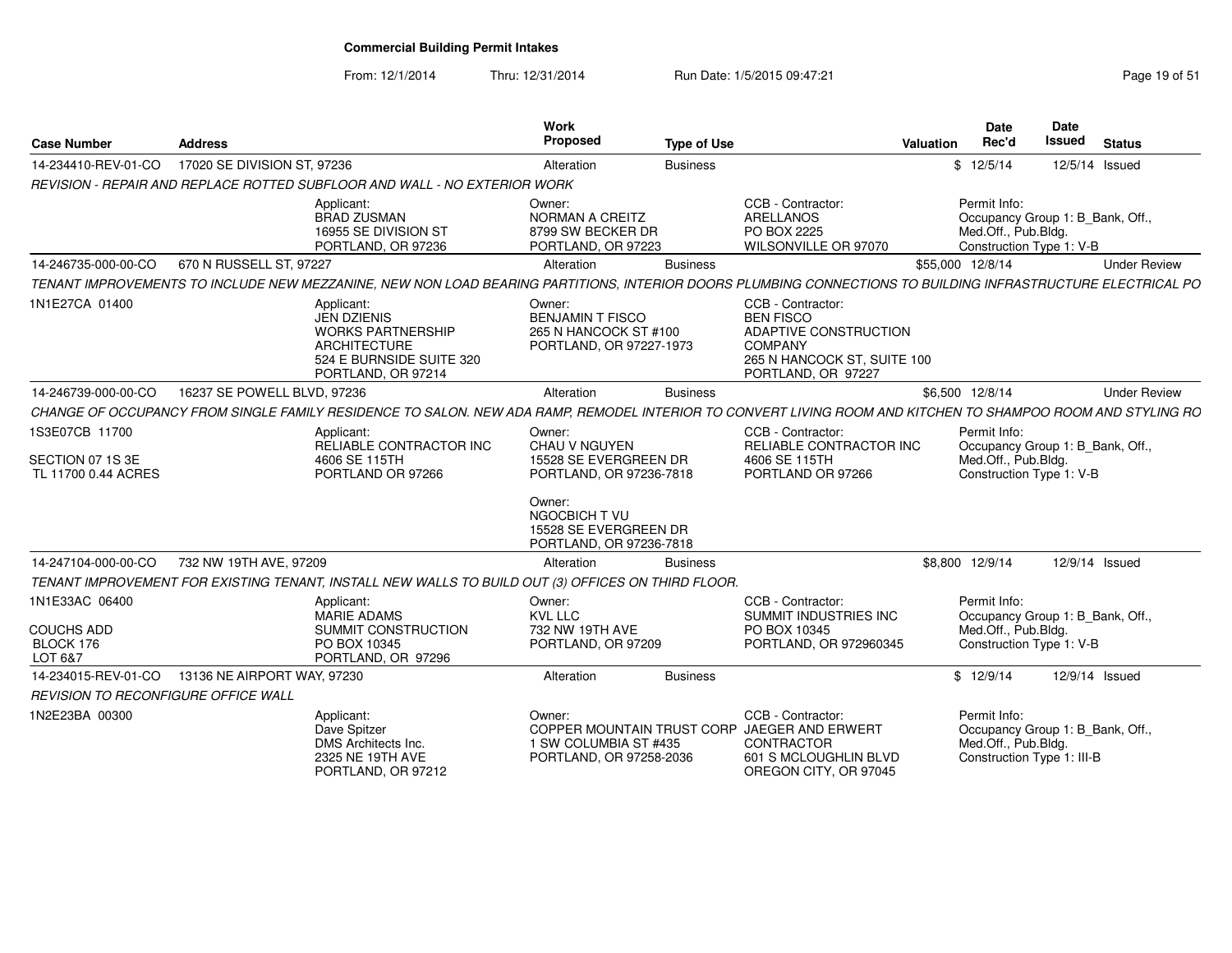## Commercial Building Permit Intakes

From: 12/1/2014 Thru: 12/31/2014 Run Date: 1/5/2015 09:47:21

| Case Number | Address | Work Proposed | Type of Use | Valuation | Date Rec'd | Date Issued | Status |
|---|---|---|---|---|---|---|---|
| 14-234410-REV-01-CO | 17020 SE DIVISION ST, 97236 | Alteration | Business | $ | 12/5/14 | 12/5/14 | Issued |

*REVISION - REPAIR AND REPLACE ROTTED SUBFLOOR AND WALL - NO EXTERIOR WORK*

| | Applicant | Owner | CCB - Contractor | Permit Info |
|---|---|---|---|---|
| | BRAD ZUSMAN<br>16955 SE DIVISION ST<br>PORTLAND, OR 97236 | NORMAN A CREITZ<br>8799 SW BECKER DR<br>PORTLAND, OR 97223 | ARELLANOS<br>PO BOX 2225<br>WILSONVILLE OR 97070 | Occupancy Group 1: B_Bank, Off., Med.Off., Pub.Bldg.<br>Construction Type 1: V-B |

| Case Number | Address | Work Proposed | Type of Use | Valuation | Date Rec'd | Date Issued | Status |
|---|---|---|---|---|---|---|---|
| 14-246735-000-00-CO | 670 N RUSSELL ST, 97227 | Alteration | Business | $55,000 | 12/8/14 | | Under Review |

*TENANT IMPROVEMENTS TO INCLUDE NEW MEZZANINE, NEW NON LOAD BEARING PARTITIONS, INTERIOR DOORS PLUMBING CONNECTIONS TO BUILDING INFRASTRUCTURE ELECTRICAL PO*

| | Applicant | Owner | CCB - Contractor | Permit Info |
|---|---|---|---|---|
| 1N1E27CA 01400 | JEN DZIENIS<br>WORKS PARTNERSHIP ARCHITECTURE<br>524 E BURNSIDE SUITE 320<br>PORTLAND, OR 97214 | BENJAMIN T FISCO<br>265 N HANCOCK ST #100<br>PORTLAND, OR 97227-1973 | BEN FISCO<br>ADAPTIVE CONSTRUCTION COMPANY<br>265 N HANCOCK ST, SUITE 100<br>PORTLAND, OR 97227 | |

| Case Number | Address | Work Proposed | Type of Use | Valuation | Date Rec'd | Date Issued | Status |
|---|---|---|---|---|---|---|---|
| 14-246739-000-00-CO | 16237 SE POWELL BLVD, 97236 | Alteration | Business | $6,500 | 12/8/14 | | Under Review |

*CHANGE OF OCCUPANCY FROM SINGLE FAMILY RESIDENCE TO SALON. NEW ADA RAMP, REMODEL INTERIOR TO CONVERT LIVING ROOM AND KITCHEN TO SHAMPOO ROOM AND STYLING RO*

| | Applicant | Owner | CCB - Contractor | Permit Info |
|---|---|---|---|---|
| 1S3E07CB 11700<br>SECTION 07 1S 3E<br>TL 11700 0.44 ACRES | RELIABLE CONTRACTOR INC<br>4606 SE 115TH<br>PORTLAND OR 97266 | CHAU V NGUYEN<br>15528 SE EVERGREEN DR<br>PORTLAND, OR 97236-7818<br><br>Owner:<br>NGOCBICH T VU<br>15528 SE EVERGREEN DR<br>PORTLAND, OR 97236-7818 | RELIABLE CONTRACTOR INC<br>4606 SE 115TH<br>PORTLAND OR 97266 | Occupancy Group 1: B_Bank, Off., Med.Off., Pub.Bldg.<br>Construction Type 1: V-B |

| Case Number | Address | Work Proposed | Type of Use | Valuation | Date Rec'd | Date Issued | Status |
|---|---|---|---|---|---|---|---|
| 14-247104-000-00-CO | 732 NW 19TH AVE, 97209 | Alteration | Business | $8,800 | 12/9/14 | 12/9/14 | Issued |

*TENANT IMPROVEMENT FOR EXISTING TENANT, INSTALL NEW WALLS TO BUILD OUT (3) OFFICES ON THIRD FLOOR.*

| | Applicant | Owner | CCB - Contractor | Permit Info |
|---|---|---|---|---|
| 1N1E33AC 06400<br>COUCHS ADD<br>BLOCK 176<br>LOT 6&7 | MARIE ADAMS<br>SUMMIT CONSTRUCTION<br>PO BOX 10345<br>PORTLAND, OR 97296 | KVL LLC<br>732 NW 19TH AVE<br>PORTLAND, OR 97209 | SUMMIT INDUSTRIES INC<br>PO BOX 10345<br>PORTLAND, OR 972960345 | Occupancy Group 1: B_Bank, Off., Med.Off., Pub.Bldg.<br>Construction Type 1: V-B |

| Case Number | Address | Work Proposed | Type of Use | Valuation | Date Rec'd | Date Issued | Status |
|---|---|---|---|---|---|---|---|
| 14-234015-REV-01-CO | 13136 NE AIRPORT WAY, 97230 | Alteration | Business | $ | 12/9/14 | 12/9/14 | Issued |

*REVISION TO RECONFIGURE OFFICE WALL*

| | Applicant | Owner | CCB - Contractor | Permit Info |
|---|---|---|---|---|
| 1N2E23BA 00300 | Dave Spitzer<br>DMS Architects Inc.<br>2325 NE 19TH AVE<br>PORTLAND, OR 97212 | COPPER MOUNTAIN TRUST CORP<br>1 SW COLUMBIA ST #435<br>PORTLAND, OR 97258-2036 | JAEGER AND ERWERT CONTRACTOR<br>601 S MCLOUGHLIN BLVD<br>OREGON CITY, OR 97045 | Occupancy Group 1: B_Bank, Off., Med.Off., Pub.Bldg.<br>Construction Type 1: III-B |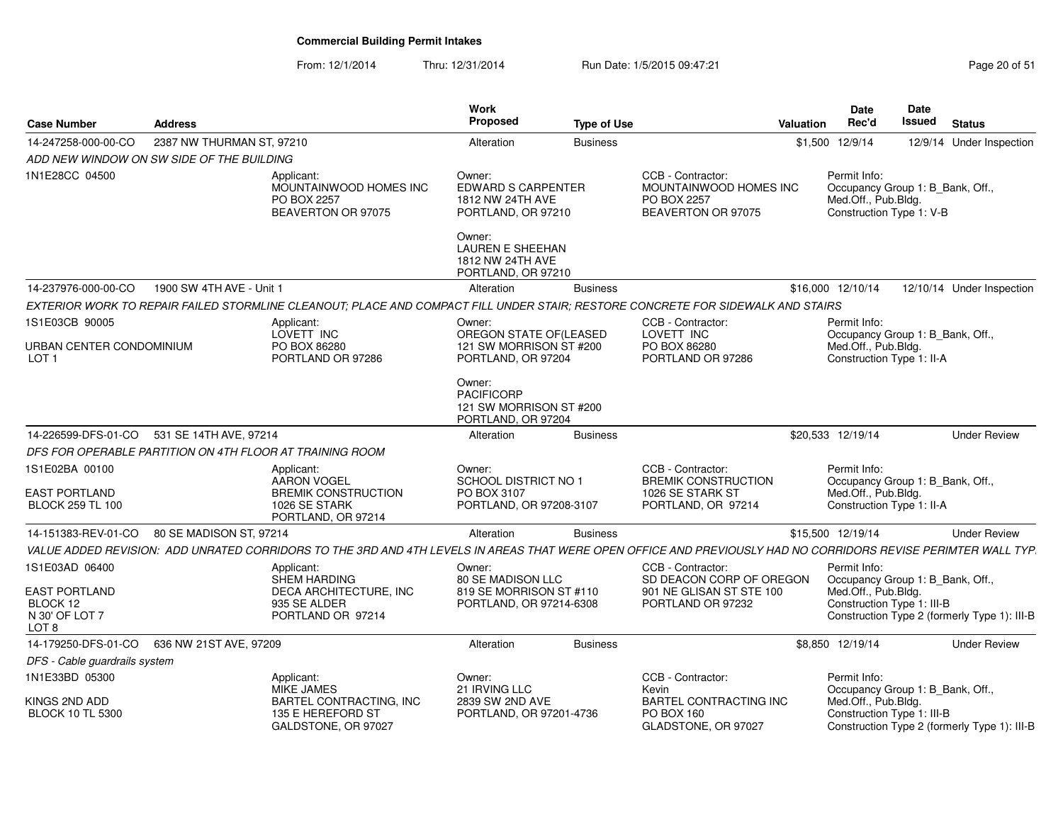**Commercial Building Permit Intakes**

From: 12/1/2014 Thru: 12/31/2014 Run Date: 1/5/2015 09:47:21

| Case Number | Address | Work Proposed | Type of Use | Valuation | Date Rec'd | Date Issued | Status |
|---|---|---|---|---|---|---|---|
| 14-247258-000-00-CO | 2387 NW THURMAN ST, 97210 | Alteration | Business | $1,500 | 12/9/14 | 12/9/14 | Under Inspection |

*ADD NEW WINDOW ON SW SIDE OF THE BUILDING*

1N1E28CC 04500

Applicant: MOUNTAINWOOD HOMES INC, PO BOX 2257, BEAVERTON OR 97075

Owner: EDWARD S CARPENTER, 1812 NW 24TH AVE, PORTLAND, OR 97210

Owner: LAUREN E SHEEHAN, 1812 NW 24TH AVE, PORTLAND, OR 97210

CCB - Contractor: MOUNTAINWOOD HOMES INC, PO BOX 2257, BEAVERTON OR 97075

Permit Info: Occupancy Group 1: B_Bank, Off., Med.Off., Pub.Bldg. Construction Type 1: V-B

---

| Case Number | Address | Work Proposed | Type of Use | Valuation | Date Rec'd | Date Issued | Status |
|---|---|---|---|---|---|---|---|
| 14-237976-000-00-CO | 1900 SW 4TH AVE - Unit 1 | Alteration | Business | $16,000 | 12/10/14 | 12/10/14 | Under Inspection |

*EXTERIOR WORK TO REPAIR FAILED STORMLINE CLEANOUT; PLACE AND COMPACT FILL UNDER STAIR; RESTORE CONCRETE FOR SIDEWALK AND STAIRS*

1S1E03CB 90005

URBAN CENTER CONDOMINIUM
LOT 1

Applicant: LOVETT INC, PO BOX 86280, PORTLAND OR 97286

Owner: OREGON STATE OF(LEASED, 121 SW MORRISON ST #200, PORTLAND, OR 97204

Owner: PACIFICORP, 121 SW MORRISON ST #200, PORTLAND, OR 97204

CCB - Contractor: LOVETT INC, PO BOX 86280, PORTLAND OR 97286

Permit Info: Occupancy Group 1: B_Bank, Off., Med.Off., Pub.Bldg. Construction Type 1: II-A

---

| Case Number | Address | Work Proposed | Type of Use | Valuation | Date Rec'd | Date Issued | Status |
|---|---|---|---|---|---|---|---|
| 14-226599-DFS-01-CO | 531 SE 14TH AVE, 97214 | Alteration | Business | $20,533 | 12/19/14 | | Under Review |

*DFS FOR OPERABLE PARTITION ON 4TH FLOOR AT TRAINING ROOM*

1S1E02BA 00100

EAST PORTLAND
BLOCK 259 TL 100

Applicant: AARON VOGEL, BREMIK CONSTRUCTION, 1026 SE STARK, PORTLAND, OR 97214

Owner: SCHOOL DISTRICT NO 1, PO BOX 3107, PORTLAND, OR 97208-3107

CCB - Contractor: BREMIK CONSTRUCTION, 1026 SE STARK ST, PORTLAND, OR 97214

Permit Info: Occupancy Group 1: B_Bank, Off., Med.Off., Pub.Bldg. Construction Type 1: II-A

---

| Case Number | Address | Work Proposed | Type of Use | Valuation | Date Rec'd | Date Issued | Status |
|---|---|---|---|---|---|---|---|
| 14-151383-REV-01-CO | 80 SE MADISON ST, 97214 | Alteration | Business | $15,500 | 12/19/14 | | Under Review |

*VALUE ADDED REVISION: ADD UNRATED CORRIDORS TO THE 3RD AND 4TH LEVELS IN AREAS THAT WERE OPEN OFFICE AND PREVIOUSLY HAD NO CORRIDORS REVISE PERIMTER WALL TYP.*

1S1E03AD 06400

EAST PORTLAND
BLOCK 12
N 30' OF LOT 7
LOT 8

Applicant: SHEM HARDING, DECA ARCHITECTURE, INC, 935 SE ALDER, PORTLAND OR 97214

Owner: 80 SE MADISON LLC, 819 SE MORRISON ST #110, PORTLAND, OR 97214-6308

CCB - Contractor: SD DEACON CORP OF OREGON, 901 NE GLISAN ST STE 100, PORTLAND OR 97232

Permit Info: Occupancy Group 1: B_Bank, Off., Med.Off., Pub.Bldg. Construction Type 1: III-B Construction Type 2 (formerly Type 1): III-B

---

| Case Number | Address | Work Proposed | Type of Use | Valuation | Date Rec'd | Date Issued | Status |
|---|---|---|---|---|---|---|---|
| 14-179250-DFS-01-CO | 636 NW 21ST AVE, 97209 | Alteration | Business | $8,850 | 12/19/14 | | Under Review |

*DFS - Cable guardrails system*

1N1E33BD 05300

KINGS 2ND ADD
BLOCK 10 TL 5300

Applicant: MIKE JAMES, BARTEL CONTRACTING, INC, 135 E HEREFORD ST, GALDSTONE, OR 97027

Owner: 21 IRVING LLC, 2839 SW 2ND AVE, PORTLAND, OR 97201-4736

CCB - Contractor: Kevin, BARTEL CONTRACTING INC, PO BOX 160, GLADSTONE, OR 97027

Permit Info: Occupancy Group 1: B_Bank, Off., Med.Off., Pub.Bldg. Construction Type 1: III-B Construction Type 2 (formerly Type 1): III-B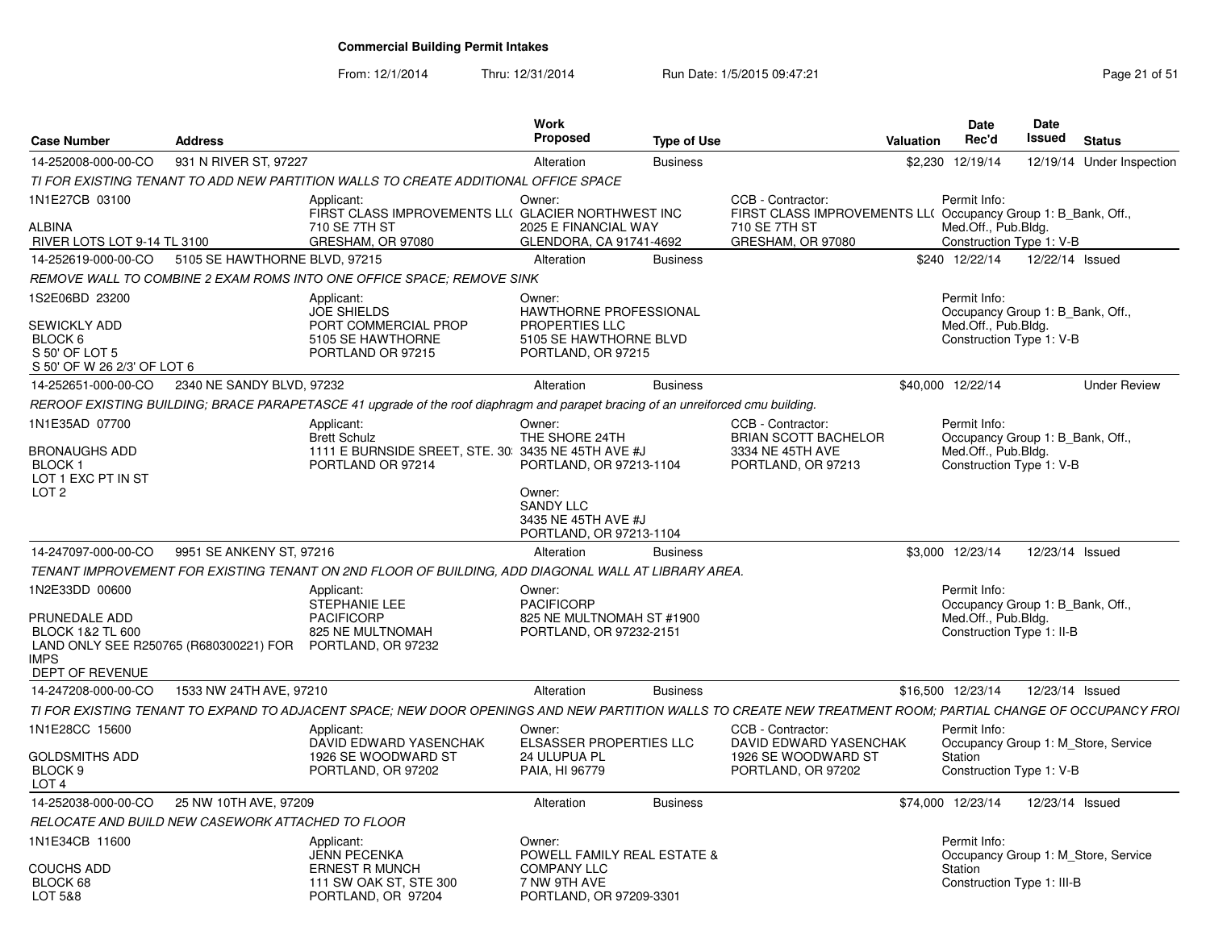# Commercial Building Permit Intakes

From: 12/1/2014 Thru: 12/31/2014 Run Date: 1/5/2015 09:47:21

| Case Number | Address | Work Proposed | Type of Use | Valuation | Date Rec'd | Date Issued | Status |
|---|---|---|---|---|---|---|---|
| 14-252008-000-00-CO | 931 N RIVER ST, 97227 | Alteration | Business | $2,230 | 12/19/14 | 12/19/14 | Under Inspection |

*TI FOR EXISTING TENANT TO ADD NEW PARTITION WALLS TO CREATE ADDITIONAL OFFICE SPACE*

1N1E27CB 03100
ALBINA
RIVER LOTS LOT 9-14 TL 3100

Applicant:
FIRST CLASS IMPROVEMENTS LL(
710 SE 7TH ST
GRESHAM, OR 97080

Owner:
GLACIER NORTHWEST INC
2025 E FINANCIAL WAY
GLENDORA, CA 91741-4692

CCB - Contractor:
FIRST CLASS IMPROVEMENTS LL(
710 SE 7TH ST
GRESHAM, OR 97080

Permit Info:
Occupancy Group 1: B_Bank, Off., Med.Off., Pub.Bldg.
Construction Type 1: V-B

| Case Number | Address | Work Proposed | Type of Use | Valuation | Date Rec'd | Date Issued | Status |
|---|---|---|---|---|---|---|---|
| 14-252619-000-00-CO | 5105 SE HAWTHORNE BLVD, 97215 | Alteration | Business | $240 | 12/22/14 | 12/22/14 | Issued |

*REMOVE WALL TO COMBINE 2 EXAM ROMS INTO ONE OFFICE SPACE; REMOVE SINK*

1S2E06BD 23200
SEWICKLY ADD
BLOCK 6
S 50' OF LOT 5
S 50' OF W 26 2/3' OF LOT 6

Applicant:
JOE SHIELDS
PORT COMMERCIAL PROP
5105 SE HAWTHORNE
PORTLAND OR 97215

Owner:
HAWTHORNE PROFESSIONAL PROPERTIES LLC
5105 SE HAWTHORNE BLVD
PORTLAND, OR 97215

Permit Info:
Occupancy Group 1: B_Bank, Off., Med.Off., Pub.Bldg.
Construction Type 1: V-B

| Case Number | Address | Work Proposed | Type of Use | Valuation | Date Rec'd | Date Issued | Status |
|---|---|---|---|---|---|---|---|
| 14-252651-000-00-CO | 2340 NE SANDY BLVD, 97232 | Alteration | Business | $40,000 | 12/22/14 | | Under Review |

*REROOF EXISTING BUILDING; BRACE PARAPETASCE 41 upgrade of the roof diaphragm and parapet bracing of an unreinforced cmu building.*

1N1E35AD 07700
BRONAUGHS ADD
BLOCK 1
LOT 1 EXC PT IN ST
LOT 2

Applicant:
Brett Schulz
1111 E BURNSIDE SREET, STE. 30:
PORTLAND OR 97214

Owner:
THE SHORE 24TH
3435 NE 45TH AVE #J
PORTLAND, OR 97213-1104

Owner:
SANDY LLC
3435 NE 45TH AVE #J
PORTLAND, OR 97213-1104

CCB - Contractor:
BRIAN SCOTT BACHELOR
3334 NE 45TH AVE
PORTLAND, OR 97213

Permit Info:
Occupancy Group 1: B_Bank, Off., Med.Off., Pub.Bldg.
Construction Type 1: V-B

| Case Number | Address | Work Proposed | Type of Use | Valuation | Date Rec'd | Date Issued | Status |
|---|---|---|---|---|---|---|---|
| 14-247097-000-00-CO | 9951 SE ANKENY ST, 97216 | Alteration | Business | $3,000 | 12/23/14 | 12/23/14 | Issued |

*TENANT IMPROVEMENT FOR EXISTING TENANT ON 2ND FLOOR OF BUILDING, ADD DIAGONAL WALL AT LIBRARY AREA.*

1N2E33DD 00600
PRUNEDALE ADD
BLOCK 1&2 TL 600
LAND ONLY SEE R250765 (R680300221) FOR IMPS
DEPT OF REVENUE

Applicant:
STEPHANIE LEE
PACIFICORP
825 NE MULTNOMAH
PORTLAND, OR 97232

Owner:
PACIFICORP
825 NE MULTNOMAH ST #1900
PORTLAND, OR 97232-2151

Permit Info:
Occupancy Group 1: B_Bank, Off., Med.Off., Pub.Bldg.
Construction Type 1: II-B

| Case Number | Address | Work Proposed | Type of Use | Valuation | Date Rec'd | Date Issued | Status |
|---|---|---|---|---|---|---|---|
| 14-247208-000-00-CO | 1533 NW 24TH AVE, 97210 | Alteration | Business | $16,500 | 12/23/14 | 12/23/14 | Issued |

*TI FOR EXISTING TENANT TO EXPAND TO ADJACENT SPACE; NEW DOOR OPENINGS AND NEW PARTITION WALLS TO CREATE NEW TREATMENT ROOM; PARTIAL CHANGE OF OCCUPANCY FROI*

1N1E28CC 15600
GOLDSMITHS ADD
BLOCK 9
LOT 4

Applicant:
DAVID EDWARD YASENCHAK
1926 SE WOODWARD ST
PORTLAND, OR 97202

Owner:
ELSASSER PROPERTIES LLC
24 ULUPUA PL
PAIA, HI 96779

CCB - Contractor:
DAVID EDWARD YASENCHAK
1926 SE WOODWARD ST
PORTLAND, OR 97202

Permit Info:
Occupancy Group 1: M_Store, Service Station
Construction Type 1: V-B

| Case Number | Address | Work Proposed | Type of Use | Valuation | Date Rec'd | Date Issued | Status |
|---|---|---|---|---|---|---|---|
| 14-252038-000-00-CO | 25 NW 10TH AVE, 97209 | Alteration | Business | $74,000 | 12/23/14 | 12/23/14 | Issued |

*RELOCATE AND BUILD NEW CASEWORK ATTACHED TO FLOOR*

1N1E34CB 11600
COUCHS ADD
BLOCK 68
LOT 5&8

Applicant:
JENN PECENKA
ERNEST R MUNCH
111 SW OAK ST, STE 300
PORTLAND, OR 97204

Owner:
POWELL FAMILY REAL ESTATE & COMPANY LLC
7 NW 9TH AVE
PORTLAND, OR 97209-3301

Permit Info:
Occupancy Group 1: M_Store, Service Station
Construction Type 1: III-B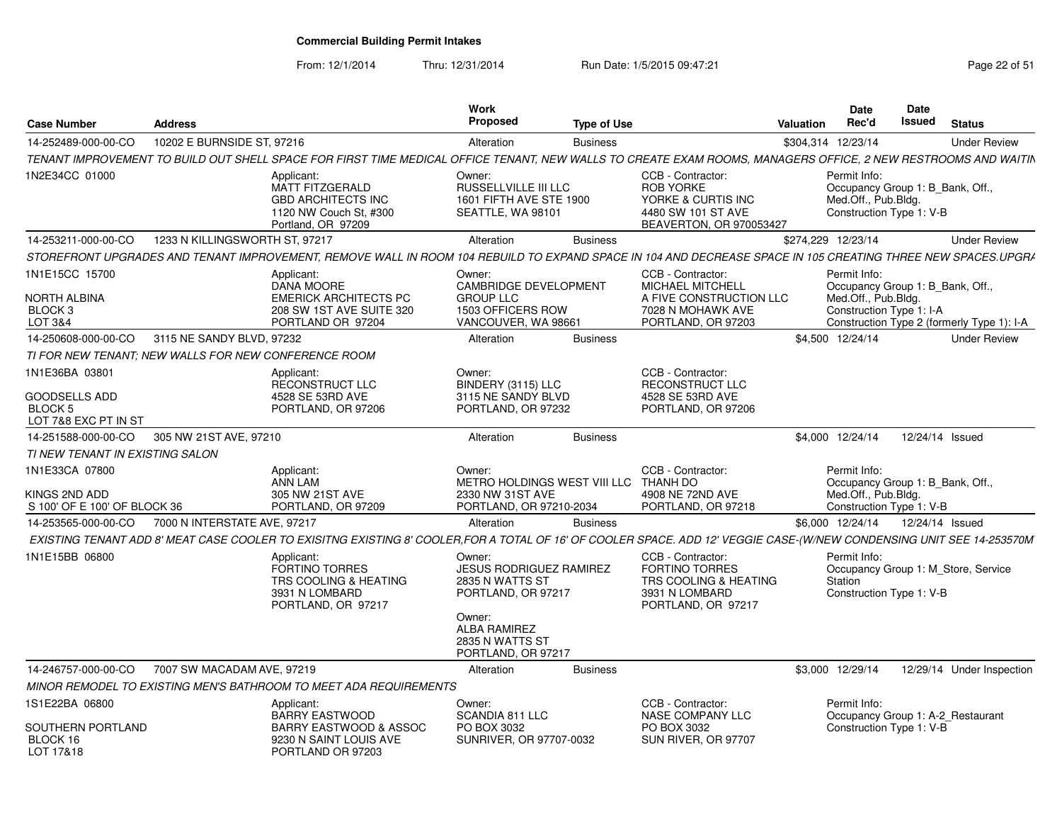# Commercial Building Permit Intakes

From: 12/1/2014 Thru: 12/31/2014 Run Date: 1/5/2015 09:47:21

| Case Number | Address | Work Proposed | Type of Use | Valuation | Date Rec'd | Date Issued | Status |
|---|---|---|---|---|---|---|---|
| 14-252489-000-00-CO | 10202 E BURNSIDE ST, 97216 | Alteration | Business | $304,314 | 12/23/14 | | Under Review |

TENANT IMPROVEMENT TO BUILD OUT SHELL SPACE FOR FIRST TIME MEDICAL OFFICE TENANT, NEW WALLS TO CREATE EXAM ROOMS, MANAGERS OFFICE, 2 NEW RESTROOMS AND WAITIN

1N2E34CC 01000

Applicant: MATT FITZGERALD, GBD ARCHITECTS INC, 1120 NW Couch St, #300, Portland, OR 97209

Owner: RUSSELLVILLE III LLC, 1601 FIFTH AVE STE 1900, SEATTLE, WA 98101

CCB - Contractor: ROB YORKE, YORKE & CURTIS INC, 4480 SW 101 ST AVE, BEAVERTON, OR 970053427

Permit Info: Occupancy Group 1: B_Bank, Off., Med.Off., Pub.Bldg. Construction Type 1: V-B

| Case Number | Address | Work Proposed | Type of Use | Valuation | Date Rec'd | Date Issued | Status |
|---|---|---|---|---|---|---|---|
| 14-253211-000-00-CO | 1233 N KILLINGSWORTH ST, 97217 | Alteration | Business | $274,229 | 12/23/14 | | Under Review |

STOREFRONT UPGRADES AND TENANT IMPROVEMENT, REMOVE WALL IN ROOM 104 REBUILD TO EXPAND SPACE IN 104 AND DECREASE SPACE IN 105 CREATING THREE NEW SPACES.UPGRA

1N1E15CC 15700, NORTH ALBINA, BLOCK 3, LOT 3&4

Applicant: DANA MOORE, EMERICK ARCHITECTS PC, 208 SW 1ST AVE SUITE 320, PORTLAND OR 97204

Owner: CAMBRIDGE DEVELOPMENT GROUP LLC, 1503 OFFICERS ROW, VANCOUVER, WA 98661

CCB - Contractor: MICHAEL MITCHELL, A FIVE CONSTRUCTION LLC, 7028 N MOHAWK AVE, PORTLAND, OR 97203

Permit Info: Occupancy Group 1: B_Bank, Off., Med.Off., Pub.Bldg. Construction Type 1: I-A Construction Type 2 (formerly Type 1): I-A

| Case Number | Address | Work Proposed | Type of Use | Valuation | Date Rec'd | Date Issued | Status |
|---|---|---|---|---|---|---|---|
| 14-250608-000-00-CO | 3115 NE SANDY BLVD, 97232 | Alteration | Business | $4,500 | 12/24/14 | | Under Review |

TI FOR NEW TENANT; NEW WALLS FOR NEW CONFERENCE ROOM

1N1E36BA 03801, GOODSELLS ADD, BLOCK 5, LOT 7&8 EXC PT IN ST

Applicant: RECONSTRUCT LLC, 4528 SE 53RD AVE, PORTLAND, OR 97206

Owner: BINDERY (3115) LLC, 3115 NE SANDY BLVD, PORTLAND, OR 97232

CCB - Contractor: RECONSTRUCT LLC, 4528 SE 53RD AVE, PORTLAND, OR 97206

| Case Number | Address | Work Proposed | Type of Use | Valuation | Date Rec'd | Date Issued | Status |
|---|---|---|---|---|---|---|---|
| 14-251588-000-00-CO | 305 NW 21ST AVE, 97210 | Alteration | Business | $4,000 | 12/24/14 | 12/24/14 | Issued |

TI NEW TENANT IN EXISTING SALON

1N1E33CA 07800, KINGS 2ND ADD, S 100' OF E 100' OF BLOCK 36

Applicant: ANN LAM, 305 NW 21ST AVE, PORTLAND, OR 97209

Owner: METRO HOLDINGS WEST VIII LLC, 2330 NW 31ST AVE, PORTLAND, OR 97210-2034

CCB - Contractor: THANH DO, 4908 NE 72ND AVE, PORTLAND, OR 97218

Permit Info: Occupancy Group 1: B_Bank, Off., Med.Off., Pub.Bldg. Construction Type 1: V-B

| Case Number | Address | Work Proposed | Type of Use | Valuation | Date Rec'd | Date Issued | Status |
|---|---|---|---|---|---|---|---|
| 14-253565-000-00-CO | 7000 N INTERSTATE AVE, 97217 | Alteration | Business | $6,000 | 12/24/14 | 12/24/14 | Issued |

EXISTING TENANT ADD 8' MEAT CASE COOLER TO EXISITNG EXISTING 8' COOLER,FOR A TOTAL OF 16' OF COOLER SPACE. ADD 12' VEGGIE CASE-(W/NEW CONDENSING UNIT SEE 14-253570M

1N1E15BB 06800

Applicant: FORTINO TORRES, TRS COOLING & HEATING, 3931 N LOMBARD, PORTLAND, OR 97217

Owner: JESUS RODRIGUEZ RAMIREZ, 2835 N WATTS ST, PORTLAND, OR 97217

Owner: ALBA RAMIREZ, 2835 N WATTS ST, PORTLAND, OR 97217

CCB - Contractor: FORTINO TORRES, TRS COOLING & HEATING, 3931 N LOMBARD, PORTLAND, OR 97217

Permit Info: Occupancy Group 1: M_Store, Service Station Construction Type 1: V-B

| Case Number | Address | Work Proposed | Type of Use | Valuation | Date Rec'd | Date Issued | Status |
|---|---|---|---|---|---|---|---|
| 14-246757-000-00-CO | 7007 SW MACADAM AVE, 97219 | Alteration | Business | $3,000 | 12/29/14 | 12/29/14 | Under Inspection |

MINOR REMODEL TO EXISTING MEN'S BATHROOM TO MEET ADA REQUIREMENTS

1S1E22BA 06800, SOUTHERN PORTLAND, BLOCK 16, LOT 17&18

Applicant: BARRY EASTWOOD, BARRY EASTWOOD & ASSOC, 9230 N SAINT LOUIS AVE, PORTLAND OR 97203

Owner: SCANDIA 811 LLC, PO BOX 3032, SUNRIVER, OR 97707-0032

CCB - Contractor: NASE COMPANY LLC, PO BOX 3032, SUN RIVER, OR 97707

Permit Info: Occupancy Group 1: A-2_Restaurant Construction Type 1: V-B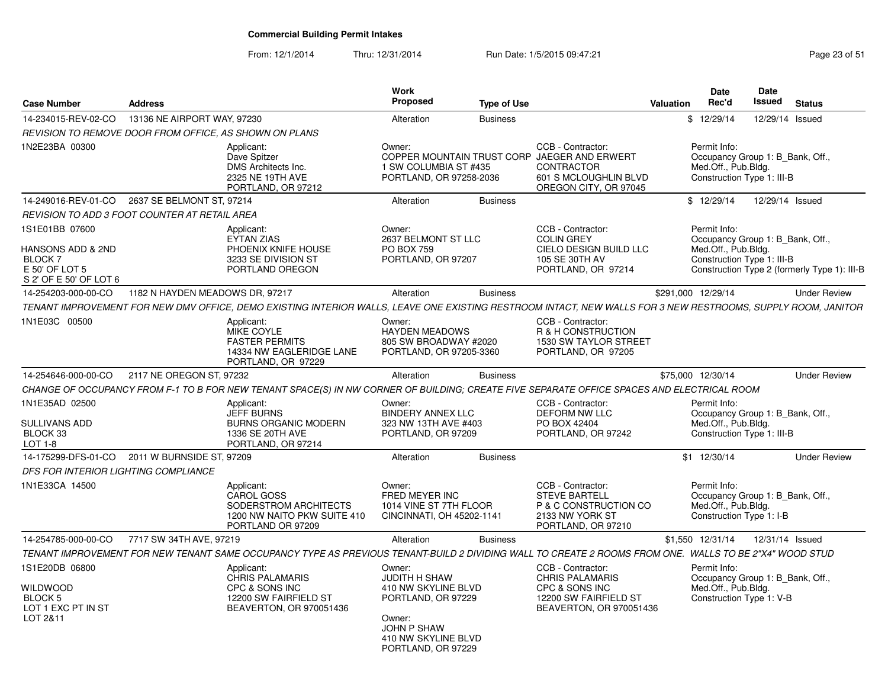## Commercial Building Permit Intakes

From: 12/1/2014 Thru: 12/31/2014 Run Date: 1/5/2015 09:47:21

| Case Number | Address | Work Proposed | Type of Use | Valuation | Date Rec'd | Date Issued | Status |
|---|---|---|---|---|---|---|---|
| 14-234015-REV-02-CO | 13136 NE AIRPORT WAY, 97230 | Alteration | Business | $ | 12/29/14 | 12/29/14 | Issued |

REVISION TO REMOVE DOOR FROM OFFICE, AS SHOWN ON PLANS

1N2E23BA 00300

Applicant: Dave Spitzer, DMS Architects Inc., 2325 NE 19TH AVE, PORTLAND, OR 97212

Owner: COPPER MOUNTAIN TRUST CORP, 1 SW COLUMBIA ST #435, PORTLAND, OR 97258-2036

CCB - Contractor: JAEGER AND ERWERT CONTRACTOR, 601 S MCLOUGHLIN BLVD, OREGON CITY, OR 97045

Permit Info: Occupancy Group 1: B_Bank, Off., Med.Off., Pub.Bldg. Construction Type 1: III-B

| Case Number | Address | Work Proposed | Type of Use | Valuation | Date Rec'd | Date Issued | Status |
|---|---|---|---|---|---|---|---|
| 14-249016-REV-01-CO | 2637 SE BELMONT ST, 97214 | Alteration | Business | $ | 12/29/14 | 12/29/14 | Issued |

REVISION TO ADD 3 FOOT COUNTER AT RETAIL AREA

1S1E01BB 07600

HANSONS ADD & 2ND
BLOCK 7
E 50' OF LOT 5
S 2' OF E 50' OF LOT 6

Applicant: EYTAN ZIAS, PHOENIX KNIFE HOUSE, 3233 SE DIVISION ST, PORTLAND OREGON

Owner: 2637 BELMONT ST LLC, PO BOX 759, PORTLAND, OR 97207

CCB - Contractor: COLIN GREY, CIELO DESIGN BUILD LLC, 105 SE 30TH AV, PORTLAND, OR 97214

Permit Info: Occupancy Group 1: B_Bank, Off., Med.Off., Pub.Bldg. Construction Type 1: III-B Construction Type 2 (formerly Type 1): III-B

| Case Number | Address | Work Proposed | Type of Use | Valuation | Date Rec'd | Date Issued | Status |
|---|---|---|---|---|---|---|---|
| 14-254203-000-00-CO | 1182 N HAYDEN MEADOWS DR, 97217 | Alteration | Business | $291,000 | 12/29/14 | | Under Review |

TENANT IMPROVEMENT FOR NEW DMV OFFICE, DEMO EXISTING INTERIOR WALLS, LEAVE ONE EXISTING RESTROOM INTACT, NEW WALLS FOR 3 NEW RESTROOMS, SUPPLY ROOM, JANITOR

1N1E03C 00500

Applicant: MIKE COYLE, FASTER PERMITS, 14334 NW EAGLERIDGE LANE, PORTLAND, OR 97229

Owner: HAYDEN MEADOWS, 805 SW BROADWAY #2020, PORTLAND, OR 97205-3360

CCB - Contractor: R & H CONSTRUCTION, 1530 SW TAYLOR STREET, PORTLAND, OR 97205

| Case Number | Address | Work Proposed | Type of Use | Valuation | Date Rec'd | Date Issued | Status |
|---|---|---|---|---|---|---|---|
| 14-254646-000-00-CO | 2117 NE OREGON ST, 97232 | Alteration | Business | $75,000 | 12/30/14 | | Under Review |

CHANGE OF OCCUPANCY FROM F-1 TO B FOR NEW TENANT SPACE(S) IN NW CORNER OF BUILDING; CREATE FIVE SEPARATE OFFICE SPACES AND ELECTRICAL ROOM

1N1E35AD 02500

SULLIVANS ADD
BLOCK 33
LOT 1-8

Applicant: JEFF BURNS, BURNS ORGANIC MODERN, 1336 SE 20TH AVE, PORTLAND, OR 97214

Owner: BINDERY ANNEX LLC, 323 NW 13TH AVE #403, PORTLAND, OR 97209

CCB - Contractor: DEFORM NW LLC, PO BOX 42404, PORTLAND, OR 97242

Permit Info: Occupancy Group 1: B_Bank, Off., Med.Off., Pub.Bldg. Construction Type 1: III-B

| Case Number | Address | Work Proposed | Type of Use | Valuation | Date Rec'd | Date Issued | Status |
|---|---|---|---|---|---|---|---|
| 14-175299-DFS-01-CO | 2011 W BURNSIDE ST, 97209 | Alteration | Business | $1 | 12/30/14 | | Under Review |

DFS FOR INTERIOR LIGHTING COMPLIANCE

1N1E33CA 14500

Applicant: CAROL GOSS, SODERSTROM ARCHITECTS, 1200 NW NAITO PKW SUITE 410, PORTLAND OR 97209

Owner: FRED MEYER INC, 1014 VINE ST 7TH FLOOR, CINCINNATI, OH 45202-1141

CCB - Contractor: STEVE BARTELL, P & C CONSTRUCTION CO, 2133 NW YORK ST, PORTLAND, OR 97210

Permit Info: Occupancy Group 1: B_Bank, Off., Med.Off., Pub.Bldg. Construction Type 1: I-B

| Case Number | Address | Work Proposed | Type of Use | Valuation | Date Rec'd | Date Issued | Status |
|---|---|---|---|---|---|---|---|
| 14-254785-000-00-CO | 7717 SW 34TH AVE, 97219 | Alteration | Business | $1,550 | 12/31/14 | 12/31/14 | Issued |

TENANT IMPROVEMENT FOR NEW TENANT SAME OCCUPANCY TYPE AS PREVIOUS TENANT-BUILD 2 DIVIDING WALL TO CREATE 2 ROOMS FROM ONE. WALLS TO BE 2"X4" WOOD STUD

1S1E20DB 06800

WILDWOOD
BLOCK 5
LOT 1 EXC PT IN ST
LOT 2&11

Applicant: CHRIS PALAMARIS, CPC & SONS INC, 12200 SW FAIRFIELD ST, BEAVERTON, OR 970051436

Owner: JUDITH H SHAW, 410 NW SKYLINE BLVD, PORTLAND, OR 97229

Owner: JOHN P SHAW, 410 NW SKYLINE BLVD, PORTLAND, OR 97229

CCB - Contractor: CHRIS PALAMARIS, CPC & SONS INC, 12200 SW FAIRFIELD ST, BEAVERTON, OR 970051436

Permit Info: Occupancy Group 1: B_Bank, Off., Med.Off., Pub.Bldg. Construction Type 1: V-B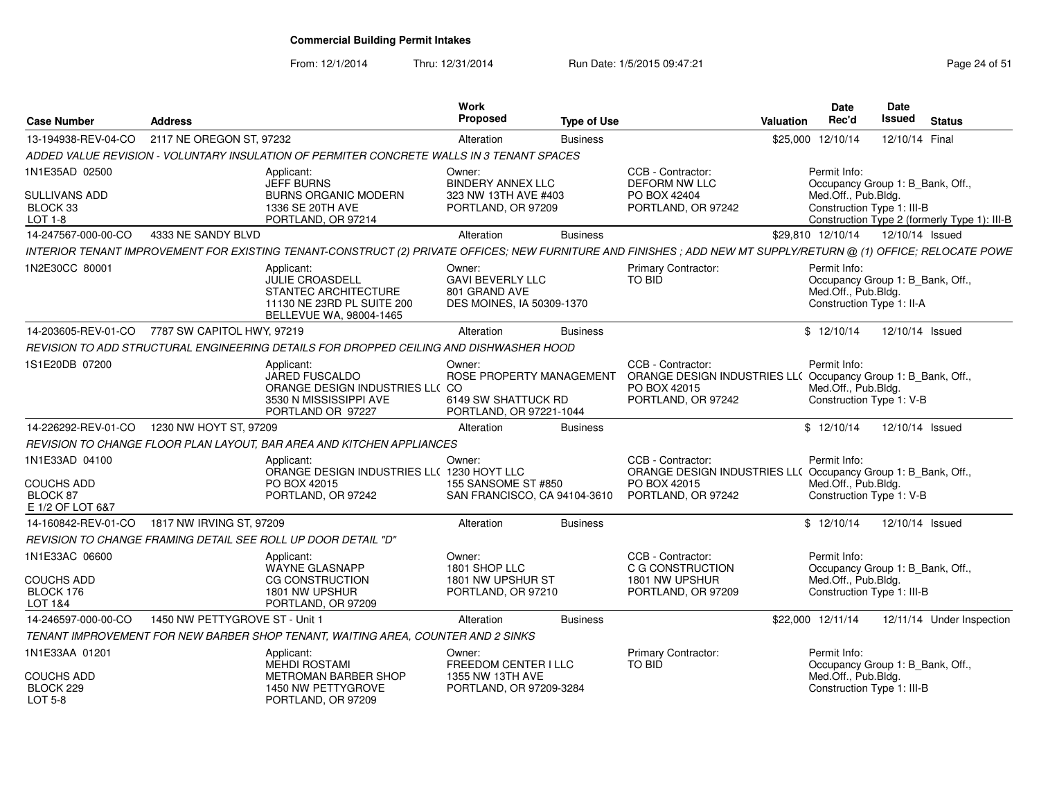# Commercial Building Permit Intakes

From: 12/1/2014 Thru: 12/31/2014 Run Date: 1/5/2015 09:47:21

| Case Number | Address | Work Proposed | Type of Use | Valuation | Date Rec'd | Date Issued | Status |
|---|---|---|---|---|---|---|---|
| 13-194938-REV-04-CO | 2117 NE OREGON ST, 97232 | Alteration | Business | $25,000 | 12/10/14 | 12/10/14 | Final |

*ADDED VALUE REVISION - VOLUNTARY INSULATION OF PERMITER CONCRETE WALLS IN 3 TENANT SPACES*

1N1E35AD 02500
SULLIVANS ADD
BLOCK 33
LOT 1-8

Applicant: JEFF BURNS, BURNS ORGANIC MODERN, 1336 SE 20TH AVE, PORTLAND, OR 97214
Owner: BINDERY ANNEX LLC, 323 NW 13TH AVE #403, PORTLAND, OR 97209
CCB - Contractor: DEFORM NW LLC, PO BOX 42404, PORTLAND, OR 97242
Permit Info: Occupancy Group 1: B_Bank, Off., Med.Off., Pub.Bldg. Construction Type 1: III-B. Construction Type 2 (formerly Type 1): III-B

| Case Number | Address | Work Proposed | Type of Use | Valuation | Date Rec'd | Date Issued | Status |
|---|---|---|---|---|---|---|---|
| 14-247567-000-00-CO | 4333 NE SANDY BLVD | Alteration | Business | $29,810 | 12/10/14 | 12/10/14 | Issued |

*INTERIOR TENANT IMPROVEMENT FOR EXISTING TENANT-CONSTRUCT (2) PRIVATE OFFICES; NEW FURNITURE AND FINISHES ; ADD NEW MT SUPPLY/RETURN @ (1) OFFICE; RELOCATE POWE*

1N2E30CC 80001

Applicant: JULIE CROASDELL, STANTEC ARCHITECTURE, 11130 NE 23RD PL SUITE 200, BELLEVUE WA, 98004-1465
Owner: GAVI BEVERLY LLC, 801 GRAND AVE, DES MOINES, IA 50309-1370
Primary Contractor: TO BID
Permit Info: Occupancy Group 1: B_Bank, Off., Med.Off., Pub.Bldg. Construction Type 1: II-A

| Case Number | Address | Work Proposed | Type of Use | Valuation | Date Rec'd | Date Issued | Status |
|---|---|---|---|---|---|---|---|
| 14-203605-REV-01-CO | 7787 SW CAPITOL HWY, 97219 | Alteration | Business | $ | 12/10/14 | 12/10/14 | Issued |

*REVISION TO ADD STRUCTURAL ENGINEERING DETAILS FOR DROPPED CEILING AND DISHWASHER HOOD*

1S1E20DB 07200

Applicant: JARED FUSCALDO, ORANGE DESIGN INDUSTRIES LLC, 3530 N MISSISSIPPI AVE, PORTLAND OR 97227
Owner: ROSE PROPERTY MANAGEMENT CO, 6149 SW SHATTUCK RD, PORTLAND, OR 97221-1044
CCB - Contractor: ORANGE DESIGN INDUSTRIES LLC, PO BOX 42015, PORTLAND, OR 97242
Permit Info: Occupancy Group 1: B_Bank, Off., Med.Off., Pub.Bldg. Construction Type 1: V-B

| Case Number | Address | Work Proposed | Type of Use | Valuation | Date Rec'd | Date Issued | Status |
|---|---|---|---|---|---|---|---|
| 14-226292-REV-01-CO | 1230 NW HOYT ST, 97209 | Alteration | Business | $ | 12/10/14 | 12/10/14 | Issued |

*REVISION TO CHANGE FLOOR PLAN LAYOUT, BAR AREA AND KITCHEN APPLIANCES*

1N1E33AD 04100
COUCHS ADD
BLOCK 87
E 1/2 OF LOT 6&7

Applicant: ORANGE DESIGN INDUSTRIES LLC, PO BOX 42015, PORTLAND, OR 97242
Owner: 1230 HOYT LLC, 155 SANSOME ST #850, SAN FRANCISCO, CA 94104-3610
CCB - Contractor: ORANGE DESIGN INDUSTRIES LLC, PO BOX 42015, PORTLAND, OR 97242
Permit Info: Occupancy Group 1: B_Bank, Off., Med.Off., Pub.Bldg. Construction Type 1: V-B

| Case Number | Address | Work Proposed | Type of Use | Valuation | Date Rec'd | Date Issued | Status |
|---|---|---|---|---|---|---|---|
| 14-160842-REV-01-CO | 1817 NW IRVING ST, 97209 | Alteration | Business | $ | 12/10/14 | 12/10/14 | Issued |

*REVISION TO CHANGE FRAMING DETAIL SEE ROLL UP DOOR DETAIL "D"*

1N1E33AC 06600
COUCHS ADD
BLOCK 176
LOT 1&4

Applicant: WAYNE GLASNAPP, CG CONSTRUCTION, 1801 NW UPSHUR, PORTLAND, OR 97209
Owner: 1801 SHOP LLC, 1801 NW UPSHUR ST, PORTLAND, OR 97210
CCB - Contractor: C G CONSTRUCTION, 1801 NW UPSHUR, PORTLAND, OR 97209
Permit Info: Occupancy Group 1: B_Bank, Off., Med.Off., Pub.Bldg. Construction Type 1: III-B

| Case Number | Address | Work Proposed | Type of Use | Valuation | Date Rec'd | Date Issued | Status |
|---|---|---|---|---|---|---|---|
| 14-246597-000-00-CO | 1450 NW PETTYGROVE ST - Unit 1 | Alteration | Business | $22,000 | 12/11/14 | 12/11/14 | Under Inspection |

*TENANT IMPROVEMENT FOR NEW BARBER SHOP TENANT, WAITING AREA, COUNTER AND 2 SINKS*

1N1E33AA 01201
COUCHS ADD
BLOCK 229
LOT 5-8

Applicant: MEHDI ROSTAMI, METROMAN BARBER SHOP, 1450 NW PETTYGROVE, PORTLAND, OR 97209
Owner: FREEDOM CENTER I LLC, 1355 NW 13TH AVE, PORTLAND, OR 97209-3284
Primary Contractor: TO BID
Permit Info: Occupancy Group 1: B_Bank, Off., Med.Off., Pub.Bldg. Construction Type 1: III-B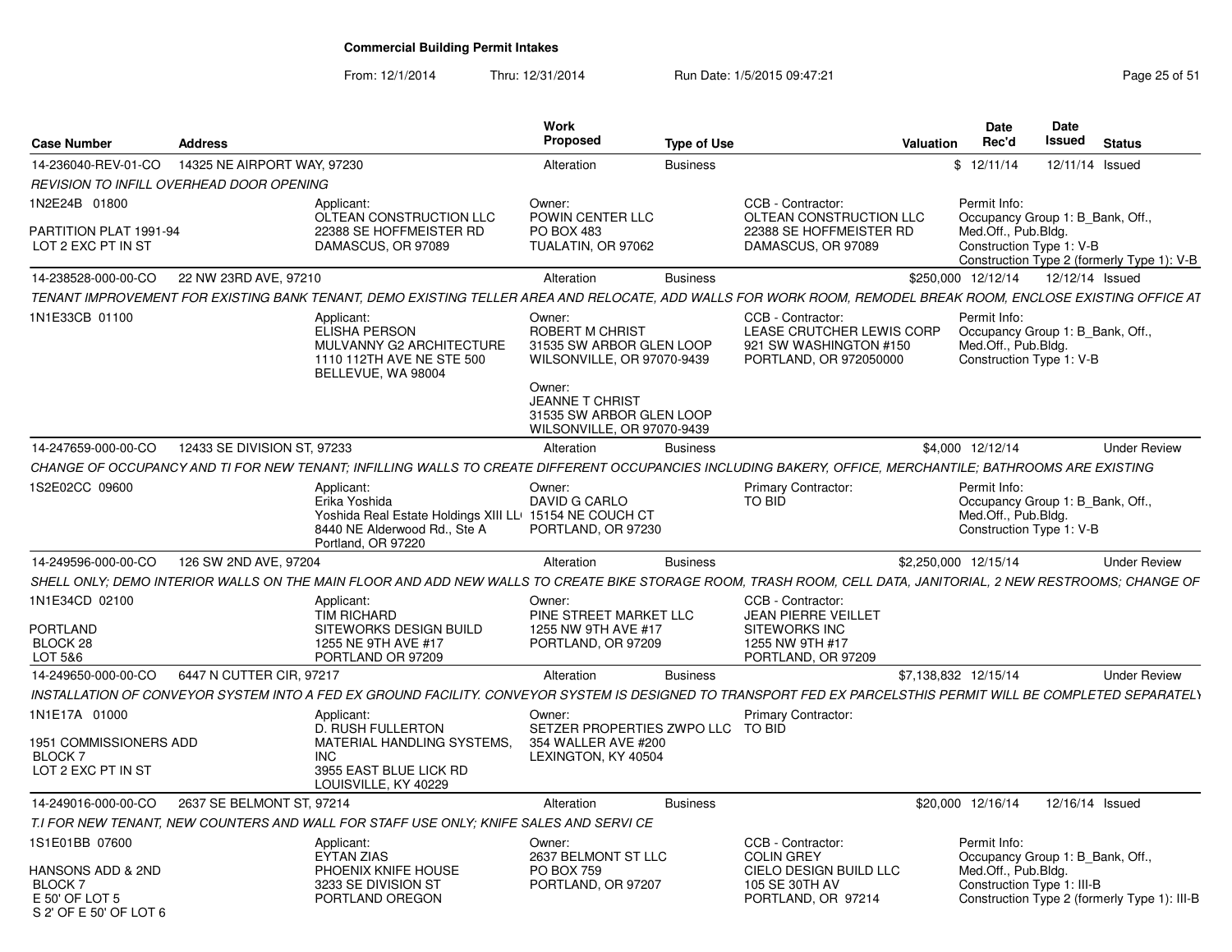# Commercial Building Permit Intakes

From: 12/1/2014 Thru: 12/31/2014 Run Date: 1/5/2015 09:47:21

| Case Number | Address | Work Proposed | Type of Use | Valuation | Date Rec'd | Date Issued | Status |
|---|---|---|---|---|---|---|---|
| 14-236040-REV-01-CO | 14325 NE AIRPORT WAY, 97230 | Alteration | Business | $ | 12/11/14 | 12/11/14 | Issued |

*REVISION TO INFILL OVERHEAD DOOR OPENING*

1N2E24B 01800

PARTITION PLAT 1991-94
LOT 2 EXC PT IN ST

Applicant:
OLTEAN CONSTRUCTION LLC
22388 SE HOFFMEISTER RD
DAMASCUS, OR 97089

Owner:
POWIN CENTER LLC
PO BOX 483
TUALATIN, OR 97062

CCB - Contractor:
OLTEAN CONSTRUCTION LLC
22388 SE HOFFMEISTER RD
DAMASCUS, OR 97089

Permit Info:
Occupancy Group 1: B_Bank, Off., Med.Off., Pub.Bldg.
Construction Type 1: V-B
Construction Type 2 (formerly Type 1): V-B

---

| Case Number | Address | Work Proposed | Type of Use | Valuation | Date Rec'd | Date Issued | Status |
|---|---|---|---|---|---|---|---|
| 14-238528-000-00-CO | 22 NW 23RD AVE, 97210 | Alteration | Business | $250,000 | 12/12/14 | 12/12/14 | Issued |

*TENANT IMPROVEMENT FOR EXISTING BANK TENANT, DEMO EXISTING TELLER AREA AND RELOCATE, ADD WALLS FOR WORK ROOM, REMODEL BREAK ROOM, ENCLOSE EXISTING OFFICE AT*

1N1E33CB 01100

Applicant:
ELISHA PERSON
MULVANNY G2 ARCHITECTURE
1110 112TH AVE NE STE 500
BELLEVUE, WA 98004

Owner:
ROBERT M CHRIST
31535 SW ARBOR GLEN LOOP
WILSONVILLE, OR 97070-9439

Owner:
JEANNE T CHRIST
31535 SW ARBOR GLEN LOOP
WILSONVILLE, OR 97070-9439

CCB - Contractor:
LEASE CRUTCHER LEWIS CORP
921 SW WASHINGTON #150
PORTLAND, OR 972050000

Permit Info:
Occupancy Group 1: B_Bank, Off., Med.Off., Pub.Bldg.
Construction Type 1: V-B

---

| Case Number | Address | Work Proposed | Type of Use | Valuation | Date Rec'd | Date Issued | Status |
|---|---|---|---|---|---|---|---|
| 14-247659-000-00-CO | 12433 SE DIVISION ST, 97233 | Alteration | Business | $4,000 | 12/12/14 | | Under Review |

*CHANGE OF OCCUPANCY AND TI FOR NEW TENANT; INFILLING WALLS TO CREATE DIFFERENT OCCUPANCIES INCLUDING BAKERY, OFFICE, MERCHANTILE; BATHROOMS ARE EXISTING*

1S2E02CC 09600

Applicant:
Erika Yoshida
Yoshida Real Estate Holdings XIII LL
8440 NE Alderwood Rd., Ste A
Portland, OR 97220

Owner:
DAVID G CARLO
15154 NE COUCH CT
PORTLAND, OR 97230

Primary Contractor:
TO BID

Permit Info:
Occupancy Group 1: B_Bank, Off., Med.Off., Pub.Bldg.
Construction Type 1: V-B

---

| Case Number | Address | Work Proposed | Type of Use | Valuation | Date Rec'd | Date Issued | Status |
|---|---|---|---|---|---|---|---|
| 14-249596-000-00-CO | 126 SW 2ND AVE, 97204 | Alteration | Business | $2,250,000 | 12/15/14 | | Under Review |

*SHELL ONLY; DEMO INTERIOR WALLS ON THE MAIN FLOOR AND ADD NEW WALLS TO CREATE BIKE STORAGE ROOM, TRASH ROOM, CELL DATA, JANITORIAL, 2 NEW RESTROOMS; CHANGE OF*

1N1E34CD 02100

PORTLAND
BLOCK 28
LOT 5&6

Applicant:
TIM RICHARD
SITEWORKS DESIGN BUILD
1255 NE 9TH AVE #17
PORTLAND OR 97209

Owner:
PINE STREET MARKET LLC
1255 NW 9TH AVE #17
PORTLAND, OR 97209

CCB - Contractor:
JEAN PIERRE VEILLET
SITEWORKS INC
1255 NW 9TH #17
PORTLAND, OR 97209

---

| Case Number | Address | Work Proposed | Type of Use | Valuation | Date Rec'd | Date Issued | Status |
|---|---|---|---|---|---|---|---|
| 14-249650-000-00-CO | 6447 N CUTTER CIR, 97217 | Alteration | Business | $7,138,832 | 12/15/14 | | Under Review |

*INSTALLATION OF CONVEYOR SYSTEM INTO A FED EX GROUND FACILITY. CONVEYOR SYSTEM IS DESIGNED TO TRANSPORT FED EX PARCELSTHIS PERMIT WILL BE COMPLETED SEPARATELY*

1N1E17A 01000

1951 COMMISSIONERS ADD
BLOCK 7
LOT 2 EXC PT IN ST

Applicant:
D. RUSH FULLERTON
MATERIAL HANDLING SYSTEMS, INC
3955 EAST BLUE LICK RD
LOUISVILLE, KY 40229

Owner:
SETZER PROPERTIES ZWPO LLC
354 WALLER AVE #200
LEXINGTON, KY 40504

Primary Contractor:
TO BID

---

| Case Number | Address | Work Proposed | Type of Use | Valuation | Date Rec'd | Date Issued | Status |
|---|---|---|---|---|---|---|---|
| 14-249016-000-00-CO | 2637 SE BELMONT ST, 97214 | Alteration | Business | $20,000 | 12/16/14 | 12/16/14 | Issued |

*T.I FOR NEW TENANT, NEW COUNTERS AND WALL FOR STAFF USE ONLY; KNIFE SALES AND SERVI CE*

1S1E01BB 07600

HANSONS ADD & 2ND
BLOCK 7
E 50' OF LOT 5
S 2' OF E 50' OF LOT 6

Applicant:
EYTAN ZIAS
PHOENIX KNIFE HOUSE
3233 SE DIVISION ST
PORTLAND OREGON

Owner:
2637 BELMONT ST LLC
PO BOX 759
PORTLAND, OR 97207

CCB - Contractor:
COLIN GREY
CIELO DESIGN BUILD LLC
105 SE 30TH AV
PORTLAND, OR 97214

Permit Info:
Occupancy Group 1: B_Bank, Off., Med.Off., Pub.Bldg.
Construction Type 1: III-B
Construction Type 2 (formerly Type 1): III-B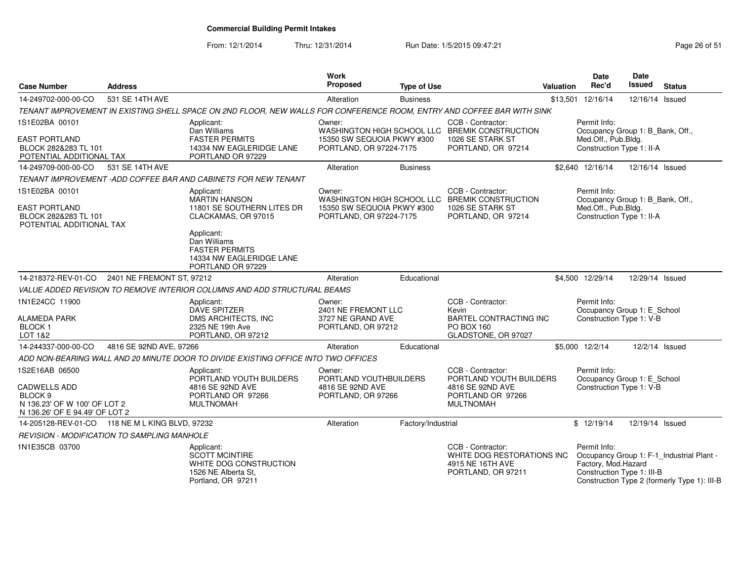# Commercial Building Permit Intakes

From: 12/1/2014 Thru: 12/31/2014 Run Date: 1/5/2015 09:47:21

| Case Number | Address | | Work Proposed | Type of Use | | Valuation | Date Rec'd | Date Issued | Status |
|---|---|---|---|---|---|---|---|---|---|
| 14-249702-000-00-CO | 531 SE 14TH AVE | | Alteration | Business | | $13,501 | 12/16/14 | 12/16/14 | Issued |
| TENANT IMPROVEMENT IN EXISTING SHELL SPACE ON 2ND FLOOR, NEW WALLS FOR CONFERENCE ROOM, ENTRY AND COFFEE BAR WITH SINK | | | | | | | | | |
| 1S1E02BA 00101<br>EAST PORTLAND<br>BLOCK 282&283 TL 101<br>POTENTIAL ADDITIONAL TAX | | Applicant:<br>Dan Williams<br>FASTER PERMITS<br>14334 NW EAGLERIDGE LANE<br>PORTLAND OR 97229 | Owner:<br>WASHINGTON HIGH SCHOOL LLC<br>15350 SW SEQUOIA PKWY #300<br>PORTLAND, OR 97224-7175 | | CCB - Contractor:<br>BREMIK CONSTRUCTION<br>1026 SE STARK ST<br>PORTLAND, OR 97214 | | Permit Info:<br>Occupancy Group 1: B_Bank, Off., Med.Off., Pub.Bldg.<br>Construction Type 1: II-A | | |
| 14-249709-000-00-CO | 531 SE 14TH AVE | | Alteration | Business | | $2,640 | 12/16/14 | 12/16/14 | Issued |
| TENANT IMPROVEMENT -ADD COFFEE BAR AND CABINETS FOR NEW TENANT | | | | | | | | | |
| 1S1E02BA 00101<br>EAST PORTLAND<br>BLOCK 282&283 TL 101<br>POTENTIAL ADDITIONAL TAX | | Applicant:<br>MARTIN HANSON<br>11801 SE SOUTHERN LITES DR<br>CLACKAMAS, OR 97015<br><br>Applicant:<br>Dan Williams<br>FASTER PERMITS<br>14334 NW EAGLERIDGE LANE<br>PORTLAND OR 97229 | Owner:<br>WASHINGTON HIGH SCHOOL LLC<br>15350 SW SEQUOIA PKWY #300<br>PORTLAND, OR 97224-7175 | | CCB - Contractor:<br>BREMIK CONSTRUCTION<br>1026 SE STARK ST<br>PORTLAND, OR 97214 | | Permit Info:<br>Occupancy Group 1: B_Bank, Off., Med.Off., Pub.Bldg.<br>Construction Type 1: II-A | | |
| 14-218372-REV-01-CO | 2401 NE FREMONT ST, 97212 | | Alteration | Educational | | $4,500 | 12/29/14 | 12/29/14 | Issued |
| VALUE ADDED REVISION TO REMOVE INTERIOR COLUMNS AND ADD STRUCTURAL BEAMS | | | | | | | | | |
| 1N1E24CC 11900<br>ALAMEDA PARK<br>BLOCK 1<br>LOT 1&2 | | Applicant:<br>DAVE SPITZER<br>DMS ARCHITECTS, INC<br>2325 NE 19th Ave<br>PORTLAND, OR 97212 | Owner:<br>2401 NE FREMONT LLC<br>3727 NE GRAND AVE<br>PORTLAND, OR 97212 | | CCB - Contractor:<br>Kevin<br>BARTEL CONTRACTING INC<br>PO BOX 160<br>GLADSTONE, OR 97027 | | Permit Info:<br>Occupancy Group 1: E_School<br>Construction Type 1: V-B | | |
| 14-244337-000-00-CO | 4816 SE 92ND AVE, 97266 | | Alteration | Educational | | $5,000 | 12/2/14 | 12/2/14 | Issued |
| ADD NON-BEARING WALL AND 20 MINUTE DOOR TO DIVIDE EXISTING OFFICE INTO TWO OFFICES | | | | | | | | | |
| 1S2E16AB 06500<br>CADWELLS ADD<br>BLOCK 9<br>N 136.23' OF W 100' OF LOT 2<br>N 136.26' OF E 94.49' OF LOT 2 | | Applicant:<br>PORTLAND YOUTH BUILDERS<br>4816 SE 92ND AVE<br>PORTLAND OR 97266<br>MULTNOMAH | Owner:<br>PORTLAND YOUTHBUILDERS<br>4816 SE 92ND AVE<br>PORTLAND, OR 97266 | | CCB - Contractor:<br>PORTLAND YOUTH BUILDERS<br>4816 SE 92ND AVE<br>PORTLAND OR 97266<br>MULTNOMAH | | Permit Info:<br>Occupancy Group 1: E_School<br>Construction Type 1: V-B | | |
| 14-205128-REV-01-CO | 118 NE M L KING BLVD, 97232 | | Alteration | Factory/Industrial | | $ | 12/19/14 | 12/19/14 | Issued |
| REVISION - MODIFICATION TO SAMPLING MANHOLE | | | | | | | | | |
| 1N1E35CB 03700 | | Applicant:<br>SCOTT MCINTIRE<br>WHITE DOG CONSTRUCTION<br>1526 NE Alberta St,<br>Portland, OR 97211 | | | CCB - Contractor:<br>WHITE DOG RESTORATIONS INC<br>4915 NE 16TH AVE<br>PORTLAND, OR 97211 | | Permit Info:<br>Occupancy Group 1: F-1_Industrial Plant - Factory, Mod.Hazard<br>Construction Type 1: III-B<br>Construction Type 2 (formerly Type 1): III-B | | |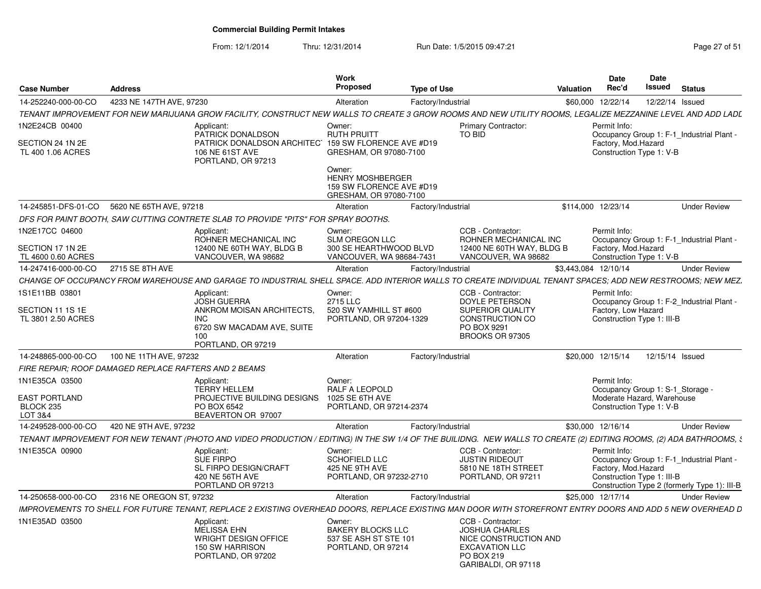**Commercial Building Permit Intakes**

From: 12/1/2014 Thru: 12/31/2014 Run Date: 1/5/2015 09:47:21

| Case Number | Address | Work Proposed | Type of Use | Valuation | Date Rec'd | Date Issued | Status |
|---|---|---|---|---|---|---|---|
| 14-252240-000-00-CO | 4233 NE 147TH AVE, 97230 | Alteration | Factory/Industrial | $60,000 | 12/22/14 | 12/22/14 | Issued |

*TENANT IMPROVEMENT FOR NEW MARIJUANA GROW FACILITY, CONSTRUCT NEW WALLS TO CREATE 3 GROW ROOMS AND NEW UTILITY ROOMS, LEGALIZE MEZZANINE LEVEL AND ADD LADD*

1N2E24CB 00400
SECTION 24 1N 2E
TL 400 1.06 ACRES

Applicant: PATRICK DONALDSON, PATRICK DONALDSON ARCHITEC, 106 NE 61ST AVE, PORTLAND, OR 97213

Owner: RUTH PRUITT, 159 SW FLORENCE AVE #D19, GRESHAM, OR 97080-7100

Owner: HENRY MOSHBERGER, 159 SW FLORENCE AVE #D19, GRESHAM, OR 97080-7100

Primary Contractor: TO BID

Permit Info: Occupancy Group 1: F-1_Industrial Plant - Factory, Mod.Hazard; Construction Type 1: V-B

| Case Number | Address | Work Proposed | Type of Use | Valuation | Date Rec'd | Date Issued | Status |
|---|---|---|---|---|---|---|---|
| 14-245851-DFS-01-CO | 5620 NE 65TH AVE, 97218 | Alteration | Factory/Industrial | $114,000 | 12/23/14 | | Under Review |

*DFS FOR PAINT BOOTH, SAW CUTTING CONTRETE SLAB TO PROVIDE "PITS" FOR SPRAY BOOTHS.*

1N2E17CC 04600
SECTION 17 1N 2E
TL 4600 0.60 ACRES

Applicant: ROHNER MECHANICAL INC, 12400 NE 60TH WAY, BLDG B, VANCOUVER, WA 98682

Owner: SLM OREGON LLC, 300 SE HEARTHWOOD BLVD, VANCOUVER, WA 98684-7431

CCB - Contractor: ROHNER MECHANICAL INC, 12400 NE 60TH WAY, BLDG B, VANCOUVER, WA 98682

Permit Info: Occupancy Group 1: F-1_Industrial Plant - Factory, Mod.Hazard; Construction Type 1: V-B

| Case Number | Address | Work Proposed | Type of Use | Valuation | Date Rec'd | Date Issued | Status |
|---|---|---|---|---|---|---|---|
| 14-247416-000-00-CO | 2715 SE 8TH AVE | Alteration | Factory/Industrial | $3,443,084 | 12/10/14 | | Under Review |

*CHANGE OF OCCUPANCY FROM WAREHOUSE AND GARAGE TO INDUSTRIAL SHELL SPACE. ADD INTERIOR WALLS TO CREATE INDIVIDUAL TENANT SPACES; ADD NEW RESTROOMS; NEW MEZ*

1S1E11BB 03801
SECTION 11 1S 1E
TL 3801 2.50 ACRES

Applicant: JOSH GUERRA, ANKROM MOISAN ARCHITECTS, INC, 6720 SW MACADAM AVE, SUITE 100, PORTLAND, OR 97219

Owner: 2715 LLC, 520 SW YAMHILL ST #600, PORTLAND, OR 97204-1329

CCB - Contractor: DOYLE PETERSON, SUPERIOR QUALITY CONSTRUCTION CO, PO BOX 9291, BROOKS OR 97305

Permit Info: Occupancy Group 1: F-2_Industrial Plant - Factory, Low Hazard; Construction Type 1: III-B

| Case Number | Address | Work Proposed | Type of Use | Valuation | Date Rec'd | Date Issued | Status |
|---|---|---|---|---|---|---|---|
| 14-248865-000-00-CO | 100 NE 11TH AVE, 97232 | Alteration | Factory/Industrial | $20,000 | 12/15/14 | 12/15/14 | Issued |

*FIRE REPAIR; ROOF DAMAGED REPLACE RAFTERS AND 2 BEAMS*

1N1E35CA 03500
EAST PORTLAND
BLOCK 235
LOT 3&4

Applicant: TERRY HELLEM, PROJECTIVE BUILDING DESIGNS, PO BOX 6542, BEAVERTON OR 97007

Owner: RALF A LEOPOLD, 1025 SE 6TH AVE, PORTLAND, OR 97214-2374

Permit Info: Occupancy Group 1: S-1_Storage - Moderate Hazard, Warehouse; Construction Type 1: V-B

| Case Number | Address | Work Proposed | Type of Use | Valuation | Date Rec'd | Date Issued | Status |
|---|---|---|---|---|---|---|---|
| 14-249528-000-00-CO | 420 NE 9TH AVE, 97232 | Alteration | Factory/Industrial | $30,000 | 12/16/14 | | Under Review |

*TENANT IMPROVEMENT FOR NEW TENANT (PHOTO AND VIDEO PRODUCTION / EDITING) IN THE SW 1/4 OF THE BUILIDNG. NEW WALLS TO CREATE (2) EDITING ROOMS, (2) ADA BATHROOMS, S*

1N1E35CA 00900

Applicant: SUE FIRPO, SL FIRPO DESIGN/CRAFT, 420 NE 56TH AVE, PORTLAND OR 97213

Owner: SCHOFIELD LLC, 425 NE 9TH AVE, PORTLAND, OR 97232-2710

CCB - Contractor: JUSTIN RIDEOUT, 5810 NE 18TH STREET, PORTLAND, OR 97211

Permit Info: Occupancy Group 1: F-1_Industrial Plant - Factory, Mod.Hazard; Construction Type 1: III-B; Construction Type 2 (formerly Type 1): III-B

| Case Number | Address | Work Proposed | Type of Use | Valuation | Date Rec'd | Date Issued | Status |
|---|---|---|---|---|---|---|---|
| 14-250658-000-00-CO | 2316 NE OREGON ST, 97232 | Alteration | Factory/Industrial | $25,000 | 12/17/14 | | Under Review |

*IMPROVEMENTS TO SHELL FOR FUTURE TENANT, REPLACE 2 EXISTING OVERHEAD DOORS, REPLACE EXISTING MAN DOOR WITH STOREFRONT ENTRY DOORS AND ADD 5 NEW OVERHEAD D*

1N1E35AD 03500

Applicant: MELISSA EHN, WRIGHT DESIGN OFFICE, 150 SW HARRISON, PORTLAND, OR 97202

Owner: BAKERY BLOCKS LLC, 537 SE ASH ST STE 101, PORTLAND, OR 97214

CCB - Contractor: JOSHUA CHARLES, NICE CONSTRUCTION AND EXCAVATION LLC, PO BOX 219, GARIBALDI, OR 97118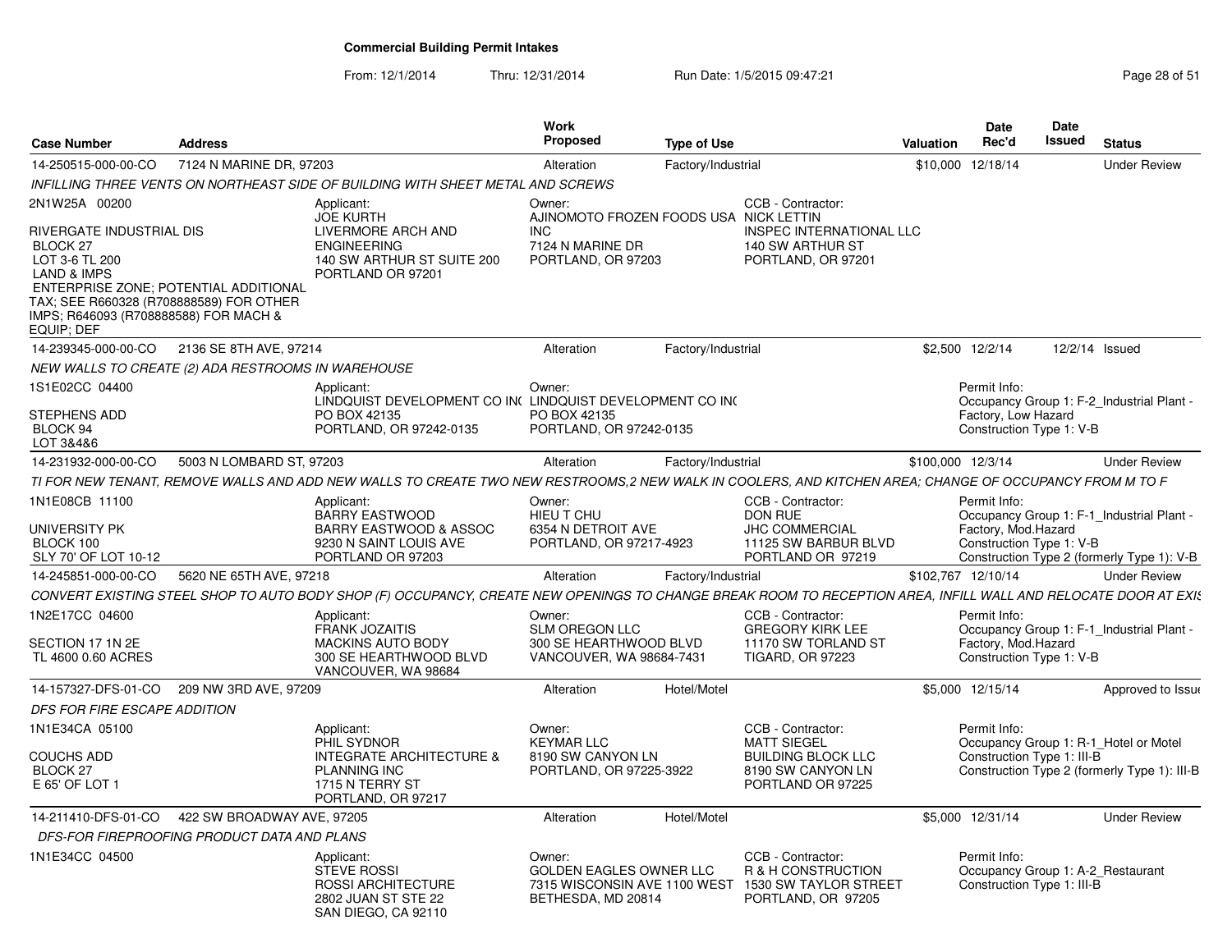**Commercial Building Permit Intakes**

From: 12/1/2014 Thru: 12/31/2014 Run Date: 1/5/2015 09:47:21

| Case Number | Address | Work Proposed | Type of Use | Valuation | Date Rec'd | Date Issued | Status |
|---|---|---|---|---|---|---|---|
| 14-250515-000-00-CO | 7124 N MARINE DR, 97203 | Alteration | Factory/Industrial | $10,000 | 12/18/14 | | Under Review |

*INFILLING THREE VENTS ON NORTHEAST SIDE OF BUILDING WITH SHEET METAL AND SCREWS*

2N1W25A 00200

RIVERGATE INDUSTRIAL DIS
BLOCK 27
LOT 3-6 TL 200
LAND & IMPS
ENTERPRISE ZONE; POTENTIAL ADDITIONAL TAX; SEE R660328 (R708888589) FOR OTHER IMPS; R646093 (R708888588) FOR MACH & EQUIP; DEF

Applicant:
JOE KURTH
LIVERMORE ARCH AND ENGINEERING
140 SW ARTHUR ST SUITE 200
PORTLAND OR 97201

Owner:
AJINOMOTO FROZEN FOODS USA INC
7124 N MARINE DR
PORTLAND, OR 97203

CCB - Contractor:
NICK LETTIN
INSPEC INTERNATIONAL LLC
140 SW ARTHUR ST
PORTLAND, OR 97201

| Case Number | Address | Work Proposed | Type of Use | Valuation | Date Rec'd | Date Issued | Status |
|---|---|---|---|---|---|---|---|
| 14-239345-000-00-CO | 2136 SE 8TH AVE, 97214 | Alteration | Factory/Industrial | $2,500 | 12/2/14 | 12/2/14 | Issued |

*NEW WALLS TO CREATE (2) ADA RESTROOMS IN WAREHOUSE*

1S1E02CC 04400

STEPHENS ADD
BLOCK 94
LOT 3&4&6

Applicant:
LINDQUIST DEVELOPMENT CO INC
PO BOX 42135
PORTLAND, OR 97242-0135

Owner:
LINDQUIST DEVELOPMENT CO INC
PO BOX 42135
PORTLAND, OR 97242-0135

Permit Info:
Occupancy Group 1: F-2_Industrial Plant - Factory, Low Hazard
Construction Type 1: V-B

| Case Number | Address | Work Proposed | Type of Use | Valuation | Date Rec'd | Date Issued | Status |
|---|---|---|---|---|---|---|---|
| 14-231932-000-00-CO | 5003 N LOMBARD ST, 97203 | Alteration | Factory/Industrial | $100,000 | 12/3/14 | | Under Review |

*TI FOR NEW TENANT, REMOVE WALLS AND ADD NEW WALLS TO CREATE TWO NEW RESTROOMS,2 NEW WALK IN COOLERS, AND KITCHEN AREA; CHANGE OF OCCUPANCY FROM M TO F*

1N1E08CB 11100

UNIVERSITY PK
BLOCK 100
SLY 70' OF LOT 10-12

Applicant:
BARRY EASTWOOD
BARRY EASTWOOD & ASSOC
9230 N SAINT LOUIS AVE
PORTLAND OR 97203

Owner:
HIEU T CHU
6354 N DETROIT AVE
PORTLAND, OR 97217-4923

CCB - Contractor:
DON RUE
JHC COMMERCIAL
11125 SW BARBUR BLVD
PORTLAND OR 97219

Permit Info:
Occupancy Group 1: F-1_Industrial Plant - Factory, Mod.Hazard
Construction Type 1: V-B
Construction Type 2 (formerly Type 1): V-B

| Case Number | Address | Work Proposed | Type of Use | Valuation | Date Rec'd | Date Issued | Status |
|---|---|---|---|---|---|---|---|
| 14-245851-000-00-CO | 5620 NE 65TH AVE, 97218 | Alteration | Factory/Industrial | $102,767 | 12/10/14 | | Under Review |

*CONVERT EXISTING STEEL SHOP TO AUTO BODY SHOP (F) OCCUPANCY, CREATE NEW OPENINGS TO CHANGE BREAK ROOM TO RECEPTION AREA, INFILL WALL AND RELOCATE DOOR AT EXIS*

1N2E17CC 04600

SECTION 17 1N 2E
TL 4600 0.60 ACRES

Applicant:
FRANK JOZAITIS
MACKINS AUTO BODY
300 SE HEARTHWOOD BLVD
VANCOUVER, WA 98684

Owner:
SLM OREGON LLC
300 SE HEARTHWOOD BLVD
VANCOUVER, WA 98684-7431

CCB - Contractor:
GREGORY KIRK LEE
11170 SW TORLAND ST
TIGARD, OR 97223

Permit Info:
Occupancy Group 1: F-1_Industrial Plant - Factory, Mod.Hazard
Construction Type 1: V-B

| Case Number | Address | Work Proposed | Type of Use | Valuation | Date Rec'd | Date Issued | Status |
|---|---|---|---|---|---|---|---|
| 14-157327-DFS-01-CO | 209 NW 3RD AVE, 97209 | Alteration | Hotel/Motel | $5,000 | 12/15/14 | | Approved to Issue |

*DFS FOR FIRE ESCAPE ADDITION*

1N1E34CA 05100

COUCHS ADD
BLOCK 27
E 65' OF LOT 1

Applicant:
PHIL SYDNOR
INTEGRATE ARCHITECTURE & PLANNING INC
1715 N TERRY ST
PORTLAND, OR 97217

Owner:
KEYMAR LLC
8190 SW CANYON LN
PORTLAND, OR 97225-3922

CCB - Contractor:
MATT SIEGEL
BUILDING BLOCK LLC
8190 SW CANYON LN
PORTLAND OR 97225

Permit Info:
Occupancy Group 1: R-1_Hotel or Motel
Construction Type 1: III-B
Construction Type 2 (formerly Type 1): III-B

| Case Number | Address | Work Proposed | Type of Use | Valuation | Date Rec'd | Date Issued | Status |
|---|---|---|---|---|---|---|---|
| 14-211410-DFS-01-CO | 422 SW BROADWAY AVE, 97205 | Alteration | Hotel/Motel | $5,000 | 12/31/14 | | Under Review |

*DFS-FOR FIREPROOFING PRODUCT DATA AND PLANS*

1N1E34CC 04500

Applicant:
STEVE ROSSI
ROSSI ARCHITECTURE
2802 JUAN ST STE 22
SAN DIEGO, CA 92110

Owner:
GOLDEN EAGLES OWNER LLC
7315 WISCONSIN AVE 1100 WEST
BETHESDA, MD 20814

CCB - Contractor:
R & H CONSTRUCTION
1530 SW TAYLOR STREET
PORTLAND, OR 97205

Permit Info:
Occupancy Group 1: A-2_Restaurant
Construction Type 1: III-B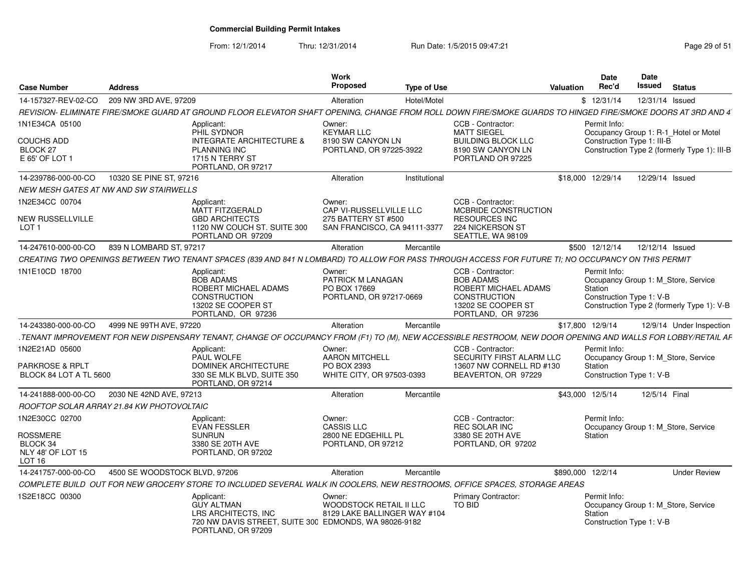# Commercial Building Permit Intakes

From: 12/1/2014 Thru: 12/31/2014 Run Date: 1/5/2015 09:47:21

| Case Number | Address | Work Proposed | Type of Use | Valuation | Date Rec'd | Date Issued | Status |
|---|---|---|---|---|---|---|---|
| 14-157327-REV-02-CO | 209 NW 3RD AVE, 97209 | Alteration | Hotel/Motel | $ | 12/31/14 | 12/31/14 | Issued |

REVISION- ELIMINATE FIRE/SMOKE GUARD AT GROUND FLOOR ELEVATOR SHAFT OPENING, CHANGE FROM ROLL DOWN FIRE/SMOKE GUARDS TO HINGED FIRE/SMOKE DOORS AT 3RD AND 4

1N1E34CA 05100
COUCHS ADD
BLOCK 27
E 65' OF LOT 1

Applicant: PHIL SYDNOR, INTEGRATE ARCHITECTURE & PLANNING INC, 1715 N TERRY ST, PORTLAND, OR 97217

Owner: KEYMAR LLC, 8190 SW CANYON LN, PORTLAND, OR 97225-3922

CCB - Contractor: MATT SIEGEL, BUILDING BLOCK LLC, 8190 SW CANYON LN, PORTLAND OR 97225

Permit Info: Occupancy Group 1: R-1_Hotel or Motel; Construction Type 1: III-B; Construction Type 2 (formerly Type 1): III-B

| Case Number | Address | Work Proposed | Type of Use | Valuation | Date Rec'd | Date Issued | Status |
|---|---|---|---|---|---|---|---|
| 14-239786-000-00-CO | 10320 SE PINE ST, 97216 | Alteration | Institutional | $18,000 | 12/29/14 | 12/29/14 | Issued |

NEW MESH GATES AT NW AND SW STAIRWELLS

1N2E34CC 00704
NEW RUSSELLVILLE
LOT 1

Applicant: MATT FITZGERALD, GBD ARCHITECTS, 1120 NW COUCH ST. SUITE 300, PORTLAND OR 97209

Owner: CAP VI-RUSSELLVILLE LLC, 275 BATTERY ST #500, SAN FRANCISCO, CA 94111-3377

CCB - Contractor: MCBRIDE CONSTRUCTION RESOURCES INC, 224 NICKERSON ST, SEATTLE, WA 98109

| Case Number | Address | Work Proposed | Type of Use | Valuation | Date Rec'd | Date Issued | Status |
|---|---|---|---|---|---|---|---|
| 14-247610-000-00-CO | 839 N LOMBARD ST, 97217 | Alteration | Mercantile | $500 | 12/12/14 | 12/12/14 | Issued |

CREATING TWO OPENINGS BETWEEN TWO TENANT SPACES (839 AND 841 N LOMBARD) TO ALLOW FOR PASS THROUGH ACCESS FOR FUTURE TI; NO OCCUPANCY ON THIS PERMIT

1N1E10CD 18700

Applicant: BOB ADAMS, ROBERT MICHAEL ADAMS CONSTRUCTION, 13202 SE COOPER ST, PORTLAND, OR 97236

Owner: PATRICK M LANAGAN, PO BOX 17669, PORTLAND, OR 97217-0669

CCB - Contractor: BOB ADAMS, ROBERT MICHAEL ADAMS CONSTRUCTION, 13202 SE COOPER ST, PORTLAND, OR 97236

Permit Info: Occupancy Group 1: M_Store, Service Station; Construction Type 1: V-B; Construction Type 2 (formerly Type 1): V-B

| Case Number | Address | Work Proposed | Type of Use | Valuation | Date Rec'd | Date Issued | Status |
|---|---|---|---|---|---|---|---|
| 14-243380-000-00-CO | 4999 NE 99TH AVE, 97220 | Alteration | Mercantile | $17,800 | 12/9/14 | 12/9/14 | Under Inspection |

.TENANT IMPROVEMENT FOR NEW DISPENSARY TENANT, CHANGE OF OCCUPANCY FROM (F1) TO (M), NEW ACCESSIBLE RESTROOM, NEW DOOR OPENING AND WALLS FOR LOBBY/RETAIL AF

1N2E21AD 05600
PARKROSE & RPLT
BLOCK 84 LOT A TL 5600

Applicant: PAUL WOLFE, DOMINEK ARCHITECTURE, 330 SE MLK BLVD, SUITE 350, PORTLAND, OR 97214

Owner: AARON MITCHELL, PO BOX 2393, WHITE CITY, OR 97503-0393

CCB - Contractor: SECURITY FIRST ALARM LLC, 13607 NW CORNELL RD #130, BEAVERTON, OR 97229

Permit Info: Occupancy Group 1: M_Store, Service Station; Construction Type 1: V-B

| Case Number | Address | Work Proposed | Type of Use | Valuation | Date Rec'd | Date Issued | Status |
|---|---|---|---|---|---|---|---|
| 14-241888-000-00-CO | 2030 NE 42ND AVE, 97213 | Alteration | Mercantile | $43,000 | 12/5/14 | 12/5/14 | Final |

ROOFTOP SOLAR ARRAY 21.84 KW PHOTOVOLTAIC

1N2E30CC 02700
ROSSMERE
BLOCK 34
NLY 48' OF LOT 15
LOT 16

Applicant: EVAN FESSLER, SUNRUN, 3380 SE 20TH AVE, PORTLAND, OR 97202

Owner: CASSIS LLC, 2800 NE EDGEHILL PL, PORTLAND, OR 97212

CCB - Contractor: REC SOLAR INC, 3380 SE 20TH AVE, PORTLAND, OR 97202

Permit Info: Occupancy Group 1: M_Store, Service Station

| Case Number | Address | Work Proposed | Type of Use | Valuation | Date Rec'd | Date Issued | Status |
|---|---|---|---|---|---|---|---|
| 14-241757-000-00-CO | 4500 SE WOODSTOCK BLVD, 97206 | Alteration | Mercantile | $890,000 | 12/2/14 | | Under Review |

COMPLETE BUILD OUT FOR NEW GROCERY STORE TO INCLUDED SEVERAL WALK IN COOLERS, NEW RESTROOMS, OFFICE SPACES, STORAGE AREAS

1S2E18CC 00300

Applicant: GUY ALTMAN, LRS ARCHITECTS, INC, 720 NW DAVIS STREET, SUITE 300, PORTLAND, OR 97209

Owner: WOODSTOCK RETAIL II LLC, 8129 LAKE BALLINGER WAY #104, EDMONDS, WA 98026-9182

Primary Contractor: TO BID

Permit Info: Occupancy Group 1: M_Store, Service Station; Construction Type 1: V-B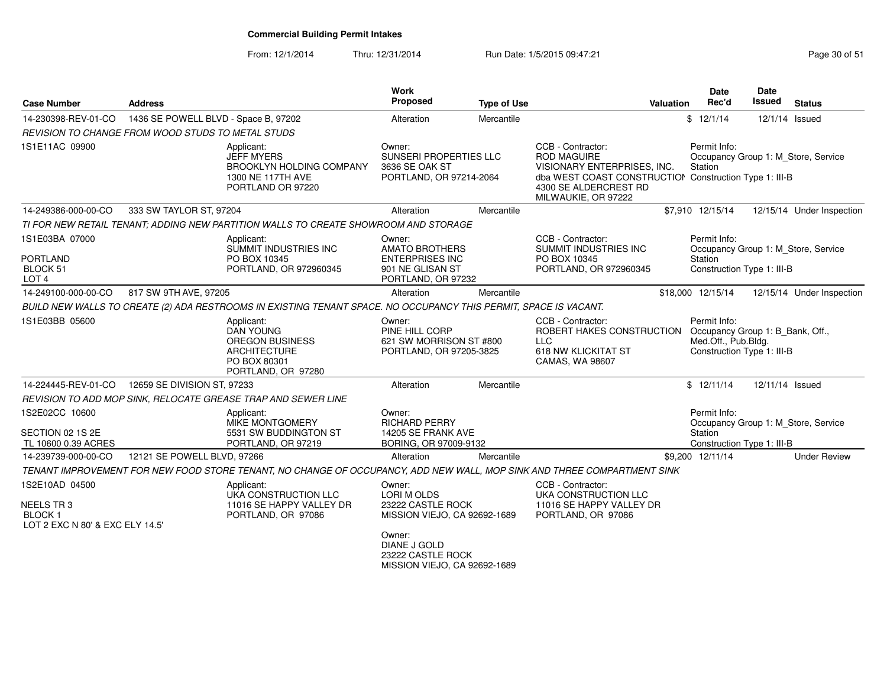# Commercial Building Permit Intakes

From: 12/1/2014 Thru: 12/31/2014 Run Date: 1/5/2015 09:47:21

| Case Number | Address | Work Proposed | Type of Use | Valuation | Date Rec'd | Date Issued | Status |
|---|---|---|---|---|---|---|---|
| 14-230398-REV-01-CO | 1436 SE POWELL BLVD - Space B, 97202 | Alteration | Mercantile | $ | 12/1/14 | 12/1/14 | Issued |

*REVISION TO CHANGE FROM WOOD STUDS TO METAL STUDS*

1S1E11AC 09900

Applicant: JEFF MYERS, BROOKLYN HOLDING COMPANY, 1300 NE 117TH AVE, PORTLAND OR 97220

Owner: SUNSERI PROPERTIES LLC, 3636 SE OAK ST, PORTLAND, OR 97214-2064

CCB - Contractor: ROD MAGUIRE, VISIONARY ENTERPRISES, INC. dba WEST COAST CONSTRUCTION, 4300 SE ALDERCREST RD, MILWAUKIE, OR 97222

Permit Info: Occupancy Group 1: M_Store, Service Station; Construction Type 1: III-B

| Case Number | Address | Work Proposed | Type of Use | Valuation | Date Rec'd | Date Issued | Status |
|---|---|---|---|---|---|---|---|
| 14-249386-000-00-CO | 333 SW TAYLOR ST, 97204 | Alteration | Mercantile | $7,910 | 12/15/14 | 12/15/14 | Under Inspection |

*TI FOR NEW RETAIL TENANT; ADDING NEW PARTITION WALLS TO CREATE SHOWROOM AND STORAGE*

1S1E03BA 07000; PORTLAND; BLOCK 51; LOT 4

Applicant: SUMMIT INDUSTRIES INC, PO BOX 10345, PORTLAND, OR 972960345

Owner: AMATO BROTHERS ENTERPRISES INC, 901 NE GLISAN ST, PORTLAND, OR 97232

CCB - Contractor: SUMMIT INDUSTRIES INC, PO BOX 10345, PORTLAND, OR 972960345

Permit Info: Occupancy Group 1: M_Store, Service Station; Construction Type 1: III-B

| Case Number | Address | Work Proposed | Type of Use | Valuation | Date Rec'd | Date Issued | Status |
|---|---|---|---|---|---|---|---|
| 14-249100-000-00-CO | 817 SW 9TH AVE, 97205 | Alteration | Mercantile | $18,000 | 12/15/14 | 12/15/14 | Under Inspection |

*BUILD NEW WALLS TO CREATE (2) ADA RESTROOMS IN EXISTING TENANT SPACE. NO OCCUPANCY THIS PERMIT, SPACE IS VACANT.*

1S1E03BB 05600

Applicant: DAN YOUNG, OREGON BUSINESS ARCHITECTURE, PO BOX 80301, PORTLAND, OR 97280

Owner: PINE HILL CORP, 621 SW MORRISON ST #800, PORTLAND, OR 97205-3825

CCB - Contractor: ROBERT HAKES CONSTRUCTION LLC, 618 NW KLICKITAT ST, CAMAS, WA 98607

Permit Info: Occupancy Group 1: B_Bank, Off., Med.Off., Pub.Bldg.; Construction Type 1: III-B

| Case Number | Address | Work Proposed | Type of Use | Valuation | Date Rec'd | Date Issued | Status |
|---|---|---|---|---|---|---|---|
| 14-224445-REV-01-CO | 12659 SE DIVISION ST, 97233 | Alteration | Mercantile | $ | 12/11/14 | 12/11/14 | Issued |

*REVISION TO ADD MOP SINK, RELOCATE GREASE TRAP AND SEWER LINE*

1S2E02CC 10600; SECTION 02 1S 2E; TL 10600 0.39 ACRES

Applicant: MIKE MONTGOMERY, 5531 SW BUDDINGTON ST, PORTLAND, OR 97219

Owner: RICHARD PERRY, 14205 SE FRANK AVE, BORING, OR 97009-9132

Permit Info: Occupancy Group 1: M_Store, Service Station; Construction Type 1: III-B

| Case Number | Address | Work Proposed | Type of Use | Valuation | Date Rec'd | Date Issued | Status |
|---|---|---|---|---|---|---|---|
| 14-239739-000-00-CO | 12121 SE POWELL BLVD, 97266 | Alteration | Mercantile | $9,200 | 12/11/14 | | Under Review |

*TENANT IMPROVEMENT FOR NEW FOOD STORE TENANT, NO CHANGE OF OCCUPANCY, ADD NEW WALL, MOP SINK AND THREE COMPARTMENT SINK*

1S2E10AD 04500; NEELS TR 3; BLOCK 1; LOT 2 EXC N 80' & EXC ELY 14.5'

Applicant: UKA CONSTRUCTION LLC, 11016 SE HAPPY VALLEY DR, PORTLAND, OR 97086

Owner: LORI M OLDS, 23222 CASTLE ROCK, MISSION VIEJO, CA 92692-1689

Owner: DIANE J GOLD, 23222 CASTLE ROCK, MISSION VIEJO, CA 92692-1689

CCB - Contractor: UKA CONSTRUCTION LLC, 11016 SE HAPPY VALLEY DR, PORTLAND, OR 97086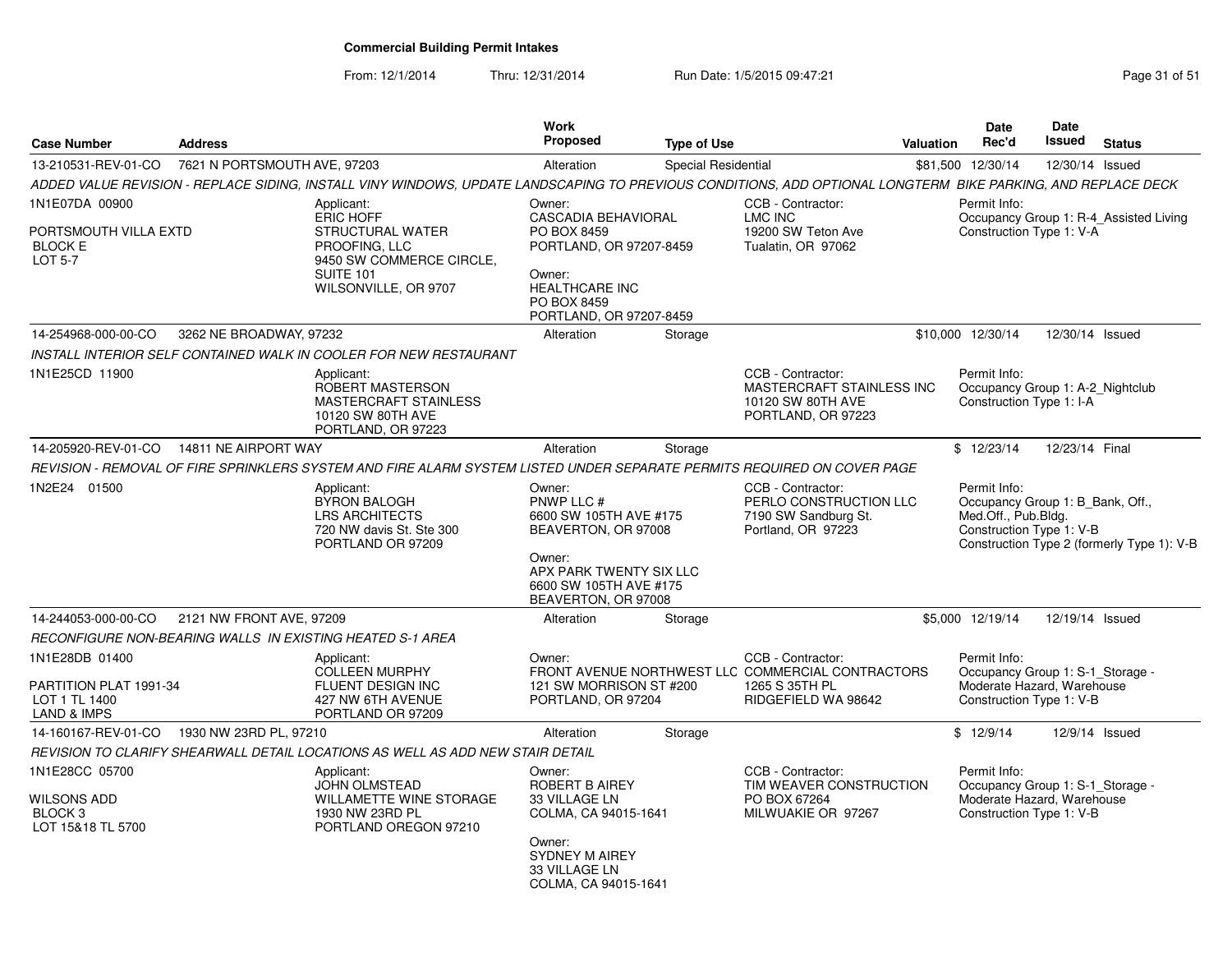**Commercial Building Permit Intakes**

From: 12/1/2014 Thru: 12/31/2014 Run Date: 1/5/2015 09:47:21

| Case Number | Address | Work Proposed | Type of Use | Valuation | Date Rec'd | Date Issued | Status |
|---|---|---|---|---|---|---|---|
| 13-210531-REV-01-CO | 7621 N PORTSMOUTH AVE, 97203 | Alteration | Special Residential | $81,500 | 12/30/14 | 12/30/14 | Issued |

*ADDED VALUE REVISION - REPLACE SIDING, INSTALL VINY WINDOWS, UPDATE LANDSCAPING TO PREVIOUS CONDITIONS, ADD OPTIONAL LONGTERM BIKE PARKING, AND REPLACE DECK*

1N1E07DA 00900
PORTSMOUTH VILLA EXTD
BLOCK E
LOT 5-7

Applicant:
ERIC HOFF
STRUCTURAL WATER PROOFING, LLC
9450 SW COMMERCE CIRCLE, SUITE 101
WILSONVILLE, OR 9707

Owner:
CASCADIA BEHAVIORAL
PO BOX 8459
PORTLAND, OR 97207-8459

Owner:
HEALTHCARE INC
PO BOX 8459
PORTLAND, OR 97207-8459

CCB - Contractor:
LMC INC
19200 SW Teton Ave
Tualatin, OR 97062

Permit Info:
Occupancy Group 1: R-4_Assisted Living
Construction Type 1: V-A

---

| Case Number | Address | Work Proposed | Type of Use | Valuation | Date Rec'd | Date Issued | Status |
|---|---|---|---|---|---|---|---|
| 14-254968-000-00-CO | 3262 NE BROADWAY, 97232 | Alteration | Storage | $10,000 | 12/30/14 | 12/30/14 | Issued |

*INSTALL INTERIOR SELF CONTAINED WALK IN COOLER FOR NEW RESTAURANT*

1N1E25CD 11900

Applicant:
ROBERT MASTERSON
MASTERCRAFT STAINLESS
10120 SW 80TH AVE
PORTLAND, OR 97223

CCB - Contractor:
MASTERCRAFT STAINLESS INC
10120 SW 80TH AVE
PORTLAND, OR 97223

Permit Info:
Occupancy Group 1: A-2_Nightclub
Construction Type 1: I-A

---

| Case Number | Address | Work Proposed | Type of Use | Valuation | Date Rec'd | Date Issued | Status |
|---|---|---|---|---|---|---|---|
| 14-205920-REV-01-CO | 14811 NE AIRPORT WAY | Alteration | Storage | $ | 12/23/14 | 12/23/14 | Final |

*REVISION - REMOVAL OF FIRE SPRINKLERS SYSTEM AND FIRE ALARM SYSTEM LISTED UNDER SEPARATE PERMITS REQUIRED ON COVER PAGE*

1N2E24 01500

Applicant:
BYRON BALOGH
LRS ARCHITECTS
720 NW davis St. Ste 300
PORTLAND OR 97209

Owner:
PNWP LLC #
6600 SW 105TH AVE #175
BEAVERTON, OR 97008

Owner:
APX PARK TWENTY SIX LLC
6600 SW 105TH AVE #175
BEAVERTON, OR 97008

CCB - Contractor:
PERLO CONSTRUCTION LLC
7190 SW Sandburg St.
Portland, OR 97223

Permit Info:
Occupancy Group 1: B_Bank, Off., Med.Off., Pub.Bldg.
Construction Type 1: V-B
Construction Type 2 (formerly Type 1): V-B

---

| Case Number | Address | Work Proposed | Type of Use | Valuation | Date Rec'd | Date Issued | Status |
|---|---|---|---|---|---|---|---|
| 14-244053-000-00-CO | 2121 NW FRONT AVE, 97209 | Alteration | Storage | $5,000 | 12/19/14 | 12/19/14 | Issued |

*RECONFIGURE NON-BEARING WALLS IN EXISTING HEATED S-1 AREA*

1N1E28DB 01400
PARTITION PLAT 1991-34
LOT 1 TL 1400
LAND & IMPS

Applicant:
COLLEEN MURPHY
FLUENT DESIGN INC
427 NW 6TH AVENUE
PORTLAND OR 97209

Owner:
FRONT AVENUE NORTHWEST LLC
121 SW MORRISON ST #200
PORTLAND, OR 97204

CCB - Contractor:
COMMERCIAL CONTRACTORS
1265 S 35TH PL
RIDGEFIELD WA 98642

Permit Info:
Occupancy Group 1: S-1_Storage - Moderate Hazard, Warehouse
Construction Type 1: V-B

---

| Case Number | Address | Work Proposed | Type of Use | Valuation | Date Rec'd | Date Issued | Status |
|---|---|---|---|---|---|---|---|
| 14-160167-REV-01-CO | 1930 NW 23RD PL, 97210 | Alteration | Storage | $ | 12/9/14 | 12/9/14 | Issued |

*REVISION TO CLARIFY SHEARWALL DETAIL LOCATIONS AS WELL AS ADD NEW STAIR DETAIL*

1N1E28CC 05700
WILSONS ADD
BLOCK 3
LOT 15&18 TL 5700

Applicant:
JOHN OLMSTEAD
WILLAMETTE WINE STORAGE
1930 NW 23RD PL
PORTLAND OREGON 97210

Owner:
ROBERT B AIREY
33 VILLAGE LN
COLMA, CA 94015-1641

Owner:
SYDNEY M AIREY
33 VILLAGE LN
COLMA, CA 94015-1641

CCB - Contractor:
TIM WEAVER CONSTRUCTION
PO BOX 67264
MILWUAKIE OR 97267

Permit Info:
Occupancy Group 1: S-1_Storage - Moderate Hazard, Warehouse
Construction Type 1: V-B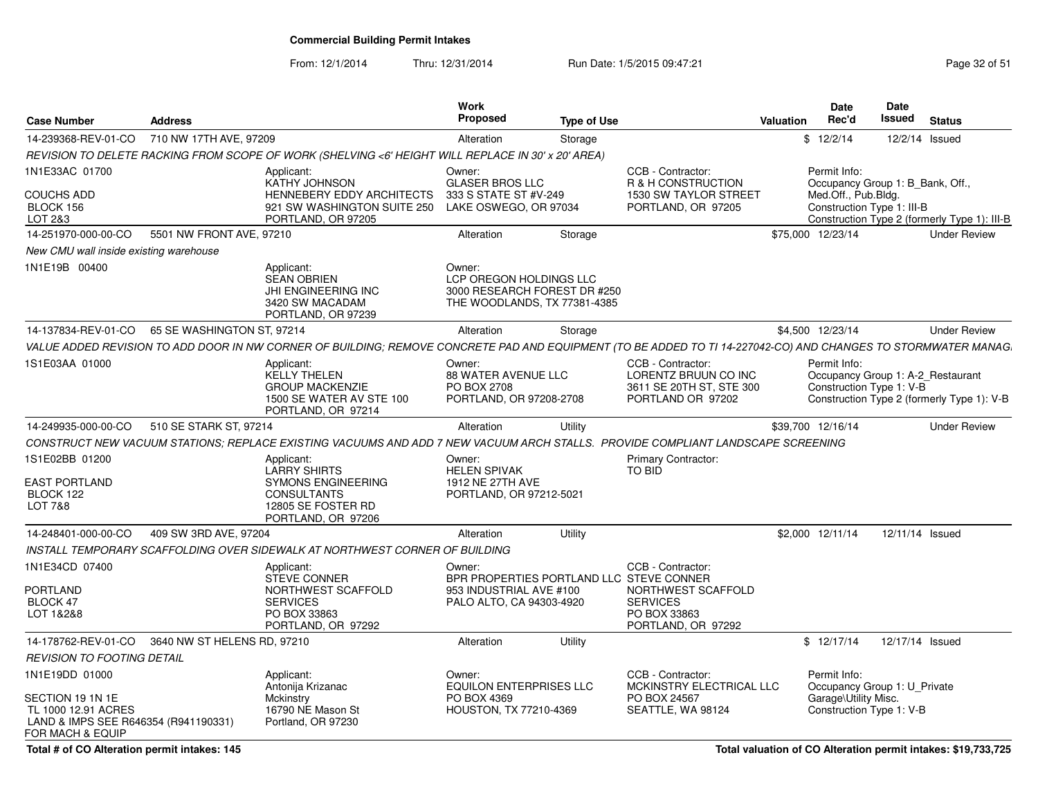# Commercial Building Permit Intakes

From: 12/1/2014 Thru: 12/31/2014 Run Date: 1/5/2015 09:47:21

| Case Number | Address | Work Proposed | Type of Use | Valuation | Date Rec'd | Date Issued | Status |
|---|---|---|---|---|---|---|---|
| 14-239368-REV-01-CO | 710 NW 17TH AVE, 97209 | Alteration | Storage | $ | 12/2/14 | 12/2/14 | Issued |

*REVISION TO DELETE RACKING FROM SCOPE OF WORK (SHELVING <6' HEIGHT WILL REPLACE IN 30' x 20' AREA)*

1N1E33AC 01700
COUCHS ADD
BLOCK 156
LOT 2&3

Applicant: KATHY JOHNSON, HENNEBERY EDDY ARCHITECTS, 921 SW WASHINGTON SUITE 250, PORTLAND, OR 97205

Owner: GLASER BROS LLC, 333 S STATE ST #V-249, LAKE OSWEGO, OR 97034

CCB - Contractor: R & H CONSTRUCTION, 1530 SW TAYLOR STREET, PORTLAND, OR 97205

Permit Info: Occupancy Group 1: B_Bank, Off., Med.Off., Pub.Bldg. Construction Type 1: III-B Construction Type 2 (formerly Type 1): III-B

| Case Number | Address | Work Proposed | Type of Use | Valuation | Date Rec'd | Date Issued | Status |
|---|---|---|---|---|---|---|---|
| 14-251970-000-00-CO | 5501 NW FRONT AVE, 97210 | Alteration | Storage | $75,000 | 12/23/14 | | Under Review |

*New CMU wall inside existing warehouse*

1N1E19B 00400

Applicant: SEAN OBRIEN, JHI ENGINEERING INC, 3420 SW MACADAM, PORTLAND, OR 97239

Owner: LCP OREGON HOLDINGS LLC, 3000 RESEARCH FOREST DR #250, THE WOODLANDS, TX 77381-4385

| Case Number | Address | Work Proposed | Type of Use | Valuation | Date Rec'd | Date Issued | Status |
|---|---|---|---|---|---|---|---|
| 14-137834-REV-01-CO | 65 SE WASHINGTON ST, 97214 | Alteration | Storage | $4,500 | 12/23/14 | | Under Review |

*VALUE ADDED REVISION TO ADD DOOR IN NW CORNER OF BUILDING; REMOVE CONCRETE PAD AND EQUIPMENT (TO BE ADDED TO TI 14-227042-CO) AND CHANGES TO STORMWATER MANAG.*

1S1E03AA 01000

Applicant: KELLY THELEN, GROUP MACKENZIE, 1500 SE WATER AV STE 100, PORTLAND, OR 97214

Owner: 88 WATER AVENUE LLC, PO BOX 2708, PORTLAND, OR 97208-2708

CCB - Contractor: LORENTZ BRUUN CO INC, 3611 SE 20TH ST, STE 300, PORTLAND OR 97202

Permit Info: Occupancy Group 1: A-2_Restaurant Construction Type 1: V-B Construction Type 2 (formerly Type 1): V-B

| Case Number | Address | Work Proposed | Type of Use | Valuation | Date Rec'd | Date Issued | Status |
|---|---|---|---|---|---|---|---|
| 14-249935-000-00-CO | 510 SE STARK ST, 97214 | Alteration | Utility | $39,700 | 12/16/14 | | Under Review |

*CONSTRUCT NEW VACUUM STATIONS; REPLACE EXISTING VACUUMS AND ADD 7 NEW VACUUM ARCH STALLS. PROVIDE COMPLIANT LANDSCAPE SCREENING*

1S1E02BB 01200
EAST PORTLAND
BLOCK 122
LOT 7&8

Applicant: LARRY SHIRTS, SYMONS ENGINEERING CONSULTANTS, 12805 SE FOSTER RD, PORTLAND, OR 97206

Owner: HELEN SPIVAK, 1912 NE 27TH AVE, PORTLAND, OR 97212-5021

Primary Contractor: TO BID

| Case Number | Address | Work Proposed | Type of Use | Valuation | Date Rec'd | Date Issued | Status |
|---|---|---|---|---|---|---|---|
| 14-248401-000-00-CO | 409 SW 3RD AVE, 97204 | Alteration | Utility | $2,000 | 12/11/14 | 12/11/14 | Issued |

*INSTALL TEMPORARY SCAFFOLDING OVER SIDEWALK AT NORTHWEST CORNER OF BUILDING*

1N1E34CD 07400
PORTLAND
BLOCK 47
LOT 1&2&8

Applicant: STEVE CONNER, NORTHWEST SCAFFOLD SERVICES, PO BOX 33863, PORTLAND, OR 97292

Owner: BPR PROPERTIES PORTLAND LLC, 953 INDUSTRIAL AVE #100, PALO ALTO, CA 94303-4920

CCB - Contractor: STEVE CONNER, NORTHWEST SCAFFOLD SERVICES, PO BOX 33863, PORTLAND, OR 97292

| Case Number | Address | Work Proposed | Type of Use | Valuation | Date Rec'd | Date Issued | Status |
|---|---|---|---|---|---|---|---|
| 14-178762-REV-01-CO | 3640 NW ST HELENS RD, 97210 | Alteration | Utility | $ | 12/17/14 | 12/17/14 | Issued |

*REVISION TO FOOTING DETAIL*

1N1E19DD 01000
SECTION 19 1N 1E
TL 1000 12.91 ACRES
LAND & IMPS SEE R646354 (R941190331) FOR MACH & EQUIP

Applicant: Antonija Krizanac, Mckinstry, 16790 NE Mason St, Portland, OR 97230

Owner: EQUILON ENTERPRISES LLC, PO BOX 4369, HOUSTON, TX 77210-4369

CCB - Contractor: MCKINSTRY ELECTRICAL LLC, PO BOX 24567, SEATTLE, WA 98124

Permit Info: Occupancy Group 1: U_Private Garage\Utility Misc. Construction Type 1: V-B

**Total # of CO Alteration permit intakes: 145**

**Total valuation of CO Alteration permit intakes: $19,733,725**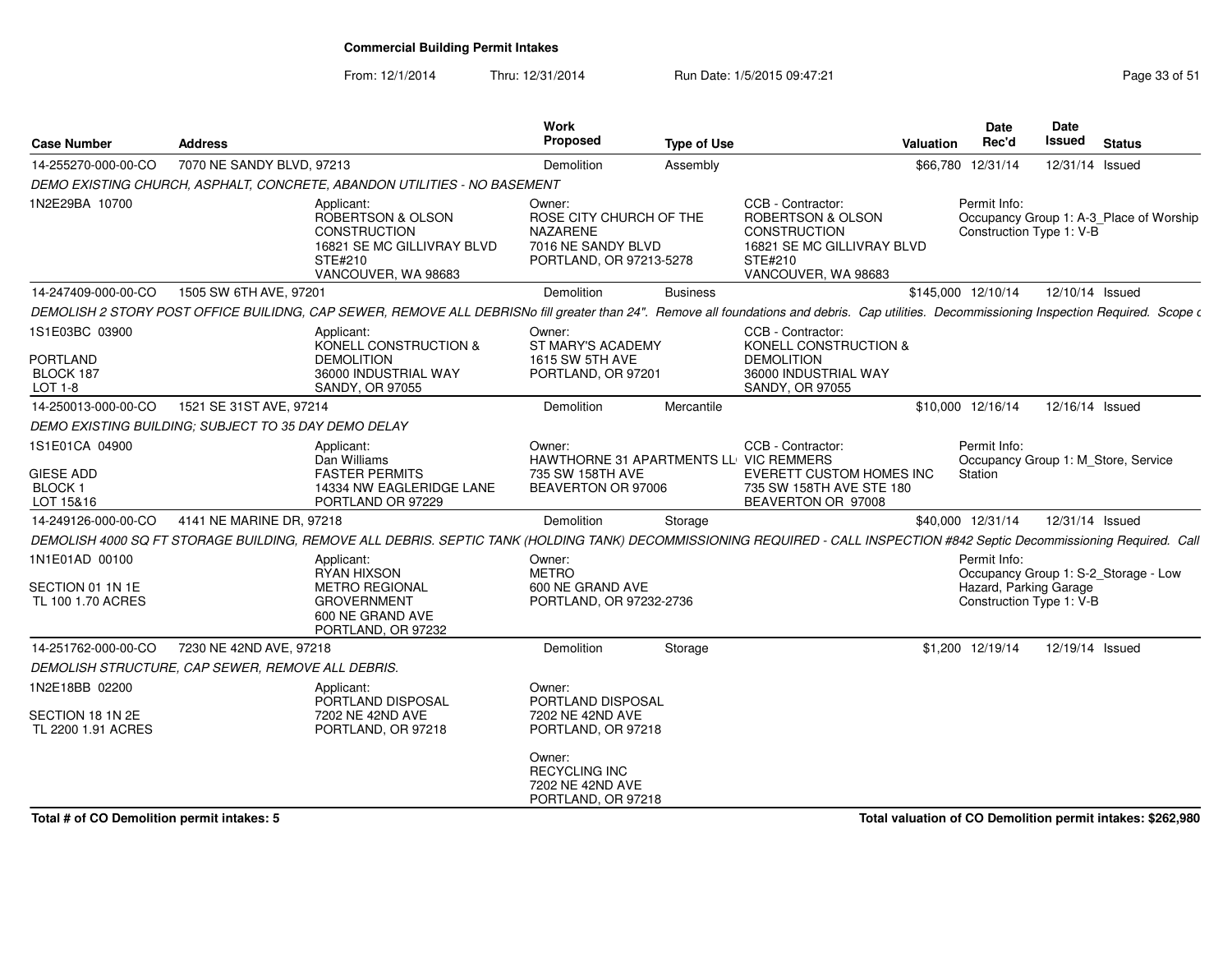# Commercial Building Permit Intakes

From: 12/1/2014 Thru: 12/31/2014 Run Date: 1/5/2015 09:47:21

| Case Number | Address | Work Proposed | Type of Use | Valuation | Date Rec'd | Date Issued | Status |
|---|---|---|---|---|---|---|---|
| 14-255270-000-00-CO | 7070 NE SANDY BLVD, 97213 | Demolition | Assembly | $66,780 | 12/31/14 | 12/31/14 | Issued |

DEMO EXISTING CHURCH, ASPHALT, CONCRETE, ABANDON UTILITIES - NO BASEMENT

1N2E29BA 10700

Applicant: ROBERTSON & OLSON CONSTRUCTION, 16821 SE MC GILLIVRAY BLVD STE#210, VANCOUVER, WA 98683

Owner: ROSE CITY CHURCH OF THE NAZARENE, 7016 NE SANDY BLVD, PORTLAND, OR 97213-5278

CCB - Contractor: ROBERTSON & OLSON CONSTRUCTION, 16821 SE MC GILLIVRAY BLVD STE#210, VANCOUVER, WA 98683

Permit Info: Occupancy Group 1: A-3_Place of Worship; Construction Type 1: V-B

| Case Number | Address | Work Proposed | Type of Use | Valuation | Date Rec'd | Date Issued | Status |
|---|---|---|---|---|---|---|---|
| 14-247409-000-00-CO | 1505 SW 6TH AVE, 97201 | Demolition | Business | $145,000 | 12/10/14 | 12/10/14 | Issued |

DEMOLISH 2 STORY POST OFFICE BUILIDNG, CAP SEWER, REMOVE ALL DEBRISNo fill greater than 24". Remove all foundations and debris. Cap utilities. Decommissioning Inspection Required. Scope c

1S1E03BC 03900
PORTLAND
BLOCK 187
LOT 1-8

Applicant: KONELL CONSTRUCTION & DEMOLITION, 36000 INDUSTRIAL WAY, SANDY, OR 97055

Owner: ST MARY'S ACADEMY, 1615 SW 5TH AVE, PORTLAND, OR 97201

CCB - Contractor: KONELL CONSTRUCTION & DEMOLITION, 36000 INDUSTRIAL WAY, SANDY, OR 97055

| Case Number | Address | Work Proposed | Type of Use | Valuation | Date Rec'd | Date Issued | Status |
|---|---|---|---|---|---|---|---|
| 14-250013-000-00-CO | 1521 SE 31ST AVE, 97214 | Demolition | Mercantile | $10,000 | 12/16/14 | 12/16/14 | Issued |

DEMO EXISTING BUILDING; SUBJECT TO 35 DAY DEMO DELAY

1S1E01CA 04900
GIESE ADD
BLOCK 1
LOT 15&16

Applicant: Dan Williams, FASTER PERMITS, 14334 NW EAGLERIDGE LANE, PORTLAND OR 97229

Owner: HAWTHORNE 31 APARTMENTS LL, 735 SW 158TH AVE, BEAVERTON OR 97006

CCB - Contractor: VIC REMMERS, EVERETT CUSTOM HOMES INC, 735 SW 158TH AVE STE 180, BEAVERTON OR 97008

Permit Info: Occupancy Group 1: M_Store, Service Station

| Case Number | Address | Work Proposed | Type of Use | Valuation | Date Rec'd | Date Issued | Status |
|---|---|---|---|---|---|---|---|
| 14-249126-000-00-CO | 4141 NE MARINE DR, 97218 | Demolition | Storage | $40,000 | 12/31/14 | 12/31/14 | Issued |

DEMOLISH 4000 SQ FT STORAGE BUILDING, REMOVE ALL DEBRIS. SEPTIC TANK (HOLDING TANK) DECOMMISSIONING REQUIRED - CALL INSPECTION #842 Septic Decommissioning Required. Call

1N1E01AD 00100
SECTION 01 1N 1E
TL 100 1.70 ACRES

Applicant: RYAN HIXSON, METRO REGIONAL GROVERNMENT, 600 NE GRAND AVE, PORTLAND, OR 97232

Owner: METRO, 600 NE GRAND AVE, PORTLAND, OR 97232-2736

Permit Info: Occupancy Group 1: S-2_Storage - Low Hazard, Parking Garage; Construction Type 1: V-B

| Case Number | Address | Work Proposed | Type of Use | Valuation | Date Rec'd | Date Issued | Status |
|---|---|---|---|---|---|---|---|
| 14-251762-000-00-CO | 7230 NE 42ND AVE, 97218 | Demolition | Storage | $1,200 | 12/19/14 | 12/19/14 | Issued |

DEMOLISH STRUCTURE, CAP SEWER, REMOVE ALL DEBRIS.

1N2E18BB 02200
SECTION 18 1N 2E
TL 2200 1.91 ACRES

Applicant: PORTLAND DISPOSAL, 7202 NE 42ND AVE, PORTLAND, OR 97218

Owner: PORTLAND DISPOSAL, 7202 NE 42ND AVE, PORTLAND, OR 97218

Owner: RECYCLING INC, 7202 NE 42ND AVE, PORTLAND, OR 97218

**Total # of CO Demolition permit intakes: 5**

**Total valuation of CO Demolition permit intakes: $262,980**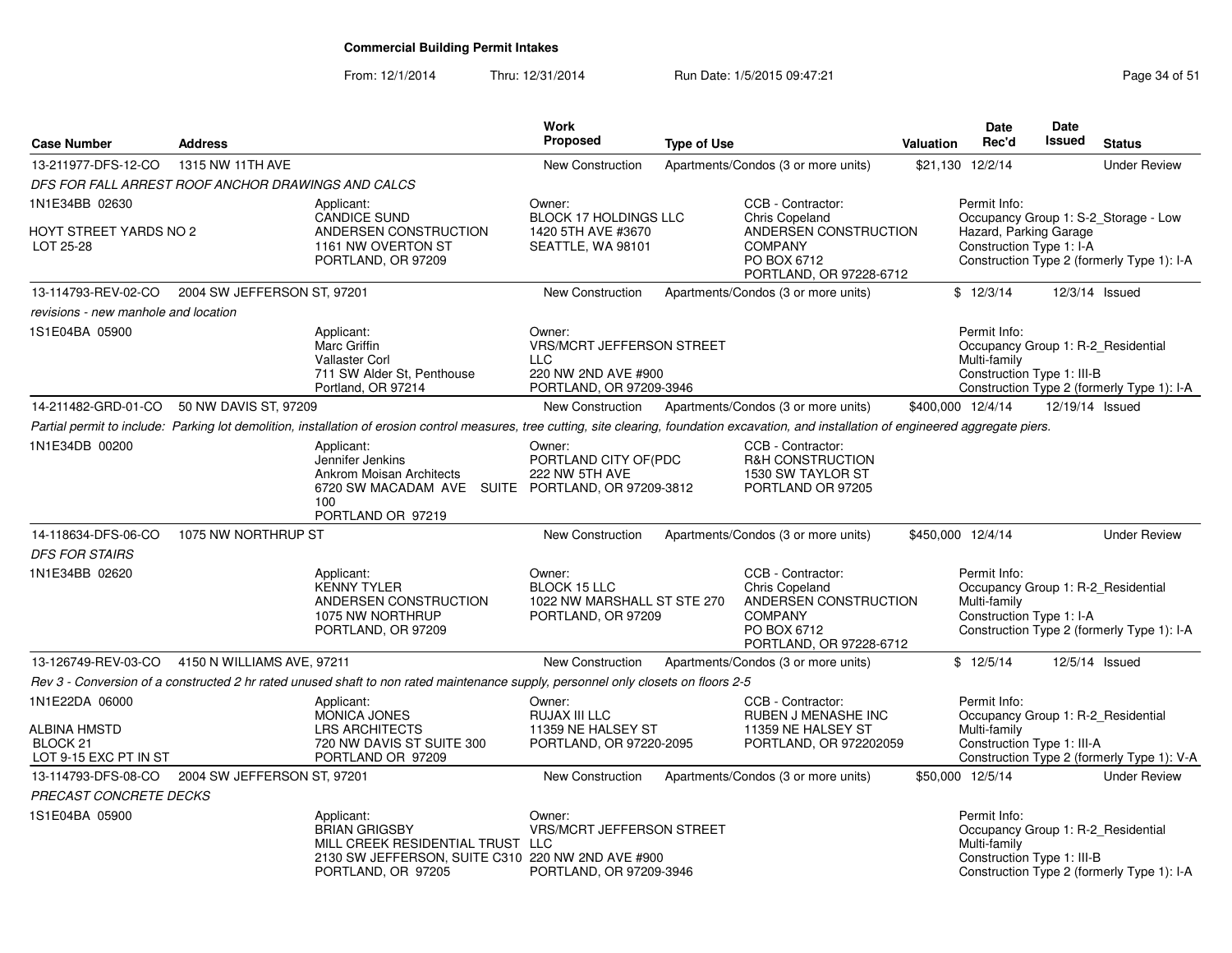# Commercial Building Permit Intakes

From: 12/1/2014 Thru: 12/31/2014 Run Date: 1/5/2015 09:47:21

| Case Number | Address | Work Proposed | Type of Use | Valuation | Date Rec'd | Date Issued | Status |
|---|---|---|---|---|---|---|---|
| 13-211977-DFS-12-CO | 1315 NW 11TH AVE | New Construction | Apartments/Condos (3 or more units) | $21,130 | 12/2/14 | | Under Review |

*DFS FOR FALL ARREST ROOF ANCHOR DRAWINGS AND CALCS*

1N1E34BB 02630

HOYT STREET YARDS NO 2
LOT 25-28

Applicant:
CANDICE SUND
ANDERSEN CONSTRUCTION
1161 NW OVERTON ST
PORTLAND, OR 97209

Owner:
BLOCK 17 HOLDINGS LLC
1420 5TH AVE #3670
SEATTLE, WA 98101

CCB - Contractor:
Chris Copeland
ANDERSEN CONSTRUCTION COMPANY
PO BOX 6712
PORTLAND, OR 97228-6712

Permit Info:
Occupancy Group 1: S-2_Storage - Low Hazard, Parking Garage
Construction Type 1: I-A
Construction Type 2 (formerly Type 1): I-A

| Case Number | Address | Work Proposed | Type of Use | Valuation | Date Rec'd | Date Issued | Status |
|---|---|---|---|---|---|---|---|
| 13-114793-REV-02-CO | 2004 SW JEFFERSON ST, 97201 | New Construction | Apartments/Condos (3 or more units) | $ | 12/3/14 | 12/3/14 | Issued |

*revisions - new manhole and location*

1S1E04BA 05900

Applicant:
Marc Griffin
Vallaster Corl
711 SW Alder St, Penthouse
Portland, OR 97214

Owner:
VRS/MCRT JEFFERSON STREET LLC
220 NW 2ND AVE #900
PORTLAND, OR 97209-3946

Permit Info:
Occupancy Group 1: R-2_Residential Multi-family
Construction Type 1: III-B
Construction Type 2 (formerly Type 1): I-A

| Case Number | Address | Work Proposed | Type of Use | Valuation | Date Rec'd | Date Issued | Status |
|---|---|---|---|---|---|---|---|
| 14-211482-GRD-01-CO | 50 NW DAVIS ST, 97209 | New Construction | Apartments/Condos (3 or more units) | $400,000 | 12/4/14 | 12/19/14 | Issued |

*Partial permit to include: Parking lot demolition, installation of erosion control measures, tree cutting, site clearing, foundation excavation, and installation of engineered aggregate piers.*

1N1E34DB 00200

Applicant:
Jennifer Jenkins
Ankrom Moisan Architects
6720 SW MACADAM AVE SUITE 100
PORTLAND OR 97219

Owner:
PORTLAND CITY OF(PDC
222 NW 5TH AVE
PORTLAND, OR 97209-3812

CCB - Contractor:
R&H CONSTRUCTION
1530 SW TAYLOR ST
PORTLAND OR 97205

| Case Number | Address | Work Proposed | Type of Use | Valuation | Date Rec'd | Date Issued | Status |
|---|---|---|---|---|---|---|---|
| 14-118634-DFS-06-CO | 1075 NW NORTHRUP ST | New Construction | Apartments/Condos (3 or more units) | $450,000 | 12/4/14 | | Under Review |

*DFS FOR STAIRS*

1N1E34BB 02620

Applicant:
KENNY TYLER
ANDERSEN CONSTRUCTION
1075 NW NORTHRUP
PORTLAND, OR 97209

Owner:
BLOCK 15 LLC
1022 NW MARSHALL ST STE 270
PORTLAND, OR 97209

CCB - Contractor:
Chris Copeland
ANDERSEN CONSTRUCTION COMPANY
PO BOX 6712
PORTLAND, OR 97228-6712

Permit Info:
Occupancy Group 1: R-2_Residential Multi-family
Construction Type 1: I-A
Construction Type 2 (formerly Type 1): I-A

| Case Number | Address | Work Proposed | Type of Use | Valuation | Date Rec'd | Date Issued | Status |
|---|---|---|---|---|---|---|---|
| 13-126749-REV-03-CO | 4150 N WILLIAMS AVE, 97211 | New Construction | Apartments/Condos (3 or more units) | $ | 12/5/14 | 12/5/14 | Issued |

*Rev 3 - Conversion of a constructed 2 hr rated unused shaft to non rated maintenance supply, personnel only closets on floors 2-5*

1N1E22DA 06000

ALBINA HMSTD
BLOCK 21
LOT 9-15 EXC PT IN ST

Applicant:
MONICA JONES
LRS ARCHITECTS
720 NW DAVIS ST SUITE 300
PORTLAND OR 97209

Owner:
RUJAX III LLC
11359 NE HALSEY ST
PORTLAND, OR 97220-2095

CCB - Contractor:
RUBEN J MENASHE INC
11359 NE HALSEY ST
PORTLAND, OR 972202059

Permit Info:
Occupancy Group 1: R-2_Residential Multi-family
Construction Type 1: III-A
Construction Type 2 (formerly Type 1): V-A

| Case Number | Address | Work Proposed | Type of Use | Valuation | Date Rec'd | Date Issued | Status |
|---|---|---|---|---|---|---|---|
| 13-114793-DFS-08-CO | 2004 SW JEFFERSON ST, 97201 | New Construction | Apartments/Condos (3 or more units) | $50,000 | 12/5/14 | | Under Review |

*PRECAST CONCRETE DECKS*

1S1E04BA 05900

Applicant:
BRIAN GRIGSBY
MILL CREEK RESIDENTIAL TRUST
2130 SW JEFFERSON, SUITE C310
PORTLAND, OR 97205

Owner:
VRS/MCRT JEFFERSON STREET LLC
220 NW 2ND AVE #900
PORTLAND, OR 97209-3946

Permit Info:
Occupancy Group 1: R-2_Residential Multi-family
Construction Type 1: III-B
Construction Type 2 (formerly Type 1): I-A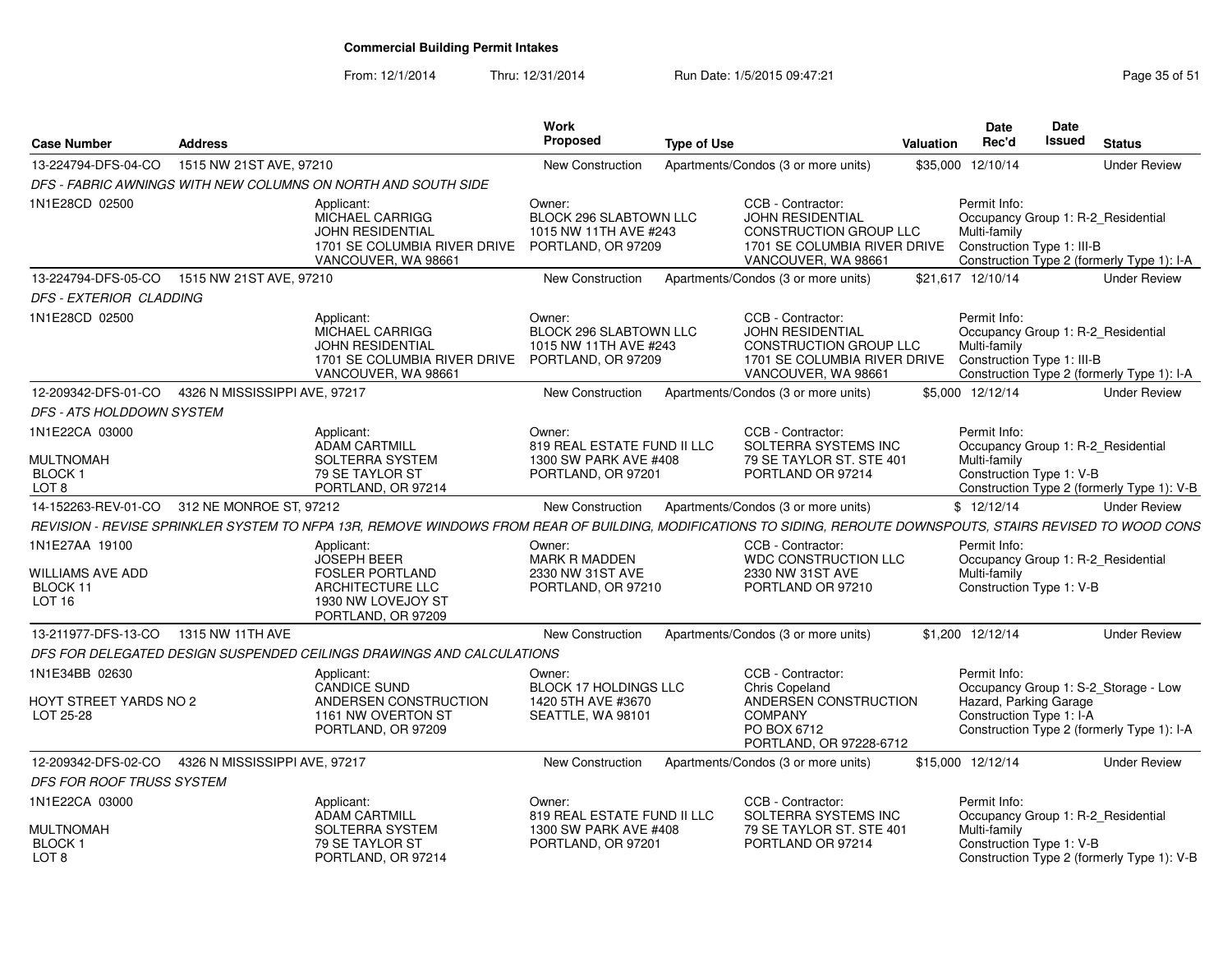**Commercial Building Permit Intakes**

From: 12/1/2014 Thru: 12/31/2014 Run Date: 1/5/2015 09:47:21

| Case Number | Address | Work Proposed | Type of Use | Valuation | Date Rec'd | Date Issued | Status |
|---|---|---|---|---|---|---|---|
| 13-224794-DFS-04-CO | 1515 NW 21ST AVE, 97210 | New Construction | Apartments/Condos (3 or more units) | $35,000 | 12/10/14 | | Under Review |

*DFS - FABRIC AWNINGS WITH NEW COLUMNS ON NORTH AND SOUTH SIDE*

1N1E28CD 02500

Applicant: MICHAEL CARRIGG, JOHN RESIDENTIAL, 1701 SE COLUMBIA RIVER DRIVE, VANCOUVER, WA 98661

Owner: BLOCK 296 SLABTOWN LLC, 1015 NW 11TH AVE #243, PORTLAND, OR 97209

CCB - Contractor: JOHN RESIDENTIAL CONSTRUCTION GROUP LLC, 1701 SE COLUMBIA RIVER DRIVE, VANCOUVER, WA 98661

Permit Info: Occupancy Group 1: R-2_Residential Multi-family; Construction Type 1: III-B; Construction Type 2 (formerly Type 1): I-A

| Case Number | Address | Work Proposed | Type of Use | Valuation | Date Rec'd | Date Issued | Status |
|---|---|---|---|---|---|---|---|
| 13-224794-DFS-05-CO | 1515 NW 21ST AVE, 97210 | New Construction | Apartments/Condos (3 or more units) | $21,617 | 12/10/14 | | Under Review |

*DFS - EXTERIOR CLADDING*

1N1E28CD 02500

Applicant: MICHAEL CARRIGG, JOHN RESIDENTIAL, 1701 SE COLUMBIA RIVER DRIVE, VANCOUVER, WA 98661

Owner: BLOCK 296 SLABTOWN LLC, 1015 NW 11TH AVE #243, PORTLAND, OR 97209

CCB - Contractor: JOHN RESIDENTIAL CONSTRUCTION GROUP LLC, 1701 SE COLUMBIA RIVER DRIVE, VANCOUVER, WA 98661

Permit Info: Occupancy Group 1: R-2_Residential Multi-family; Construction Type 1: III-B; Construction Type 2 (formerly Type 1): I-A

| Case Number | Address | Work Proposed | Type of Use | Valuation | Date Rec'd | Date Issued | Status |
|---|---|---|---|---|---|---|---|
| 12-209342-DFS-01-CO | 4326 N MISSISSIPPI AVE, 97217 | New Construction | Apartments/Condos (3 or more units) | $5,000 | 12/12/14 | | Under Review |

*DFS - ATS HOLDDOWN SYSTEM*

1N1E22CA 03000, MULTNOMAH, BLOCK 1, LOT 8

Applicant: ADAM CARTMILL, SOLTERRA SYSTEM, 79 SE TAYLOR ST, PORTLAND, OR 97214

Owner: 819 REAL ESTATE FUND II LLC, 1300 SW PARK AVE #408, PORTLAND, OR 97201

CCB - Contractor: SOLTERRA SYSTEMS INC, 79 SE TAYLOR ST. STE 401, PORTLAND OR 97214

Permit Info: Occupancy Group 1: R-2_Residential Multi-family; Construction Type 1: V-B; Construction Type 2 (formerly Type 1): V-B

| Case Number | Address | Work Proposed | Type of Use | Valuation | Date Rec'd | Date Issued | Status |
|---|---|---|---|---|---|---|---|
| 14-152263-REV-01-CO | 312 NE MONROE ST, 97212 | New Construction | Apartments/Condos (3 or more units) | $ | 12/12/14 | | Under Review |

*REVISION - REVISE SPRINKLER SYSTEM TO NFPA 13R, REMOVE WINDOWS FROM REAR OF BUILDING, MODIFICATIONS TO SIDING, REROUTE DOWNSPOUTS, STAIRS REVISED TO WOOD CONS*

1N1E27AA 19100, WILLIAMS AVE ADD, BLOCK 11, LOT 16

Applicant: JOSEPH BEER, FOSLER PORTLAND ARCHITECTURE LLC, 1930 NW LOVEJOY ST, PORTLAND, OR 97209

Owner: MARK R MADDEN, 2330 NW 31ST AVE, PORTLAND, OR 97210

CCB - Contractor: WDC CONSTRUCTION LLC, 2330 NW 31ST AVE, PORTLAND OR 97210

Permit Info: Occupancy Group 1: R-2_Residential Multi-family; Construction Type 1: V-B

| Case Number | Address | Work Proposed | Type of Use | Valuation | Date Rec'd | Date Issued | Status |
|---|---|---|---|---|---|---|---|
| 13-211977-DFS-13-CO | 1315 NW 11TH AVE | New Construction | Apartments/Condos (3 or more units) | $1,200 | 12/12/14 | | Under Review |

*DFS FOR DELEGATED DESIGN SUSPENDED CEILINGS DRAWINGS AND CALCULATIONS*

1N1E34BB 02630, HOYT STREET YARDS NO 2, LOT 25-28

Applicant: CANDICE SUND, ANDERSEN CONSTRUCTION, 1161 NW OVERTON ST, PORTLAND, OR 97209

Owner: BLOCK 17 HOLDINGS LLC, 1420 5TH AVE #3670, SEATTLE, WA 98101

CCB - Contractor: Chris Copeland, ANDERSEN CONSTRUCTION COMPANY, PO BOX 6712, PORTLAND, OR 97228-6712

Permit Info: Occupancy Group 1: S-2_Storage - Low Hazard, Parking Garage; Construction Type 1: I-A; Construction Type 2 (formerly Type 1): I-A

| Case Number | Address | Work Proposed | Type of Use | Valuation | Date Rec'd | Date Issued | Status |
|---|---|---|---|---|---|---|---|
| 12-209342-DFS-02-CO | 4326 N MISSISSIPPI AVE, 97217 | New Construction | Apartments/Condos (3 or more units) | $15,000 | 12/12/14 | | Under Review |

*DFS FOR ROOF TRUSS SYSTEM*

1N1E22CA 03000, MULTNOMAH, BLOCK 1, LOT 8

Applicant: ADAM CARTMILL, SOLTERRA SYSTEM, 79 SE TAYLOR ST, PORTLAND, OR 97214

Owner: 819 REAL ESTATE FUND II LLC, 1300 SW PARK AVE #408, PORTLAND, OR 97201

CCB - Contractor: SOLTERRA SYSTEMS INC, 79 SE TAYLOR ST. STE 401, PORTLAND OR 97214

Permit Info: Occupancy Group 1: R-2_Residential Multi-family; Construction Type 1: V-B; Construction Type 2 (formerly Type 1): V-B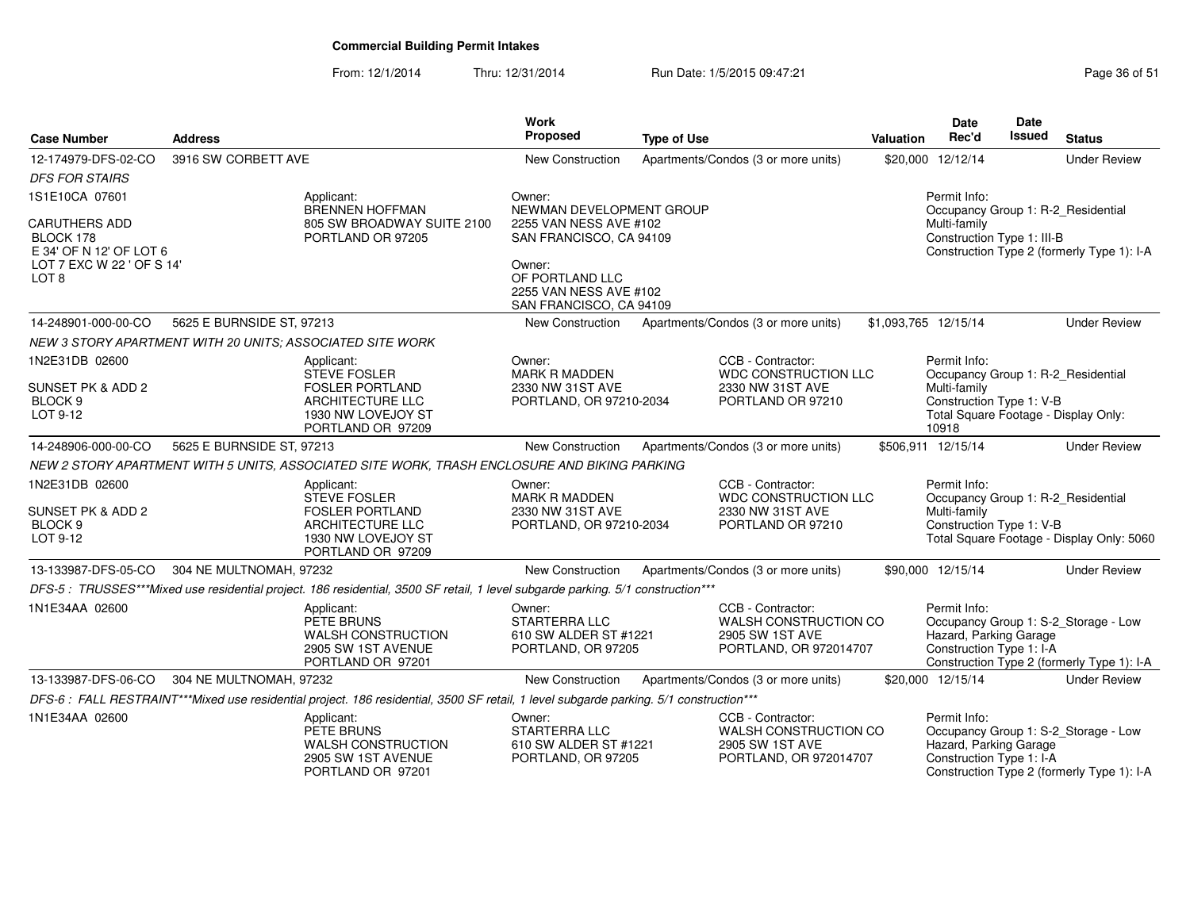# Commercial Building Permit Intakes

From: 12/1/2014 Thru: 12/31/2014 Run Date: 1/5/2015 09:47:21

| Case Number | Address | Work Proposed | Type of Use | Valuation | Date Rec'd | Date Issued | Status |
|---|---|---|---|---|---|---|---|
| 12-174979-DFS-02-CO | 3916 SW CORBETT AVE | New Construction | Apartments/Condos (3 or more units) | $20,000 | 12/12/14 | | Under Review |

*DFS FOR STAIRS*

1S1E10CA 07601

CARUTHERS ADD
BLOCK 178
E 34' OF N 12' OF LOT 6
LOT 7 EXC W 22 ' OF S 14'
LOT 8

Applicant:
BRENNEN HOFFMAN
805 SW BROADWAY SUITE 2100
PORTLAND OR 97205

Owner:
NEWMAN DEVELOPMENT GROUP
2255 VAN NESS AVE #102
SAN FRANCISCO, CA 94109

Owner:
OF PORTLAND LLC
2255 VAN NESS AVE #102
SAN FRANCISCO, CA 94109

Permit Info:
Occupancy Group 1: R-2_Residential Multi-family
Construction Type 1: III-B
Construction Type 2 (formerly Type 1): I-A

| Case Number | Address | Work Proposed | Type of Use | Valuation | Date Rec'd | Date Issued | Status |
|---|---|---|---|---|---|---|---|
| 14-248901-000-00-CO | 5625 E BURNSIDE ST, 97213 | New Construction | Apartments/Condos (3 or more units) | $1,093,765 | 12/15/14 | | Under Review |

*NEW 3 STORY APARTMENT WITH 20 UNITS; ASSOCIATED SITE WORK*

1N2E31DB 02600

SUNSET PK & ADD 2
BLOCK 9
LOT 9-12

Applicant:
STEVE FOSLER
FOSLER PORTLAND
ARCHITECTURE LLC
1930 NW LOVEJOY ST
PORTLAND OR 97209

Owner:
MARK R MADDEN
2330 NW 31ST AVE
PORTLAND, OR 97210-2034

CCB - Contractor:
WDC CONSTRUCTION LLC
2330 NW 31ST AVE
PORTLAND OR 97210

Permit Info:
Occupancy Group 1: R-2_Residential Multi-family
Construction Type 1: V-B
Total Square Footage - Display Only: 10918

| Case Number | Address | Work Proposed | Type of Use | Valuation | Date Rec'd | Date Issued | Status |
|---|---|---|---|---|---|---|---|
| 14-248906-000-00-CO | 5625 E BURNSIDE ST, 97213 | New Construction | Apartments/Condos (3 or more units) | $506,911 | 12/15/14 | | Under Review |

*NEW 2 STORY APARTMENT WITH 5 UNITS, ASSOCIATED SITE WORK, TRASH ENCLOSURE AND BIKING PARKING*

1N2E31DB 02600

SUNSET PK & ADD 2
BLOCK 9
LOT 9-12

Applicant:
STEVE FOSLER
FOSLER PORTLAND
ARCHITECTURE LLC
1930 NW LOVEJOY ST
PORTLAND OR 97209

Owner:
MARK R MADDEN
2330 NW 31ST AVE
PORTLAND, OR 97210-2034

CCB - Contractor:
WDC CONSTRUCTION LLC
2330 NW 31ST AVE
PORTLAND OR 97210

Permit Info:
Occupancy Group 1: R-2_Residential Multi-family
Construction Type 1: V-B
Total Square Footage - Display Only: 5060

| Case Number | Address | Work Proposed | Type of Use | Valuation | Date Rec'd | Date Issued | Status |
|---|---|---|---|---|---|---|---|
| 13-133987-DFS-05-CO | 304 NE MULTNOMAH, 97232 | New Construction | Apartments/Condos (3 or more units) | $90,000 | 12/15/14 | | Under Review |

*DFS-5 : TRUSSES\*\*\*Mixed use residential project. 186 residential, 3500 SF retail, 1 level subgarde parking. 5/1 construction\*\*\**

1N1E34AA 02600

Applicant:
PETE BRUNS
WALSH CONSTRUCTION
2905 SW 1ST AVENUE
PORTLAND OR 97201

Owner:
STARTERRA LLC
610 SW ALDER ST #1221
PORTLAND, OR 97205

CCB - Contractor:
WALSH CONSTRUCTION CO
2905 SW 1ST AVE
PORTLAND, OR 972014707

Permit Info:
Occupancy Group 1: S-2_Storage - Low Hazard, Parking Garage
Construction Type 1: I-A
Construction Type 2 (formerly Type 1): I-A

| Case Number | Address | Work Proposed | Type of Use | Valuation | Date Rec'd | Date Issued | Status |
|---|---|---|---|---|---|---|---|
| 13-133987-DFS-06-CO | 304 NE MULTNOMAH, 97232 | New Construction | Apartments/Condos (3 or more units) | $20,000 | 12/15/14 | | Under Review |

*DFS-6 : FALL RESTRAINT\*\*\*Mixed use residential project. 186 residential, 3500 SF retail, 1 level subgarde parking. 5/1 construction\*\*\**

1N1E34AA 02600

Applicant:
PETE BRUNS
WALSH CONSTRUCTION
2905 SW 1ST AVENUE
PORTLAND OR 97201

Owner:
STARTERRA LLC
610 SW ALDER ST #1221
PORTLAND, OR 97205

CCB - Contractor:
WALSH CONSTRUCTION CO
2905 SW 1ST AVE
PORTLAND, OR 972014707

Permit Info:
Occupancy Group 1: S-2_Storage - Low Hazard, Parking Garage
Construction Type 1: I-A
Construction Type 2 (formerly Type 1): I-A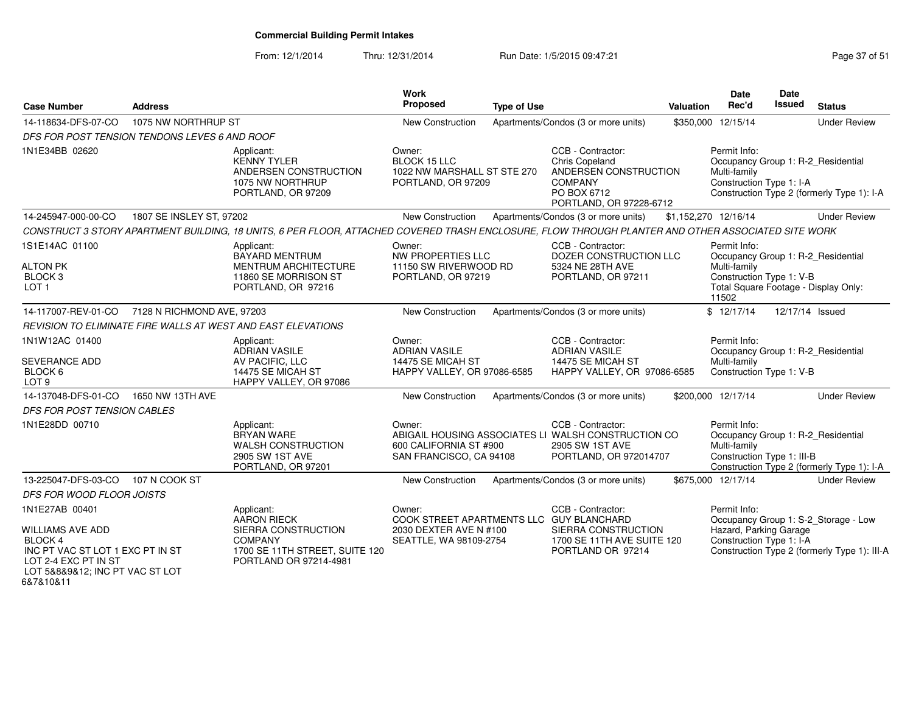**Commercial Building Permit Intakes**

From: 12/1/2014 Thru: 12/31/2014 Run Date: 1/5/2015 09:47:21

| Case Number | Address | | Work Proposed | Type of Use | | Valuation | Date Rec'd | Date Issued | Status |
|---|---|---|---|---|---|---|---|---|---|
| 14-118634-DFS-07-CO | 1075 NW NORTHRUP ST | | New Construction | Apartments/Condos (3 or more units) | | $350,000 | 12/15/14 | | Under Review |
| *DFS FOR POST TENSION TENDONS LEVES 6 AND ROOF* | | | | | | | | | |
| 1N1E34BB 02620 | | Applicant: KENNY TYLER ANDERSEN CONSTRUCTION 1075 NW NORTHRUP PORTLAND, OR 97209 | Owner: BLOCK 15 LLC 1022 NW MARSHALL ST STE 270 PORTLAND, OR 97209 | | CCB - Contractor: Chris Copeland ANDERSEN CONSTRUCTION COMPANY PO BOX 6712 PORTLAND, OR 97228-6712 | | Permit Info: Occupancy Group 1: R-2_Residential Multi-family Construction Type 1: I-A Construction Type 2 (formerly Type 1): I-A | | |
| 14-245947-000-00-CO | 1807 SE INSLEY ST, 97202 | | New Construction | Apartments/Condos (3 or more units) | | $1,152,270 | 12/16/14 | | Under Review |
| *CONSTRUCT 3 STORY APARTMENT BUILDING, 18 UNITS, 6 PER FLOOR, ATTACHED COVERED TRASH ENCLOSURE, FLOW THROUGH PLANTER AND OTHER ASSOCIATED SITE WORK* | | | | | | | | | |
| 1S1E14AC 01100 ALTON PK BLOCK 3 LOT 1 | | Applicant: BAYARD MENTRUM MENTRUM ARCHITECTURE 11860 SE MORRISON ST PORTLAND, OR 97216 | Owner: NW PROPERTIES LLC 11150 SW RIVERWOOD RD PORTLAND, OR 97219 | | CCB - Contractor: DOZER CONSTRUCTION LLC 5324 NE 28TH AVE PORTLAND, OR 97211 | | Permit Info: Occupancy Group 1: R-2_Residential Multi-family Construction Type 1: V-B Total Square Footage - Display Only: 11502 | | |
| 14-117007-REV-01-CO | 7128 N RICHMOND AVE, 97203 | | New Construction | Apartments/Condos (3 or more units) | | $ | 12/17/14 | 12/17/14 | Issued |
| *REVISION TO ELIMINATE FIRE WALLS AT WEST AND EAST ELEVATIONS* | | | | | | | | | |
| 1N1W12AC 01400 SEVERANCE ADD BLOCK 6 LOT 9 | | Applicant: ADRIAN VASILE AV PACIFIC, LLC 14475 SE MICAH ST HAPPY VALLEY, OR 97086 | Owner: ADRIAN VASILE 14475 SE MICAH ST HAPPY VALLEY, OR 97086-6585 | | CCB - Contractor: ADRIAN VASILE 14475 SE MICAH ST HAPPY VALLEY, OR 97086-6585 | | Permit Info: Occupancy Group 1: R-2_Residential Multi-family Construction Type 1: V-B | | |
| 14-137048-DFS-01-CO | 1650 NW 13TH AVE | | New Construction | Apartments/Condos (3 or more units) | | $200,000 | 12/17/14 | | Under Review |
| *DFS FOR POST TENSION CABLES* | | | | | | | | | |
| 1N1E28DD 00710 | | Applicant: BRYAN WARE WALSH CONSTRUCTION 2905 SW 1ST AVE PORTLAND, OR 97201 | Owner: ABIGAIL HOUSING ASSOCIATES LI 600 CALIFORNIA ST #900 SAN FRANCISCO, CA 94108 | | CCB - Contractor: WALSH CONSTRUCTION CO 2905 SW 1ST AVE PORTLAND, OR 972014707 | | Permit Info: Occupancy Group 1: R-2_Residential Multi-family Construction Type 1: III-B Construction Type 2 (formerly Type 1): I-A | | |
| 13-225047-DFS-03-CO | 107 N COOK ST | | New Construction | Apartments/Condos (3 or more units) | | $675,000 | 12/17/14 | | Under Review |
| *DFS FOR WOOD FLOOR JOISTS* | | | | | | | | | |
| 1N1E27AB 00401 WILLIAMS AVE ADD BLOCK 4 INC PT VAC ST LOT 1 EXC PT IN ST LOT 2-4 EXC PT IN ST LOT 5&8&9&12; INC PT VAC ST LOT 6&7&10&11 | | Applicant: AARON RIECK SIERRA CONSTRUCTION COMPANY 1700 SE 11TH STREET, SUITE 120 PORTLAND OR 97214-4981 | Owner: COOK STREET APARTMENTS LLC 2030 DEXTER AVE N #100 SEATTLE, WA 98109-2754 | | CCB - Contractor: GUY BLANCHARD SIERRA CONSTRUCTION 1700 SE 11TH AVE SUITE 120 PORTLAND OR 97214 | | Permit Info: Occupancy Group 1: S-2_Storage - Low Hazard, Parking Garage Construction Type 1: I-A Construction Type 2 (formerly Type 1): III-A | | |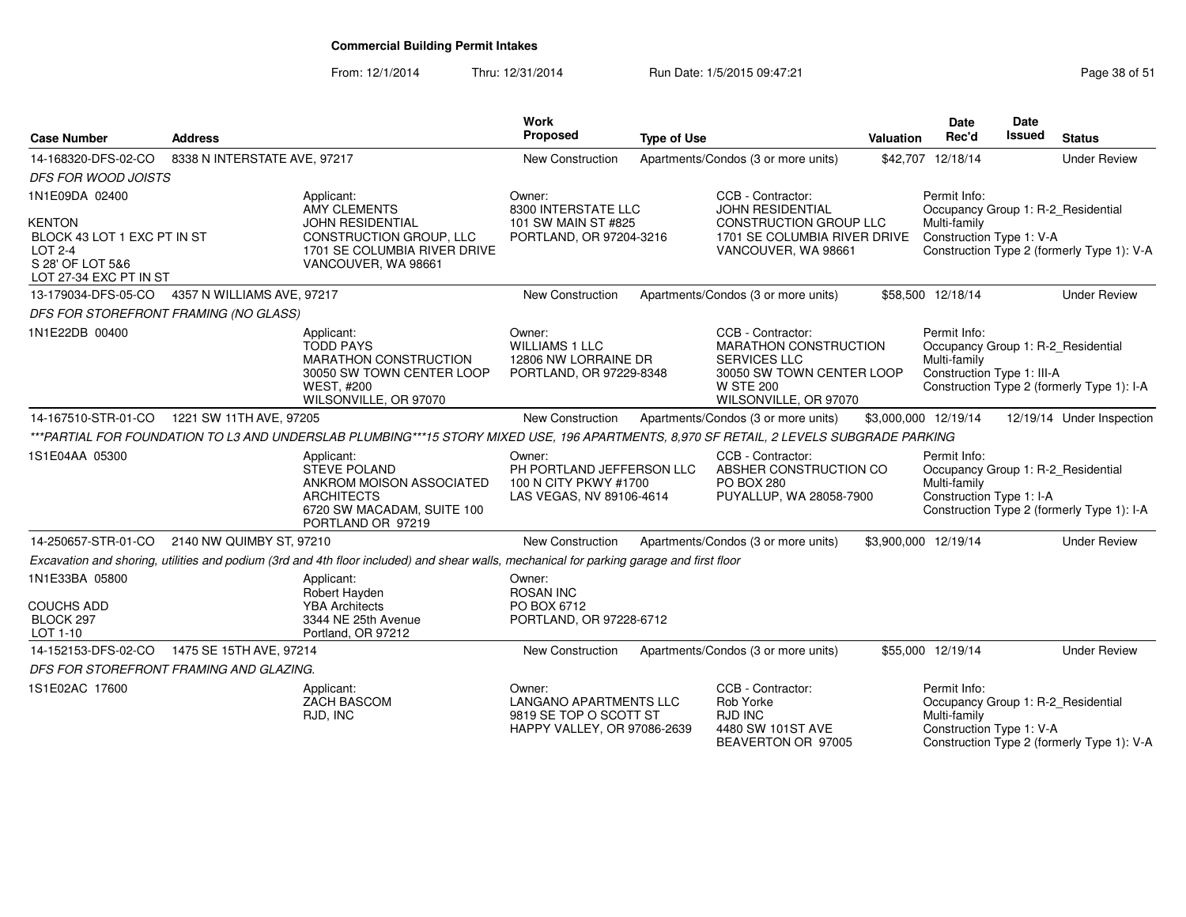# Commercial Building Permit Intakes

From: 12/1/2014 Thru: 12/31/2014 Run Date: 1/5/2015 09:47:21

| Case Number | Address | Work Proposed | Type of Use | Valuation | Date Rec'd | Date Issued | Status |
|---|---|---|---|---|---|---|---|
| 14-168320-DFS-02-CO | 8338 N INTERSTATE AVE, 97217 | New Construction | Apartments/Condos (3 or more units) | $42,707 | 12/18/14 | | Under Review |
| 13-179034-DFS-05-CO | 4357 N WILLIAMS AVE, 97217 | New Construction | Apartments/Condos (3 or more units) | $58,500 | 12/18/14 | | Under Review |
| 14-167510-STR-01-CO | 1221 SW 11TH AVE, 97205 | New Construction | Apartments/Condos (3 or more units) | $3,000,000 | 12/19/14 | 12/19/14 | Under Inspection |
| 14-250657-STR-01-CO | 2140 NW QUIMBY ST, 97210 | New Construction | Apartments/Condos (3 or more units) | $3,900,000 | 12/19/14 | | Under Review |
| 14-152153-DFS-02-CO | 1475 SE 15TH AVE, 97214 | New Construction | Apartments/Condos (3 or more units) | $55,000 | 12/19/14 | | Under Review |

## 14-168320-DFS-02-CO — 8338 N INTERSTATE AVE, 97217

*DFS FOR WOOD JOISTS*

1N1E09DA 02400

KENTON
BLOCK 43 LOT 1 EXC PT IN ST
LOT 2-4
S 28' OF LOT 5&6
LOT 27-34 EXC PT IN ST

Applicant:
AMY CLEMENTS
JOHN RESIDENTIAL CONSTRUCTION GROUP, LLC
1701 SE COLUMBIA RIVER DRIVE
VANCOUVER, WA 98661

Owner:
8300 INTERSTATE LLC
101 SW MAIN ST #825
PORTLAND, OR 97204-3216

CCB - Contractor:
JOHN RESIDENTIAL CONSTRUCTION GROUP LLC
1701 SE COLUMBIA RIVER DRIVE
VANCOUVER, WA 98661

Permit Info:
Occupancy Group 1: R-2_Residential Multi-family
Construction Type 1: V-A
Construction Type 2 (formerly Type 1): V-A

## 13-179034-DFS-05-CO — 4357 N WILLIAMS AVE, 97217

*DFS FOR STOREFRONT FRAMING (NO GLASS)*

1N1E22DB 00400

Applicant:
TODD PAYS
MARATHON CONSTRUCTION
30050 SW TOWN CENTER LOOP WEST, #200
WILSONVILLE, OR 97070

Owner:
WILLIAMS 1 LLC
12806 NW LORRAINE DR
PORTLAND, OR 97229-8348

CCB - Contractor:
MARATHON CONSTRUCTION SERVICES LLC
30050 SW TOWN CENTER LOOP W STE 200
WILSONVILLE, OR 97070

Permit Info:
Occupancy Group 1: R-2_Residential Multi-family
Construction Type 1: III-A
Construction Type 2 (formerly Type 1): I-A

## 14-167510-STR-01-CO — 1221 SW 11TH AVE, 97205

*\*\*\*PARTIAL FOR FOUNDATION TO L3 AND UNDERSLAB PLUMBING\*\*\*15 STORY MIXED USE, 196 APARTMENTS, 8,970 SF RETAIL, 2 LEVELS SUBGRADE PARKING*

1S1E04AA 05300

Applicant:
STEVE POLAND
ANKROM MOISON ASSOCIATED ARCHITECTS
6720 SW MACADAM, SUITE 100
PORTLAND OR 97219

Owner:
PH PORTLAND JEFFERSON LLC
100 N CITY PKWY #1700
LAS VEGAS, NV 89106-4614

CCB - Contractor:
ABSHER CONSTRUCTION CO
PO BOX 280
PUYALLUP, WA 28058-7900

Permit Info:
Occupancy Group 1: R-2_Residential Multi-family
Construction Type 1: I-A
Construction Type 2 (formerly Type 1): I-A

## 14-250657-STR-01-CO — 2140 NW QUIMBY ST, 97210

*Excavation and shoring, utilities and podium (3rd and 4th floor included) and shear walls, mechanical for parking garage and first floor*

1N1E33BA 05800

COUCHS ADD
BLOCK 297
LOT 1-10

Applicant:
Robert Hayden
YBA Architects
3344 NE 25th Avenue
Portland, OR 97212

Owner:
ROSAN INC
PO BOX 6712
PORTLAND, OR 97228-6712

## 14-152153-DFS-02-CO — 1475 SE 15TH AVE, 97214

*DFS FOR STOREFRONT FRAMING AND GLAZING.*

1S1E02AC 17600

Applicant:
ZACH BASCOM
RJD, INC

Owner:
LANGANO APARTMENTS LLC
9819 SE TOP O SCOTT ST
HAPPY VALLEY, OR 97086-2639

CCB - Contractor:
Rob Yorke
RJD INC
4480 SW 101ST AVE
BEAVERTON OR 97005

Permit Info:
Occupancy Group 1: R-2_Residential Multi-family
Construction Type 1: V-A
Construction Type 2 (formerly Type 1): V-A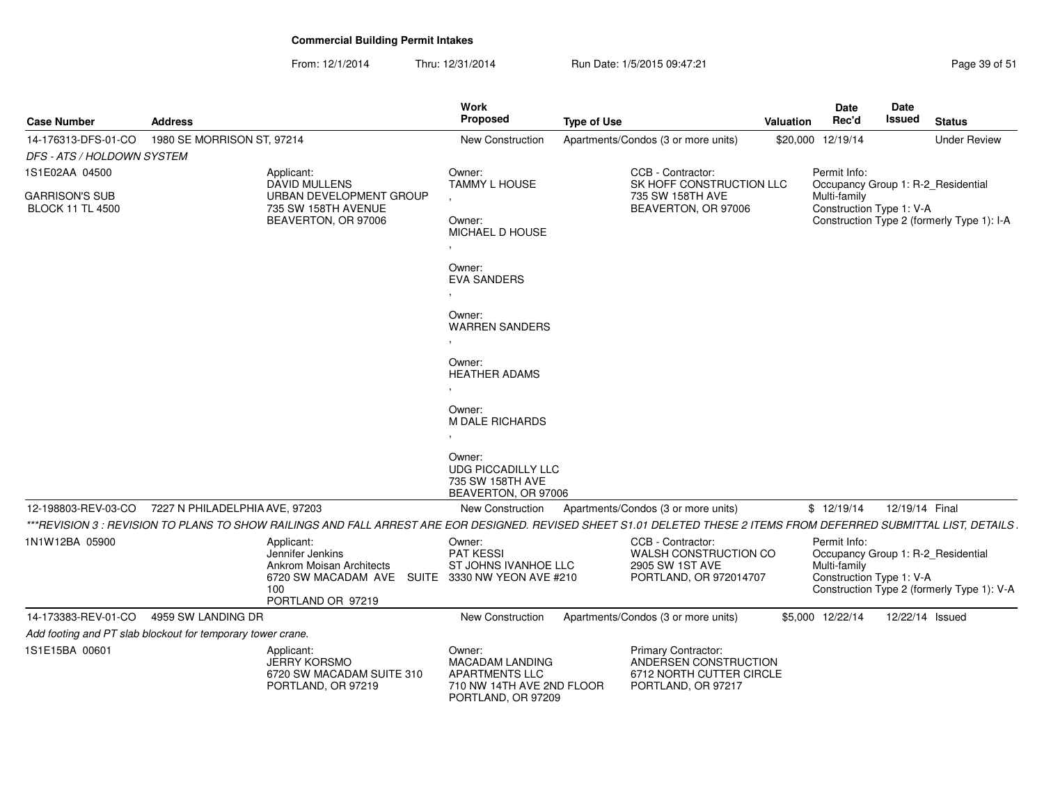# Commercial Building Permit Intakes

From: 12/1/2014 Thru: 12/31/2014 Run Date: 1/5/2015 09:47:21

| Case Number | Address | Work Proposed | Type of Use | Valuation | Date Rec'd | Date Issued | Status |
|---|---|---|---|---|---|---|---|
| 14-176313-DFS-01-CO | 1980 SE MORRISON ST, 97214 | New Construction | Apartments/Condos (3 or more units) | $20,000 | 12/19/14 | | Under Review |

*DFS - ATS / HOLDOWN SYSTEM*

1S1E02AA 04500

GARRISON'S SUB
BLOCK 11 TL 4500

Applicant:
DAVID MULLENS
URBAN DEVELOPMENT GROUP
735 SW 158TH AVENUE
BEAVERTON, OR 97006

Owner:
TAMMY L HOUSE
,

Owner:
MICHAEL D HOUSE
,

Owner:
EVA SANDERS
,

Owner:
WARREN SANDERS
,

Owner:
HEATHER ADAMS
,

Owner:
M DALE RICHARDS
,

Owner:
UDG PICCADILLY LLC
735 SW 158TH AVE
BEAVERTON, OR 97006

CCB - Contractor:
SK HOFF CONSTRUCTION LLC
735 SW 158TH AVE
BEAVERTON, OR 97006

Permit Info:
Occupancy Group 1: R-2_Residential Multi-family
Construction Type 1: V-A
Construction Type 2 (formerly Type 1): I-A

| Case Number | Address | Work Proposed | Type of Use | Valuation | Date Rec'd | Date Issued | Status |
|---|---|---|---|---|---|---|---|
| 12-198803-REV-03-CO | 7227 N PHILADELPHIA AVE, 97203 | New Construction | Apartments/Condos (3 or more units) | $ | 12/19/14 | 12/19/14 | Final |

*\*\*\*REVISION 3 : REVISION TO PLANS TO SHOW RAILINGS AND FALL ARREST ARE EOR DESIGNED. REVISED SHEET S1.01 DELETED THESE 2 ITEMS FROM DEFERRED SUBMITTAL LIST, DETAILS.*

1N1W12BA 05900

Applicant:
Jennifer Jenkins
Ankrom Moisan Architects
6720 SW MACADAM AVE SUITE 100
PORTLAND OR 97219

Owner:
PAT KESSI
ST JOHNS IVANHOE LLC
3330 NW YEON AVE #210

CCB - Contractor:
WALSH CONSTRUCTION CO
2905 SW 1ST AVE
PORTLAND, OR 972014707

Permit Info:
Occupancy Group 1: R-2_Residential Multi-family
Construction Type 1: V-A
Construction Type 2 (formerly Type 1): V-A

| Case Number | Address | Work Proposed | Type of Use | Valuation | Date Rec'd | Date Issued | Status |
|---|---|---|---|---|---|---|---|
| 14-173383-REV-01-CO | 4959 SW LANDING DR | New Construction | Apartments/Condos (3 or more units) | $5,000 | 12/22/14 | 12/22/14 | Issued |

*Add footing and PT slab blockout for temporary tower crane.*

1S1E15BA 00601

Applicant:
JERRY KORSMO
6720 SW MACADAM SUITE 310
PORTLAND, OR 97219

Owner:
MACADAM LANDING APARTMENTS LLC
710 NW 14TH AVE 2ND FLOOR
PORTLAND, OR 97209

Primary Contractor:
ANDERSEN CONSTRUCTION
6712 NORTH CUTTER CIRCLE
PORTLAND, OR 97217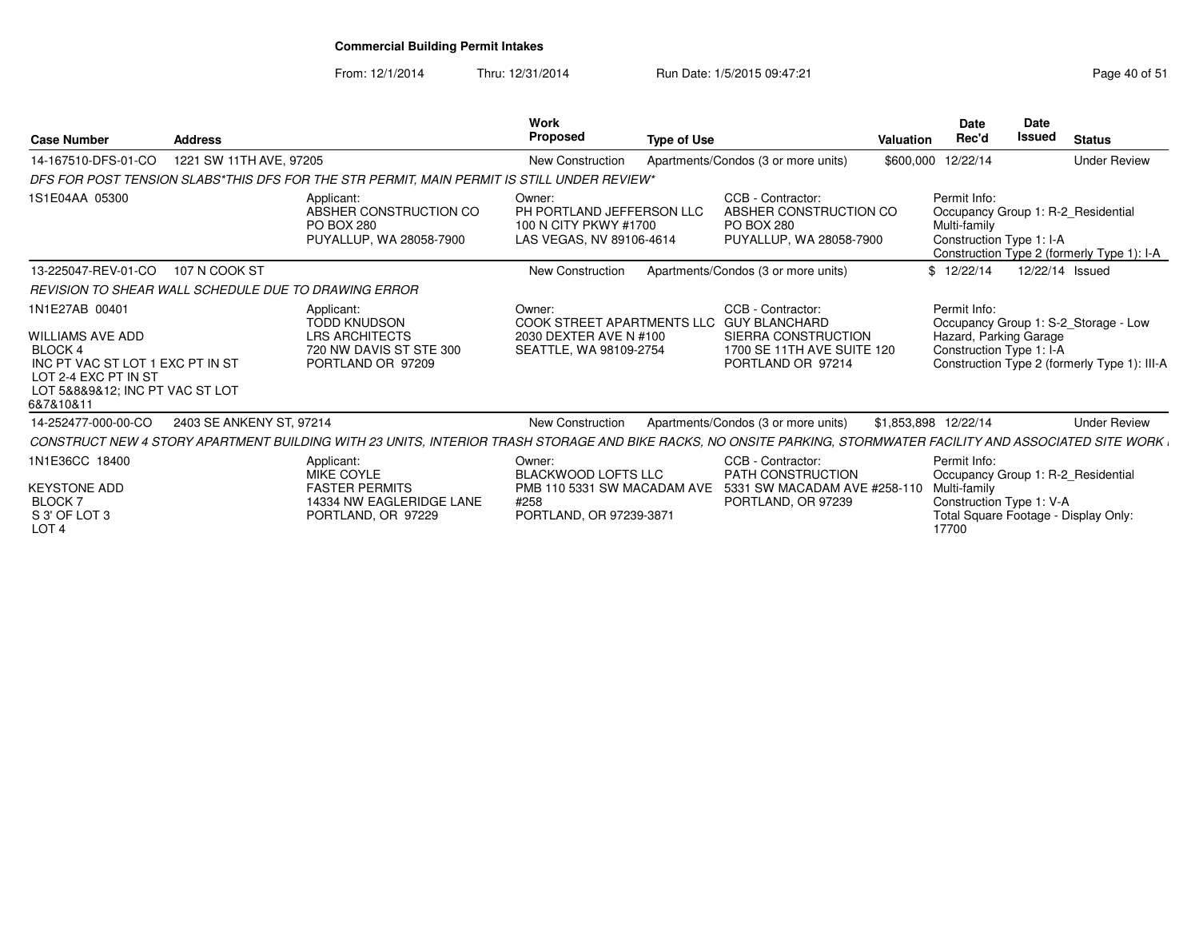# Commercial Building Permit Intakes

From: 12/1/2014 Thru: 12/31/2014 Run Date: 1/5/2015 09:47:21

| Case Number | Address | Work Proposed | Type of Use | Valuation | Date Rec'd | Date Issued | Status |
|---|---|---|---|---|---|---|---|
| 14-167510-DFS-01-CO | 1221 SW 11TH AVE, 97205 | New Construction | Apartments/Condos (3 or more units) | $600,000 | 12/22/14 | | Under Review |

*DFS FOR POST TENSION SLABS*THIS DFS FOR THE STR PERMIT, MAIN PERMIT IS STILL UNDER REVIEW**

| | | | | |
|---|---|---|---|---|
| 1S1E04AA 05300 | Applicant:<br>ABSHER CONSTRUCTION CO<br>PO BOX 280<br>PUYALLUP, WA 28058-7900 | Owner:<br>PH PORTLAND JEFFERSON LLC<br>100 N CITY PKWY #1700<br>LAS VEGAS, NV 89106-4614 | CCB - Contractor:<br>ABSHER CONSTRUCTION CO<br>PO BOX 280<br>PUYALLUP, WA 28058-7900 | Permit Info:<br>Occupancy Group 1: R-2_Residential Multi-family<br>Construction Type 1: I-A<br>Construction Type 2 (formerly Type 1): I-A |

| Case Number | Address | Work Proposed | Type of Use | Valuation | Date Rec'd | Date Issued | Status |
|---|---|---|---|---|---|---|---|
| 13-225047-REV-01-CO | 107 N COOK ST | New Construction | Apartments/Condos (3 or more units) | $ | 12/22/14 | 12/22/14 | Issued |

*REVISION TO SHEAR WALL SCHEDULE DUE TO DRAWING ERROR*

| | | | | |
|---|---|---|---|---|
| 1N1E27AB 00401<br><br>WILLIAMS AVE ADD<br>BLOCK 4<br>INC PT VAC ST LOT 1 EXC PT IN ST<br>LOT 2-4 EXC PT IN ST<br>LOT 5&8&9&12; INC PT VAC ST LOT 6&7&10&11 | Applicant:<br>TODD KNUDSON<br>LRS ARCHITECTS<br>720 NW DAVIS ST STE 300<br>PORTLAND OR 97209 | Owner:<br>COOK STREET APARTMENTS LLC<br>2030 DEXTER AVE N #100<br>SEATTLE, WA 98109-2754 | CCB - Contractor:<br>GUY BLANCHARD<br>SIERRA CONSTRUCTION<br>1700 SE 11TH AVE SUITE 120<br>PORTLAND OR 97214 | Permit Info:<br>Occupancy Group 1: S-2_Storage - Low Hazard, Parking Garage<br>Construction Type 1: I-A<br>Construction Type 2 (formerly Type 1): III-A |

| Case Number | Address | Work Proposed | Type of Use | Valuation | Date Rec'd | Date Issued | Status |
|---|---|---|---|---|---|---|---|
| 14-252477-000-00-CO | 2403 SE ANKENY ST, 97214 | New Construction | Apartments/Condos (3 or more units) | $1,853,898 | 12/22/14 | | Under Review |

*CONSTRUCT NEW 4 STORY APARTMENT BUILDING WITH 23 UNITS, INTERIOR TRASH STORAGE AND BIKE RACKS, NO ONSITE PARKING, STORMWATER FACILITY AND ASSOCIATED SITE WORK*

| | | | | |
|---|---|---|---|---|
| 1N1E36CC 18400<br><br>KEYSTONE ADD<br>BLOCK 7<br>S 3' OF LOT 3<br>LOT 4 | Applicant:<br>MIKE COYLE<br>FASTER PERMITS<br>14334 NW EAGLERIDGE LANE<br>PORTLAND, OR 97229 | Owner:<br>BLACKWOOD LOFTS LLC<br>PMB 110 5331 SW MACADAM AVE #258<br>PORTLAND, OR 97239-3871 | CCB - Contractor:<br>PATH CONSTRUCTION<br>5331 SW MACADAM AVE #258-110<br>PORTLAND, OR 97239 | Permit Info:<br>Occupancy Group 1: R-2_Residential Multi-family<br>Construction Type 1: V-A<br>Total Square Footage - Display Only: 17700 |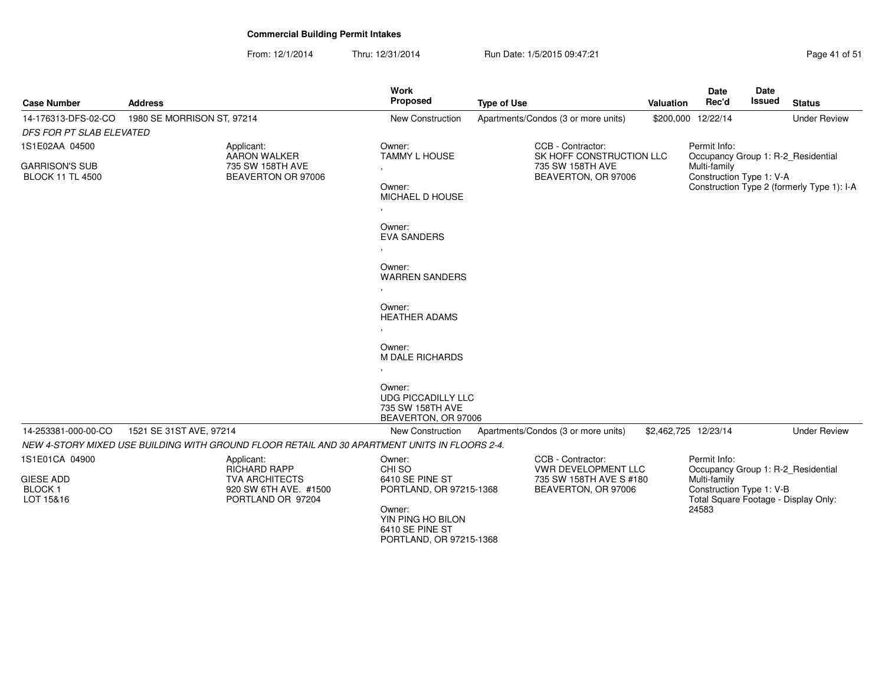**Commercial Building Permit Intakes**

From: 12/1/2014 Thru: 12/31/2014 Run Date: 1/5/2015 09:47:21

| Case Number | Address | Work Proposed | Type of Use | Valuation | Date Rec'd | Date Issued | Status |
|---|---|---|---|---|---|---|---|
| 14-176313-DFS-02-CO | 1980 SE MORRISON ST, 97214 | New Construction | Apartments/Condos (3 or more units) | $200,000 | 12/22/14 | | Under Review |

*DFS FOR PT SLAB ELEVATED*

1S1E02AA 04500

GARRISON'S SUB
BLOCK 11 TL 4500

Applicant:
AARON WALKER
735 SW 158TH AVE
BEAVERTON OR 97006

Owner:
TAMMY L HOUSE
,

Owner:
MICHAEL D HOUSE
,

Owner:
EVA SANDERS
,

Owner:
WARREN SANDERS
,

Owner:
HEATHER ADAMS
,

Owner:
M DALE RICHARDS
,

Owner:
UDG PICCADILLY LLC
735 SW 158TH AVE
BEAVERTON, OR 97006

CCB - Contractor:
SK HOFF CONSTRUCTION LLC
735 SW 158TH AVE
BEAVERTON, OR 97006

Permit Info:
Occupancy Group 1: R-2_Residential Multi-family
Construction Type 1: V-A
Construction Type 2 (formerly Type 1): I-A

| Case Number | Address | Work Proposed | Type of Use | Valuation | Date Rec'd | Date Issued | Status |
|---|---|---|---|---|---|---|---|
| 14-253381-000-00-CO | 1521 SE 31ST AVE, 97214 | New Construction | Apartments/Condos (3 or more units) | $2,462,725 | 12/23/14 | | Under Review |

*NEW 4-STORY MIXED USE BUILDING WITH GROUND FLOOR RETAIL AND 30 APARTMENT UNITS IN FLOORS 2-4.*

1S1E01CA 04900

GIESE ADD
BLOCK 1
LOT 15&16

Applicant:
RICHARD RAPP
TVA ARCHITECTS
920 SW 6TH AVE. #1500
PORTLAND OR 97204

Owner:
CHI SO
6410 SE PINE ST
PORTLAND, OR 97215-1368

Owner:
YIN PING HO BILON
6410 SE PINE ST
PORTLAND, OR 97215-1368

CCB - Contractor:
VWR DEVELOPMENT LLC
735 SW 158TH AVE S #180
BEAVERTON, OR 97006

Permit Info:
Occupancy Group 1: R-2_Residential Multi-family
Construction Type 1: V-B
Total Square Footage - Display Only: 24583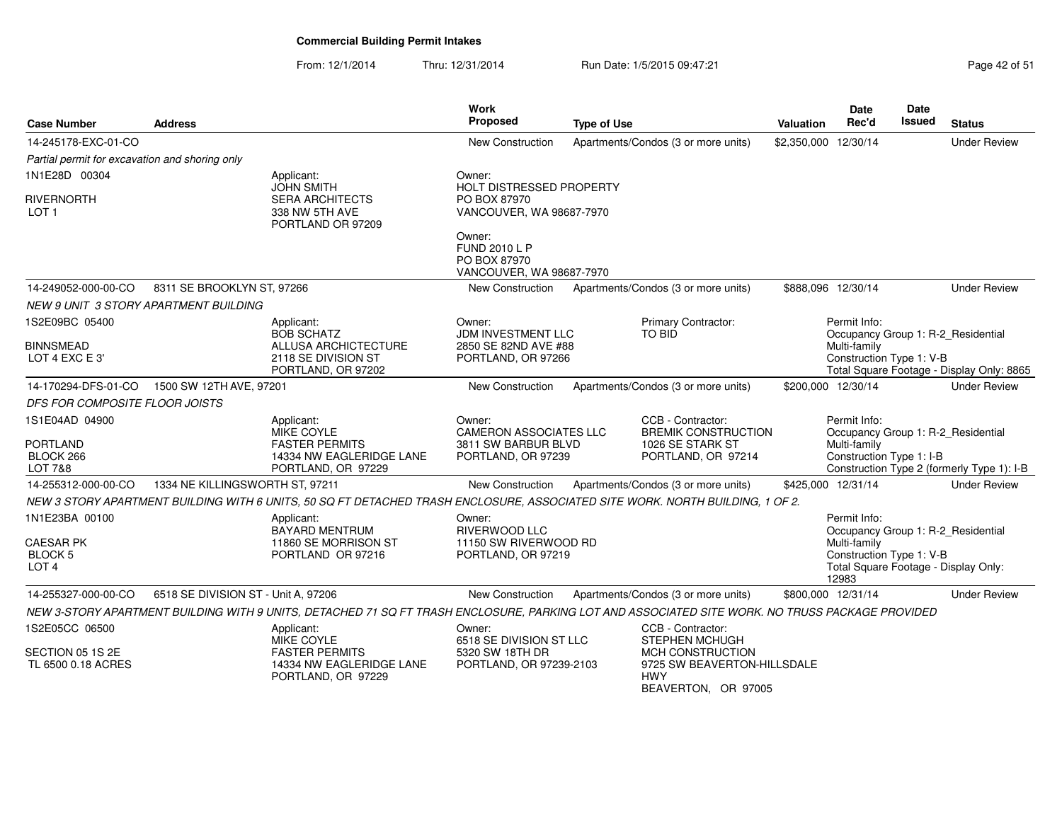# Commercial Building Permit Intakes

From: 12/1/2014 Thru: 12/31/2014 Run Date: 1/5/2015 09:47:21

| Case Number | Address | Work Proposed | Type of Use | Valuation | Date Rec'd | Date Issued | Status |
|---|---|---|---|---|---|---|---|
| 14-245178-EXC-01-CO | | New Construction | Apartments/Condos (3 or more units) | $2,350,000 | 12/30/14 | | Under Review |
| 14-249052-000-00-CO | 8311 SE BROOKLYN ST, 97266 | New Construction | Apartments/Condos (3 or more units) | $888,096 | 12/30/14 | | Under Review |
| 14-170294-DFS-01-CO | 1500 SW 12TH AVE, 97201 | New Construction | Apartments/Condos (3 or more units) | $200,000 | 12/30/14 | | Under Review |
| 14-255312-000-00-CO | 1334 NE KILLINGSWORTH ST, 97211 | New Construction | Apartments/Condos (3 or more units) | $425,000 | 12/31/14 | | Under Review |
| 14-255327-000-00-CO | 6518 SE DIVISION ST - Unit A, 97206 | New Construction | Apartments/Condos (3 or more units) | $800,000 | 12/31/14 | | Under Review |

## 14-245178-EXC-01-CO

*Partial permit for excavation and shoring only*

1N1E28D 00304
RIVERNORTH
LOT 1

Applicant:
JOHN SMITH
SERA ARCHITECTS
338 NW 5TH AVE
PORTLAND OR 97209

Owner:
HOLT DISTRESSED PROPERTY
PO BOX 87970
VANCOUVER, WA 98687-7970

Owner:
FUND 2010 L P
PO BOX 87970
VANCOUVER, WA 98687-7970

## 14-249052-000-00-CO

*NEW 9 UNIT 3 STORY APARTMENT BUILDING*

1S2E09BC 05400
BINNSMEAD
LOT 4 EXC E 3'

Applicant:
BOB SCHATZ
ALLUSA ARCHICTECTURE
2118 SE DIVISION ST
PORTLAND, OR 97202

Owner:
JDM INVESTMENT LLC
2850 SE 82ND AVE #88
PORTLAND, OR 97266

Primary Contractor:
TO BID

Permit Info:
Occupancy Group 1: R-2_Residential Multi-family
Construction Type 1: V-B
Total Square Footage - Display Only: 8865

## 14-170294-DFS-01-CO

*DFS FOR COMPOSITE FLOOR JOISTS*

1S1E04AD 04900
PORTLAND
BLOCK 266
LOT 7&8

Applicant:
MIKE COYLE
FASTER PERMITS
14334 NW EAGLERIDGE LANE
PORTLAND, OR 97229

Owner:
CAMERON ASSOCIATES LLC
3811 SW BARBUR BLVD
PORTLAND, OR 97239

CCB - Contractor:
BREMIK CONSTRUCTION
1026 SE STARK ST
PORTLAND, OR 97214

Permit Info:
Occupancy Group 1: R-2_Residential Multi-family
Construction Type 1: I-B
Construction Type 2 (formerly Type 1): I-B

## 14-255312-000-00-CO

*NEW 3 STORY APARTMENT BUILDING WITH 6 UNITS, 50 SQ FT DETACHED TRASH ENCLOSURE, ASSOCIATED SITE WORK. NORTH BUILDING, 1 OF 2.*

1N1E23BA 00100
CAESAR PK
BLOCK 5
LOT 4

Applicant:
BAYARD MENTRUM
11860 SE MORRISON ST
PORTLAND OR 97216

Owner:
RIVERWOOD LLC
11150 SW RIVERWOOD RD
PORTLAND, OR 97219

Permit Info:
Occupancy Group 1: R-2_Residential Multi-family
Construction Type 1: V-B
Total Square Footage - Display Only: 12983

## 14-255327-000-00-CO

*NEW 3-STORY APARTMENT BUILDING WITH 9 UNITS, DETACHED 71 SQ FT TRASH ENCLOSURE, PARKING LOT AND ASSOCIATED SITE WORK. NO TRUSS PACKAGE PROVIDED*

1S2E05CC 06500
SECTION 05 1S 2E
TL 6500 0.18 ACRES

Applicant:
MIKE COYLE
FASTER PERMITS
14334 NW EAGLERIDGE LANE
PORTLAND, OR 97229

Owner:
6518 SE DIVISION ST LLC
5320 SW 18TH DR
PORTLAND, OR 97239-2103

CCB - Contractor:
STEPHEN MCHUGH
MCH CONSTRUCTION
9725 SW BEAVERTON-HILLSDALE HWY
BEAVERTON, OR 97005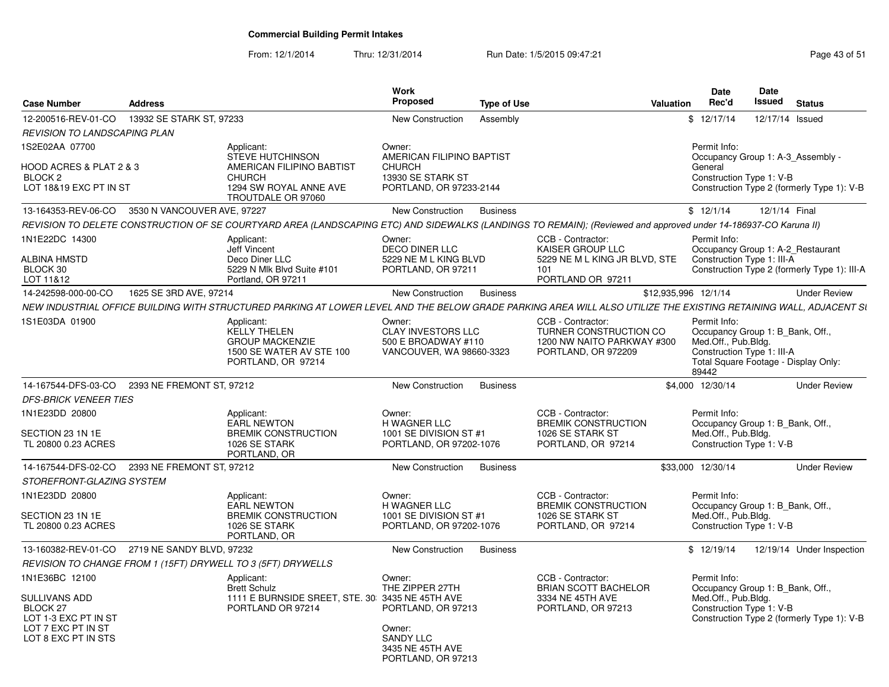**Commercial Building Permit Intakes**

From: 12/1/2014 Thru: 12/31/2014 Run Date: 1/5/2015 09:47:21

| Case Number | Address | Work Proposed | Type of Use | Valuation | Date Rec'd | Date Issued | Status |
|---|---|---|---|---|---|---|---|
| 12-200516-REV-01-CO | 13932 SE STARK ST, 97233 | New Construction | Assembly | $ | 12/17/14 | 12/17/14 | Issued |

*REVISION TO LANDSCAPING PLAN*

1S2E02AA 07700

HOOD ACRES & PLAT 2 & 3
BLOCK 2
LOT 18&19 EXC PT IN ST

Applicant:
STEVE HUTCHINSON
AMERICAN FILIPINO BABTIST CHURCH
1294 SW ROYAL ANNE AVE
TROUTDALE OR 97060

Owner:
AMERICAN FILIPINO BAPTIST CHURCH
13930 SE STARK ST
PORTLAND, OR 97233-2144

Permit Info:
Occupancy Group 1: A-3_Assembly - General
Construction Type 1: V-B
Construction Type 2 (formerly Type 1): V-B

| Case Number | Address | Work Proposed | Type of Use | Valuation | Date Rec'd | Date Issued | Status |
|---|---|---|---|---|---|---|---|
| 13-164353-REV-06-CO | 3530 N VANCOUVER AVE, 97227 | New Construction | Business | $ | 12/1/14 | 12/1/14 | Final |

*REVISION TO DELETE CONSTRUCTION OF SE COURTYARD AREA (LANDSCAPING ETC) AND SIDEWALKS (LANDINGS TO REMAIN); (Reviewed and approved under 14-186937-CO Karuna II)*

1N1E22DC 14300

ALBINA HMSTD
BLOCK 30
LOT 11&12

Applicant:
Jeff Vincent
Deco Diner LLC
5229 N Mlk Blvd Suite #101
Portland, OR 97211

Owner:
DECO DINER LLC
5229 NE M L KING BLVD
PORTLAND, OR 97211

CCB - Contractor:
KAISER GROUP LLC
5229 NE M L KING JR BLVD, STE 101
PORTLAND OR 97211

Permit Info:
Occupancy Group 1: A-2_Restaurant
Construction Type 1: III-A
Construction Type 2 (formerly Type 1): III-A

| Case Number | Address | Work Proposed | Type of Use | Valuation | Date Rec'd | Date Issued | Status |
|---|---|---|---|---|---|---|---|
| 14-242598-000-00-CO | 1625 SE 3RD AVE, 97214 | New Construction | Business | $12,935,996 | 12/1/14 | | Under Review |

*NEW INDUSTRIAL OFFICE BUILDING WITH STRUCTURED PARKING AT LOWER LEVEL AND THE BELOW GRADE PARKING AREA WILL ALSO UTILIZE THE EXISTING RETAINING WALL, ADJACENT SI*

1S1E03DA 01900

Applicant:
KELLY THELEN
GROUP MACKENZIE
1500 SE WATER AV STE 100
PORTLAND, OR 97214

Owner:
CLAY INVESTORS LLC
500 E BROADWAY #110
VANCOUVER, WA 98660-3323

CCB - Contractor:
TURNER CONSTRUCTION CO
1200 NW NAITO PARKWAY #300
PORTLAND, OR 972209

Permit Info:
Occupancy Group 1: B_Bank, Off., Med.Off., Pub.Bldg.
Construction Type 1: III-A
Total Square Footage - Display Only: 89442

| Case Number | Address | Work Proposed | Type of Use | Valuation | Date Rec'd | Date Issued | Status |
|---|---|---|---|---|---|---|---|
| 14-167544-DFS-03-CO | 2393 NE FREMONT ST, 97212 | New Construction | Business | $4,000 | 12/30/14 | | Under Review |

*DFS-BRICK VENEER TIES*

1N1E23DD 20800

SECTION 23 1N 1E
TL 20800 0.23 ACRES

Applicant:
EARL NEWTON
BREMIK CONSTRUCTION
1026 SE STARK
PORTLAND, OR

Owner:
H WAGNER LLC
1001 SE DIVISION ST #1
PORTLAND, OR 97202-1076

CCB - Contractor:
BREMIK CONSTRUCTION
1026 SE STARK ST
PORTLAND, OR 97214

Permit Info:
Occupancy Group 1: B_Bank, Off., Med.Off., Pub.Bldg.
Construction Type 1: V-B

| Case Number | Address | Work Proposed | Type of Use | Valuation | Date Rec'd | Date Issued | Status |
|---|---|---|---|---|---|---|---|
| 14-167544-DFS-02-CO | 2393 NE FREMONT ST, 97212 | New Construction | Business | $33,000 | 12/30/14 | | Under Review |

*STOREFRONT-GLAZING SYSTEM*

1N1E23DD 20800

SECTION 23 1N 1E
TL 20800 0.23 ACRES

Applicant:
EARL NEWTON
BREMIK CONSTRUCTION
1026 SE STARK
PORTLAND, OR

Owner:
H WAGNER LLC
1001 SE DIVISION ST #1
PORTLAND, OR 97202-1076

CCB - Contractor:
BREMIK CONSTRUCTION
1026 SE STARK ST
PORTLAND, OR 97214

Permit Info:
Occupancy Group 1: B_Bank, Off., Med.Off., Pub.Bldg.
Construction Type 1: V-B

| Case Number | Address | Work Proposed | Type of Use | Valuation | Date Rec'd | Date Issued | Status |
|---|---|---|---|---|---|---|---|
| 13-160382-REV-01-CO | 2719 NE SANDY BLVD, 97232 | New Construction | Business | $ | 12/19/14 | 12/19/14 | Under Inspection |

*REVISION TO CHANGE FROM 1 (15FT) DRYWELL TO 3 (5FT) DRYWELLS*

1N1E36BC 12100

SULLIVANS ADD
BLOCK 27
LOT 1-3 EXC PT IN ST
LOT 7 EXC PT IN ST
LOT 8 EXC PT IN STS

Applicant:
Brett Schulz
1111 E BURNSIDE SREET, STE. 30
PORTLAND OR 97214

Owner:
THE ZIPPER 27TH
3435 NE 45TH AVE
PORTLAND, OR 97213

Owner:
SANDY LLC
3435 NE 45TH AVE
PORTLAND, OR 97213

CCB - Contractor:
BRIAN SCOTT BACHELOR
3334 NE 45TH AVE
PORTLAND, OR 97213

Permit Info:
Occupancy Group 1: B_Bank, Off., Med.Off., Pub.Bldg.
Construction Type 1: V-B
Construction Type 2 (formerly Type 1): V-B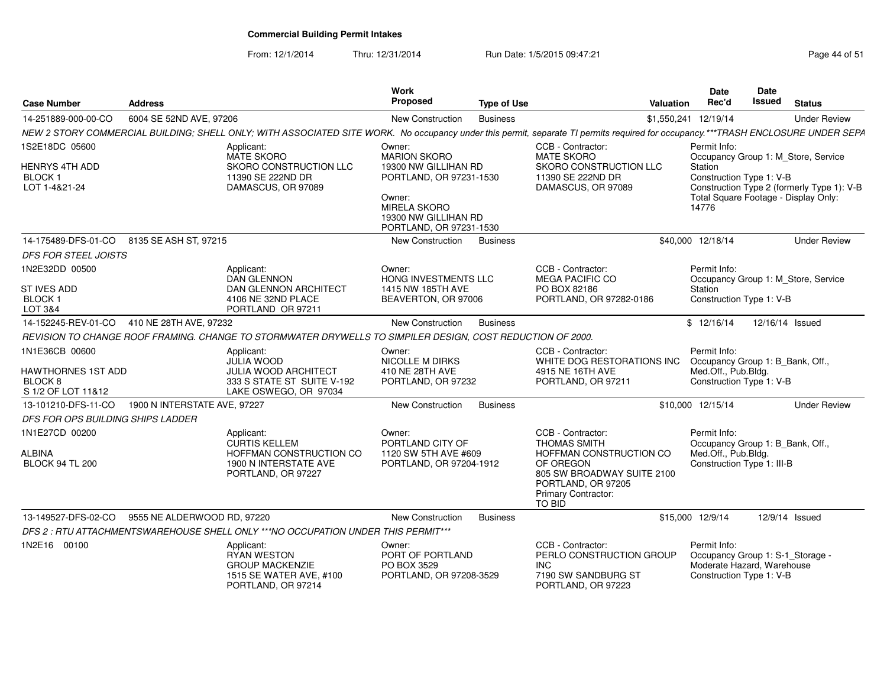# Commercial Building Permit Intakes

From: 12/1/2014 Thru: 12/31/2014 Run Date: 1/5/2015 09:47:21

| Case Number | Address | Work Proposed | Type of Use | Valuation | Date Rec'd | Date Issued | Status |
|---|---|---|---|---|---|---|---|
| 14-251889-000-00-CO | 6004 SE 52ND AVE, 97206 | New Construction | Business | $1,550,241 | 12/19/14 | | Under Review |

*NEW 2 STORY COMMERCIAL BUILDING; SHELL ONLY; WITH ASSOCIATED SITE WORK. No occupancy under this permit, separate TI permits required for occupancy.\*\*\*TRASH ENCLOSURE UNDER SEPA*

- 1S2E18DC 05600 / HENRYS 4TH ADD / BLOCK 1 / LOT 1-4&21-24
- Applicant: MATE SKORO, SKORO CONSTRUCTION LLC, 11390 SE 222ND DR, DAMASCUS, OR 97089
- Owner: MARION SKORO, 19300 NW GILLIHAN RD, PORTLAND, OR 97231-1530
- Owner: MIRELA SKORO, 19300 NW GILLIHAN RD, PORTLAND, OR 97231-1530
- CCB - Contractor: MATE SKORO, SKORO CONSTRUCTION LLC, 11390 SE 222ND DR, DAMASCUS, OR 97089
- Permit Info: Occupancy Group 1: M_Store, Service Station; Construction Type 1: V-B; Construction Type 2 (formerly Type 1): V-B; Total Square Footage - Display Only: 14776

| Case Number | Address | Work Proposed | Type of Use | Valuation | Date Rec'd | Date Issued | Status |
|---|---|---|---|---|---|---|---|
| 14-175489-DFS-01-CO | 8135 SE ASH ST, 97215 | New Construction | Business | $40,000 | 12/18/14 | | Under Review |

*DFS FOR STEEL JOISTS*

- 1N2E32DD 00500 / ST IVES ADD / BLOCK 1 / LOT 3&4
- Applicant: DAN GLENNON, DAN GLENNON ARCHITECT, 4106 NE 32ND PLACE, PORTLAND OR 97211
- Owner: HONG INVESTMENTS LLC, 1415 NW 185TH AVE, BEAVERTON, OR 97006
- CCB - Contractor: MEGA PACIFIC CO, PO BOX 82186, PORTLAND, OR 97282-0186
- Permit Info: Occupancy Group 1: M_Store, Service Station; Construction Type 1: V-B

| Case Number | Address | Work Proposed | Type of Use | Valuation | Date Rec'd | Date Issued | Status |
|---|---|---|---|---|---|---|---|
| 14-152245-REV-01-CO | 410 NE 28TH AVE, 97232 | New Construction | Business | $ | 12/16/14 | 12/16/14 | Issued |

*REVISION TO CHANGE ROOF FRAMING. CHANGE TO STORMWATER DRYWELLS TO SIMPILER DESIGN, COST REDUCTION OF 2000.*

- 1N1E36CB 00600 / HAWTHORNES 1ST ADD / BLOCK 8 / S 1/2 OF LOT 11&12
- Applicant: JULIA WOOD, JULIA WOOD ARCHITECT, 333 S STATE ST SUITE V-192, LAKE OSWEGO, OR 97034
- Owner: NICOLLE M DIRKS, 410 NE 28TH AVE, PORTLAND, OR 97232
- CCB - Contractor: WHITE DOG RESTORATIONS INC, 4915 NE 16TH AVE, PORTLAND, OR 97211
- Permit Info: Occupancy Group 1: B_Bank, Off., Med.Off., Pub.Bldg.; Construction Type 1: V-B

| Case Number | Address | Work Proposed | Type of Use | Valuation | Date Rec'd | Date Issued | Status |
|---|---|---|---|---|---|---|---|
| 13-101210-DFS-11-CO | 1900 N INTERSTATE AVE, 97227 | New Construction | Business | $10,000 | 12/15/14 | | Under Review |

*DFS FOR OPS BUILDING SHIPS LADDER*

- 1N1E27CD 00200 / ALBINA / BLOCK 94 TL 200
- Applicant: CURTIS KELLEM, HOFFMAN CONSTRUCTION CO, 1900 N INTERSTATE AVE, PORTLAND, OR 97227
- Owner: PORTLAND CITY OF, 1120 SW 5TH AVE #609, PORTLAND, OR 97204-1912
- CCB - Contractor: THOMAS SMITH, HOFFMAN CONSTRUCTION CO OF OREGON, 805 SW BROADWAY SUITE 2100, PORTLAND, OR 97205
- Primary Contractor: TO BID
- Permit Info: Occupancy Group 1: B_Bank, Off., Med.Off., Pub.Bldg.; Construction Type 1: III-B

| Case Number | Address | Work Proposed | Type of Use | Valuation | Date Rec'd | Date Issued | Status |
|---|---|---|---|---|---|---|---|
| 13-149527-DFS-02-CO | 9555 NE ALDERWOOD RD, 97220 | New Construction | Business | $15,000 | 12/9/14 | 12/9/14 | Issued |

*DFS 2 : RTU ATTACHMENTSWAREHOUSE SHELL ONLY \*\*\*NO OCCUPATION UNDER THIS PERMIT\*\*\**

- 1N2E16 00100
- Applicant: RYAN WESTON, GROUP MACKENZIE, 1515 SE WATER AVE, #100, PORTLAND, OR 97214
- Owner: PORT OF PORTLAND, PO BOX 3529, PORTLAND, OR 97208-3529
- CCB - Contractor: PERLO CONSTRUCTION GROUP INC, 7190 SW SANDBURG ST, PORTLAND, OR 97223
- Permit Info: Occupancy Group 1: S-1_Storage - Moderate Hazard, Warehouse; Construction Type 1: V-B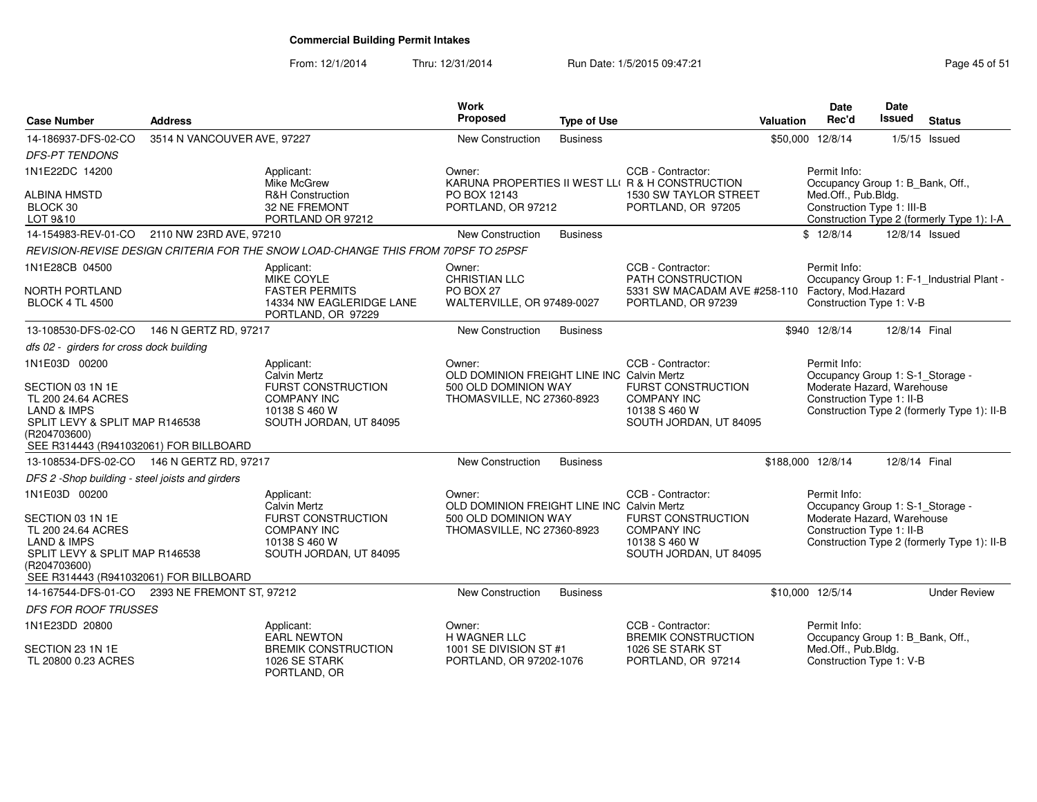# Commercial Building Permit Intakes

From: 12/1/2014 Thru: 12/31/2014 Run Date: 1/5/2015 09:47:21

| Case Number | Address | Work Proposed | Type of Use | Valuation | Date Rec'd | Date Issued | Status |
|---|---|---|---|---|---|---|---|
| 14-186937-DFS-02-CO | 3514 N VANCOUVER AVE, 97227 | New Construction | Business | $50,000 | 12/8/14 | 1/5/15 | Issued |
| 14-154983-REV-01-CO | 2110 NW 23RD AVE, 97210 | New Construction | Business | $ | 12/8/14 | 12/8/14 | Issued |
| 13-108530-DFS-02-CO | 146 N GERTZ RD, 97217 | New Construction | Business | $940 | 12/8/14 | 12/8/14 | Final |
| 13-108534-DFS-02-CO | 146 N GERTZ RD, 97217 | New Construction | Business | $188,000 | 12/8/14 | 12/8/14 | Final |
| 14-167544-DFS-01-CO | 2393 NE FREMONT ST, 97212 | New Construction | Business | $10,000 | 12/5/14 | | Under Review |

**14-186937-DFS-02-CO** — 3514 N VANCOUVER AVE, 97227

*DFS-PT TENDONS*

1N1E22DC 14200
ALBINA HMSTD
BLOCK 30
LOT 9&10

Applicant: Mike McGrew, R&H Construction, 32 NE FREMONT, PORTLAND OR 97212

Owner: KARUNA PROPERTIES II WEST LL( PO BOX 12143, PORTLAND, OR 97212

CCB - Contractor: R & H CONSTRUCTION, 1530 SW TAYLOR STREET, PORTLAND, OR 97205

Permit Info: Occupancy Group 1: B_Bank, Off., Med.Off., Pub.Bldg. Construction Type 1: III-B. Construction Type 2 (formerly Type 1): I-A

**14-154983-REV-01-CO** — 2110 NW 23RD AVE, 97210

*REVISION-REVISE DESIGN CRITERIA FOR THE SNOW LOAD-CHANGE THIS FROM 70PSF TO 25PSF*

1N1E28CB 04500
NORTH PORTLAND
BLOCK 4 TL 4500

Applicant: MIKE COYLE, FASTER PERMITS, 14334 NW EAGLERIDGE LANE, PORTLAND, OR 97229

Owner: CHRISTIAN LLC, PO BOX 27, WALTERVILLE, OR 97489-0027

CCB - Contractor: PATH CONSTRUCTION, 5331 SW MACADAM AVE #258-110, PORTLAND, OR 97239

Permit Info: Occupancy Group 1: F-1_Industrial Plant - Factory, Mod.Hazard. Construction Type 1: V-B

**13-108530-DFS-02-CO** — 146 N GERTZ RD, 97217

*dfs 02 - girders for cross dock building*

1N1E03D 00200
SECTION 03 1N 1E
TL 200 24.64 ACRES
LAND & IMPS
SPLIT LEVY & SPLIT MAP R146538 (R204703600)
SEE R314443 (R941032061) FOR BILLBOARD

Applicant: Calvin Mertz, FURST CONSTRUCTION COMPANY INC, 10138 S 460 W, SOUTH JORDAN, UT 84095

Owner: OLD DOMINION FREIGHT LINE INC, 500 OLD DOMINION WAY, THOMASVILLE, NC 27360-8923

CCB - Contractor: Calvin Mertz, FURST CONSTRUCTION COMPANY INC, 10138 S 460 W, SOUTH JORDAN, UT 84095

Permit Info: Occupancy Group 1: S-1_Storage - Moderate Hazard, Warehouse. Construction Type 1: II-B. Construction Type 2 (formerly Type 1): II-B

**13-108534-DFS-02-CO** — 146 N GERTZ RD, 97217

*DFS 2 -Shop building - steel joists and girders*

1N1E03D 00200
SECTION 03 1N 1E
TL 200 24.64 ACRES
LAND & IMPS
SPLIT LEVY & SPLIT MAP R146538 (R204703600)
SEE R314443 (R941032061) FOR BILLBOARD

Applicant: Calvin Mertz, FURST CONSTRUCTION COMPANY INC, 10138 S 460 W, SOUTH JORDAN, UT 84095

Owner: OLD DOMINION FREIGHT LINE INC, 500 OLD DOMINION WAY, THOMASVILLE, NC 27360-8923

CCB - Contractor: Calvin Mertz, FURST CONSTRUCTION COMPANY INC, 10138 S 460 W, SOUTH JORDAN, UT 84095

Permit Info: Occupancy Group 1: S-1_Storage - Moderate Hazard, Warehouse. Construction Type 1: II-B. Construction Type 2 (formerly Type 1): II-B

**14-167544-DFS-01-CO** — 2393 NE FREMONT ST, 97212

*DFS FOR ROOF TRUSSES*

1N1E23DD 20800
SECTION 23 1N 1E
TL 20800 0.23 ACRES

Applicant: EARL NEWTON, BREMIK CONSTRUCTION, 1026 SE STARK, PORTLAND, OR

Owner: H WAGNER LLC, 1001 SE DIVISION ST #1, PORTLAND, OR 97202-1076

CCB - Contractor: BREMIK CONSTRUCTION, 1026 SE STARK ST, PORTLAND, OR 97214

Permit Info: Occupancy Group 1: B_Bank, Off., Med.Off., Pub.Bldg. Construction Type 1: V-B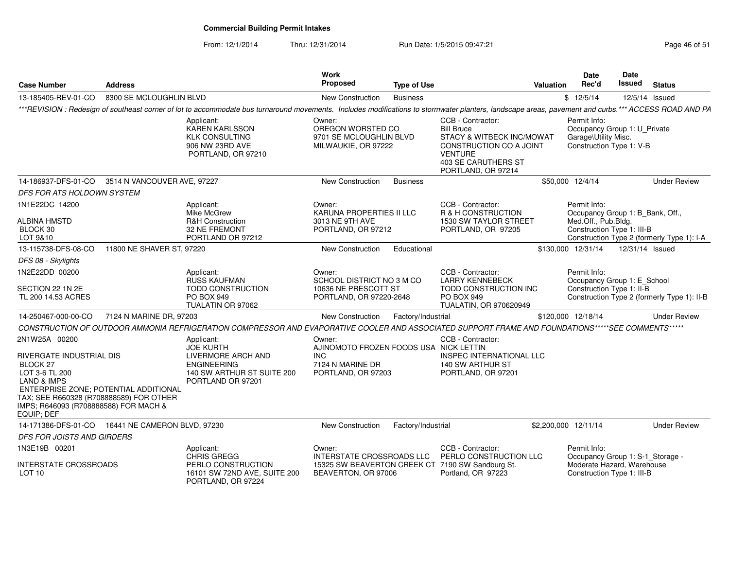# Commercial Building Permit Intakes

From: 12/1/2014 Thru: 12/31/2014 Run Date: 1/5/2015 09:47:21

| Case Number | Address | Work Proposed | Type of Use | Valuation | Date Rec'd | Date Issued | Status |
|---|---|---|---|---|---|---|---|
| 13-185405-REV-01-CO | 8300 SE MCLOUGHLIN BLVD | New Construction | Business | $ | 12/5/14 | 12/5/14 | Issued |

***REVISION : Redesign of southeast corner of lot to accommodate bus turnaround movements. Includes modifications to stormwater planters, landscape areas, pavement and curbs.*** ACCESS ROAD AND PA

Applicant:
KAREN KARLSSON
KLK CONSULTING
906 NW 23RD AVE
PORTLAND, OR 97210

Owner:
OREGON WORSTED CO
9701 SE MCLOUGHLIN BLVD
MILWAUKIE, OR 97222

CCB - Contractor:
Bill Bruce
STACY & WITBECK INC/MOWAT CONSTRUCTION CO A JOINT VENTURE
403 SE CARUTHERS ST
PORTLAND, OR 97214

Permit Info:
Occupancy Group 1: U_Private Garage\Utility Misc.
Construction Type 1: V-B

---

| Case Number | Address | Work Proposed | Type of Use | Valuation | Date Rec'd | Date Issued | Status |
|---|---|---|---|---|---|---|---|
| 14-186937-DFS-01-CO | 3514 N VANCOUVER AVE, 97227 | New Construction | Business | $50,000 | 12/4/14 | | Under Review |

DFS FOR ATS HOLDOWN SYSTEM

1N1E22DC 14200

ALBINA HMSTD
BLOCK 30
LOT 9&10

Applicant:
Mike McGrew
R&H Construction
32 NE FREMONT
PORTLAND OR 97212

Owner:
KARUNA PROPERTIES II LLC
3013 NE 9TH AVE
PORTLAND, OR 97212

CCB - Contractor:
R & H CONSTRUCTION
1530 SW TAYLOR STREET
PORTLAND, OR 97205

Permit Info:
Occupancy Group 1: B_Bank, Off., Med.Off., Pub.Bldg.
Construction Type 1: III-B
Construction Type 2 (formerly Type 1): I-A

---

| Case Number | Address | Work Proposed | Type of Use | Valuation | Date Rec'd | Date Issued | Status |
|---|---|---|---|---|---|---|---|
| 13-115738-DFS-08-CO | 11800 NE SHAVER ST, 97220 | New Construction | Educational | $130,000 | 12/31/14 | 12/31/14 | Issued |

DFS 08 - Skylights

1N2E22DD 00200

SECTION 22 1N 2E
TL 200 14.53 ACRES

Applicant:
RUSS KAUFMAN
TODD CONSTRUCTION
PO BOX 949
TUALATIN OR 97062

Owner:
SCHOOL DISTRICT NO 3 M CO
10636 NE PRESCOTT ST
PORTLAND, OR 97220-2648

CCB - Contractor:
LARRY KENNEBECK
TODD CONSTRUCTION INC
PO BOX 949
TUALATIN, OR 970620949

Permit Info:
Occupancy Group 1: E_School
Construction Type 1: II-B
Construction Type 2 (formerly Type 1): II-B

---

| Case Number | Address | Work Proposed | Type of Use | Valuation | Date Rec'd | Date Issued | Status |
|---|---|---|---|---|---|---|---|
| 14-250467-000-00-CO | 7124 N MARINE DR, 97203 | New Construction | Factory/Industrial | $120,000 | 12/18/14 | | Under Review |

CONSTRUCTION OF OUTDOOR AMMONIA REFRIGERATION COMPRESSOR AND EVAPORATIVE COOLER AND ASSOCIATED SUPPORT FRAME AND FOUNDATIONS*****SEE COMMENTS*****

2N1W25A 00200

RIVERGATE INDUSTRIAL DIS
BLOCK 27
LOT 3-6 TL 200
LAND & IMPS
ENTERPRISE ZONE; POTENTIAL ADDITIONAL TAX; SEE R660328 (R708888589) FOR OTHER IMPS; R646093 (R708888588) FOR MACH & EQUIP; DEF

Applicant:
JOE KURTH
LIVERMORE ARCH AND ENGINEERING
140 SW ARTHUR ST SUITE 200
PORTLAND OR 97201

Owner:
AJINOMOTO FROZEN FOODS USA INC
7124 N MARINE DR
PORTLAND, OR 97203

CCB - Contractor:
NICK LETTIN
INSPEC INTERNATIONAL LLC
140 SW ARTHUR ST
PORTLAND, OR 97201

---

| Case Number | Address | Work Proposed | Type of Use | Valuation | Date Rec'd | Date Issued | Status |
|---|---|---|---|---|---|---|---|
| 14-171386-DFS-01-CO | 16441 NE CAMERON BLVD, 97230 | New Construction | Factory/Industrial | $2,200,000 | 12/11/14 | | Under Review |

DFS FOR JOISTS AND GIRDERS

1N3E19B 00201

INTERSTATE CROSSROADS
LOT 10

Applicant:
CHRIS GREGG
PERLO CONSTRUCTION
16101 SW 72ND AVE, SUITE 200
PORTLAND, OR 97224

Owner:
INTERSTATE CROSSROADS LLC
15325 SW BEAVERTON CREEK CT
BEAVERTON, OR 97006

CCB - Contractor:
PERLO CONSTRUCTION LLC
7190 SW Sandburg St.
Portland, OR 97223

Permit Info:
Occupancy Group 1: S-1_Storage - Moderate Hazard, Warehouse
Construction Type 1: III-B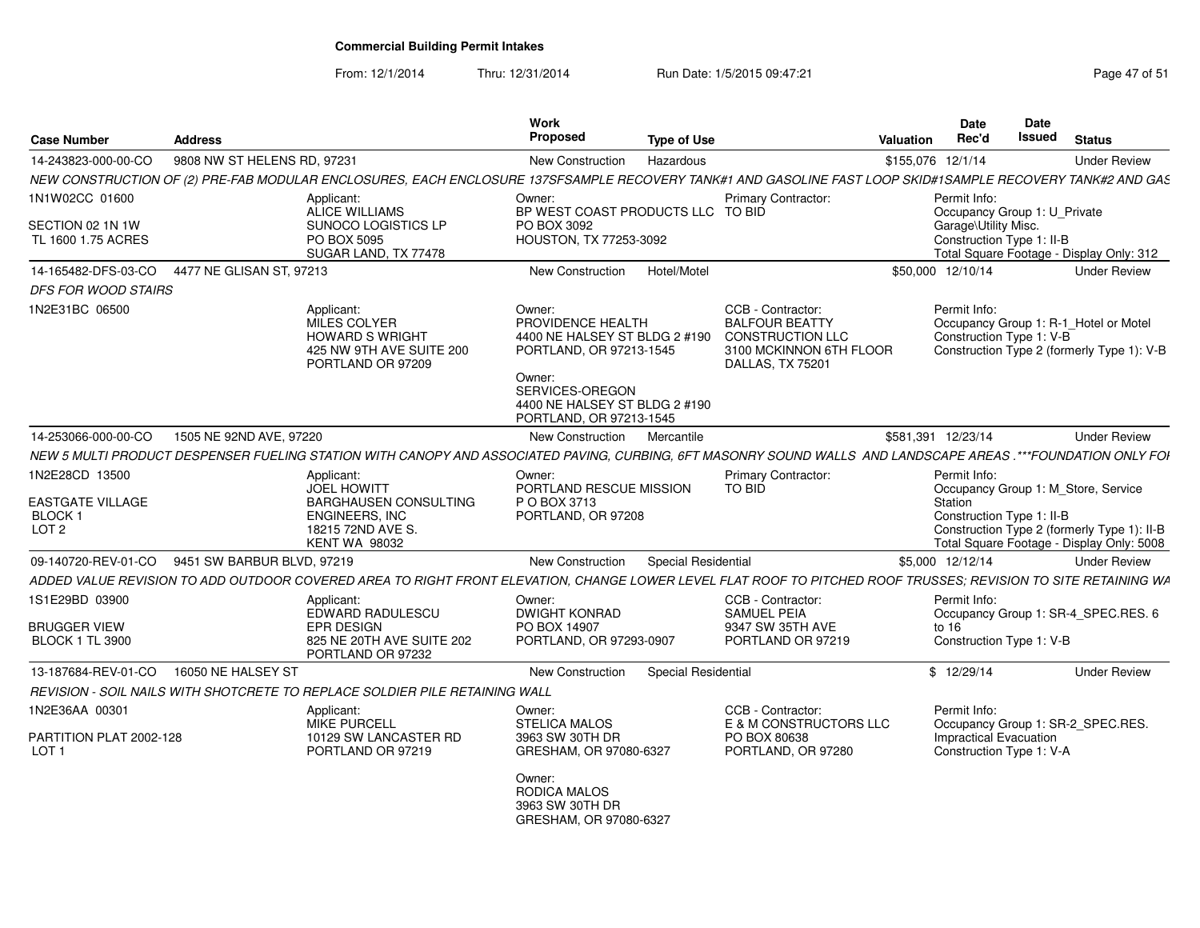# Commercial Building Permit Intakes

From: 12/1/2014 Thru: 12/31/2014 Run Date: 1/5/2015 09:47:21

| Case Number | Address | Work Proposed | Type of Use | Valuation | Date Rec'd | Date Issued | Status |
|---|---|---|---|---|---|---|---|
| 14-243823-000-00-CO | 9808 NW ST HELENS RD, 97231 | New Construction | Hazardous | $155,076 | 12/1/14 | | Under Review |

*NEW CONSTRUCTION OF (2) PRE-FAB MODULAR ENCLOSURES, EACH ENCLOSURE 137SFSAMPLE RECOVERY TANK#1 AND GASOLINE FAST LOOP SKID#1SAMPLE RECOVERY TANK#2 AND GAS*

1N1W02CC 01600
SECTION 02 1N 1W
TL 1600 1.75 ACRES

Applicant: ALICE WILLIAMS, SUNOCO LOGISTICS LP, PO BOX 5095, SUGAR LAND, TX 77478

Owner: BP WEST COAST PRODUCTS LLC, PO BOX 3092, HOUSTON, TX 77253-3092

Primary Contractor: TO BID

Permit Info: Occupancy Group 1: U_Private Garage\Utility Misc. Construction Type 1: II-B. Total Square Footage - Display Only: 312

| Case Number | Address | Work Proposed | Type of Use | Valuation | Date Rec'd | Date Issued | Status |
|---|---|---|---|---|---|---|---|
| 14-165482-DFS-03-CO | 4477 NE GLISAN ST, 97213 | New Construction | Hotel/Motel | $50,000 | 12/10/14 | | Under Review |

*DFS FOR WOOD STAIRS*

1N2E31BC 06500

Applicant: MILES COLYER, HOWARD S WRIGHT, 425 NW 9TH AVE SUITE 200, PORTLAND OR 97209

Owner: PROVIDENCE HEALTH, 4400 NE HALSEY ST BLDG 2 #190, PORTLAND, OR 97213-1545

Owner: SERVICES-OREGON, 4400 NE HALSEY ST BLDG 2 #190, PORTLAND, OR 97213-1545

CCB - Contractor: BALFOUR BEATTY CONSTRUCTION LLC, 3100 MCKINNON 6TH FLOOR, DALLAS, TX 75201

Permit Info: Occupancy Group 1: R-1_Hotel or Motel. Construction Type 1: V-B. Construction Type 2 (formerly Type 1): V-B

| Case Number | Address | Work Proposed | Type of Use | Valuation | Date Rec'd | Date Issued | Status |
|---|---|---|---|---|---|---|---|
| 14-253066-000-00-CO | 1505 NE 92ND AVE, 97220 | New Construction | Mercantile | $581,391 | 12/23/14 | | Under Review |

*NEW 5 MULTI PRODUCT DESPENSER FUELING STATION WITH CANOPY AND ASSOCIATED PAVING, CURBING, 6FT MASONRY SOUND WALLS AND LANDSCAPE AREAS .\*\*\*FOUNDATION ONLY FOI*

1N2E28CD 13500
EASTGATE VILLAGE
BLOCK 1
LOT 2

Applicant: JOEL HOWITT, BARGHAUSEN CONSULTING ENGINEERS, INC, 18215 72ND AVE S., KENT WA 98032

Owner: PORTLAND RESCUE MISSION, P O BOX 3713, PORTLAND, OR 97208

Primary Contractor: TO BID

Permit Info: Occupancy Group 1: M_Store, Service Station. Construction Type 1: II-B. Construction Type 2 (formerly Type 1): II-B. Total Square Footage - Display Only: 5008

| Case Number | Address | Work Proposed | Type of Use | Valuation | Date Rec'd | Date Issued | Status |
|---|---|---|---|---|---|---|---|
| 09-140720-REV-01-CO | 9451 SW BARBUR BLVD, 97219 | New Construction | Special Residential | $5,000 | 12/12/14 | | Under Review |

*ADDED VALUE REVISION TO ADD OUTDOOR COVERED AREA TO RIGHT FRONT ELEVATION, CHANGE LOWER LEVEL FLAT ROOF TO PITCHED ROOF TRUSSES; REVISION TO SITE RETAINING WA*

1S1E29BD 03900
BRUGGER VIEW
BLOCK 1 TL 3900

Applicant: EDWARD RADULESCU, EPR DESIGN, 825 NE 20TH AVE SUITE 202, PORTLAND OR 97232

Owner: DWIGHT KONRAD, PO BOX 14907, PORTLAND, OR 97293-0907

CCB - Contractor: SAMUEL PEIA, 9347 SW 35TH AVE, PORTLAND OR 97219

Permit Info: Occupancy Group 1: SR-4_SPEC.RES. 6 to 16. Construction Type 1: V-B

| Case Number | Address | Work Proposed | Type of Use | Valuation | Date Rec'd | Date Issued | Status |
|---|---|---|---|---|---|---|---|
| 13-187684-REV-01-CO | 16050 NE HALSEY ST | New Construction | Special Residential | $ | 12/29/14 | | Under Review |

*REVISION - SOIL NAILS WITH SHOTCRETE TO REPLACE SOLDIER PILE RETAINING WALL*

1N2E36AA 00301
PARTITION PLAT 2002-128
LOT 1

Applicant: MIKE PURCELL, 10129 SW LANCASTER RD, PORTLAND OR 97219

Owner: STELICA MALOS, 3963 SW 30TH DR, GRESHAM, OR 97080-6327

Owner: RODICA MALOS, 3963 SW 30TH DR, GRESHAM, OR 97080-6327

CCB - Contractor: E & M CONSTRUCTORS LLC, PO BOX 80638, PORTLAND, OR 97280

Permit Info: Occupancy Group 1: SR-2_SPEC.RES. Impractical Evacuation. Construction Type 1: V-A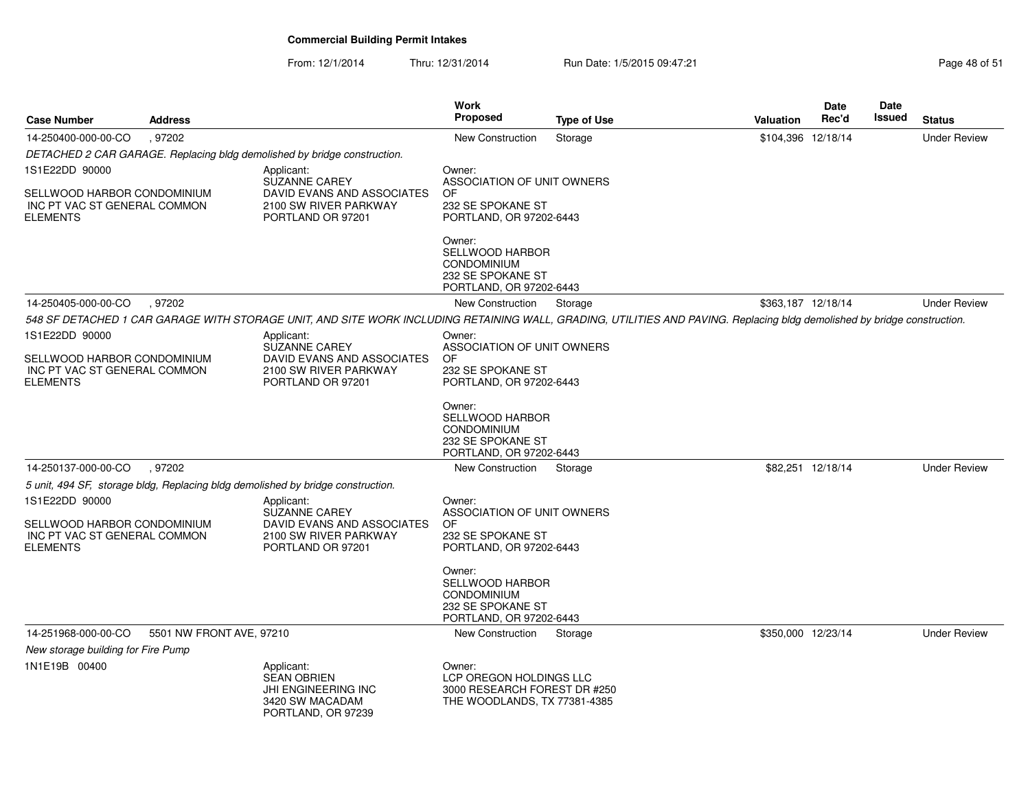# Commercial Building Permit Intakes

From: 12/1/2014 Thru: 12/31/2014 Run Date: 1/5/2015 09:47:21

| Case Number | Address | | Work Proposed | Type of Use | Valuation | Date Rec'd | Date Issued | Status |
|---|---|---|---|---|---|---|---|---|
| 14-250400-000-00-CO | , 97202 | | New Construction | Storage | $104,396 | 12/18/14 | | Under Review |

*DETACHED 2 CAR GARAGE. Replacing bldg demolished by bridge construction.*

1S1E22DD 90000

SELLWOOD HARBOR CONDOMINIUM INC PT VAC ST GENERAL COMMON ELEMENTS

Applicant:
SUZANNE CAREY
DAVID EVANS AND ASSOCIATES
2100 SW RIVER PARKWAY
PORTLAND OR 97201

Owner:
ASSOCIATION OF UNIT OWNERS OF
232 SE SPOKANE ST
PORTLAND, OR 97202-6443

Owner:
SELLWOOD HARBOR CONDOMINIUM
232 SE SPOKANE ST
PORTLAND, OR 97202-6443

| Case Number | Address | | Work Proposed | Type of Use | Valuation | Date Rec'd | Date Issued | Status |
|---|---|---|---|---|---|---|---|---|
| 14-250405-000-00-CO | , 97202 | | New Construction | Storage | $363,187 | 12/18/14 | | Under Review |

*548 SF DETACHED 1 CAR GARAGE WITH STORAGE UNIT, AND SITE WORK INCLUDING RETAINING WALL, GRADING, UTILITIES AND PAVING. Replacing bldg demolished by bridge construction.*

1S1E22DD 90000

SELLWOOD HARBOR CONDOMINIUM INC PT VAC ST GENERAL COMMON ELEMENTS

Applicant:
SUZANNE CAREY
DAVID EVANS AND ASSOCIATES
2100 SW RIVER PARKWAY
PORTLAND OR 97201

Owner:
ASSOCIATION OF UNIT OWNERS OF
232 SE SPOKANE ST
PORTLAND, OR 97202-6443

Owner:
SELLWOOD HARBOR CONDOMINIUM
232 SE SPOKANE ST
PORTLAND, OR 97202-6443

| Case Number | Address | | Work Proposed | Type of Use | Valuation | Date Rec'd | Date Issued | Status |
|---|---|---|---|---|---|---|---|---|
| 14-250137-000-00-CO | , 97202 | | New Construction | Storage | $82,251 | 12/18/14 | | Under Review |

*5 unit, 494 SF, storage bldg, Replacing bldg demolished by bridge construction.*

1S1E22DD 90000

SELLWOOD HARBOR CONDOMINIUM INC PT VAC ST GENERAL COMMON ELEMENTS

Applicant:
SUZANNE CAREY
DAVID EVANS AND ASSOCIATES
2100 SW RIVER PARKWAY
PORTLAND OR 97201

Owner:
ASSOCIATION OF UNIT OWNERS OF
232 SE SPOKANE ST
PORTLAND, OR 97202-6443

Owner:
SELLWOOD HARBOR CONDOMINIUM
232 SE SPOKANE ST
PORTLAND, OR 97202-6443

| Case Number | Address | | Work Proposed | Type of Use | Valuation | Date Rec'd | Date Issued | Status |
|---|---|---|---|---|---|---|---|---|
| 14-251968-000-00-CO | 5501 NW FRONT AVE, 97210 | | New Construction | Storage | $350,000 | 12/23/14 | | Under Review |

*New storage building for Fire Pump*

1N1E19B 00400

Applicant:
SEAN OBRIEN
JHI ENGINEERING INC
3420 SW MACADAM
PORTLAND, OR 97239

Owner:
LCP OREGON HOLDINGS LLC
3000 RESEARCH FOREST DR #250
THE WOODLANDS, TX 77381-4385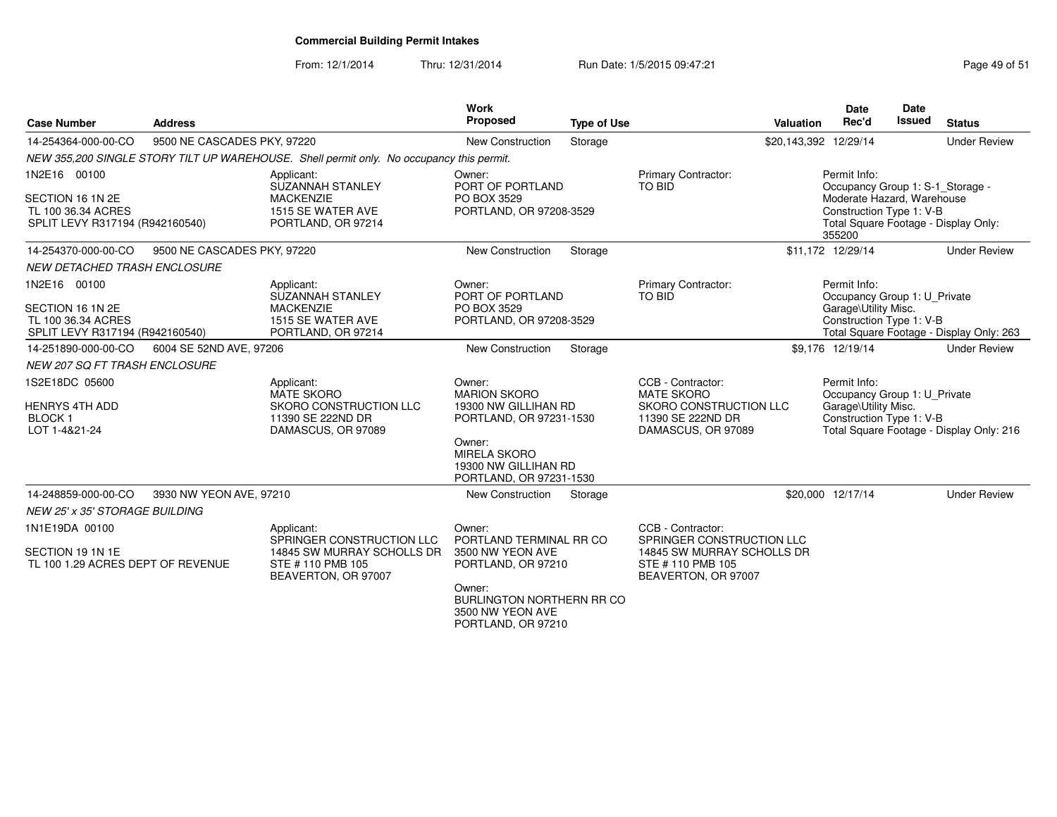**Commercial Building Permit Intakes**

From: 12/1/2014 Thru: 12/31/2014 Run Date: 1/5/2015 09:47:21

| Case Number | Address | Work Proposed | Type of Use | Valuation | Date Rec'd | Date Issued | Status |
|---|---|---|---|---|---|---|---|
| 14-254364-000-00-CO | 9500 NE CASCADES PKY, 97220 | New Construction | Storage | $20,143,392 | 12/29/14 | | Under Review |

*NEW 355,200 SINGLE STORY TILT UP WAREHOUSE. Shell permit only. No occupancy this permit.*

1N2E16 00100
SECTION 16 1N 2E
TL 100 36.34 ACRES
SPLIT LEVY R317194 (R942160540)

Applicant: SUZANNAH STANLEY, MACKENZIE, 1515 SE WATER AVE, PORTLAND, OR 97214

Owner: PORT OF PORTLAND, PO BOX 3529, PORTLAND, OR 97208-3529

Primary Contractor: TO BID

Permit Info: Occupancy Group 1: S-1_Storage - Moderate Hazard, Warehouse; Construction Type 1: V-B; Total Square Footage - Display Only: 355200

| Case Number | Address | Work Proposed | Type of Use | Valuation | Date Rec'd | Date Issued | Status |
|---|---|---|---|---|---|---|---|
| 14-254370-000-00-CO | 9500 NE CASCADES PKY, 97220 | New Construction | Storage | $11,172 | 12/29/14 | | Under Review |

*NEW DETACHED TRASH ENCLOSURE*

1N2E16 00100
SECTION 16 1N 2E
TL 100 36.34 ACRES
SPLIT LEVY R317194 (R942160540)

Applicant: SUZANNAH STANLEY, MACKENZIE, 1515 SE WATER AVE, PORTLAND, OR 97214

Owner: PORT OF PORTLAND, PO BOX 3529, PORTLAND, OR 97208-3529

Primary Contractor: TO BID

Permit Info: Occupancy Group 1: U_Private Garage\Utility Misc.; Construction Type 1: V-B; Total Square Footage - Display Only: 263

| Case Number | Address | Work Proposed | Type of Use | Valuation | Date Rec'd | Date Issued | Status |
|---|---|---|---|---|---|---|---|
| 14-251890-000-00-CO | 6004 SE 52ND AVE, 97206 | New Construction | Storage | $9,176 | 12/19/14 | | Under Review |

*NEW 207 SQ FT TRASH ENCLOSURE*

1S2E18DC 05600
HENRYS 4TH ADD
BLOCK 1
LOT 1-4&21-24

Applicant: MATE SKORO, SKORO CONSTRUCTION LLC, 11390 SE 222ND DR, DAMASCUS, OR 97089

Owner: MARION SKORO, 19300 NW GILLIHAN RD, PORTLAND, OR 97231-1530

Owner: MIRELA SKORO, 19300 NW GILLIHAN RD, PORTLAND, OR 97231-1530

CCB - Contractor: MATE SKORO, SKORO CONSTRUCTION LLC, 11390 SE 222ND DR, DAMASCUS, OR 97089

Permit Info: Occupancy Group 1: U_Private Garage\Utility Misc.; Construction Type 1: V-B; Total Square Footage - Display Only: 216

| Case Number | Address | Work Proposed | Type of Use | Valuation | Date Rec'd | Date Issued | Status |
|---|---|---|---|---|---|---|---|
| 14-248859-000-00-CO | 3930 NW YEON AVE, 97210 | New Construction | Storage | $20,000 | 12/17/14 | | Under Review |

*NEW 25' x 35' STORAGE BUILDING*

1N1E19DA 00100
SECTION 19 1N 1E
TL 100 1.29 ACRES DEPT OF REVENUE

Applicant: SPRINGER CONSTRUCTION LLC, 14845 SW MURRAY SCHOLLS DR, STE # 110 PMB 105, BEAVERTON, OR 97007

Owner: PORTLAND TERMINAL RR CO, 3500 NW YEON AVE, PORTLAND, OR 97210

Owner: BURLINGTON NORTHERN RR CO, 3500 NW YEON AVE, PORTLAND, OR 97210

CCB - Contractor: SPRINGER CONSTRUCTION LLC, 14845 SW MURRAY SCHOLLS DR, STE # 110 PMB 105, BEAVERTON, OR 97007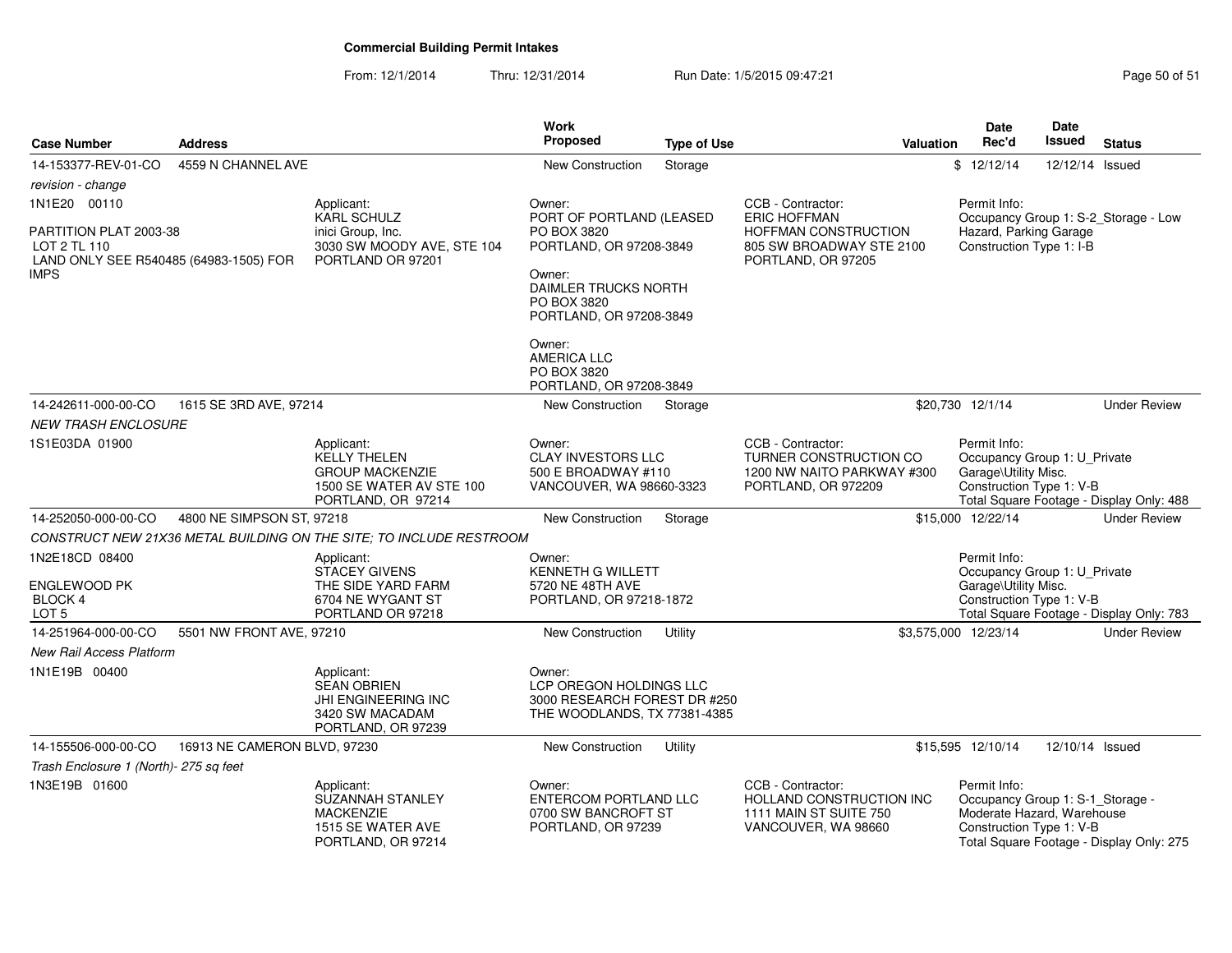# Commercial Building Permit Intakes

From: 12/1/2014 Thru: 12/31/2014 Run Date: 1/5/2015 09:47:21

| Case Number | Address | Work Proposed | Type of Use | Valuation | Date Rec'd | Date Issued | Status |
|---|---|---|---|---|---|---|---|
| 14-153377-REV-01-CO | 4559 N CHANNEL AVE | New Construction | Storage | $ | 12/12/14 | 12/12/14 | Issued |

*revision - change*

1N1E20 00110

PARTITION PLAT 2003-38
LOT 2 TL 110
LAND ONLY SEE R540485 (64983-1505) FOR IMPS

Applicant:
KARL SCHULZ
inici Group, Inc.
3030 SW MOODY AVE, STE 104
PORTLAND OR 97201

Owner:
PORT OF PORTLAND (LEASED
PO BOX 3820
PORTLAND, OR 97208-3849

Owner:
DAIMLER TRUCKS NORTH
PO BOX 3820
PORTLAND, OR 97208-3849

Owner:
AMERICA LLC
PO BOX 3820
PORTLAND, OR 97208-3849

CCB - Contractor:
ERIC HOFFMAN
HOFFMAN CONSTRUCTION
805 SW BROADWAY STE 2100
PORTLAND, OR 97205

Permit Info:
Occupancy Group 1: S-2_Storage - Low Hazard, Parking Garage
Construction Type 1: I-B

---

| Case Number | Address | Work Proposed | Type of Use | Valuation | Date Rec'd | Date Issued | Status |
|---|---|---|---|---|---|---|---|
| 14-242611-000-00-CO | 1615 SE 3RD AVE, 97214 | New Construction | Storage | $20,730 | 12/1/14 | | Under Review |

*NEW TRASH ENCLOSURE*

1S1E03DA 01900

Applicant:
KELLY THELEN
GROUP MACKENZIE
1500 SE WATER AV STE 100
PORTLAND, OR 97214

Owner:
CLAY INVESTORS LLC
500 E BROADWAY #110
VANCOUVER, WA 98660-3323

CCB - Contractor:
TURNER CONSTRUCTION CO
1200 NW NAITO PARKWAY #300
PORTLAND, OR 972209

Permit Info:
Occupancy Group 1: U_Private Garage\Utility Misc.
Construction Type 1: V-B
Total Square Footage - Display Only: 488

---

| Case Number | Address | Work Proposed | Type of Use | Valuation | Date Rec'd | Date Issued | Status |
|---|---|---|---|---|---|---|---|
| 14-252050-000-00-CO | 4800 NE SIMPSON ST, 97218 | New Construction | Storage | $15,000 | 12/22/14 | | Under Review |

*CONSTRUCT NEW 21X36 METAL BUILDING ON THE SITE; TO INCLUDE RESTROOM*

1N2E18CD 08400

ENGLEWOOD PK
BLOCK 4
LOT 5

Applicant:
STACEY GIVENS
THE SIDE YARD FARM
6704 NE WYGANT ST
PORTLAND OR 97218

Owner:
KENNETH G WILLETT
5720 NE 48TH AVE
PORTLAND, OR 97218-1872

Permit Info:
Occupancy Group 1: U_Private Garage\Utility Misc.
Construction Type 1: V-B
Total Square Footage - Display Only: 783

---

| Case Number | Address | Work Proposed | Type of Use | Valuation | Date Rec'd | Date Issued | Status |
|---|---|---|---|---|---|---|---|
| 14-251964-000-00-CO | 5501 NW FRONT AVE, 97210 | New Construction | Utility | $3,575,000 | 12/23/14 | | Under Review |

*New Rail Access Platform*

1N1E19B 00400

Applicant:
SEAN OBRIEN
JHI ENGINEERING INC
3420 SW MACADAM
PORTLAND, OR 97239

Owner:
LCP OREGON HOLDINGS LLC
3000 RESEARCH FOREST DR #250
THE WOODLANDS, TX 77381-4385

---

| Case Number | Address | Work Proposed | Type of Use | Valuation | Date Rec'd | Date Issued | Status |
|---|---|---|---|---|---|---|---|
| 14-155506-000-00-CO | 16913 NE CAMERON BLVD, 97230 | New Construction | Utility | $15,595 | 12/10/14 | 12/10/14 | Issued |

*Trash Enclosure 1 (North)- 275 sq feet*

1N3E19B 01600

Applicant:
SUZANNAH STANLEY
MACKENZIE
1515 SE WATER AVE
PORTLAND, OR 97214

Owner:
ENTERCOM PORTLAND LLC
0700 SW BANCROFT ST
PORTLAND, OR 97239

CCB - Contractor:
HOLLAND CONSTRUCTION INC
1111 MAIN ST SUITE 750
VANCOUVER, WA 98660

Permit Info:
Occupancy Group 1: S-1_Storage - Moderate Hazard, Warehouse
Construction Type 1: V-B
Total Square Footage - Display Only: 275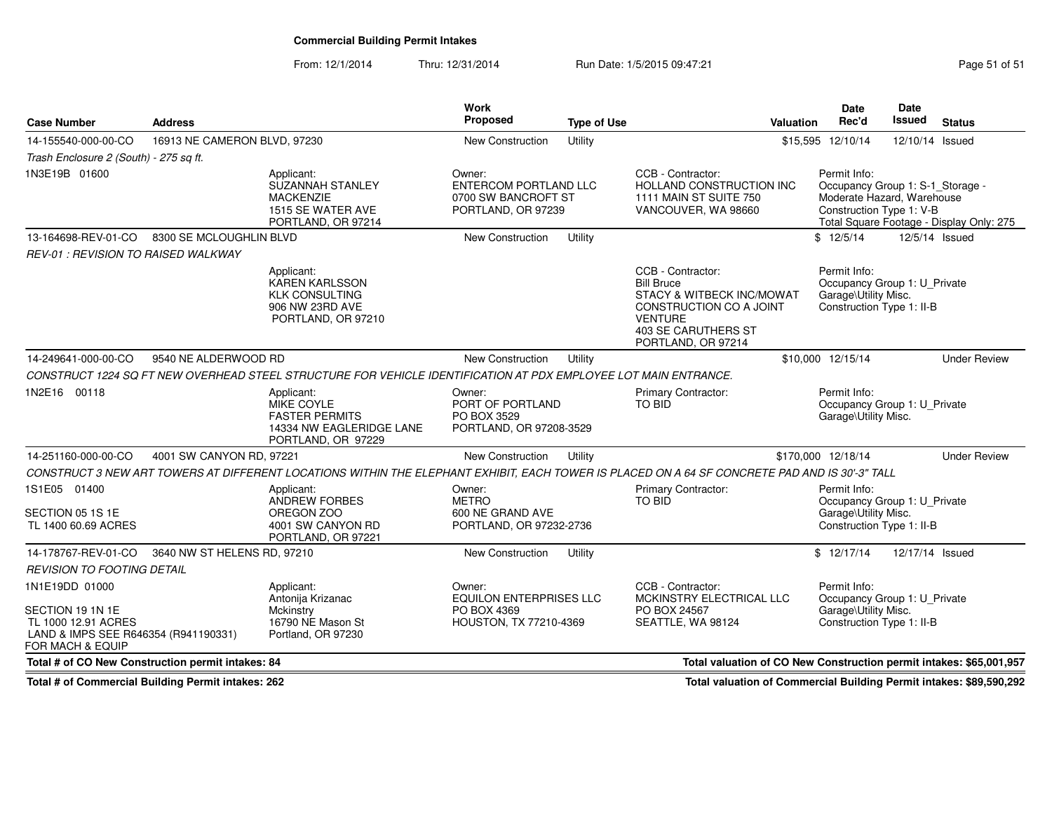**Commercial Building Permit Intakes**

From: 12/1/2014 Thru: 12/31/2014 Run Date: 1/5/2015 09:47:21

| Case Number | Address | Work Proposed | Type of Use | Valuation | Date Rec'd | Date Issued | Status |
|---|---|---|---|---|---|---|---|
| 14-155540-000-00-CO | 16913 NE CAMERON BLVD, 97230 | New Construction | Utility | $15,595 | 12/10/14 | 12/10/14 | Issued |

*Trash Enclosure 2 (South) - 275 sq ft.*

1N3E19B 01600

Applicant: SUZANNAH STANLEY MACKENZIE, 1515 SE WATER AVE, PORTLAND, OR 97214

Owner: ENTERCOM PORTLAND LLC, 0700 SW BANCROFT ST, PORTLAND, OR 97239

CCB - Contractor: HOLLAND CONSTRUCTION INC, 1111 MAIN ST SUITE 750, VANCOUVER, WA 98660

Permit Info: Occupancy Group 1: S-1_Storage - Moderate Hazard, Warehouse; Construction Type 1: V-B; Total Square Footage - Display Only: 275

| Case Number | Address | Work Proposed | Type of Use | Valuation | Date Rec'd | Date Issued | Status |
|---|---|---|---|---|---|---|---|
| 13-164698-REV-01-CO | 8300 SE MCLOUGHLIN BLVD | New Construction | Utility | $ | 12/5/14 | 12/5/14 | Issued |

*REV-01 : REVISION TO RAISED WALKWAY*

Applicant: KAREN KARLSSON, KLK CONSULTING, 906 NW 23RD AVE, PORTLAND, OR 97210

CCB - Contractor: Bill Bruce, STACY & WITBECK INC/MOWAT CONSTRUCTION CO A JOINT VENTURE, 403 SE CARUTHERS ST, PORTLAND, OR 97214

Permit Info: Occupancy Group 1: U_Private Garage\Utility Misc.; Construction Type 1: II-B

| Case Number | Address | Work Proposed | Type of Use | Valuation | Date Rec'd | Date Issued | Status |
|---|---|---|---|---|---|---|---|
| 14-249641-000-00-CO | 9540 NE ALDERWOOD RD | New Construction | Utility | $10,000 | 12/15/14 | | Under Review |

*CONSTRUCT 1224 SQ FT NEW OVERHEAD STEEL STRUCTURE FOR VEHICLE IDENTIFICATION AT PDX EMPLOYEE LOT MAIN ENTRANCE.*

1N2E16 00118

Applicant: MIKE COYLE, FASTER PERMITS, 14334 NW EAGLERIDGE LANE, PORTLAND, OR 97229

Owner: PORT OF PORTLAND, PO BOX 3529, PORTLAND, OR 97208-3529

Primary Contractor: TO BID

Permit Info: Occupancy Group 1: U_Private Garage\Utility Misc.

| Case Number | Address | Work Proposed | Type of Use | Valuation | Date Rec'd | Date Issued | Status |
|---|---|---|---|---|---|---|---|
| 14-251160-000-00-CO | 4001 SW CANYON RD, 97221 | New Construction | Utility | $170,000 | 12/18/14 | | Under Review |

*CONSTRUCT 3 NEW ART TOWERS AT DIFFERENT LOCATIONS WITHIN THE ELEPHANT EXHIBIT, EACH TOWER IS PLACED ON A 64 SF CONCRETE PAD AND IS 30'-3" TALL*

1S1E05 01400
SECTION 05 1S 1E
TL 1400 60.69 ACRES

Applicant: ANDREW FORBES, OREGON ZOO, 4001 SW CANYON RD, PORTLAND, OR 97221

Owner: METRO, 600 NE GRAND AVE, PORTLAND, OR 97232-2736

Primary Contractor: TO BID

Permit Info: Occupancy Group 1: U_Private Garage\Utility Misc.; Construction Type 1: II-B

| Case Number | Address | Work Proposed | Type of Use | Valuation | Date Rec'd | Date Issued | Status |
|---|---|---|---|---|---|---|---|
| 14-178767-REV-01-CO | 3640 NW ST HELENS RD, 97210 | New Construction | Utility | $ | 12/17/14 | 12/17/14 | Issued |

*REVISION TO FOOTING DETAIL*

1N1E19DD 01000
SECTION 19 1N 1E
TL 1000 12.91 ACRES
LAND & IMPS SEE R646354 (R941190331) FOR MACH & EQUIP

Applicant: Antonija Krizanac, Mckinstry, 16790 NE Mason St, Portland, OR 97230

Owner: EQUILON ENTERPRISES LLC, PO BOX 4369, HOUSTON, TX 77210-4369

CCB - Contractor: MCKINSTRY ELECTRICAL LLC, PO BOX 24567, SEATTLE, WA 98124

Permit Info: Occupancy Group 1: U_Private Garage\Utility Misc.; Construction Type 1: II-B

**Total # of CO New Construction permit intakes: 84** — **Total valuation of CO New Construction permit intakes: $65,001,957**

**Total # of Commercial Building Permit intakes: 262** — **Total valuation of Commercial Building Permit intakes: $89,590,292**